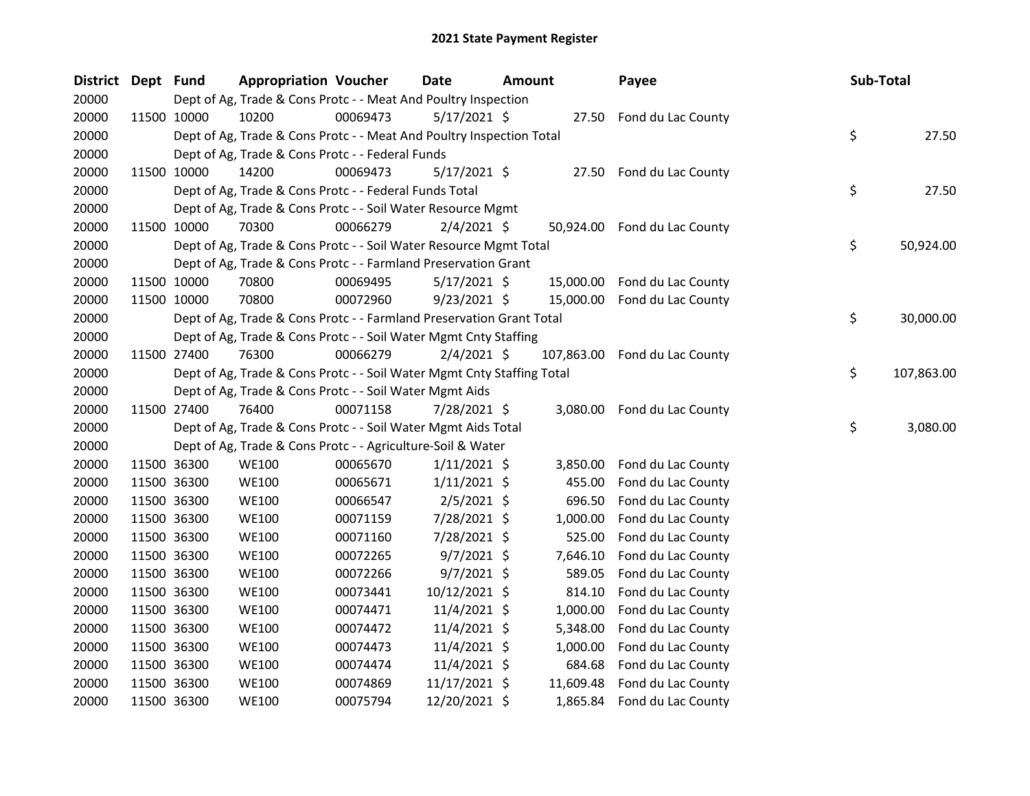# 2021 State Payment Register

| District | Dept | Fund | Appropriation | Voucher | Date | Amount | Payee | Sub-Total |
|---|---|---|---|---|---|---|---|---|
| 20000 | | Dept of Ag, Trade & Cons Protc - - Meat And Poultry Inspection | | | | | | |
| 20000 | 11500 | 10000 | 10200 | 00069473 | 5/17/2021 | $ 27.50 | Fond du Lac County | |
| 20000 | | Dept of Ag, Trade & Cons Protc - - Meat And Poultry Inspection Total | | | | | | $ 27.50 |
| 20000 | | Dept of Ag, Trade & Cons Protc - - Federal Funds | | | | | | |
| 20000 | 11500 | 10000 | 14200 | 00069473 | 5/17/2021 | $ 27.50 | Fond du Lac County | |
| 20000 | | Dept of Ag, Trade & Cons Protc - - Federal Funds Total | | | | | | $ 27.50 |
| 20000 | | Dept of Ag, Trade & Cons Protc - - Soil Water Resource Mgmt | | | | | | |
| 20000 | 11500 | 10000 | 70300 | 00066279 | 2/4/2021 | $ 50,924.00 | Fond du Lac County | |
| 20000 | | Dept of Ag, Trade & Cons Protc - - Soil Water Resource Mgmt Total | | | | | | $ 50,924.00 |
| 20000 | | Dept of Ag, Trade & Cons Protc - - Farmland Preservation Grant | | | | | | |
| 20000 | 11500 | 10000 | 70800 | 00069495 | 5/17/2021 | $ 15,000.00 | Fond du Lac County | |
| 20000 | 11500 | 10000 | 70800 | 00072960 | 9/23/2021 | $ 15,000.00 | Fond du Lac County | |
| 20000 | | Dept of Ag, Trade & Cons Protc - - Farmland Preservation Grant Total | | | | | | $ 30,000.00 |
| 20000 | | Dept of Ag, Trade & Cons Protc - - Soil Water Mgmt Cnty Staffing | | | | | | |
| 20000 | 11500 | 27400 | 76300 | 00066279 | 2/4/2021 | $ 107,863.00 | Fond du Lac County | |
| 20000 | | Dept of Ag, Trade & Cons Protc - - Soil Water Mgmt Cnty Staffing Total | | | | | | $ 107,863.00 |
| 20000 | | Dept of Ag, Trade & Cons Protc - - Soil Water Mgmt Aids | | | | | | |
| 20000 | 11500 | 27400 | 76400 | 00071158 | 7/28/2021 | $ 3,080.00 | Fond du Lac County | |
| 20000 | | Dept of Ag, Trade & Cons Protc - - Soil Water Mgmt Aids Total | | | | | | $ 3,080.00 |
| 20000 | | Dept of Ag, Trade & Cons Protc - - Agriculture-Soil & Water | | | | | | |
| 20000 | 11500 | 36300 | WE100 | 00065670 | 1/11/2021 | $ 3,850.00 | Fond du Lac County | |
| 20000 | 11500 | 36300 | WE100 | 00065671 | 1/11/2021 | $ 455.00 | Fond du Lac County | |
| 20000 | 11500 | 36300 | WE100 | 00066547 | 2/5/2021 | $ 696.50 | Fond du Lac County | |
| 20000 | 11500 | 36300 | WE100 | 00071159 | 7/28/2021 | $ 1,000.00 | Fond du Lac County | |
| 20000 | 11500 | 36300 | WE100 | 00071160 | 7/28/2021 | $ 525.00 | Fond du Lac County | |
| 20000 | 11500 | 36300 | WE100 | 00072265 | 9/7/2021 | $ 7,646.10 | Fond du Lac County | |
| 20000 | 11500 | 36300 | WE100 | 00072266 | 9/7/2021 | $ 589.05 | Fond du Lac County | |
| 20000 | 11500 | 36300 | WE100 | 00073441 | 10/12/2021 | $ 814.10 | Fond du Lac County | |
| 20000 | 11500 | 36300 | WE100 | 00074471 | 11/4/2021 | $ 1,000.00 | Fond du Lac County | |
| 20000 | 11500 | 36300 | WE100 | 00074472 | 11/4/2021 | $ 5,348.00 | Fond du Lac County | |
| 20000 | 11500 | 36300 | WE100 | 00074473 | 11/4/2021 | $ 1,000.00 | Fond du Lac County | |
| 20000 | 11500 | 36300 | WE100 | 00074474 | 11/4/2021 | $ 684.68 | Fond du Lac County | |
| 20000 | 11500 | 36300 | WE100 | 00074869 | 11/17/2021 | $ 11,609.48 | Fond du Lac County | |
| 20000 | 11500 | 36300 | WE100 | 00075794 | 12/20/2021 | $ 1,865.84 | Fond du Lac County | |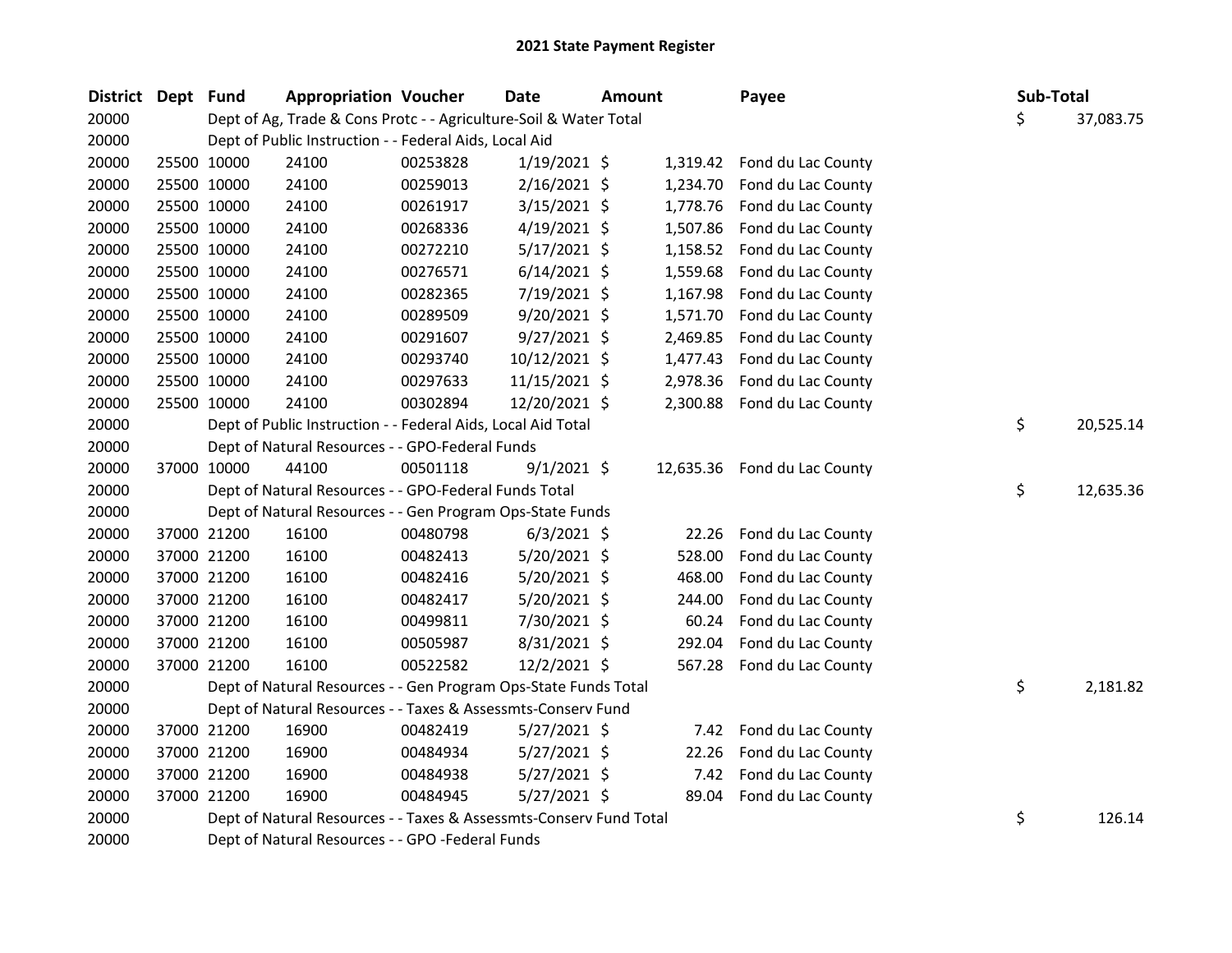# 2021 State Payment Register

| District | Dept | Fund | Appropriation | Voucher | Date | Amount | Payee | Sub-Total |
|---|---|---|---|---|---|---|---|---|
| 20000 | | Dept of Ag, Trade & Cons Protc - - Agriculture-Soil & Water Total | | | | | | $ 37,083.75 |
| 20000 | | Dept of Public Instruction - - Federal Aids, Local Aid | | | | | | |
| 20000 | 25500 | 10000 | 24100 | 00253828 | 1/19/2021 | $ 1,319.42 | Fond du Lac County | |
| 20000 | 25500 | 10000 | 24100 | 00259013 | 2/16/2021 | $ 1,234.70 | Fond du Lac County | |
| 20000 | 25500 | 10000 | 24100 | 00261917 | 3/15/2021 | $ 1,778.76 | Fond du Lac County | |
| 20000 | 25500 | 10000 | 24100 | 00268336 | 4/19/2021 | $ 1,507.86 | Fond du Lac County | |
| 20000 | 25500 | 10000 | 24100 | 00272210 | 5/17/2021 | $ 1,158.52 | Fond du Lac County | |
| 20000 | 25500 | 10000 | 24100 | 00276571 | 6/14/2021 | $ 1,559.68 | Fond du Lac County | |
| 20000 | 25500 | 10000 | 24100 | 00282365 | 7/19/2021 | $ 1,167.98 | Fond du Lac County | |
| 20000 | 25500 | 10000 | 24100 | 00289509 | 9/20/2021 | $ 1,571.70 | Fond du Lac County | |
| 20000 | 25500 | 10000 | 24100 | 00291607 | 9/27/2021 | $ 2,469.85 | Fond du Lac County | |
| 20000 | 25500 | 10000 | 24100 | 00293740 | 10/12/2021 | $ 1,477.43 | Fond du Lac County | |
| 20000 | 25500 | 10000 | 24100 | 00297633 | 11/15/2021 | $ 2,978.36 | Fond du Lac County | |
| 20000 | 25500 | 10000 | 24100 | 00302894 | 12/20/2021 | $ 2,300.88 | Fond du Lac County | |
| 20000 | | Dept of Public Instruction - - Federal Aids, Local Aid Total | | | | | | $ 20,525.14 |
| 20000 | | Dept of Natural Resources - - GPO-Federal Funds | | | | | | |
| 20000 | 37000 | 10000 | 44100 | 00501118 | 9/1/2021 | $ 12,635.36 | Fond du Lac County | |
| 20000 | | Dept of Natural Resources - - GPO-Federal Funds Total | | | | | | $ 12,635.36 |
| 20000 | | Dept of Natural Resources - - Gen Program Ops-State Funds | | | | | | |
| 20000 | 37000 | 21200 | 16100 | 00480798 | 6/3/2021 | $ 22.26 | Fond du Lac County | |
| 20000 | 37000 | 21200 | 16100 | 00482413 | 5/20/2021 | $ 528.00 | Fond du Lac County | |
| 20000 | 37000 | 21200 | 16100 | 00482416 | 5/20/2021 | $ 468.00 | Fond du Lac County | |
| 20000 | 37000 | 21200 | 16100 | 00482417 | 5/20/2021 | $ 244.00 | Fond du Lac County | |
| 20000 | 37000 | 21200 | 16100 | 00499811 | 7/30/2021 | $ 60.24 | Fond du Lac County | |
| 20000 | 37000 | 21200 | 16100 | 00505987 | 8/31/2021 | $ 292.04 | Fond du Lac County | |
| 20000 | 37000 | 21200 | 16100 | 00522582 | 12/2/2021 | $ 567.28 | Fond du Lac County | |
| 20000 | | Dept of Natural Resources - - Gen Program Ops-State Funds Total | | | | | | $ 2,181.82 |
| 20000 | | Dept of Natural Resources - - Taxes & Assessmts-Conserv Fund | | | | | | |
| 20000 | 37000 | 21200 | 16900 | 00482419 | 5/27/2021 | $ 7.42 | Fond du Lac County | |
| 20000 | 37000 | 21200 | 16900 | 00484934 | 5/27/2021 | $ 22.26 | Fond du Lac County | |
| 20000 | 37000 | 21200 | 16900 | 00484938 | 5/27/2021 | $ 7.42 | Fond du Lac County | |
| 20000 | 37000 | 21200 | 16900 | 00484945 | 5/27/2021 | $ 89.04 | Fond du Lac County | |
| 20000 | | Dept of Natural Resources - - Taxes & Assessmts-Conserv Fund Total | | | | | | $ 126.14 |
| 20000 | | Dept of Natural Resources - - GPO -Federal Funds | | | | | | |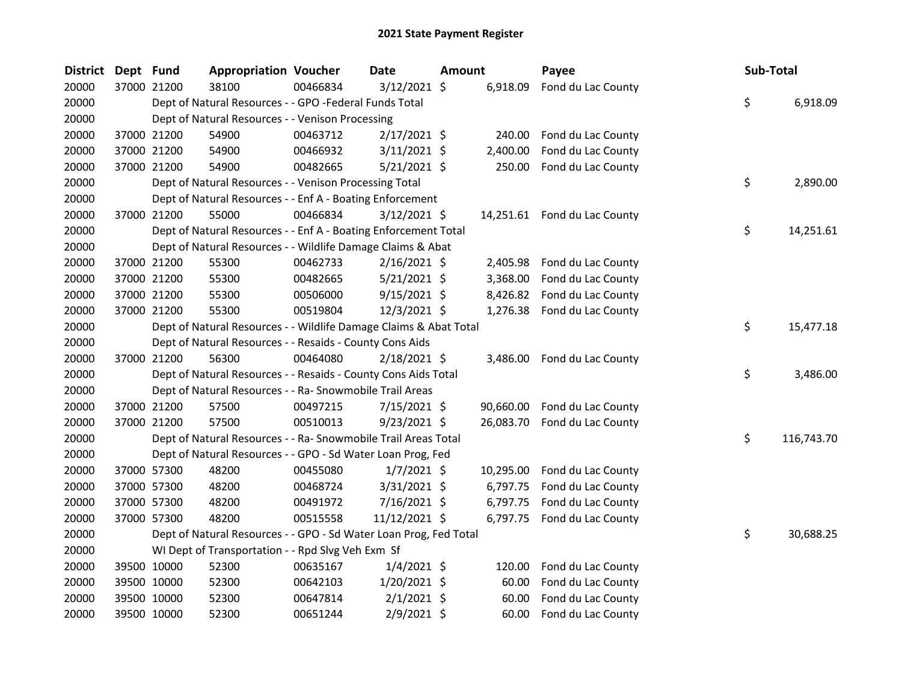# 2021 State Payment Register

| District | Dept | Fund | Appropriation | Voucher | Date | Amount | Payee | Sub-Total |
|---|---|---|---|---|---|---|---|---|
| 20000 | 37000 | 21200 | 38100 | 00466834 | 3/12/2021 | $ 6,918.09 | Fond du Lac County | |
| 20000 | | Dept of Natural Resources - - GPO -Federal Funds Total | | | | | | $ 6,918.09 |
| 20000 | | Dept of Natural Resources - - Venison Processing | | | | | | |
| 20000 | 37000 | 21200 | 54900 | 00463712 | 2/17/2021 | $ 240.00 | Fond du Lac County | |
| 20000 | 37000 | 21200 | 54900 | 00466932 | 3/11/2021 | $ 2,400.00 | Fond du Lac County | |
| 20000 | 37000 | 21200 | 54900 | 00482665 | 5/21/2021 | $ 250.00 | Fond du Lac County | |
| 20000 | | Dept of Natural Resources - - Venison Processing Total | | | | | | $ 2,890.00 |
| 20000 | | Dept of Natural Resources - - Enf A - Boating Enforcement | | | | | | |
| 20000 | 37000 | 21200 | 55000 | 00466834 | 3/12/2021 | $ 14,251.61 | Fond du Lac County | |
| 20000 | | Dept of Natural Resources - - Enf A - Boating Enforcement Total | | | | | | $ 14,251.61 |
| 20000 | | Dept of Natural Resources - - Wildlife Damage Claims & Abat | | | | | | |
| 20000 | 37000 | 21200 | 55300 | 00462733 | 2/16/2021 | $ 2,405.98 | Fond du Lac County | |
| 20000 | 37000 | 21200 | 55300 | 00482665 | 5/21/2021 | $ 3,368.00 | Fond du Lac County | |
| 20000 | 37000 | 21200 | 55300 | 00506000 | 9/15/2021 | $ 8,426.82 | Fond du Lac County | |
| 20000 | 37000 | 21200 | 55300 | 00519804 | 12/3/2021 | $ 1,276.38 | Fond du Lac County | |
| 20000 | | Dept of Natural Resources - - Wildlife Damage Claims & Abat Total | | | | | | $ 15,477.18 |
| 20000 | | Dept of Natural Resources - - Resaids - County Cons Aids | | | | | | |
| 20000 | 37000 | 21200 | 56300 | 00464080 | 2/18/2021 | $ 3,486.00 | Fond du Lac County | |
| 20000 | | Dept of Natural Resources - - Resaids - County Cons Aids Total | | | | | | $ 3,486.00 |
| 20000 | | Dept of Natural Resources - - Ra- Snowmobile Trail Areas | | | | | | |
| 20000 | 37000 | 21200 | 57500 | 00497215 | 7/15/2021 | $ 90,660.00 | Fond du Lac County | |
| 20000 | 37000 | 21200 | 57500 | 00510013 | 9/23/2021 | $ 26,083.70 | Fond du Lac County | |
| 20000 | | Dept of Natural Resources - - Ra- Snowmobile Trail Areas Total | | | | | | $ 116,743.70 |
| 20000 | | Dept of Natural Resources - - GPO - Sd Water Loan Prog, Fed | | | | | | |
| 20000 | 37000 | 57300 | 48200 | 00455080 | 1/7/2021 | $ 10,295.00 | Fond du Lac County | |
| 20000 | 37000 | 57300 | 48200 | 00468724 | 3/31/2021 | $ 6,797.75 | Fond du Lac County | |
| 20000 | 37000 | 57300 | 48200 | 00491972 | 7/16/2021 | $ 6,797.75 | Fond du Lac County | |
| 20000 | 37000 | 57300 | 48200 | 00515558 | 11/12/2021 | $ 6,797.75 | Fond du Lac County | |
| 20000 | | Dept of Natural Resources - - GPO - Sd Water Loan Prog, Fed Total | | | | | | $ 30,688.25 |
| 20000 | | WI Dept of Transportation - - Rpd Slvg Veh Exm Sf | | | | | | |
| 20000 | 39500 | 10000 | 52300 | 00635167 | 1/4/2021 | $ 120.00 | Fond du Lac County | |
| 20000 | 39500 | 10000 | 52300 | 00642103 | 1/20/2021 | $ 60.00 | Fond du Lac County | |
| 20000 | 39500 | 10000 | 52300 | 00647814 | 2/1/2021 | $ 60.00 | Fond du Lac County | |
| 20000 | 39500 | 10000 | 52300 | 00651244 | 2/9/2021 | $ 60.00 | Fond du Lac County | |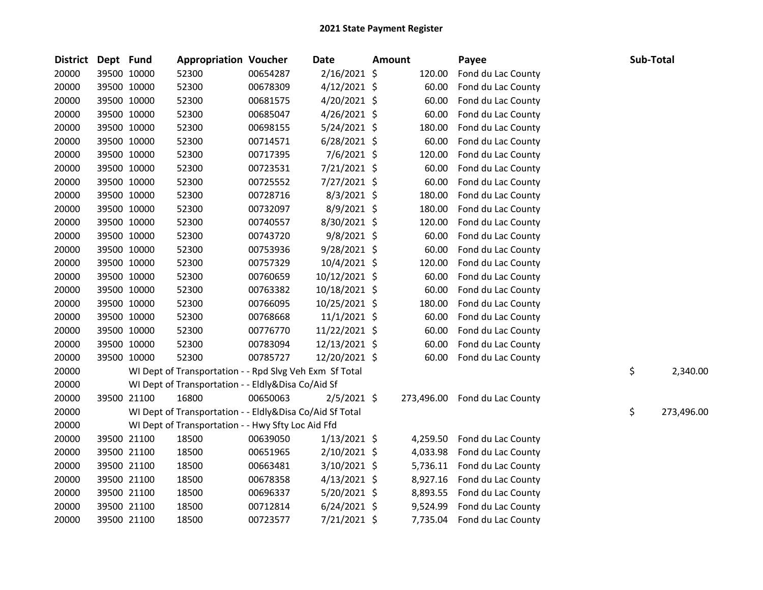# 2021 State Payment Register

| District | Dept | Fund | Appropriation | Voucher | Date | Amount | Payee | Sub-Total |
|---|---|---|---|---|---|---|---|---|
| 20000 | 39500 | 10000 | 52300 | 00654287 | 2/16/2021 | $ 120.00 | Fond du Lac County | |
| 20000 | 39500 | 10000 | 52300 | 00678309 | 4/12/2021 | $ 60.00 | Fond du Lac County | |
| 20000 | 39500 | 10000 | 52300 | 00681575 | 4/20/2021 | $ 60.00 | Fond du Lac County | |
| 20000 | 39500 | 10000 | 52300 | 00685047 | 4/26/2021 | $ 60.00 | Fond du Lac County | |
| 20000 | 39500 | 10000 | 52300 | 00698155 | 5/24/2021 | $ 180.00 | Fond du Lac County | |
| 20000 | 39500 | 10000 | 52300 | 00714571 | 6/28/2021 | $ 60.00 | Fond du Lac County | |
| 20000 | 39500 | 10000 | 52300 | 00717395 | 7/6/2021 | $ 120.00 | Fond du Lac County | |
| 20000 | 39500 | 10000 | 52300 | 00723531 | 7/21/2021 | $ 60.00 | Fond du Lac County | |
| 20000 | 39500 | 10000 | 52300 | 00725552 | 7/27/2021 | $ 60.00 | Fond du Lac County | |
| 20000 | 39500 | 10000 | 52300 | 00728716 | 8/3/2021 | $ 180.00 | Fond du Lac County | |
| 20000 | 39500 | 10000 | 52300 | 00732097 | 8/9/2021 | $ 180.00 | Fond du Lac County | |
| 20000 | 39500 | 10000 | 52300 | 00740557 | 8/30/2021 | $ 120.00 | Fond du Lac County | |
| 20000 | 39500 | 10000 | 52300 | 00743720 | 9/8/2021 | $ 60.00 | Fond du Lac County | |
| 20000 | 39500 | 10000 | 52300 | 00753936 | 9/28/2021 | $ 60.00 | Fond du Lac County | |
| 20000 | 39500 | 10000 | 52300 | 00757329 | 10/4/2021 | $ 120.00 | Fond du Lac County | |
| 20000 | 39500 | 10000 | 52300 | 00760659 | 10/12/2021 | $ 60.00 | Fond du Lac County | |
| 20000 | 39500 | 10000 | 52300 | 00763382 | 10/18/2021 | $ 60.00 | Fond du Lac County | |
| 20000 | 39500 | 10000 | 52300 | 00766095 | 10/25/2021 | $ 180.00 | Fond du Lac County | |
| 20000 | 39500 | 10000 | 52300 | 00768668 | 11/1/2021 | $ 60.00 | Fond du Lac County | |
| 20000 | 39500 | 10000 | 52300 | 00776770 | 11/22/2021 | $ 60.00 | Fond du Lac County | |
| 20000 | 39500 | 10000 | 52300 | 00783094 | 12/13/2021 | $ 60.00 | Fond du Lac County | |
| 20000 | 39500 | 10000 | 52300 | 00785727 | 12/20/2021 | $ 60.00 | Fond du Lac County | |
| 20000 | | | WI Dept of Transportation - - Rpd Slvg Veh Exm Sf Total | | | | | $ 2,340.00 |
| 20000 | | | WI Dept of Transportation - - Eldly&Disa Co/Aid Sf | | | | | |
| 20000 | 39500 | 21100 | 16800 | 00650063 | 2/5/2021 | $ 273,496.00 | Fond du Lac County | |
| 20000 | | | WI Dept of Transportation - - Eldly&Disa Co/Aid Sf Total | | | | | $ 273,496.00 |
| 20000 | | | WI Dept of Transportation - - Hwy Sfty Loc Aid Ffd | | | | | |
| 20000 | 39500 | 21100 | 18500 | 00639050 | 1/13/2021 | $ 4,259.50 | Fond du Lac County | |
| 20000 | 39500 | 21100 | 18500 | 00651965 | 2/10/2021 | $ 4,033.98 | Fond du Lac County | |
| 20000 | 39500 | 21100 | 18500 | 00663481 | 3/10/2021 | $ 5,736.11 | Fond du Lac County | |
| 20000 | 39500 | 21100 | 18500 | 00678358 | 4/13/2021 | $ 8,927.16 | Fond du Lac County | |
| 20000 | 39500 | 21100 | 18500 | 00696337 | 5/20/2021 | $ 8,893.55 | Fond du Lac County | |
| 20000 | 39500 | 21100 | 18500 | 00712814 | 6/24/2021 | $ 9,524.99 | Fond du Lac County | |
| 20000 | 39500 | 21100 | 18500 | 00723577 | 7/21/2021 | $ 7,735.04 | Fond du Lac County | |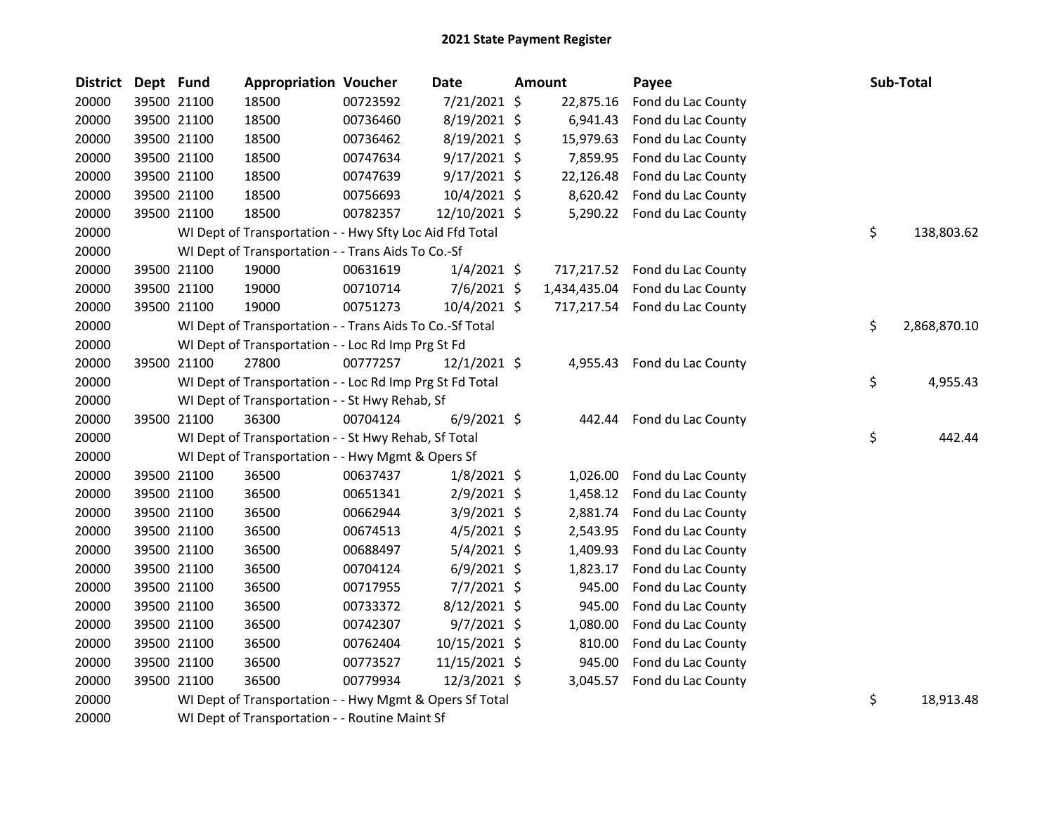# 2021 State Payment Register

| District | Dept | Fund | Appropriation | Voucher | Date | Amount | Payee | Sub-Total |
|---|---|---|---|---|---|---|---|---|
| 20000 | 39500 | 21100 | 18500 | 00723592 | 7/21/2021 | $ 22,875.16 | Fond du Lac County | |
| 20000 | 39500 | 21100 | 18500 | 00736460 | 8/19/2021 | $ 6,941.43 | Fond du Lac County | |
| 20000 | 39500 | 21100 | 18500 | 00736462 | 8/19/2021 | $ 15,979.63 | Fond du Lac County | |
| 20000 | 39500 | 21100 | 18500 | 00747634 | 9/17/2021 | $ 7,859.95 | Fond du Lac County | |
| 20000 | 39500 | 21100 | 18500 | 00747639 | 9/17/2021 | $ 22,126.48 | Fond du Lac County | |
| 20000 | 39500 | 21100 | 18500 | 00756693 | 10/4/2021 | $ 8,620.42 | Fond du Lac County | |
| 20000 | 39500 | 21100 | 18500 | 00782357 | 12/10/2021 | $ 5,290.22 | Fond du Lac County | |
| 20000 | | WI Dept of Transportation - - Hwy Sfty Loc Aid Ffd Total | | | | | | $ 138,803.62 |
| 20000 | | WI Dept of Transportation - - Trans Aids To Co.-Sf | | | | | | |
| 20000 | 39500 | 21100 | 19000 | 00631619 | 1/4/2021 | $ 717,217.52 | Fond du Lac County | |
| 20000 | 39500 | 21100 | 19000 | 00710714 | 7/6/2021 | $ 1,434,435.04 | Fond du Lac County | |
| 20000 | 39500 | 21100 | 19000 | 00751273 | 10/4/2021 | $ 717,217.54 | Fond du Lac County | |
| 20000 | | WI Dept of Transportation - - Trans Aids To Co.-Sf Total | | | | | | $ 2,868,870.10 |
| 20000 | | WI Dept of Transportation - - Loc Rd Imp Prg St Fd | | | | | | |
| 20000 | 39500 | 21100 | 27800 | 00777257 | 12/1/2021 | $ 4,955.43 | Fond du Lac County | |
| 20000 | | WI Dept of Transportation - - Loc Rd Imp Prg St Fd Total | | | | | | $ 4,955.43 |
| 20000 | | WI Dept of Transportation - - St Hwy Rehab, Sf | | | | | | |
| 20000 | 39500 | 21100 | 36300 | 00704124 | 6/9/2021 | $ 442.44 | Fond du Lac County | |
| 20000 | | WI Dept of Transportation - - St Hwy Rehab, Sf Total | | | | | | $ 442.44 |
| 20000 | | WI Dept of Transportation - - Hwy Mgmt & Opers Sf | | | | | | |
| 20000 | 39500 | 21100 | 36500 | 00637437 | 1/8/2021 | $ 1,026.00 | Fond du Lac County | |
| 20000 | 39500 | 21100 | 36500 | 00651341 | 2/9/2021 | $ 1,458.12 | Fond du Lac County | |
| 20000 | 39500 | 21100 | 36500 | 00662944 | 3/9/2021 | $ 2,881.74 | Fond du Lac County | |
| 20000 | 39500 | 21100 | 36500 | 00674513 | 4/5/2021 | $ 2,543.95 | Fond du Lac County | |
| 20000 | 39500 | 21100 | 36500 | 00688497 | 5/4/2021 | $ 1,409.93 | Fond du Lac County | |
| 20000 | 39500 | 21100 | 36500 | 00704124 | 6/9/2021 | $ 1,823.17 | Fond du Lac County | |
| 20000 | 39500 | 21100 | 36500 | 00717955 | 7/7/2021 | $ 945.00 | Fond du Lac County | |
| 20000 | 39500 | 21100 | 36500 | 00733372 | 8/12/2021 | $ 945.00 | Fond du Lac County | |
| 20000 | 39500 | 21100 | 36500 | 00742307 | 9/7/2021 | $ 1,080.00 | Fond du Lac County | |
| 20000 | 39500 | 21100 | 36500 | 00762404 | 10/15/2021 | $ 810.00 | Fond du Lac County | |
| 20000 | 39500 | 21100 | 36500 | 00773527 | 11/15/2021 | $ 945.00 | Fond du Lac County | |
| 20000 | 39500 | 21100 | 36500 | 00779934 | 12/3/2021 | $ 3,045.57 | Fond du Lac County | |
| 20000 | | WI Dept of Transportation - - Hwy Mgmt & Opers Sf Total | | | | | | $ 18,913.48 |
| 20000 | | WI Dept of Transportation - - Routine Maint Sf | | | | | | |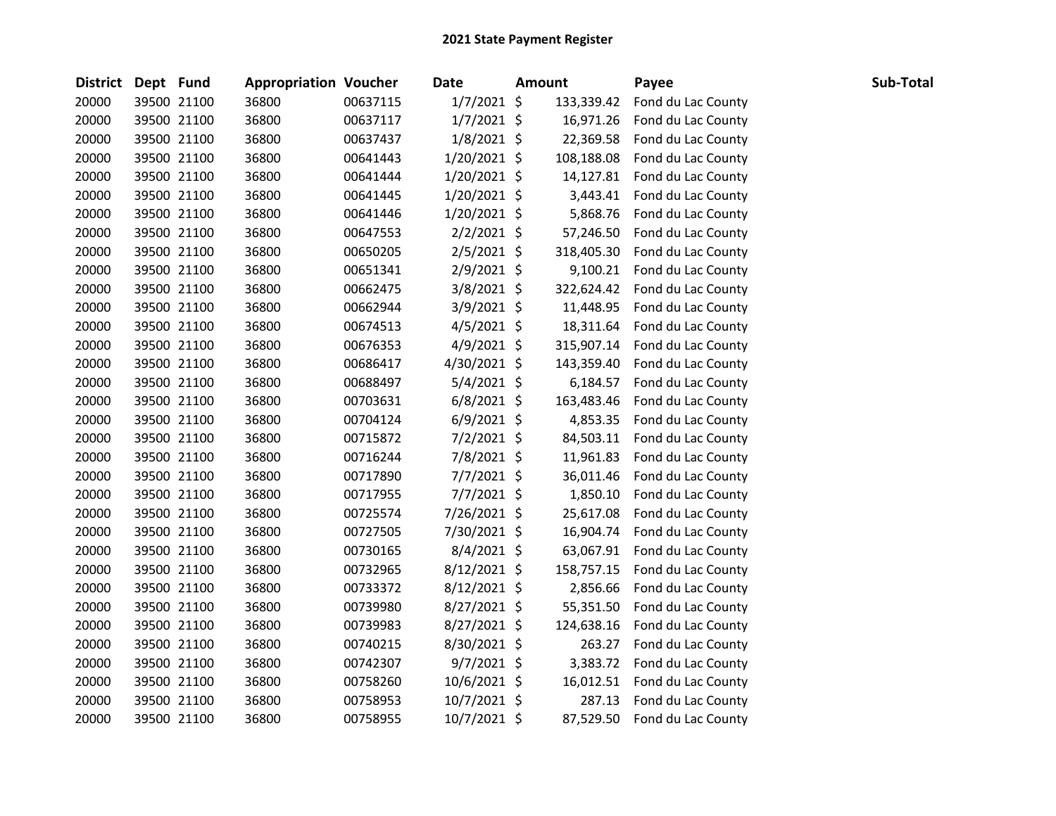# 2021 State Payment Register

| District | Dept | Fund | Appropriation | Voucher | Date | Amount | Payee | Sub-Total |
|---|---|---|---|---|---|---|---|---|
| 20000 | 39500 | 21100 | 36800 | 00637115 | 1/7/2021 | $ 133,339.42 | Fond du Lac County | |
| 20000 | 39500 | 21100 | 36800 | 00637117 | 1/7/2021 | $ 16,971.26 | Fond du Lac County | |
| 20000 | 39500 | 21100 | 36800 | 00637437 | 1/8/2021 | $ 22,369.58 | Fond du Lac County | |
| 20000 | 39500 | 21100 | 36800 | 00641443 | 1/20/2021 | $ 108,188.08 | Fond du Lac County | |
| 20000 | 39500 | 21100 | 36800 | 00641444 | 1/20/2021 | $ 14,127.81 | Fond du Lac County | |
| 20000 | 39500 | 21100 | 36800 | 00641445 | 1/20/2021 | $ 3,443.41 | Fond du Lac County | |
| 20000 | 39500 | 21100 | 36800 | 00641446 | 1/20/2021 | $ 5,868.76 | Fond du Lac County | |
| 20000 | 39500 | 21100 | 36800 | 00647553 | 2/2/2021 | $ 57,246.50 | Fond du Lac County | |
| 20000 | 39500 | 21100 | 36800 | 00650205 | 2/5/2021 | $ 318,405.30 | Fond du Lac County | |
| 20000 | 39500 | 21100 | 36800 | 00651341 | 2/9/2021 | $ 9,100.21 | Fond du Lac County | |
| 20000 | 39500 | 21100 | 36800 | 00662475 | 3/8/2021 | $ 322,624.42 | Fond du Lac County | |
| 20000 | 39500 | 21100 | 36800 | 00662944 | 3/9/2021 | $ 11,448.95 | Fond du Lac County | |
| 20000 | 39500 | 21100 | 36800 | 00674513 | 4/5/2021 | $ 18,311.64 | Fond du Lac County | |
| 20000 | 39500 | 21100 | 36800 | 00676353 | 4/9/2021 | $ 315,907.14 | Fond du Lac County | |
| 20000 | 39500 | 21100 | 36800 | 00686417 | 4/30/2021 | $ 143,359.40 | Fond du Lac County | |
| 20000 | 39500 | 21100 | 36800 | 00688497 | 5/4/2021 | $ 6,184.57 | Fond du Lac County | |
| 20000 | 39500 | 21100 | 36800 | 00703631 | 6/8/2021 | $ 163,483.46 | Fond du Lac County | |
| 20000 | 39500 | 21100 | 36800 | 00704124 | 6/9/2021 | $ 4,853.35 | Fond du Lac County | |
| 20000 | 39500 | 21100 | 36800 | 00715872 | 7/2/2021 | $ 84,503.11 | Fond du Lac County | |
| 20000 | 39500 | 21100 | 36800 | 00716244 | 7/8/2021 | $ 11,961.83 | Fond du Lac County | |
| 20000 | 39500 | 21100 | 36800 | 00717890 | 7/7/2021 | $ 36,011.46 | Fond du Lac County | |
| 20000 | 39500 | 21100 | 36800 | 00717955 | 7/7/2021 | $ 1,850.10 | Fond du Lac County | |
| 20000 | 39500 | 21100 | 36800 | 00725574 | 7/26/2021 | $ 25,617.08 | Fond du Lac County | |
| 20000 | 39500 | 21100 | 36800 | 00727505 | 7/30/2021 | $ 16,904.74 | Fond du Lac County | |
| 20000 | 39500 | 21100 | 36800 | 00730165 | 8/4/2021 | $ 63,067.91 | Fond du Lac County | |
| 20000 | 39500 | 21100 | 36800 | 00732965 | 8/12/2021 | $ 158,757.15 | Fond du Lac County | |
| 20000 | 39500 | 21100 | 36800 | 00733372 | 8/12/2021 | $ 2,856.66 | Fond du Lac County | |
| 20000 | 39500 | 21100 | 36800 | 00739980 | 8/27/2021 | $ 55,351.50 | Fond du Lac County | |
| 20000 | 39500 | 21100 | 36800 | 00739983 | 8/27/2021 | $ 124,638.16 | Fond du Lac County | |
| 20000 | 39500 | 21100 | 36800 | 00740215 | 8/30/2021 | $ 263.27 | Fond du Lac County | |
| 20000 | 39500 | 21100 | 36800 | 00742307 | 9/7/2021 | $ 3,383.72 | Fond du Lac County | |
| 20000 | 39500 | 21100 | 36800 | 00758260 | 10/6/2021 | $ 16,012.51 | Fond du Lac County | |
| 20000 | 39500 | 21100 | 36800 | 00758953 | 10/7/2021 | $ 287.13 | Fond du Lac County | |
| 20000 | 39500 | 21100 | 36800 | 00758955 | 10/7/2021 | $ 87,529.50 | Fond du Lac County | |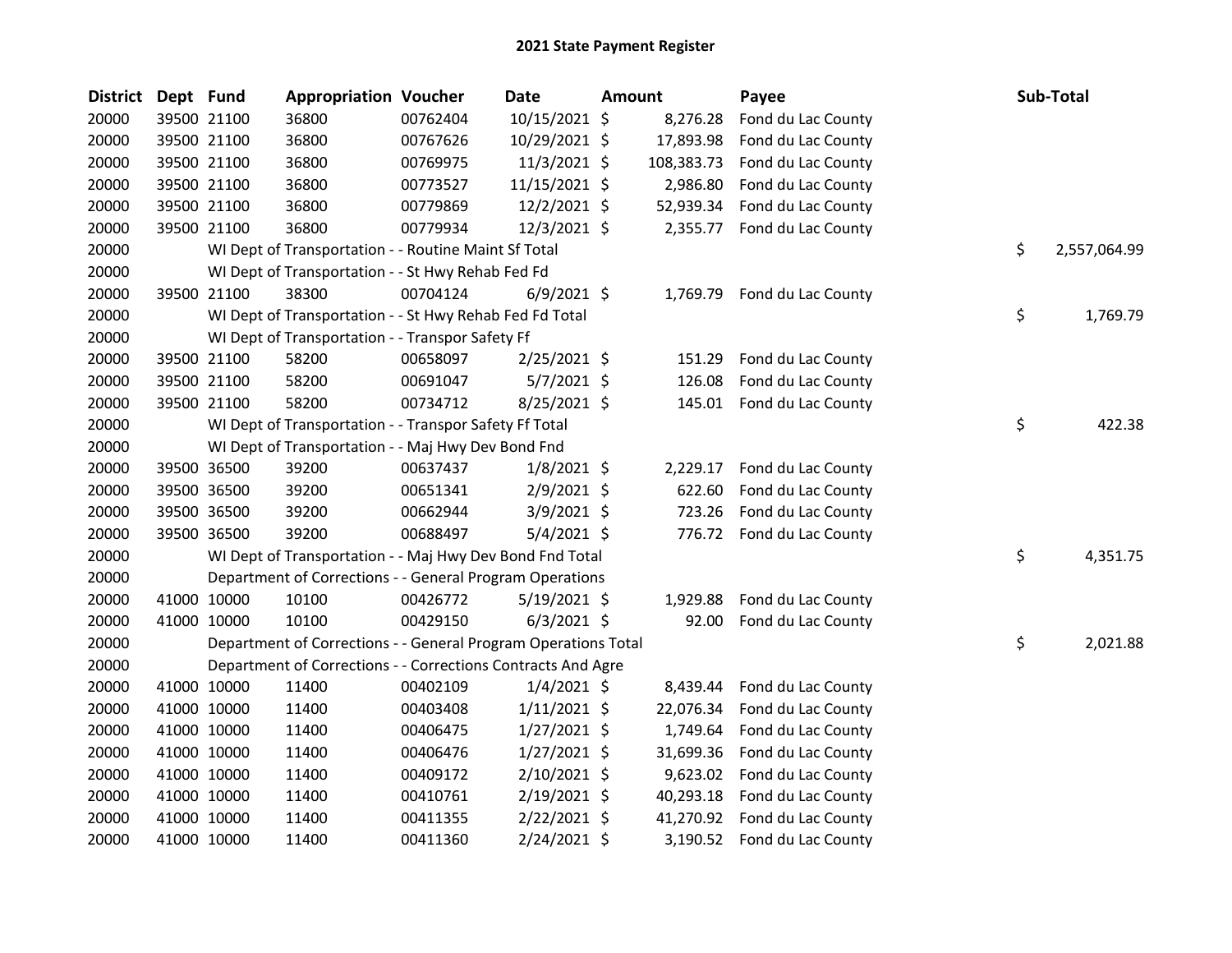# 2021 State Payment Register

| District | Dept | Fund | Appropriation | Voucher | Date | Amount | Payee | Sub-Total |
|---|---|---|---|---|---|---|---|---|
| 20000 | 39500 | 21100 | 36800 | 00762404 | 10/15/2021 | $ 8,276.28 | Fond du Lac County | |
| 20000 | 39500 | 21100 | 36800 | 00767626 | 10/29/2021 | $ 17,893.98 | Fond du Lac County | |
| 20000 | 39500 | 21100 | 36800 | 00769975 | 11/3/2021 | $ 108,383.73 | Fond du Lac County | |
| 20000 | 39500 | 21100 | 36800 | 00773527 | 11/15/2021 | $ 2,986.80 | Fond du Lac County | |
| 20000 | 39500 | 21100 | 36800 | 00779869 | 12/2/2021 | $ 52,939.34 | Fond du Lac County | |
| 20000 | 39500 | 21100 | 36800 | 00779934 | 12/3/2021 | $ 2,355.77 | Fond du Lac County | |
| 20000 | | WI Dept of Transportation - - Routine Maint Sf Total | | | | | | $ 2,557,064.99 |
| 20000 | | WI Dept of Transportation - - St Hwy Rehab Fed Fd | | | | | | |
| 20000 | 39500 | 21100 | 38300 | 00704124 | 6/9/2021 | $ 1,769.79 | Fond du Lac County | |
| 20000 | | WI Dept of Transportation - - St Hwy Rehab Fed Fd Total | | | | | | $ 1,769.79 |
| 20000 | | WI Dept of Transportation - - Transpor Safety Ff | | | | | | |
| 20000 | 39500 | 21100 | 58200 | 00658097 | 2/25/2021 | $ 151.29 | Fond du Lac County | |
| 20000 | 39500 | 21100 | 58200 | 00691047 | 5/7/2021 | $ 126.08 | Fond du Lac County | |
| 20000 | 39500 | 21100 | 58200 | 00734712 | 8/25/2021 | $ 145.01 | Fond du Lac County | |
| 20000 | | WI Dept of Transportation - - Transpor Safety Ff Total | | | | | | $ 422.38 |
| 20000 | | WI Dept of Transportation - - Maj Hwy Dev Bond Fnd | | | | | | |
| 20000 | 39500 | 36500 | 39200 | 00637437 | 1/8/2021 | $ 2,229.17 | Fond du Lac County | |
| 20000 | 39500 | 36500 | 39200 | 00651341 | 2/9/2021 | $ 622.60 | Fond du Lac County | |
| 20000 | 39500 | 36500 | 39200 | 00662944 | 3/9/2021 | $ 723.26 | Fond du Lac County | |
| 20000 | 39500 | 36500 | 39200 | 00688497 | 5/4/2021 | $ 776.72 | Fond du Lac County | |
| 20000 | | WI Dept of Transportation - - Maj Hwy Dev Bond Fnd Total | | | | | | $ 4,351.75 |
| 20000 | | Department of Corrections - - General Program Operations | | | | | | |
| 20000 | 41000 | 10000 | 10100 | 00426772 | 5/19/2021 | $ 1,929.88 | Fond du Lac County | |
| 20000 | 41000 | 10000 | 10100 | 00429150 | 6/3/2021 | $ 92.00 | Fond du Lac County | |
| 20000 | | Department of Corrections - - General Program Operations Total | | | | | | $ 2,021.88 |
| 20000 | | Department of Corrections - - Corrections Contracts And Agre | | | | | | |
| 20000 | 41000 | 10000 | 11400 | 00402109 | 1/4/2021 | $ 8,439.44 | Fond du Lac County | |
| 20000 | 41000 | 10000 | 11400 | 00403408 | 1/11/2021 | $ 22,076.34 | Fond du Lac County | |
| 20000 | 41000 | 10000 | 11400 | 00406475 | 1/27/2021 | $ 1,749.64 | Fond du Lac County | |
| 20000 | 41000 | 10000 | 11400 | 00406476 | 1/27/2021 | $ 31,699.36 | Fond du Lac County | |
| 20000 | 41000 | 10000 | 11400 | 00409172 | 2/10/2021 | $ 9,623.02 | Fond du Lac County | |
| 20000 | 41000 | 10000 | 11400 | 00410761 | 2/19/2021 | $ 40,293.18 | Fond du Lac County | |
| 20000 | 41000 | 10000 | 11400 | 00411355 | 2/22/2021 | $ 41,270.92 | Fond du Lac County | |
| 20000 | 41000 | 10000 | 11400 | 00411360 | 2/24/2021 | $ 3,190.52 | Fond du Lac County | |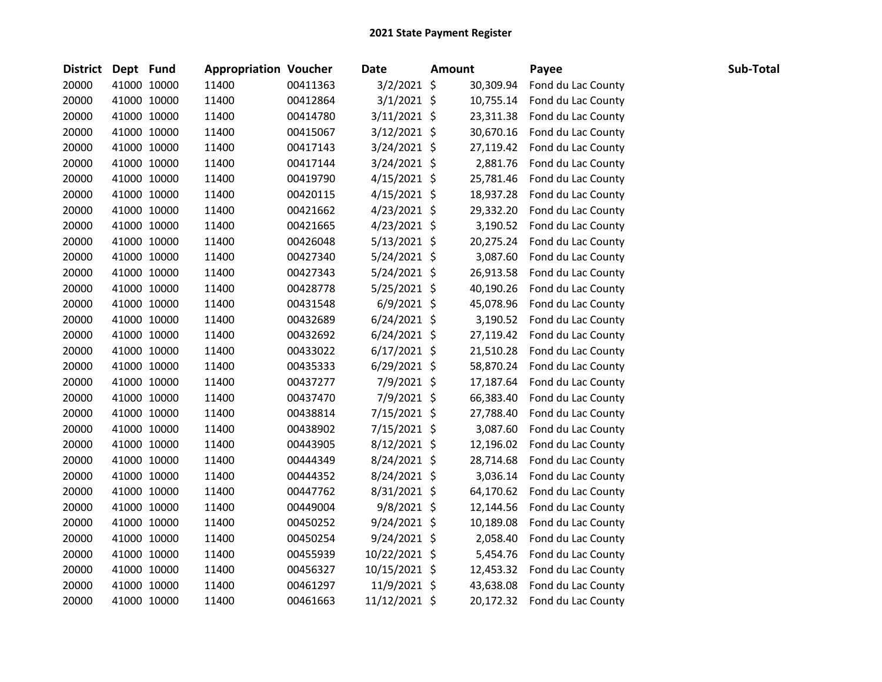**2021 State Payment Register**

| District | Dept | Fund | Appropriation | Voucher | Date | Amount | Payee | Sub-Total |
|---|---|---|---|---|---|---|---|---|
| 20000 | 41000 | 10000 | 11400 | 00411363 | 3/2/2021 | $ 30,309.94 | Fond du Lac County | |
| 20000 | 41000 | 10000 | 11400 | 00412864 | 3/1/2021 | $ 10,755.14 | Fond du Lac County | |
| 20000 | 41000 | 10000 | 11400 | 00414780 | 3/11/2021 | $ 23,311.38 | Fond du Lac County | |
| 20000 | 41000 | 10000 | 11400 | 00415067 | 3/12/2021 | $ 30,670.16 | Fond du Lac County | |
| 20000 | 41000 | 10000 | 11400 | 00417143 | 3/24/2021 | $ 27,119.42 | Fond du Lac County | |
| 20000 | 41000 | 10000 | 11400 | 00417144 | 3/24/2021 | $ 2,881.76 | Fond du Lac County | |
| 20000 | 41000 | 10000 | 11400 | 00419790 | 4/15/2021 | $ 25,781.46 | Fond du Lac County | |
| 20000 | 41000 | 10000 | 11400 | 00420115 | 4/15/2021 | $ 18,937.28 | Fond du Lac County | |
| 20000 | 41000 | 10000 | 11400 | 00421662 | 4/23/2021 | $ 29,332.20 | Fond du Lac County | |
| 20000 | 41000 | 10000 | 11400 | 00421665 | 4/23/2021 | $ 3,190.52 | Fond du Lac County | |
| 20000 | 41000 | 10000 | 11400 | 00426048 | 5/13/2021 | $ 20,275.24 | Fond du Lac County | |
| 20000 | 41000 | 10000 | 11400 | 00427340 | 5/24/2021 | $ 3,087.60 | Fond du Lac County | |
| 20000 | 41000 | 10000 | 11400 | 00427343 | 5/24/2021 | $ 26,913.58 | Fond du Lac County | |
| 20000 | 41000 | 10000 | 11400 | 00428778 | 5/25/2021 | $ 40,190.26 | Fond du Lac County | |
| 20000 | 41000 | 10000 | 11400 | 00431548 | 6/9/2021 | $ 45,078.96 | Fond du Lac County | |
| 20000 | 41000 | 10000 | 11400 | 00432689 | 6/24/2021 | $ 3,190.52 | Fond du Lac County | |
| 20000 | 41000 | 10000 | 11400 | 00432692 | 6/24/2021 | $ 27,119.42 | Fond du Lac County | |
| 20000 | 41000 | 10000 | 11400 | 00433022 | 6/17/2021 | $ 21,510.28 | Fond du Lac County | |
| 20000 | 41000 | 10000 | 11400 | 00435333 | 6/29/2021 | $ 58,870.24 | Fond du Lac County | |
| 20000 | 41000 | 10000 | 11400 | 00437277 | 7/9/2021 | $ 17,187.64 | Fond du Lac County | |
| 20000 | 41000 | 10000 | 11400 | 00437470 | 7/9/2021 | $ 66,383.40 | Fond du Lac County | |
| 20000 | 41000 | 10000 | 11400 | 00438814 | 7/15/2021 | $ 27,788.40 | Fond du Lac County | |
| 20000 | 41000 | 10000 | 11400 | 00438902 | 7/15/2021 | $ 3,087.60 | Fond du Lac County | |
| 20000 | 41000 | 10000 | 11400 | 00443905 | 8/12/2021 | $ 12,196.02 | Fond du Lac County | |
| 20000 | 41000 | 10000 | 11400 | 00444349 | 8/24/2021 | $ 28,714.68 | Fond du Lac County | |
| 20000 | 41000 | 10000 | 11400 | 00444352 | 8/24/2021 | $ 3,036.14 | Fond du Lac County | |
| 20000 | 41000 | 10000 | 11400 | 00447762 | 8/31/2021 | $ 64,170.62 | Fond du Lac County | |
| 20000 | 41000 | 10000 | 11400 | 00449004 | 9/8/2021 | $ 12,144.56 | Fond du Lac County | |
| 20000 | 41000 | 10000 | 11400 | 00450252 | 9/24/2021 | $ 10,189.08 | Fond du Lac County | |
| 20000 | 41000 | 10000 | 11400 | 00450254 | 9/24/2021 | $ 2,058.40 | Fond du Lac County | |
| 20000 | 41000 | 10000 | 11400 | 00455939 | 10/22/2021 | $ 5,454.76 | Fond du Lac County | |
| 20000 | 41000 | 10000 | 11400 | 00456327 | 10/15/2021 | $ 12,453.32 | Fond du Lac County | |
| 20000 | 41000 | 10000 | 11400 | 00461297 | 11/9/2021 | $ 43,638.08 | Fond du Lac County | |
| 20000 | 41000 | 10000 | 11400 | 00461663 | 11/12/2021 | $ 20,172.32 | Fond du Lac County | |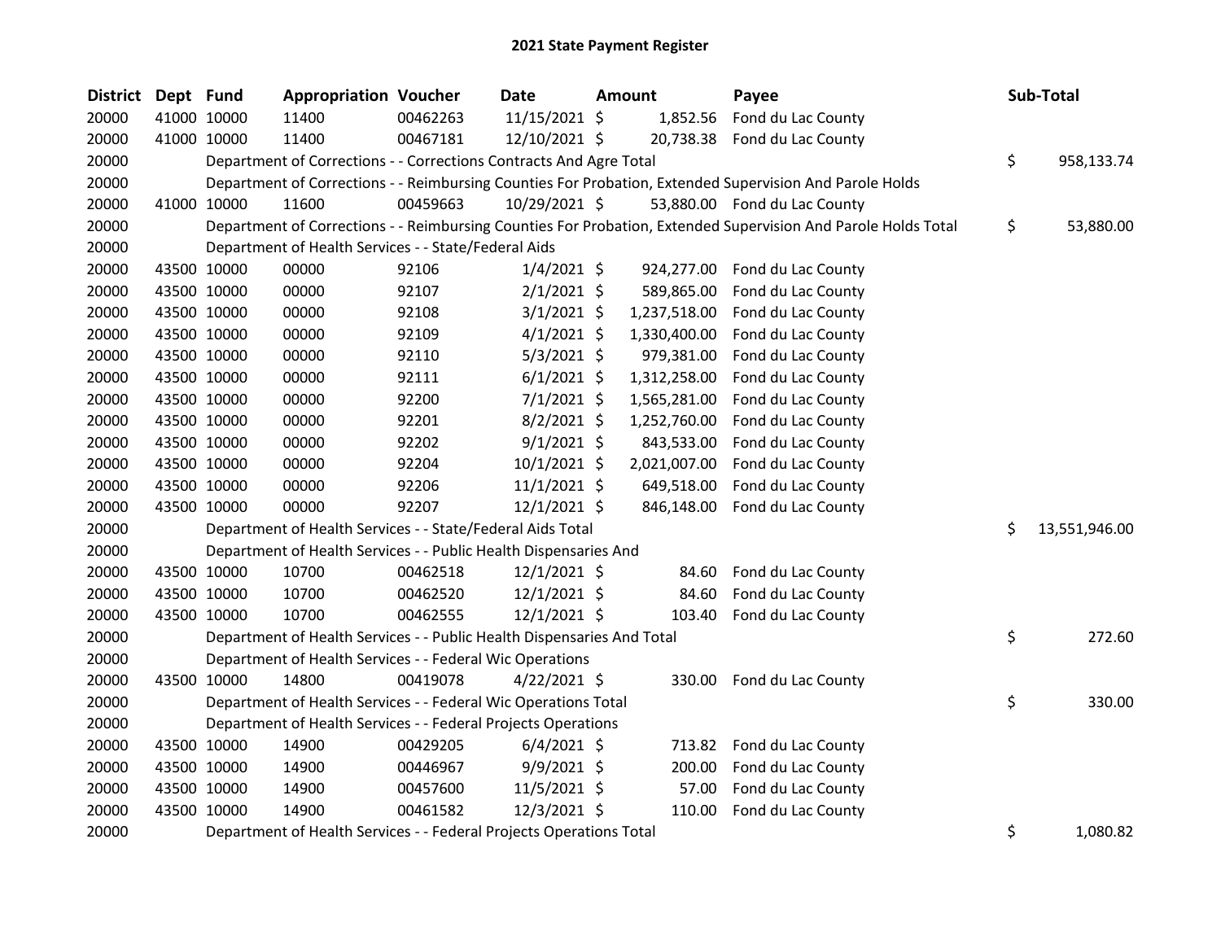# 2021 State Payment Register

| District | Dept | Fund | Appropriation | Voucher | Date | Amount | Payee | Sub-Total |
|---|---|---|---|---|---|---|---|---|
| 20000 | 41000 | 10000 | 11400 | 00462263 | 11/15/2021 | $ 1,852.56 | Fond du Lac County | |
| 20000 | 41000 | 10000 | 11400 | 00467181 | 12/10/2021 | $ 20,738.38 | Fond du Lac County | |
| 20000 | | Department of Corrections - - Corrections Contracts And Agre Total | | | | | | $ 958,133.74 |
| 20000 | | Department of Corrections - - Reimbursing Counties For Probation, Extended Supervision And Parole Holds | | | | | | |
| 20000 | 41000 | 10000 | 11600 | 00459663 | 10/29/2021 | $ 53,880.00 | Fond du Lac County | |
| 20000 | | Department of Corrections - - Reimbursing Counties For Probation, Extended Supervision And Parole Holds Total | | | | | | $ 53,880.00 |
| 20000 | | Department of Health Services - - State/Federal Aids | | | | | | |
| 20000 | 43500 | 10000 | 00000 | 92106 | 1/4/2021 | $ 924,277.00 | Fond du Lac County | |
| 20000 | 43500 | 10000 | 00000 | 92107 | 2/1/2021 | $ 589,865.00 | Fond du Lac County | |
| 20000 | 43500 | 10000 | 00000 | 92108 | 3/1/2021 | $ 1,237,518.00 | Fond du Lac County | |
| 20000 | 43500 | 10000 | 00000 | 92109 | 4/1/2021 | $ 1,330,400.00 | Fond du Lac County | |
| 20000 | 43500 | 10000 | 00000 | 92110 | 5/3/2021 | $ 979,381.00 | Fond du Lac County | |
| 20000 | 43500 | 10000 | 00000 | 92111 | 6/1/2021 | $ 1,312,258.00 | Fond du Lac County | |
| 20000 | 43500 | 10000 | 00000 | 92200 | 7/1/2021 | $ 1,565,281.00 | Fond du Lac County | |
| 20000 | 43500 | 10000 | 00000 | 92201 | 8/2/2021 | $ 1,252,760.00 | Fond du Lac County | |
| 20000 | 43500 | 10000 | 00000 | 92202 | 9/1/2021 | $ 843,533.00 | Fond du Lac County | |
| 20000 | 43500 | 10000 | 00000 | 92204 | 10/1/2021 | $ 2,021,007.00 | Fond du Lac County | |
| 20000 | 43500 | 10000 | 00000 | 92206 | 11/1/2021 | $ 649,518.00 | Fond du Lac County | |
| 20000 | 43500 | 10000 | 00000 | 92207 | 12/1/2021 | $ 846,148.00 | Fond du Lac County | |
| 20000 | | Department of Health Services - - State/Federal Aids Total | | | | | | $ 13,551,946.00 |
| 20000 | | Department of Health Services - - Public Health Dispensaries And | | | | | | |
| 20000 | 43500 | 10000 | 10700 | 00462518 | 12/1/2021 | $ 84.60 | Fond du Lac County | |
| 20000 | 43500 | 10000 | 10700 | 00462520 | 12/1/2021 | $ 84.60 | Fond du Lac County | |
| 20000 | 43500 | 10000 | 10700 | 00462555 | 12/1/2021 | $ 103.40 | Fond du Lac County | |
| 20000 | | Department of Health Services - - Public Health Dispensaries And Total | | | | | | $ 272.60 |
| 20000 | | Department of Health Services - - Federal Wic Operations | | | | | | |
| 20000 | 43500 | 10000 | 14800 | 00419078 | 4/22/2021 | $ 330.00 | Fond du Lac County | |
| 20000 | | Department of Health Services - - Federal Wic Operations Total | | | | | | $ 330.00 |
| 20000 | | Department of Health Services - - Federal Projects Operations | | | | | | |
| 20000 | 43500 | 10000 | 14900 | 00429205 | 6/4/2021 | $ 713.82 | Fond du Lac County | |
| 20000 | 43500 | 10000 | 14900 | 00446967 | 9/9/2021 | $ 200.00 | Fond du Lac County | |
| 20000 | 43500 | 10000 | 14900 | 00457600 | 11/5/2021 | $ 57.00 | Fond du Lac County | |
| 20000 | 43500 | 10000 | 14900 | 00461582 | 12/3/2021 | $ 110.00 | Fond du Lac County | |
| 20000 | | Department of Health Services - - Federal Projects Operations Total | | | | | | $ 1,080.82 |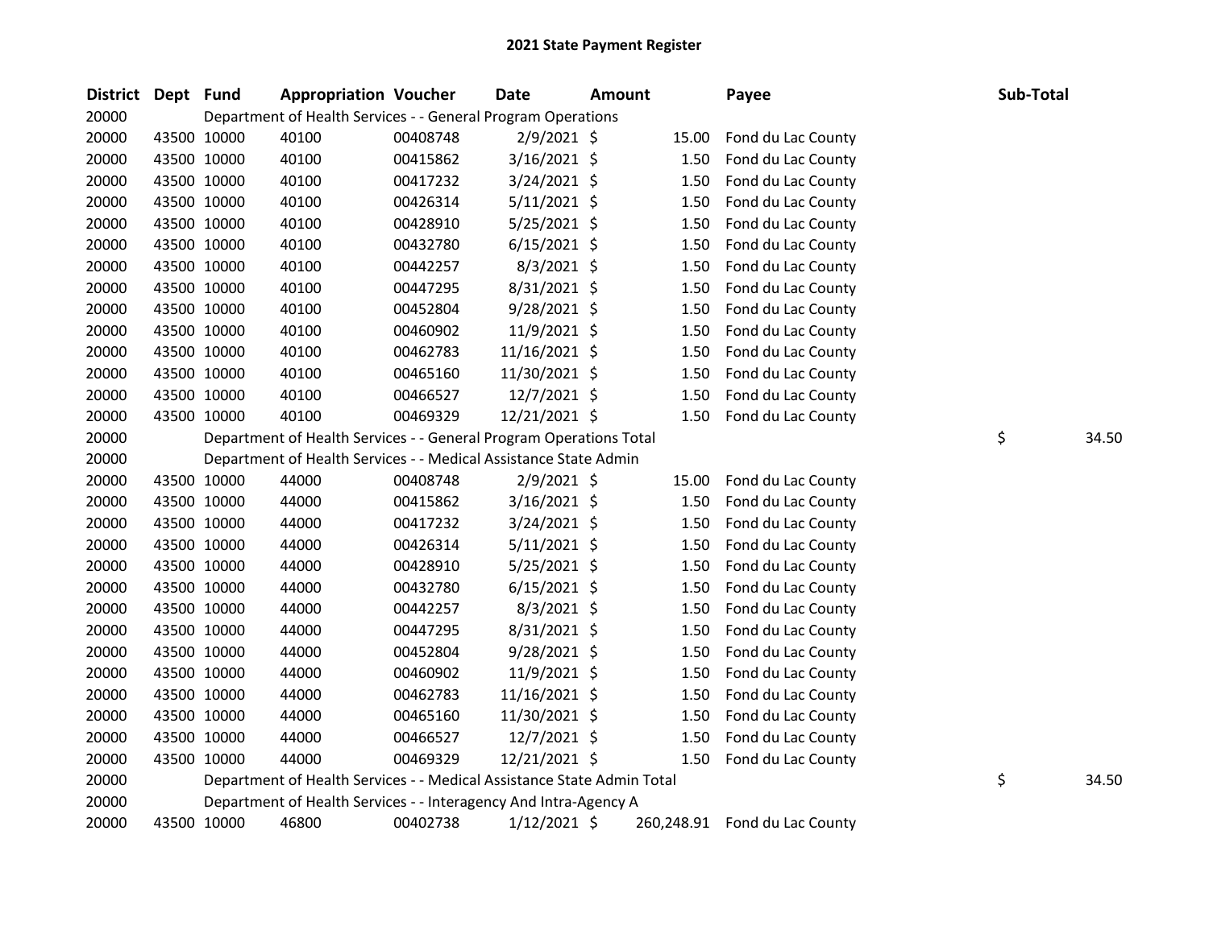# 2021 State Payment Register

| District | Dept | Fund | Appropriation | Voucher | Date | Amount | Payee | Sub-Total |
|---|---|---|---|---|---|---|---|---|
| 20000 | | Department of Health Services - - General Program Operations | | | | | | |
| 20000 | 43500 | 10000 | 40100 | 00408748 | 2/9/2021 | $ 15.00 | Fond du Lac County | |
| 20000 | 43500 | 10000 | 40100 | 00415862 | 3/16/2021 | $ 1.50 | Fond du Lac County | |
| 20000 | 43500 | 10000 | 40100 | 00417232 | 3/24/2021 | $ 1.50 | Fond du Lac County | |
| 20000 | 43500 | 10000 | 40100 | 00426314 | 5/11/2021 | $ 1.50 | Fond du Lac County | |
| 20000 | 43500 | 10000 | 40100 | 00428910 | 5/25/2021 | $ 1.50 | Fond du Lac County | |
| 20000 | 43500 | 10000 | 40100 | 00432780 | 6/15/2021 | $ 1.50 | Fond du Lac County | |
| 20000 | 43500 | 10000 | 40100 | 00442257 | 8/3/2021 | $ 1.50 | Fond du Lac County | |
| 20000 | 43500 | 10000 | 40100 | 00447295 | 8/31/2021 | $ 1.50 | Fond du Lac County | |
| 20000 | 43500 | 10000 | 40100 | 00452804 | 9/28/2021 | $ 1.50 | Fond du Lac County | |
| 20000 | 43500 | 10000 | 40100 | 00460902 | 11/9/2021 | $ 1.50 | Fond du Lac County | |
| 20000 | 43500 | 10000 | 40100 | 00462783 | 11/16/2021 | $ 1.50 | Fond du Lac County | |
| 20000 | 43500 | 10000 | 40100 | 00465160 | 11/30/2021 | $ 1.50 | Fond du Lac County | |
| 20000 | 43500 | 10000 | 40100 | 00466527 | 12/7/2021 | $ 1.50 | Fond du Lac County | |
| 20000 | 43500 | 10000 | 40100 | 00469329 | 12/21/2021 | $ 1.50 | Fond du Lac County | |
| 20000 | | Department of Health Services - - General Program Operations Total | | | | | | $ 34.50 |
| 20000 | | Department of Health Services - - Medical Assistance State Admin | | | | | | |
| 20000 | 43500 | 10000 | 44000 | 00408748 | 2/9/2021 | $ 15.00 | Fond du Lac County | |
| 20000 | 43500 | 10000 | 44000 | 00415862 | 3/16/2021 | $ 1.50 | Fond du Lac County | |
| 20000 | 43500 | 10000 | 44000 | 00417232 | 3/24/2021 | $ 1.50 | Fond du Lac County | |
| 20000 | 43500 | 10000 | 44000 | 00426314 | 5/11/2021 | $ 1.50 | Fond du Lac County | |
| 20000 | 43500 | 10000 | 44000 | 00428910 | 5/25/2021 | $ 1.50 | Fond du Lac County | |
| 20000 | 43500 | 10000 | 44000 | 00432780 | 6/15/2021 | $ 1.50 | Fond du Lac County | |
| 20000 | 43500 | 10000 | 44000 | 00442257 | 8/3/2021 | $ 1.50 | Fond du Lac County | |
| 20000 | 43500 | 10000 | 44000 | 00447295 | 8/31/2021 | $ 1.50 | Fond du Lac County | |
| 20000 | 43500 | 10000 | 44000 | 00452804 | 9/28/2021 | $ 1.50 | Fond du Lac County | |
| 20000 | 43500 | 10000 | 44000 | 00460902 | 11/9/2021 | $ 1.50 | Fond du Lac County | |
| 20000 | 43500 | 10000 | 44000 | 00462783 | 11/16/2021 | $ 1.50 | Fond du Lac County | |
| 20000 | 43500 | 10000 | 44000 | 00465160 | 11/30/2021 | $ 1.50 | Fond du Lac County | |
| 20000 | 43500 | 10000 | 44000 | 00466527 | 12/7/2021 | $ 1.50 | Fond du Lac County | |
| 20000 | 43500 | 10000 | 44000 | 00469329 | 12/21/2021 | $ 1.50 | Fond du Lac County | |
| 20000 | | Department of Health Services - - Medical Assistance State Admin Total | | | | | | $ 34.50 |
| 20000 | | Department of Health Services - - Interagency And Intra-Agency A | | | | | | |
| 20000 | 43500 | 10000 | 46800 | 00402738 | 1/12/2021 | $ 260,248.91 | Fond du Lac County | |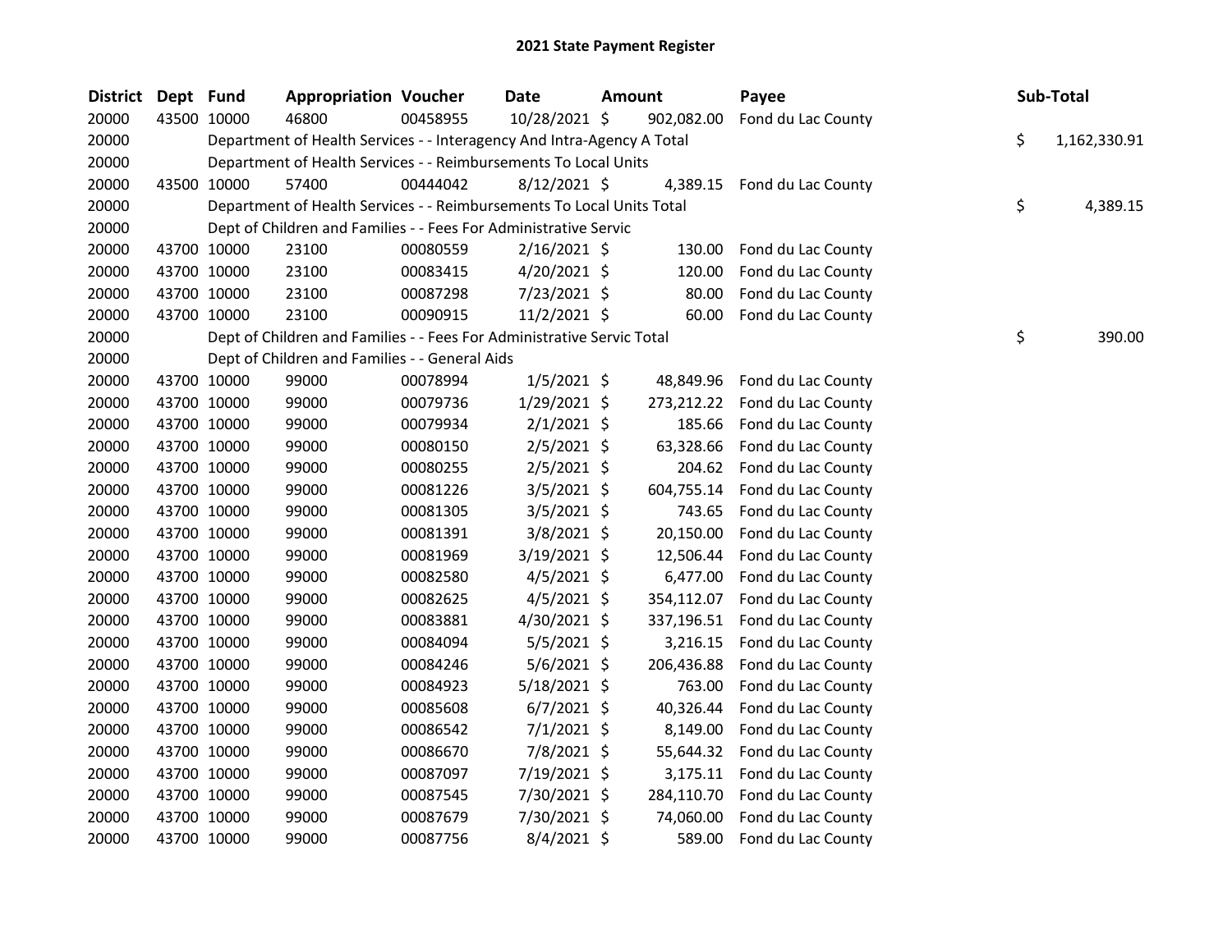## 2021 State Payment Register

| District | Dept | Fund | Appropriation | Voucher | Date | Amount | Payee | Sub-Total |
|---|---|---|---|---|---|---|---|---|
| 20000 | 43500 | 10000 | 46800 | 00458955 | 10/28/2021 | $ 902,082.00 | Fond du Lac County | |
| 20000 | | Department of Health Services - - Interagency And Intra-Agency A Total | | | | | | $ 1,162,330.91 |
| 20000 | | Department of Health Services - - Reimbursements To Local Units | | | | | | |
| 20000 | 43500 | 10000 | 57400 | 00444042 | 8/12/2021 | $ 4,389.15 | Fond du Lac County | |
| 20000 | | Department of Health Services - - Reimbursements To Local Units Total | | | | | | $ 4,389.15 |
| 20000 | | Dept of Children and Families - - Fees For Administrative Servic | | | | | | |
| 20000 | 43700 | 10000 | 23100 | 00080559 | 2/16/2021 | $ 130.00 | Fond du Lac County | |
| 20000 | 43700 | 10000 | 23100 | 00083415 | 4/20/2021 | $ 120.00 | Fond du Lac County | |
| 20000 | 43700 | 10000 | 23100 | 00087298 | 7/23/2021 | $ 80.00 | Fond du Lac County | |
| 20000 | 43700 | 10000 | 23100 | 00090915 | 11/2/2021 | $ 60.00 | Fond du Lac County | |
| 20000 | | Dept of Children and Families - - Fees For Administrative Servic Total | | | | | | $ 390.00 |
| 20000 | | Dept of Children and Families - - General Aids | | | | | | |
| 20000 | 43700 | 10000 | 99000 | 00078994 | 1/5/2021 | $ 48,849.96 | Fond du Lac County | |
| 20000 | 43700 | 10000 | 99000 | 00079736 | 1/29/2021 | $ 273,212.22 | Fond du Lac County | |
| 20000 | 43700 | 10000 | 99000 | 00079934 | 2/1/2021 | $ 185.66 | Fond du Lac County | |
| 20000 | 43700 | 10000 | 99000 | 00080150 | 2/5/2021 | $ 63,328.66 | Fond du Lac County | |
| 20000 | 43700 | 10000 | 99000 | 00080255 | 2/5/2021 | $ 204.62 | Fond du Lac County | |
| 20000 | 43700 | 10000 | 99000 | 00081226 | 3/5/2021 | $ 604,755.14 | Fond du Lac County | |
| 20000 | 43700 | 10000 | 99000 | 00081305 | 3/5/2021 | $ 743.65 | Fond du Lac County | |
| 20000 | 43700 | 10000 | 99000 | 00081391 | 3/8/2021 | $ 20,150.00 | Fond du Lac County | |
| 20000 | 43700 | 10000 | 99000 | 00081969 | 3/19/2021 | $ 12,506.44 | Fond du Lac County | |
| 20000 | 43700 | 10000 | 99000 | 00082580 | 4/5/2021 | $ 6,477.00 | Fond du Lac County | |
| 20000 | 43700 | 10000 | 99000 | 00082625 | 4/5/2021 | $ 354,112.07 | Fond du Lac County | |
| 20000 | 43700 | 10000 | 99000 | 00083881 | 4/30/2021 | $ 337,196.51 | Fond du Lac County | |
| 20000 | 43700 | 10000 | 99000 | 00084094 | 5/5/2021 | $ 3,216.15 | Fond du Lac County | |
| 20000 | 43700 | 10000 | 99000 | 00084246 | 5/6/2021 | $ 206,436.88 | Fond du Lac County | |
| 20000 | 43700 | 10000 | 99000 | 00084923 | 5/18/2021 | $ 763.00 | Fond du Lac County | |
| 20000 | 43700 | 10000 | 99000 | 00085608 | 6/7/2021 | $ 40,326.44 | Fond du Lac County | |
| 20000 | 43700 | 10000 | 99000 | 00086542 | 7/1/2021 | $ 8,149.00 | Fond du Lac County | |
| 20000 | 43700 | 10000 | 99000 | 00086670 | 7/8/2021 | $ 55,644.32 | Fond du Lac County | |
| 20000 | 43700 | 10000 | 99000 | 00087097 | 7/19/2021 | $ 3,175.11 | Fond du Lac County | |
| 20000 | 43700 | 10000 | 99000 | 00087545 | 7/30/2021 | $ 284,110.70 | Fond du Lac County | |
| 20000 | 43700 | 10000 | 99000 | 00087679 | 7/30/2021 | $ 74,060.00 | Fond du Lac County | |
| 20000 | 43700 | 10000 | 99000 | 00087756 | 8/4/2021 | $ 589.00 | Fond du Lac County | |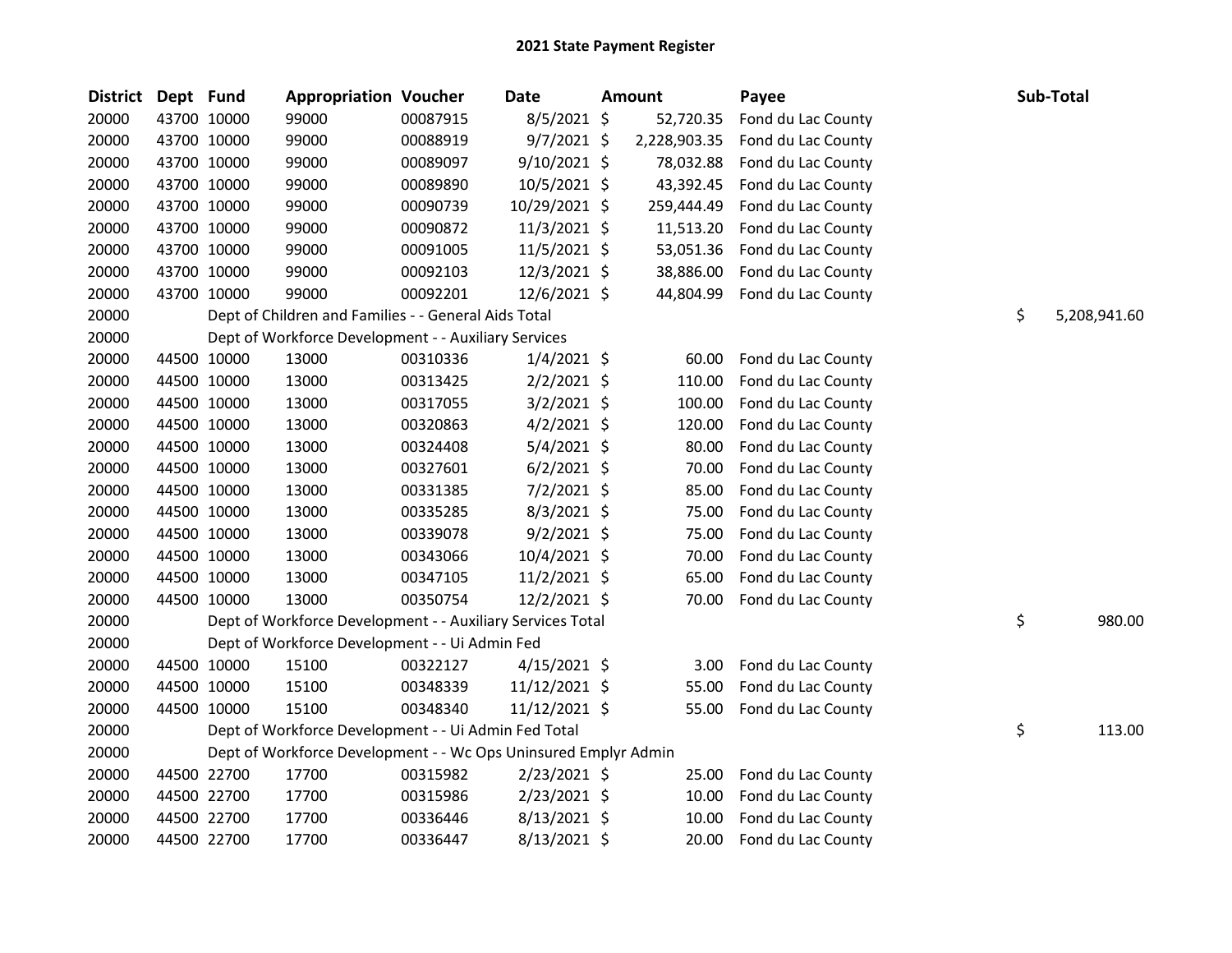## 2021 State Payment Register

| District | Dept | Fund | Appropriation | Voucher | Date | Amount | Payee | Sub-Total |
|---|---|---|---|---|---|---|---|---|
| 20000 | 43700 | 10000 | 99000 | 00087915 | 8/5/2021 | $ 52,720.35 | Fond du Lac County | |
| 20000 | 43700 | 10000 | 99000 | 00088919 | 9/7/2021 | $ 2,228,903.35 | Fond du Lac County | |
| 20000 | 43700 | 10000 | 99000 | 00089097 | 9/10/2021 | $ 78,032.88 | Fond du Lac County | |
| 20000 | 43700 | 10000 | 99000 | 00089890 | 10/5/2021 | $ 43,392.45 | Fond du Lac County | |
| 20000 | 43700 | 10000 | 99000 | 00090739 | 10/29/2021 | $ 259,444.49 | Fond du Lac County | |
| 20000 | 43700 | 10000 | 99000 | 00090872 | 11/3/2021 | $ 11,513.20 | Fond du Lac County | |
| 20000 | 43700 | 10000 | 99000 | 00091005 | 11/5/2021 | $ 53,051.36 | Fond du Lac County | |
| 20000 | 43700 | 10000 | 99000 | 00092103 | 12/3/2021 | $ 38,886.00 | Fond du Lac County | |
| 20000 | 43700 | 10000 | 99000 | 00092201 | 12/6/2021 | $ 44,804.99 | Fond du Lac County | |
| 20000 | | Dept of Children and Families - - General Aids Total | | | | | | $ 5,208,941.60 |
| 20000 | | Dept of Workforce Development - - Auxiliary Services | | | | | | |
| 20000 | 44500 | 10000 | 13000 | 00310336 | 1/4/2021 | $ 60.00 | Fond du Lac County | |
| 20000 | 44500 | 10000 | 13000 | 00313425 | 2/2/2021 | $ 110.00 | Fond du Lac County | |
| 20000 | 44500 | 10000 | 13000 | 00317055 | 3/2/2021 | $ 100.00 | Fond du Lac County | |
| 20000 | 44500 | 10000 | 13000 | 00320863 | 4/2/2021 | $ 120.00 | Fond du Lac County | |
| 20000 | 44500 | 10000 | 13000 | 00324408 | 5/4/2021 | $ 80.00 | Fond du Lac County | |
| 20000 | 44500 | 10000 | 13000 | 00327601 | 6/2/2021 | $ 70.00 | Fond du Lac County | |
| 20000 | 44500 | 10000 | 13000 | 00331385 | 7/2/2021 | $ 85.00 | Fond du Lac County | |
| 20000 | 44500 | 10000 | 13000 | 00335285 | 8/3/2021 | $ 75.00 | Fond du Lac County | |
| 20000 | 44500 | 10000 | 13000 | 00339078 | 9/2/2021 | $ 75.00 | Fond du Lac County | |
| 20000 | 44500 | 10000 | 13000 | 00343066 | 10/4/2021 | $ 70.00 | Fond du Lac County | |
| 20000 | 44500 | 10000 | 13000 | 00347105 | 11/2/2021 | $ 65.00 | Fond du Lac County | |
| 20000 | 44500 | 10000 | 13000 | 00350754 | 12/2/2021 | $ 70.00 | Fond du Lac County | |
| 20000 | | Dept of Workforce Development - - Auxiliary Services Total | | | | | | $ 980.00 |
| 20000 | | Dept of Workforce Development - - Ui Admin Fed | | | | | | |
| 20000 | 44500 | 10000 | 15100 | 00322127 | 4/15/2021 | $ 3.00 | Fond du Lac County | |
| 20000 | 44500 | 10000 | 15100 | 00348339 | 11/12/2021 | $ 55.00 | Fond du Lac County | |
| 20000 | 44500 | 10000 | 15100 | 00348340 | 11/12/2021 | $ 55.00 | Fond du Lac County | |
| 20000 | | Dept of Workforce Development - - Ui Admin Fed Total | | | | | | $ 113.00 |
| 20000 | | Dept of Workforce Development - - Wc Ops Uninsured Emplyr Admin | | | | | | |
| 20000 | 44500 | 22700 | 17700 | 00315982 | 2/23/2021 | $ 25.00 | Fond du Lac County | |
| 20000 | 44500 | 22700 | 17700 | 00315986 | 2/23/2021 | $ 10.00 | Fond du Lac County | |
| 20000 | 44500 | 22700 | 17700 | 00336446 | 8/13/2021 | $ 10.00 | Fond du Lac County | |
| 20000 | 44500 | 22700 | 17700 | 00336447 | 8/13/2021 | $ 20.00 | Fond du Lac County | |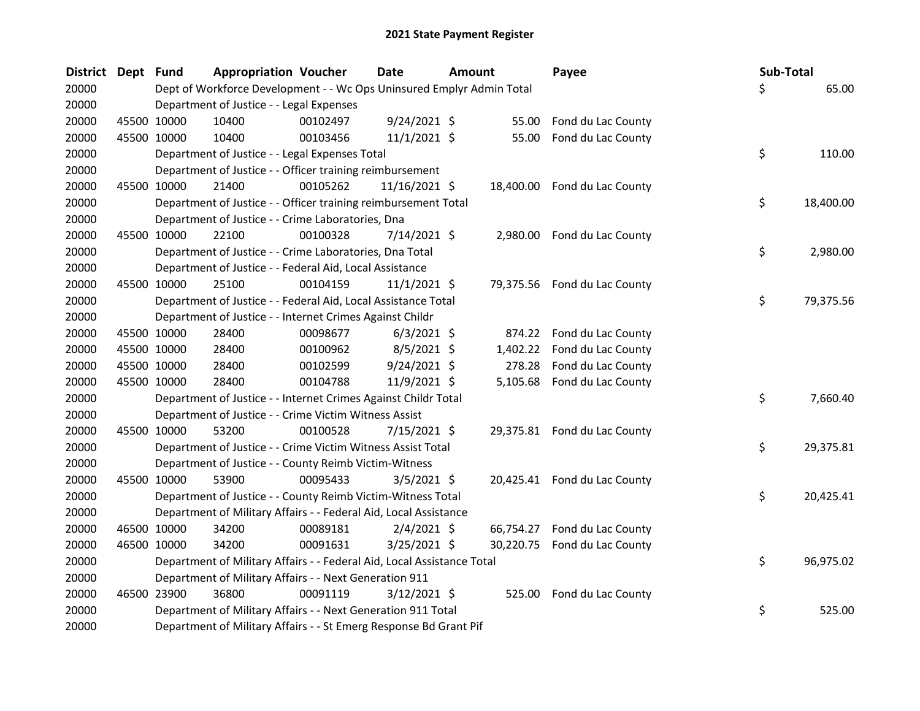# 2021 State Payment Register

| District | Dept | Fund | Appropriation | Voucher | Date | Amount | Payee | Sub-Total |
|---|---|---|---|---|---|---|---|---|
| 20000 | | Dept of Workforce Development - - Wc Ops Uninsured Emplyr Admin Total | | | | | | $ 65.00 |
| 20000 | | Department of Justice - - Legal Expenses | | | | | | |
| 20000 | 45500 | 10000 | 10400 | 00102497 | 9/24/2021 | $ 55.00 | Fond du Lac County | |
| 20000 | 45500 | 10000 | 10400 | 00103456 | 11/1/2021 | $ 55.00 | Fond du Lac County | |
| 20000 | | Department of Justice - - Legal Expenses Total | | | | | | $ 110.00 |
| 20000 | | Department of Justice - - Officer training reimbursement | | | | | | |
| 20000 | 45500 | 10000 | 21400 | 00105262 | 11/16/2021 | $ 18,400.00 | Fond du Lac County | |
| 20000 | | Department of Justice - - Officer training reimbursement Total | | | | | | $ 18,400.00 |
| 20000 | | Department of Justice - - Crime Laboratories, Dna | | | | | | |
| 20000 | 45500 | 10000 | 22100 | 00100328 | 7/14/2021 | $ 2,980.00 | Fond du Lac County | |
| 20000 | | Department of Justice - - Crime Laboratories, Dna Total | | | | | | $ 2,980.00 |
| 20000 | | Department of Justice - - Federal Aid, Local Assistance | | | | | | |
| 20000 | 45500 | 10000 | 25100 | 00104159 | 11/1/2021 | $ 79,375.56 | Fond du Lac County | |
| 20000 | | Department of Justice - - Federal Aid, Local Assistance Total | | | | | | $ 79,375.56 |
| 20000 | | Department of Justice - - Internet Crimes Against Childr | | | | | | |
| 20000 | 45500 | 10000 | 28400 | 00098677 | 6/3/2021 | $ 874.22 | Fond du Lac County | |
| 20000 | 45500 | 10000 | 28400 | 00100962 | 8/5/2021 | $ 1,402.22 | Fond du Lac County | |
| 20000 | 45500 | 10000 | 28400 | 00102599 | 9/24/2021 | $ 278.28 | Fond du Lac County | |
| 20000 | 45500 | 10000 | 28400 | 00104788 | 11/9/2021 | $ 5,105.68 | Fond du Lac County | |
| 20000 | | Department of Justice - - Internet Crimes Against Childr Total | | | | | | $ 7,660.40 |
| 20000 | | Department of Justice - - Crime Victim Witness Assist | | | | | | |
| 20000 | 45500 | 10000 | 53200 | 00100528 | 7/15/2021 | $ 29,375.81 | Fond du Lac County | |
| 20000 | | Department of Justice - - Crime Victim Witness Assist Total | | | | | | $ 29,375.81 |
| 20000 | | Department of Justice - - County Reimb Victim-Witness | | | | | | |
| 20000 | 45500 | 10000 | 53900 | 00095433 | 3/5/2021 | $ 20,425.41 | Fond du Lac County | |
| 20000 | | Department of Justice - - County Reimb Victim-Witness Total | | | | | | $ 20,425.41 |
| 20000 | | Department of Military Affairs - - Federal Aid, Local Assistance | | | | | | |
| 20000 | 46500 | 10000 | 34200 | 00089181 | 2/4/2021 | $ 66,754.27 | Fond du Lac County | |
| 20000 | 46500 | 10000 | 34200 | 00091631 | 3/25/2021 | $ 30,220.75 | Fond du Lac County | |
| 20000 | | Department of Military Affairs - - Federal Aid, Local Assistance Total | | | | | | $ 96,975.02 |
| 20000 | | Department of Military Affairs - - Next Generation 911 | | | | | | |
| 20000 | 46500 | 23900 | 36800 | 00091119 | 3/12/2021 | $ 525.00 | Fond du Lac County | |
| 20000 | | Department of Military Affairs - - Next Generation 911 Total | | | | | | $ 525.00 |
| 20000 | | Department of Military Affairs - - St Emerg Response Bd Grant Pif | | | | | | |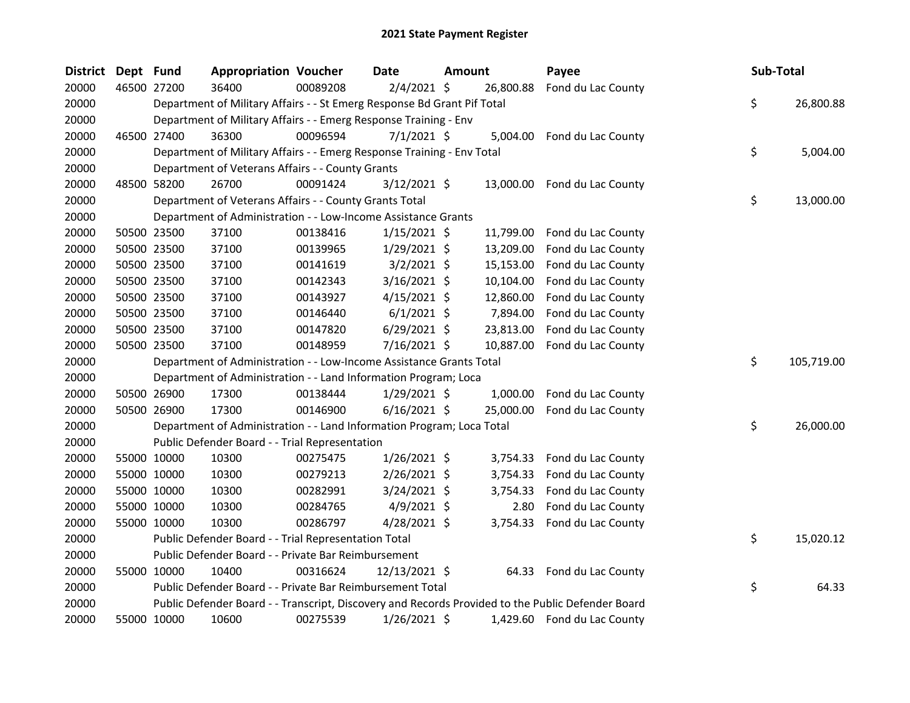## 2021 State Payment Register

| District | Dept | Fund | Appropriation | Voucher | Date | Amount | Payee | Sub-Total |
|---|---|---|---|---|---|---|---|---|
| 20000 | 46500 | 27200 | 36400 | 00089208 | 2/4/2021 | $ 26,800.88 | Fond du Lac County | |
| 20000 | | Department of Military Affairs - - St Emerg Response Bd Grant Pif Total | | | | | | $ 26,800.88 |
| 20000 | | Department of Military Affairs - - Emerg Response Training - Env | | | | | | |
| 20000 | 46500 | 27400 | 36300 | 00096594 | 7/1/2021 | $ 5,004.00 | Fond du Lac County | |
| 20000 | | Department of Military Affairs - - Emerg Response Training - Env Total | | | | | | $ 5,004.00 |
| 20000 | | Department of Veterans Affairs - - County Grants | | | | | | |
| 20000 | 48500 | 58200 | 26700 | 00091424 | 3/12/2021 | $ 13,000.00 | Fond du Lac County | |
| 20000 | | Department of Veterans Affairs - - County Grants Total | | | | | | $ 13,000.00 |
| 20000 | | Department of Administration - - Low-Income Assistance Grants | | | | | | |
| 20000 | 50500 | 23500 | 37100 | 00138416 | 1/15/2021 | $ 11,799.00 | Fond du Lac County | |
| 20000 | 50500 | 23500 | 37100 | 00139965 | 1/29/2021 | $ 13,209.00 | Fond du Lac County | |
| 20000 | 50500 | 23500 | 37100 | 00141619 | 3/2/2021 | $ 15,153.00 | Fond du Lac County | |
| 20000 | 50500 | 23500 | 37100 | 00142343 | 3/16/2021 | $ 10,104.00 | Fond du Lac County | |
| 20000 | 50500 | 23500 | 37100 | 00143927 | 4/15/2021 | $ 12,860.00 | Fond du Lac County | |
| 20000 | 50500 | 23500 | 37100 | 00146440 | 6/1/2021 | $ 7,894.00 | Fond du Lac County | |
| 20000 | 50500 | 23500 | 37100 | 00147820 | 6/29/2021 | $ 23,813.00 | Fond du Lac County | |
| 20000 | 50500 | 23500 | 37100 | 00148959 | 7/16/2021 | $ 10,887.00 | Fond du Lac County | |
| 20000 | | Department of Administration - - Low-Income Assistance Grants Total | | | | | | $ 105,719.00 |
| 20000 | | Department of Administration - - Land Information Program; Loca | | | | | | |
| 20000 | 50500 | 26900 | 17300 | 00138444 | 1/29/2021 | $ 1,000.00 | Fond du Lac County | |
| 20000 | 50500 | 26900 | 17300 | 00146900 | 6/16/2021 | $ 25,000.00 | Fond du Lac County | |
| 20000 | | Department of Administration - - Land Information Program; Loca Total | | | | | | $ 26,000.00 |
| 20000 | | Public Defender Board - - Trial Representation | | | | | | |
| 20000 | 55000 | 10000 | 10300 | 00275475 | 1/26/2021 | $ 3,754.33 | Fond du Lac County | |
| 20000 | 55000 | 10000 | 10300 | 00279213 | 2/26/2021 | $ 3,754.33 | Fond du Lac County | |
| 20000 | 55000 | 10000 | 10300 | 00282991 | 3/24/2021 | $ 3,754.33 | Fond du Lac County | |
| 20000 | 55000 | 10000 | 10300 | 00284765 | 4/9/2021 | $ 2.80 | Fond du Lac County | |
| 20000 | 55000 | 10000 | 10300 | 00286797 | 4/28/2021 | $ 3,754.33 | Fond du Lac County | |
| 20000 | | Public Defender Board - - Trial Representation Total | | | | | | $ 15,020.12 |
| 20000 | | Public Defender Board - - Private Bar Reimbursement | | | | | | |
| 20000 | 55000 | 10000 | 10400 | 00316624 | 12/13/2021 | $ 64.33 | Fond du Lac County | |
| 20000 | | Public Defender Board - - Private Bar Reimbursement Total | | | | | | $ 64.33 |
| 20000 | | Public Defender Board - - Transcript, Discovery and Records Provided to the Public Defender Board | | | | | | |
| 20000 | 55000 | 10000 | 10600 | 00275539 | 1/26/2021 | $ 1,429.60 | Fond du Lac County | |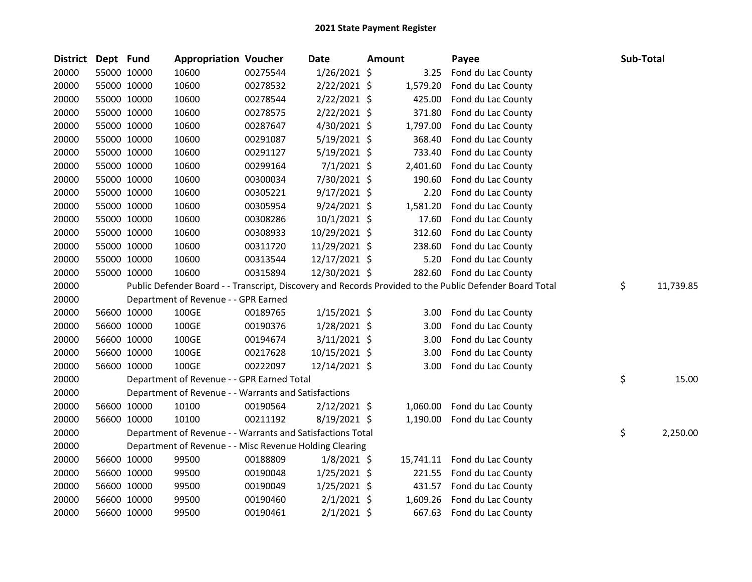## 2021 State Payment Register

| District | Dept | Fund | Appropriation | Voucher | Date | Amount | Payee | Sub-Total |
|---|---|---|---|---|---|---|---|---|
| 20000 | 55000 | 10000 | 10600 | 00275544 | 1/26/2021 | $ 3.25 | Fond du Lac County | |
| 20000 | 55000 | 10000 | 10600 | 00278532 | 2/22/2021 | $ 1,579.20 | Fond du Lac County | |
| 20000 | 55000 | 10000 | 10600 | 00278544 | 2/22/2021 | $ 425.00 | Fond du Lac County | |
| 20000 | 55000 | 10000 | 10600 | 00278575 | 2/22/2021 | $ 371.80 | Fond du Lac County | |
| 20000 | 55000 | 10000 | 10600 | 00287647 | 4/30/2021 | $ 1,797.00 | Fond du Lac County | |
| 20000 | 55000 | 10000 | 10600 | 00291087 | 5/19/2021 | $ 368.40 | Fond du Lac County | |
| 20000 | 55000 | 10000 | 10600 | 00291127 | 5/19/2021 | $ 733.40 | Fond du Lac County | |
| 20000 | 55000 | 10000 | 10600 | 00299164 | 7/1/2021 | $ 2,401.60 | Fond du Lac County | |
| 20000 | 55000 | 10000 | 10600 | 00300034 | 7/30/2021 | $ 190.60 | Fond du Lac County | |
| 20000 | 55000 | 10000 | 10600 | 00305221 | 9/17/2021 | $ 2.20 | Fond du Lac County | |
| 20000 | 55000 | 10000 | 10600 | 00305954 | 9/24/2021 | $ 1,581.20 | Fond du Lac County | |
| 20000 | 55000 | 10000 | 10600 | 00308286 | 10/1/2021 | $ 17.60 | Fond du Lac County | |
| 20000 | 55000 | 10000 | 10600 | 00308933 | 10/29/2021 | $ 312.60 | Fond du Lac County | |
| 20000 | 55000 | 10000 | 10600 | 00311720 | 11/29/2021 | $ 238.60 | Fond du Lac County | |
| 20000 | 55000 | 10000 | 10600 | 00313544 | 12/17/2021 | $ 5.20 | Fond du Lac County | |
| 20000 | 55000 | 10000 | 10600 | 00315894 | 12/30/2021 | $ 282.60 | Fond du Lac County | |
| 20000 | | Public Defender Board - - Transcript, Discovery and Records Provided to the Public Defender Board Total | | | | | | $ 11,739.85 |
| 20000 | | Department of Revenue - - GPR Earned | | | | | | |
| 20000 | 56600 | 10000 | 100GE | 00189765 | 1/15/2021 | $ 3.00 | Fond du Lac County | |
| 20000 | 56600 | 10000 | 100GE | 00190376 | 1/28/2021 | $ 3.00 | Fond du Lac County | |
| 20000 | 56600 | 10000 | 100GE | 00194674 | 3/11/2021 | $ 3.00 | Fond du Lac County | |
| 20000 | 56600 | 10000 | 100GE | 00217628 | 10/15/2021 | $ 3.00 | Fond du Lac County | |
| 20000 | 56600 | 10000 | 100GE | 00222097 | 12/14/2021 | $ 3.00 | Fond du Lac County | |
| 20000 | | Department of Revenue - - GPR Earned Total | | | | | | $ 15.00 |
| 20000 | | Department of Revenue - - Warrants and Satisfactions | | | | | | |
| 20000 | 56600 | 10000 | 10100 | 00190564 | 2/12/2021 | $ 1,060.00 | Fond du Lac County | |
| 20000 | 56600 | 10000 | 10100 | 00211192 | 8/19/2021 | $ 1,190.00 | Fond du Lac County | |
| 20000 | | Department of Revenue - - Warrants and Satisfactions Total | | | | | | $ 2,250.00 |
| 20000 | | Department of Revenue - - Misc Revenue Holding Clearing | | | | | | |
| 20000 | 56600 | 10000 | 99500 | 00188809 | 1/8/2021 | $ 15,741.11 | Fond du Lac County | |
| 20000 | 56600 | 10000 | 99500 | 00190048 | 1/25/2021 | $ 221.55 | Fond du Lac County | |
| 20000 | 56600 | 10000 | 99500 | 00190049 | 1/25/2021 | $ 431.57 | Fond du Lac County | |
| 20000 | 56600 | 10000 | 99500 | 00190460 | 2/1/2021 | $ 1,609.26 | Fond du Lac County | |
| 20000 | 56600 | 10000 | 99500 | 00190461 | 2/1/2021 | $ 667.63 | Fond du Lac County | |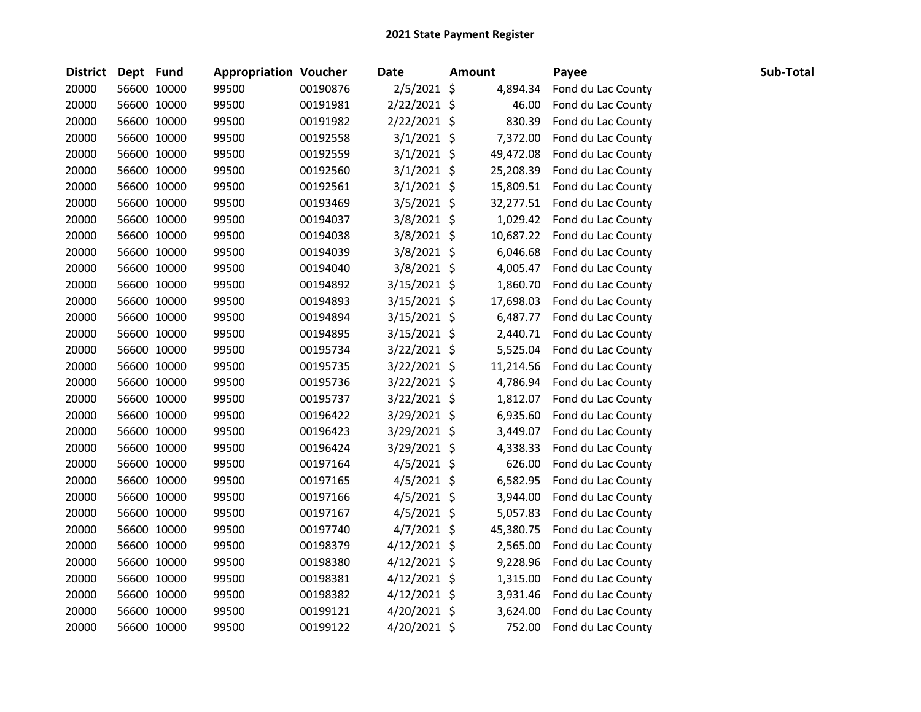# 2021 State Payment Register

| District | Dept | Fund | Appropriation | Voucher | Date | Amount | Payee | Sub-Total |
|---|---|---|---|---|---|---|---|---|
| 20000 | 56600 | 10000 | 99500 | 00190876 | 2/5/2021 | $ 4,894.34 | Fond du Lac County | |
| 20000 | 56600 | 10000 | 99500 | 00191981 | 2/22/2021 | $ 46.00 | Fond du Lac County | |
| 20000 | 56600 | 10000 | 99500 | 00191982 | 2/22/2021 | $ 830.39 | Fond du Lac County | |
| 20000 | 56600 | 10000 | 99500 | 00192558 | 3/1/2021 | $ 7,372.00 | Fond du Lac County | |
| 20000 | 56600 | 10000 | 99500 | 00192559 | 3/1/2021 | $ 49,472.08 | Fond du Lac County | |
| 20000 | 56600 | 10000 | 99500 | 00192560 | 3/1/2021 | $ 25,208.39 | Fond du Lac County | |
| 20000 | 56600 | 10000 | 99500 | 00192561 | 3/1/2021 | $ 15,809.51 | Fond du Lac County | |
| 20000 | 56600 | 10000 | 99500 | 00193469 | 3/5/2021 | $ 32,277.51 | Fond du Lac County | |
| 20000 | 56600 | 10000 | 99500 | 00194037 | 3/8/2021 | $ 1,029.42 | Fond du Lac County | |
| 20000 | 56600 | 10000 | 99500 | 00194038 | 3/8/2021 | $ 10,687.22 | Fond du Lac County | |
| 20000 | 56600 | 10000 | 99500 | 00194039 | 3/8/2021 | $ 6,046.68 | Fond du Lac County | |
| 20000 | 56600 | 10000 | 99500 | 00194040 | 3/8/2021 | $ 4,005.47 | Fond du Lac County | |
| 20000 | 56600 | 10000 | 99500 | 00194892 | 3/15/2021 | $ 1,860.70 | Fond du Lac County | |
| 20000 | 56600 | 10000 | 99500 | 00194893 | 3/15/2021 | $ 17,698.03 | Fond du Lac County | |
| 20000 | 56600 | 10000 | 99500 | 00194894 | 3/15/2021 | $ 6,487.77 | Fond du Lac County | |
| 20000 | 56600 | 10000 | 99500 | 00194895 | 3/15/2021 | $ 2,440.71 | Fond du Lac County | |
| 20000 | 56600 | 10000 | 99500 | 00195734 | 3/22/2021 | $ 5,525.04 | Fond du Lac County | |
| 20000 | 56600 | 10000 | 99500 | 00195735 | 3/22/2021 | $ 11,214.56 | Fond du Lac County | |
| 20000 | 56600 | 10000 | 99500 | 00195736 | 3/22/2021 | $ 4,786.94 | Fond du Lac County | |
| 20000 | 56600 | 10000 | 99500 | 00195737 | 3/22/2021 | $ 1,812.07 | Fond du Lac County | |
| 20000 | 56600 | 10000 | 99500 | 00196422 | 3/29/2021 | $ 6,935.60 | Fond du Lac County | |
| 20000 | 56600 | 10000 | 99500 | 00196423 | 3/29/2021 | $ 3,449.07 | Fond du Lac County | |
| 20000 | 56600 | 10000 | 99500 | 00196424 | 3/29/2021 | $ 4,338.33 | Fond du Lac County | |
| 20000 | 56600 | 10000 | 99500 | 00197164 | 4/5/2021 | $ 626.00 | Fond du Lac County | |
| 20000 | 56600 | 10000 | 99500 | 00197165 | 4/5/2021 | $ 6,582.95 | Fond du Lac County | |
| 20000 | 56600 | 10000 | 99500 | 00197166 | 4/5/2021 | $ 3,944.00 | Fond du Lac County | |
| 20000 | 56600 | 10000 | 99500 | 00197167 | 4/5/2021 | $ 5,057.83 | Fond du Lac County | |
| 20000 | 56600 | 10000 | 99500 | 00197740 | 4/7/2021 | $ 45,380.75 | Fond du Lac County | |
| 20000 | 56600 | 10000 | 99500 | 00198379 | 4/12/2021 | $ 2,565.00 | Fond du Lac County | |
| 20000 | 56600 | 10000 | 99500 | 00198380 | 4/12/2021 | $ 9,228.96 | Fond du Lac County | |
| 20000 | 56600 | 10000 | 99500 | 00198381 | 4/12/2021 | $ 1,315.00 | Fond du Lac County | |
| 20000 | 56600 | 10000 | 99500 | 00198382 | 4/12/2021 | $ 3,931.46 | Fond du Lac County | |
| 20000 | 56600 | 10000 | 99500 | 00199121 | 4/20/2021 | $ 3,624.00 | Fond du Lac County | |
| 20000 | 56600 | 10000 | 99500 | 00199122 | 4/20/2021 | $ 752.00 | Fond du Lac County | |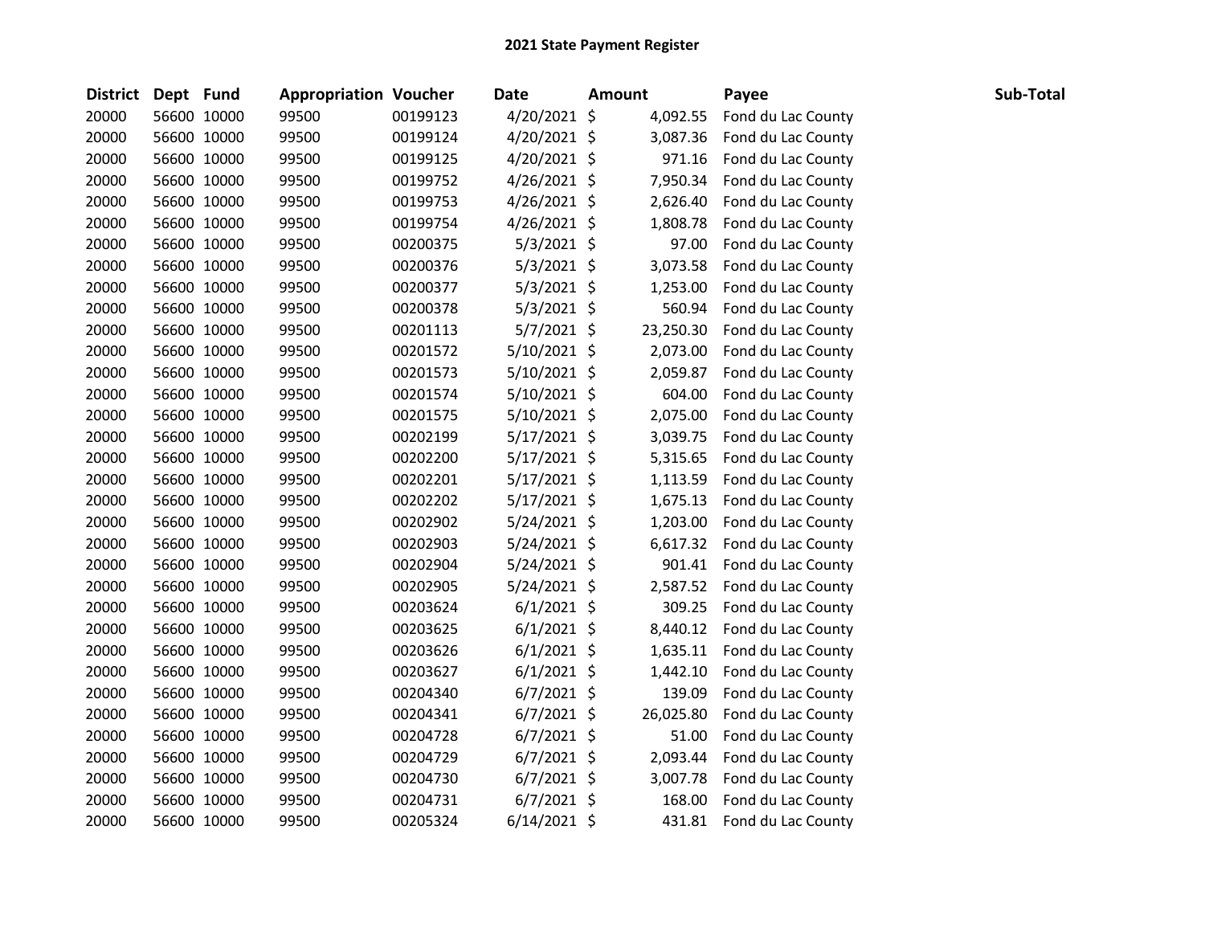# 2021 State Payment Register

| District | Dept | Fund | Appropriation | Voucher | Date | Amount | Payee | Sub-Total |
|---|---|---|---|---|---|---|---|---|
| 20000 | 56600 | 10000 | 99500 | 00199123 | 4/20/2021 | $ 4,092.55 | Fond du Lac County | |
| 20000 | 56600 | 10000 | 99500 | 00199124 | 4/20/2021 | $ 3,087.36 | Fond du Lac County | |
| 20000 | 56600 | 10000 | 99500 | 00199125 | 4/20/2021 | $ 971.16 | Fond du Lac County | |
| 20000 | 56600 | 10000 | 99500 | 00199752 | 4/26/2021 | $ 7,950.34 | Fond du Lac County | |
| 20000 | 56600 | 10000 | 99500 | 00199753 | 4/26/2021 | $ 2,626.40 | Fond du Lac County | |
| 20000 | 56600 | 10000 | 99500 | 00199754 | 4/26/2021 | $ 1,808.78 | Fond du Lac County | |
| 20000 | 56600 | 10000 | 99500 | 00200375 | 5/3/2021 | $ 97.00 | Fond du Lac County | |
| 20000 | 56600 | 10000 | 99500 | 00200376 | 5/3/2021 | $ 3,073.58 | Fond du Lac County | |
| 20000 | 56600 | 10000 | 99500 | 00200377 | 5/3/2021 | $ 1,253.00 | Fond du Lac County | |
| 20000 | 56600 | 10000 | 99500 | 00200378 | 5/3/2021 | $ 560.94 | Fond du Lac County | |
| 20000 | 56600 | 10000 | 99500 | 00201113 | 5/7/2021 | $ 23,250.30 | Fond du Lac County | |
| 20000 | 56600 | 10000 | 99500 | 00201572 | 5/10/2021 | $ 2,073.00 | Fond du Lac County | |
| 20000 | 56600 | 10000 | 99500 | 00201573 | 5/10/2021 | $ 2,059.87 | Fond du Lac County | |
| 20000 | 56600 | 10000 | 99500 | 00201574 | 5/10/2021 | $ 604.00 | Fond du Lac County | |
| 20000 | 56600 | 10000 | 99500 | 00201575 | 5/10/2021 | $ 2,075.00 | Fond du Lac County | |
| 20000 | 56600 | 10000 | 99500 | 00202199 | 5/17/2021 | $ 3,039.75 | Fond du Lac County | |
| 20000 | 56600 | 10000 | 99500 | 00202200 | 5/17/2021 | $ 5,315.65 | Fond du Lac County | |
| 20000 | 56600 | 10000 | 99500 | 00202201 | 5/17/2021 | $ 1,113.59 | Fond du Lac County | |
| 20000 | 56600 | 10000 | 99500 | 00202202 | 5/17/2021 | $ 1,675.13 | Fond du Lac County | |
| 20000 | 56600 | 10000 | 99500 | 00202902 | 5/24/2021 | $ 1,203.00 | Fond du Lac County | |
| 20000 | 56600 | 10000 | 99500 | 00202903 | 5/24/2021 | $ 6,617.32 | Fond du Lac County | |
| 20000 | 56600 | 10000 | 99500 | 00202904 | 5/24/2021 | $ 901.41 | Fond du Lac County | |
| 20000 | 56600 | 10000 | 99500 | 00202905 | 5/24/2021 | $ 2,587.52 | Fond du Lac County | |
| 20000 | 56600 | 10000 | 99500 | 00203624 | 6/1/2021 | $ 309.25 | Fond du Lac County | |
| 20000 | 56600 | 10000 | 99500 | 00203625 | 6/1/2021 | $ 8,440.12 | Fond du Lac County | |
| 20000 | 56600 | 10000 | 99500 | 00203626 | 6/1/2021 | $ 1,635.11 | Fond du Lac County | |
| 20000 | 56600 | 10000 | 99500 | 00203627 | 6/1/2021 | $ 1,442.10 | Fond du Lac County | |
| 20000 | 56600 | 10000 | 99500 | 00204340 | 6/7/2021 | $ 139.09 | Fond du Lac County | |
| 20000 | 56600 | 10000 | 99500 | 00204341 | 6/7/2021 | $ 26,025.80 | Fond du Lac County | |
| 20000 | 56600 | 10000 | 99500 | 00204728 | 6/7/2021 | $ 51.00 | Fond du Lac County | |
| 20000 | 56600 | 10000 | 99500 | 00204729 | 6/7/2021 | $ 2,093.44 | Fond du Lac County | |
| 20000 | 56600 | 10000 | 99500 | 00204730 | 6/7/2021 | $ 3,007.78 | Fond du Lac County | |
| 20000 | 56600 | 10000 | 99500 | 00204731 | 6/7/2021 | $ 168.00 | Fond du Lac County | |
| 20000 | 56600 | 10000 | 99500 | 00205324 | 6/14/2021 | $ 431.81 | Fond du Lac County | |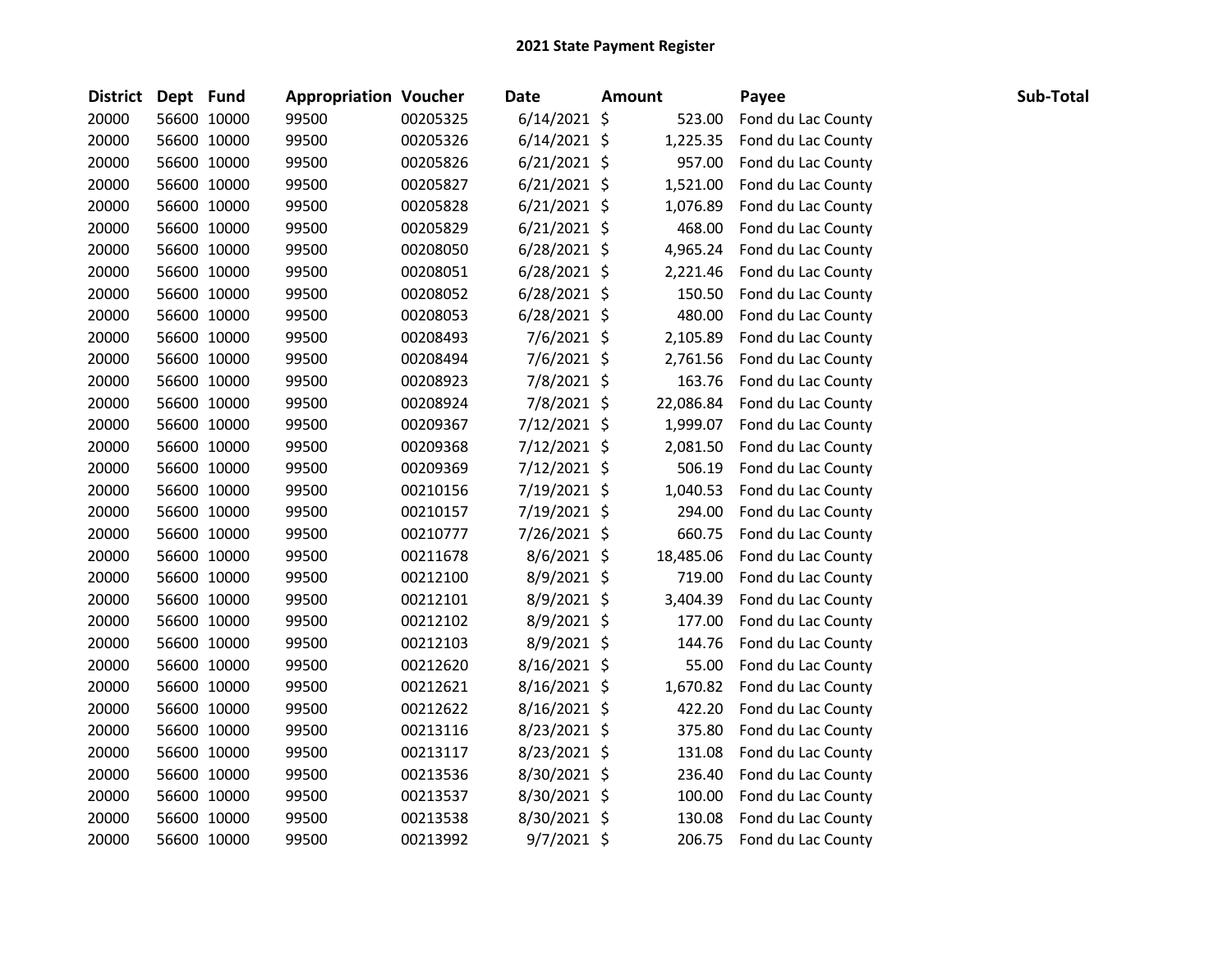## 2021 State Payment Register

| District | Dept | Fund | Appropriation | Voucher | Date | Amount | Payee | Sub-Total |
|---|---|---|---|---|---|---|---|---|
| 20000 | 56600 | 10000 | 99500 | 00205325 | 6/14/2021 | $ 523.00 | Fond du Lac County | |
| 20000 | 56600 | 10000 | 99500 | 00205326 | 6/14/2021 | $ 1,225.35 | Fond du Lac County | |
| 20000 | 56600 | 10000 | 99500 | 00205826 | 6/21/2021 | $ 957.00 | Fond du Lac County | |
| 20000 | 56600 | 10000 | 99500 | 00205827 | 6/21/2021 | $ 1,521.00 | Fond du Lac County | |
| 20000 | 56600 | 10000 | 99500 | 00205828 | 6/21/2021 | $ 1,076.89 | Fond du Lac County | |
| 20000 | 56600 | 10000 | 99500 | 00205829 | 6/21/2021 | $ 468.00 | Fond du Lac County | |
| 20000 | 56600 | 10000 | 99500 | 00208050 | 6/28/2021 | $ 4,965.24 | Fond du Lac County | |
| 20000 | 56600 | 10000 | 99500 | 00208051 | 6/28/2021 | $ 2,221.46 | Fond du Lac County | |
| 20000 | 56600 | 10000 | 99500 | 00208052 | 6/28/2021 | $ 150.50 | Fond du Lac County | |
| 20000 | 56600 | 10000 | 99500 | 00208053 | 6/28/2021 | $ 480.00 | Fond du Lac County | |
| 20000 | 56600 | 10000 | 99500 | 00208493 | 7/6/2021 | $ 2,105.89 | Fond du Lac County | |
| 20000 | 56600 | 10000 | 99500 | 00208494 | 7/6/2021 | $ 2,761.56 | Fond du Lac County | |
| 20000 | 56600 | 10000 | 99500 | 00208923 | 7/8/2021 | $ 163.76 | Fond du Lac County | |
| 20000 | 56600 | 10000 | 99500 | 00208924 | 7/8/2021 | $ 22,086.84 | Fond du Lac County | |
| 20000 | 56600 | 10000 | 99500 | 00209367 | 7/12/2021 | $ 1,999.07 | Fond du Lac County | |
| 20000 | 56600 | 10000 | 99500 | 00209368 | 7/12/2021 | $ 2,081.50 | Fond du Lac County | |
| 20000 | 56600 | 10000 | 99500 | 00209369 | 7/12/2021 | $ 506.19 | Fond du Lac County | |
| 20000 | 56600 | 10000 | 99500 | 00210156 | 7/19/2021 | $ 1,040.53 | Fond du Lac County | |
| 20000 | 56600 | 10000 | 99500 | 00210157 | 7/19/2021 | $ 294.00 | Fond du Lac County | |
| 20000 | 56600 | 10000 | 99500 | 00210777 | 7/26/2021 | $ 660.75 | Fond du Lac County | |
| 20000 | 56600 | 10000 | 99500 | 00211678 | 8/6/2021 | $ 18,485.06 | Fond du Lac County | |
| 20000 | 56600 | 10000 | 99500 | 00212100 | 8/9/2021 | $ 719.00 | Fond du Lac County | |
| 20000 | 56600 | 10000 | 99500 | 00212101 | 8/9/2021 | $ 3,404.39 | Fond du Lac County | |
| 20000 | 56600 | 10000 | 99500 | 00212102 | 8/9/2021 | $ 177.00 | Fond du Lac County | |
| 20000 | 56600 | 10000 | 99500 | 00212103 | 8/9/2021 | $ 144.76 | Fond du Lac County | |
| 20000 | 56600 | 10000 | 99500 | 00212620 | 8/16/2021 | $ 55.00 | Fond du Lac County | |
| 20000 | 56600 | 10000 | 99500 | 00212621 | 8/16/2021 | $ 1,670.82 | Fond du Lac County | |
| 20000 | 56600 | 10000 | 99500 | 00212622 | 8/16/2021 | $ 422.20 | Fond du Lac County | |
| 20000 | 56600 | 10000 | 99500 | 00213116 | 8/23/2021 | $ 375.80 | Fond du Lac County | |
| 20000 | 56600 | 10000 | 99500 | 00213117 | 8/23/2021 | $ 131.08 | Fond du Lac County | |
| 20000 | 56600 | 10000 | 99500 | 00213536 | 8/30/2021 | $ 236.40 | Fond du Lac County | |
| 20000 | 56600 | 10000 | 99500 | 00213537 | 8/30/2021 | $ 100.00 | Fond du Lac County | |
| 20000 | 56600 | 10000 | 99500 | 00213538 | 8/30/2021 | $ 130.08 | Fond du Lac County | |
| 20000 | 56600 | 10000 | 99500 | 00213992 | 9/7/2021 | $ 206.75 | Fond du Lac County | |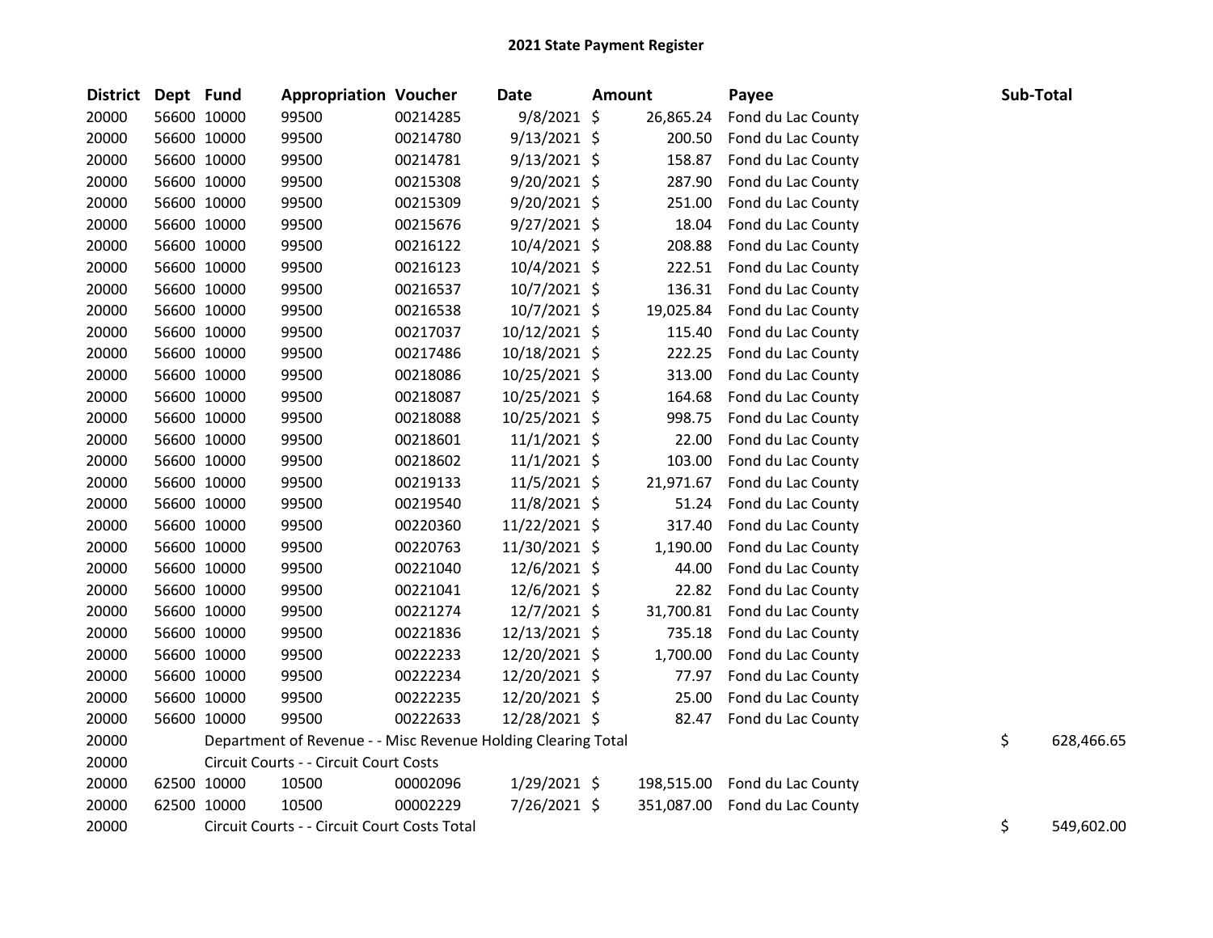# 2021 State Payment Register

| District | Dept | Fund | Appropriation | Voucher | Date | Amount | Payee | Sub-Total |
|---|---|---|---|---|---|---|---|---|
| 20000 | 56600 | 10000 | 99500 | 00214285 | 9/8/2021 | $ 26,865.24 | Fond du Lac County | |
| 20000 | 56600 | 10000 | 99500 | 00214780 | 9/13/2021 | $ 200.50 | Fond du Lac County | |
| 20000 | 56600 | 10000 | 99500 | 00214781 | 9/13/2021 | $ 158.87 | Fond du Lac County | |
| 20000 | 56600 | 10000 | 99500 | 00215308 | 9/20/2021 | $ 287.90 | Fond du Lac County | |
| 20000 | 56600 | 10000 | 99500 | 00215309 | 9/20/2021 | $ 251.00 | Fond du Lac County | |
| 20000 | 56600 | 10000 | 99500 | 00215676 | 9/27/2021 | $ 18.04 | Fond du Lac County | |
| 20000 | 56600 | 10000 | 99500 | 00216122 | 10/4/2021 | $ 208.88 | Fond du Lac County | |
| 20000 | 56600 | 10000 | 99500 | 00216123 | 10/4/2021 | $ 222.51 | Fond du Lac County | |
| 20000 | 56600 | 10000 | 99500 | 00216537 | 10/7/2021 | $ 136.31 | Fond du Lac County | |
| 20000 | 56600 | 10000 | 99500 | 00216538 | 10/7/2021 | $ 19,025.84 | Fond du Lac County | |
| 20000 | 56600 | 10000 | 99500 | 00217037 | 10/12/2021 | $ 115.40 | Fond du Lac County | |
| 20000 | 56600 | 10000 | 99500 | 00217486 | 10/18/2021 | $ 222.25 | Fond du Lac County | |
| 20000 | 56600 | 10000 | 99500 | 00218086 | 10/25/2021 | $ 313.00 | Fond du Lac County | |
| 20000 | 56600 | 10000 | 99500 | 00218087 | 10/25/2021 | $ 164.68 | Fond du Lac County | |
| 20000 | 56600 | 10000 | 99500 | 00218088 | 10/25/2021 | $ 998.75 | Fond du Lac County | |
| 20000 | 56600 | 10000 | 99500 | 00218601 | 11/1/2021 | $ 22.00 | Fond du Lac County | |
| 20000 | 56600 | 10000 | 99500 | 00218602 | 11/1/2021 | $ 103.00 | Fond du Lac County | |
| 20000 | 56600 | 10000 | 99500 | 00219133 | 11/5/2021 | $ 21,971.67 | Fond du Lac County | |
| 20000 | 56600 | 10000 | 99500 | 00219540 | 11/8/2021 | $ 51.24 | Fond du Lac County | |
| 20000 | 56600 | 10000 | 99500 | 00220360 | 11/22/2021 | $ 317.40 | Fond du Lac County | |
| 20000 | 56600 | 10000 | 99500 | 00220763 | 11/30/2021 | $ 1,190.00 | Fond du Lac County | |
| 20000 | 56600 | 10000 | 99500 | 00221040 | 12/6/2021 | $ 44.00 | Fond du Lac County | |
| 20000 | 56600 | 10000 | 99500 | 00221041 | 12/6/2021 | $ 22.82 | Fond du Lac County | |
| 20000 | 56600 | 10000 | 99500 | 00221274 | 12/7/2021 | $ 31,700.81 | Fond du Lac County | |
| 20000 | 56600 | 10000 | 99500 | 00221836 | 12/13/2021 | $ 735.18 | Fond du Lac County | |
| 20000 | 56600 | 10000 | 99500 | 00222233 | 12/20/2021 | $ 1,700.00 | Fond du Lac County | |
| 20000 | 56600 | 10000 | 99500 | 00222234 | 12/20/2021 | $ 77.97 | Fond du Lac County | |
| 20000 | 56600 | 10000 | 99500 | 00222235 | 12/20/2021 | $ 25.00 | Fond du Lac County | |
| 20000 | 56600 | 10000 | 99500 | 00222633 | 12/28/2021 | $ 82.47 | Fond du Lac County | |
| 20000 | | Department of Revenue - - Misc Revenue Holding Clearing Total | | | | | | $ 628,466.65 |
| 20000 | | Circuit Courts - - Circuit Court Costs | | | | | | |
| 20000 | 62500 | 10000 | 10500 | 00002096 | 1/29/2021 | $ 198,515.00 | Fond du Lac County | |
| 20000 | 62500 | 10000 | 10500 | 00002229 | 7/26/2021 | $ 351,087.00 | Fond du Lac County | |
| 20000 | | Circuit Courts - - Circuit Court Costs Total | | | | | | $ 549,602.00 |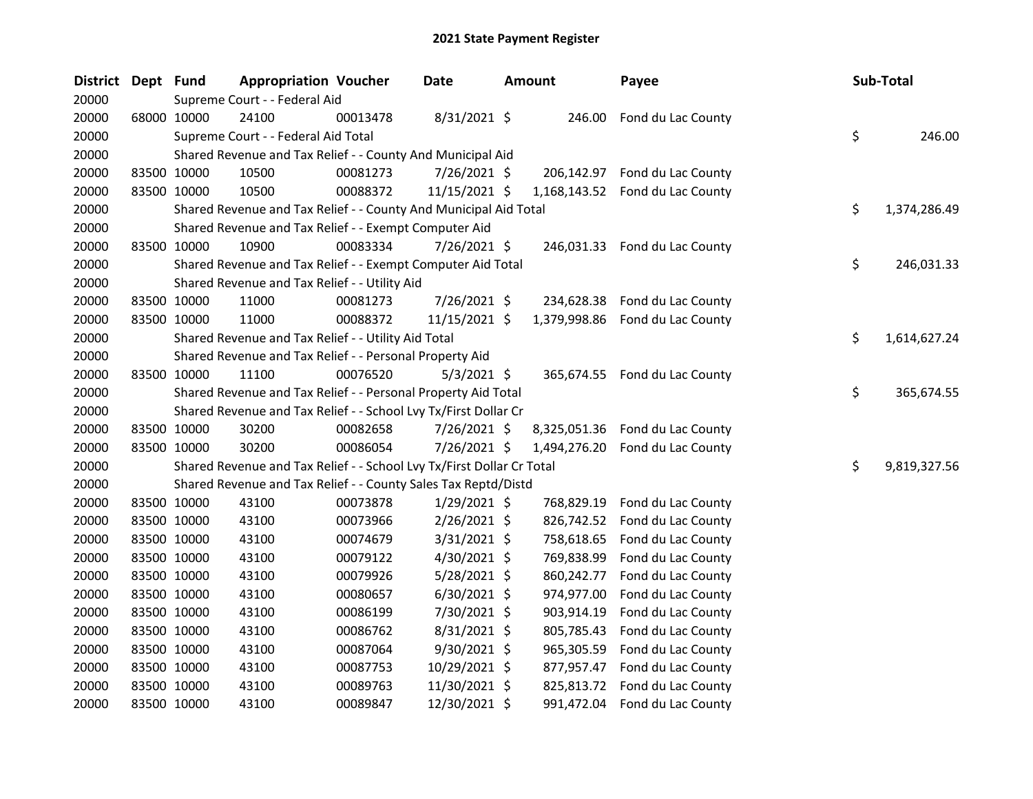# 2021 State Payment Register

| District | Dept | Fund | Appropriation | Voucher | Date | Amount | Payee | Sub-Total |
|---|---|---|---|---|---|---|---|---|
| 20000 | | Supreme Court - - Federal Aid | | | | | | |
| 20000 | 68000 | 10000 | 24100 | 00013478 | 8/31/2021 | $ 246.00 | Fond du Lac County | |
| 20000 | | Supreme Court - - Federal Aid Total | | | | | | $ 246.00 |
| 20000 | | Shared Revenue and Tax Relief - - County And Municipal Aid | | | | | | |
| 20000 | 83500 | 10000 | 10500 | 00081273 | 7/26/2021 | $ 206,142.97 | Fond du Lac County | |
| 20000 | 83500 | 10000 | 10500 | 00088372 | 11/15/2021 | $ 1,168,143.52 | Fond du Lac County | |
| 20000 | | Shared Revenue and Tax Relief - - County And Municipal Aid Total | | | | | | $ 1,374,286.49 |
| 20000 | | Shared Revenue and Tax Relief - - Exempt Computer Aid | | | | | | |
| 20000 | 83500 | 10000 | 10900 | 00083334 | 7/26/2021 | $ 246,031.33 | Fond du Lac County | |
| 20000 | | Shared Revenue and Tax Relief - - Exempt Computer Aid Total | | | | | | $ 246,031.33 |
| 20000 | | Shared Revenue and Tax Relief - - Utility Aid | | | | | | |
| 20000 | 83500 | 10000 | 11000 | 00081273 | 7/26/2021 | $ 234,628.38 | Fond du Lac County | |
| 20000 | 83500 | 10000 | 11000 | 00088372 | 11/15/2021 | $ 1,379,998.86 | Fond du Lac County | |
| 20000 | | Shared Revenue and Tax Relief - - Utility Aid Total | | | | | | $ 1,614,627.24 |
| 20000 | | Shared Revenue and Tax Relief - - Personal Property Aid | | | | | | |
| 20000 | 83500 | 10000 | 11100 | 00076520 | 5/3/2021 | $ 365,674.55 | Fond du Lac County | |
| 20000 | | Shared Revenue and Tax Relief - - Personal Property Aid Total | | | | | | $ 365,674.55 |
| 20000 | | Shared Revenue and Tax Relief - - School Lvy Tx/First Dollar Cr | | | | | | |
| 20000 | 83500 | 10000 | 30200 | 00082658 | 7/26/2021 | $ 8,325,051.36 | Fond du Lac County | |
| 20000 | 83500 | 10000 | 30200 | 00086054 | 7/26/2021 | $ 1,494,276.20 | Fond du Lac County | |
| 20000 | | Shared Revenue and Tax Relief - - School Lvy Tx/First Dollar Cr Total | | | | | | $ 9,819,327.56 |
| 20000 | | Shared Revenue and Tax Relief - - County Sales Tax Reptd/Distd | | | | | | |
| 20000 | 83500 | 10000 | 43100 | 00073878 | 1/29/2021 | $ 768,829.19 | Fond du Lac County | |
| 20000 | 83500 | 10000 | 43100 | 00073966 | 2/26/2021 | $ 826,742.52 | Fond du Lac County | |
| 20000 | 83500 | 10000 | 43100 | 00074679 | 3/31/2021 | $ 758,618.65 | Fond du Lac County | |
| 20000 | 83500 | 10000 | 43100 | 00079122 | 4/30/2021 | $ 769,838.99 | Fond du Lac County | |
| 20000 | 83500 | 10000 | 43100 | 00079926 | 5/28/2021 | $ 860,242.77 | Fond du Lac County | |
| 20000 | 83500 | 10000 | 43100 | 00080657 | 6/30/2021 | $ 974,977.00 | Fond du Lac County | |
| 20000 | 83500 | 10000 | 43100 | 00086199 | 7/30/2021 | $ 903,914.19 | Fond du Lac County | |
| 20000 | 83500 | 10000 | 43100 | 00086762 | 8/31/2021 | $ 805,785.43 | Fond du Lac County | |
| 20000 | 83500 | 10000 | 43100 | 00087064 | 9/30/2021 | $ 965,305.59 | Fond du Lac County | |
| 20000 | 83500 | 10000 | 43100 | 00087753 | 10/29/2021 | $ 877,957.47 | Fond du Lac County | |
| 20000 | 83500 | 10000 | 43100 | 00089763 | 11/30/2021 | $ 825,813.72 | Fond du Lac County | |
| 20000 | 83500 | 10000 | 43100 | 00089847 | 12/30/2021 | $ 991,472.04 | Fond du Lac County | |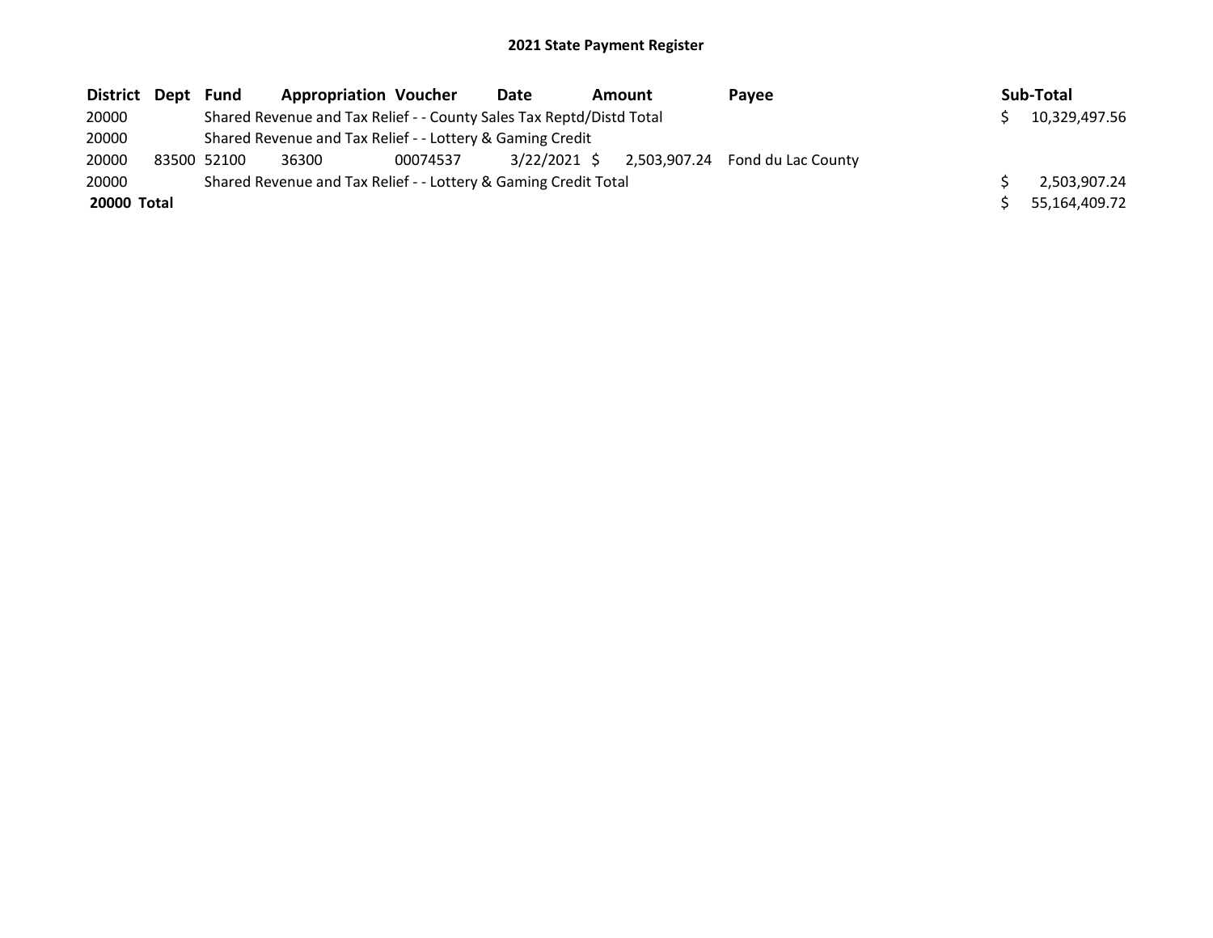## 2021 State Payment Register

| District | Dept | Fund | Appropriation | Voucher | Date | Amount | Payee | Sub-Total |
|---|---|---|---|---|---|---|---|---|
| 20000 | | Shared Revenue and Tax Relief - - County Sales Tax Reptd/Distd Total | | | | | | $ 10,329,497.56 |
| 20000 | | Shared Revenue and Tax Relief - - Lottery & Gaming Credit | | | | | | |
| 20000 | 83500 | 52100 | 36300 | 00074537 | 3/22/2021 | $ 2,503,907.24 | Fond du Lac County | |
| 20000 | | Shared Revenue and Tax Relief - - Lottery & Gaming Credit Total | | | | | | $ 2,503,907.24 |
| **20000 Total** | | | | | | | | $ 55,164,409.72 |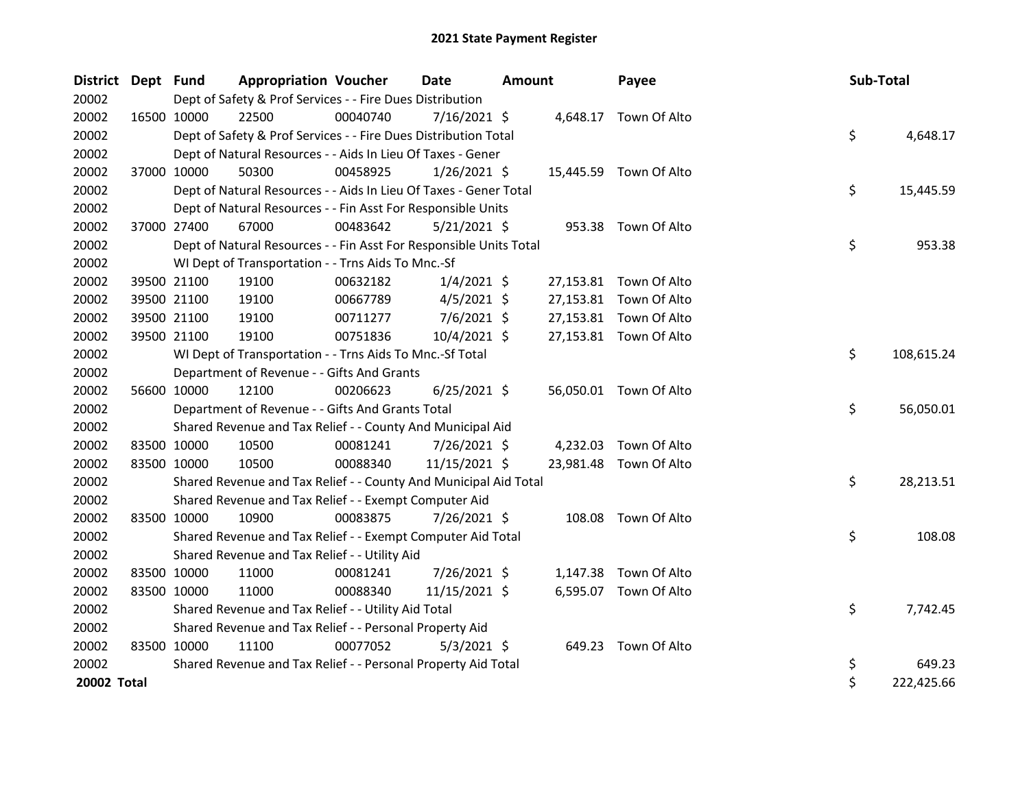# 2021 State Payment Register

| District | Dept | Fund | Appropriation | Voucher | Date | Amount | Payee | Sub-Total |
|---|---|---|---|---|---|---|---|---|
| 20002 | | Dept of Safety & Prof Services - - Fire Dues Distribution | | | | | | |
| 20002 | 16500 | 10000 | 22500 | 00040740 | 7/16/2021 | $ 4,648.17 | Town Of Alto | |
| 20002 | | Dept of Safety & Prof Services - - Fire Dues Distribution Total | | | | | | $ 4,648.17 |
| 20002 | | Dept of Natural Resources - - Aids In Lieu Of Taxes - Gener | | | | | | |
| 20002 | 37000 | 10000 | 50300 | 00458925 | 1/26/2021 | $ 15,445.59 | Town Of Alto | |
| 20002 | | Dept of Natural Resources - - Aids In Lieu Of Taxes - Gener Total | | | | | | $ 15,445.59 |
| 20002 | | Dept of Natural Resources - - Fin Asst For Responsible Units | | | | | | |
| 20002 | 37000 | 27400 | 67000 | 00483642 | 5/21/2021 | $ 953.38 | Town Of Alto | |
| 20002 | | Dept of Natural Resources - - Fin Asst For Responsible Units Total | | | | | | $ 953.38 |
| 20002 | | WI Dept of Transportation - - Trns Aids To Mnc.-Sf | | | | | | |
| 20002 | 39500 | 21100 | 19100 | 00632182 | 1/4/2021 | $ 27,153.81 | Town Of Alto | |
| 20002 | 39500 | 21100 | 19100 | 00667789 | 4/5/2021 | $ 27,153.81 | Town Of Alto | |
| 20002 | 39500 | 21100 | 19100 | 00711277 | 7/6/2021 | $ 27,153.81 | Town Of Alto | |
| 20002 | 39500 | 21100 | 19100 | 00751836 | 10/4/2021 | $ 27,153.81 | Town Of Alto | |
| 20002 | | WI Dept of Transportation - - Trns Aids To Mnc.-Sf Total | | | | | | $ 108,615.24 |
| 20002 | | Department of Revenue - - Gifts And Grants | | | | | | |
| 20002 | 56600 | 10000 | 12100 | 00206623 | 6/25/2021 | $ 56,050.01 | Town Of Alto | |
| 20002 | | Department of Revenue - - Gifts And Grants Total | | | | | | $ 56,050.01 |
| 20002 | | Shared Revenue and Tax Relief - - County And Municipal Aid | | | | | | |
| 20002 | 83500 | 10000 | 10500 | 00081241 | 7/26/2021 | $ 4,232.03 | Town Of Alto | |
| 20002 | 83500 | 10000 | 10500 | 00088340 | 11/15/2021 | $ 23,981.48 | Town Of Alto | |
| 20002 | | Shared Revenue and Tax Relief - - County And Municipal Aid Total | | | | | | $ 28,213.51 |
| 20002 | | Shared Revenue and Tax Relief - - Exempt Computer Aid | | | | | | |
| 20002 | 83500 | 10000 | 10900 | 00083875 | 7/26/2021 | $ 108.08 | Town Of Alto | |
| 20002 | | Shared Revenue and Tax Relief - - Exempt Computer Aid Total | | | | | | $ 108.08 |
| 20002 | | Shared Revenue and Tax Relief - - Utility Aid | | | | | | |
| 20002 | 83500 | 10000 | 11000 | 00081241 | 7/26/2021 | $ 1,147.38 | Town Of Alto | |
| 20002 | 83500 | 10000 | 11000 | 00088340 | 11/15/2021 | $ 6,595.07 | Town Of Alto | |
| 20002 | | Shared Revenue and Tax Relief - - Utility Aid Total | | | | | | $ 7,742.45 |
| 20002 | | Shared Revenue and Tax Relief - - Personal Property Aid | | | | | | |
| 20002 | 83500 | 10000 | 11100 | 00077052 | 5/3/2021 | $ 649.23 | Town Of Alto | |
| 20002 | | Shared Revenue and Tax Relief - - Personal Property Aid Total | | | | | | $ 649.23 |
| **20002 Total** | | | | | | | | $ 222,425.66 |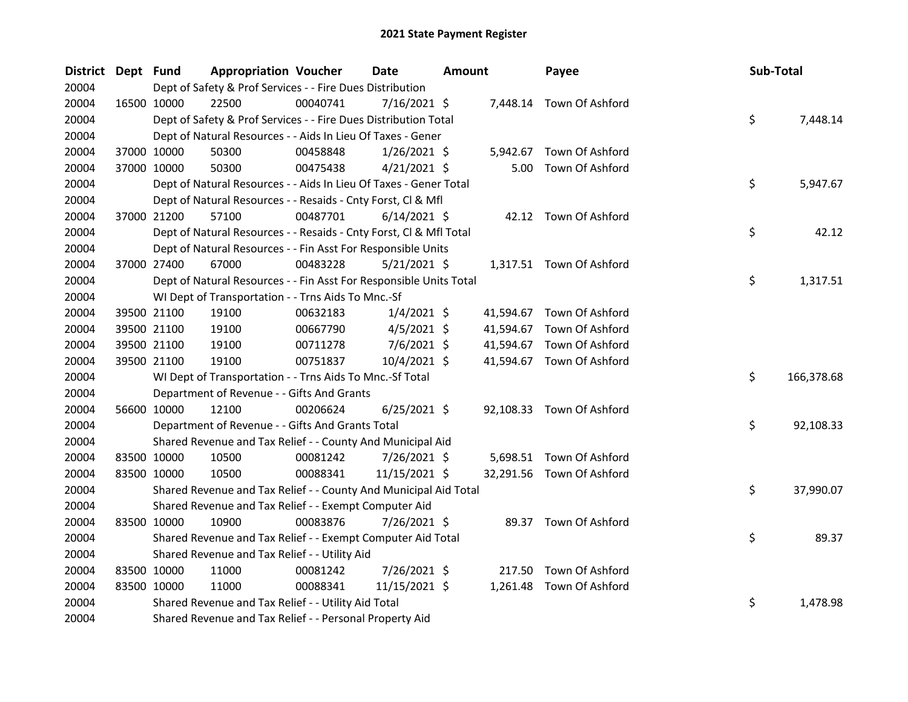# 2021 State Payment Register

| District | Dept | Fund | Appropriation | Voucher | Date | Amount | Payee | Sub-Total |
|---|---|---|---|---|---|---|---|---|
| 20004 | | Dept of Safety & Prof Services - - Fire Dues Distribution | | | | | | |
| 20004 | 16500 | 10000 | 22500 | 00040741 | 7/16/2021 | $ 7,448.14 | Town Of Ashford | |
| 20004 | | Dept of Safety & Prof Services - - Fire Dues Distribution Total | | | | | | $ 7,448.14 |
| 20004 | | Dept of Natural Resources - - Aids In Lieu Of Taxes - Gener | | | | | | |
| 20004 | 37000 | 10000 | 50300 | 00458848 | 1/26/2021 | $ 5,942.67 | Town Of Ashford | |
| 20004 | 37000 | 10000 | 50300 | 00475438 | 4/21/2021 | $ 5.00 | Town Of Ashford | |
| 20004 | | Dept of Natural Resources - - Aids In Lieu Of Taxes - Gener Total | | | | | | $ 5,947.67 |
| 20004 | | Dept of Natural Resources - - Resaids - Cnty Forst, Cl & Mfl | | | | | | |
| 20004 | 37000 | 21200 | 57100 | 00487701 | 6/14/2021 | $ 42.12 | Town Of Ashford | |
| 20004 | | Dept of Natural Resources - - Resaids - Cnty Forst, Cl & Mfl Total | | | | | | $ 42.12 |
| 20004 | | Dept of Natural Resources - - Fin Asst For Responsible Units | | | | | | |
| 20004 | 37000 | 27400 | 67000 | 00483228 | 5/21/2021 | $ 1,317.51 | Town Of Ashford | |
| 20004 | | Dept of Natural Resources - - Fin Asst For Responsible Units Total | | | | | | $ 1,317.51 |
| 20004 | | WI Dept of Transportation - - Trns Aids To Mnc.-Sf | | | | | | |
| 20004 | 39500 | 21100 | 19100 | 00632183 | 1/4/2021 | $ 41,594.67 | Town Of Ashford | |
| 20004 | 39500 | 21100 | 19100 | 00667790 | 4/5/2021 | $ 41,594.67 | Town Of Ashford | |
| 20004 | 39500 | 21100 | 19100 | 00711278 | 7/6/2021 | $ 41,594.67 | Town Of Ashford | |
| 20004 | 39500 | 21100 | 19100 | 00751837 | 10/4/2021 | $ 41,594.67 | Town Of Ashford | |
| 20004 | | WI Dept of Transportation - - Trns Aids To Mnc.-Sf Total | | | | | | $ 166,378.68 |
| 20004 | | Department of Revenue - - Gifts And Grants | | | | | | |
| 20004 | 56600 | 10000 | 12100 | 00206624 | 6/25/2021 | $ 92,108.33 | Town Of Ashford | |
| 20004 | | Department of Revenue - - Gifts And Grants Total | | | | | | $ 92,108.33 |
| 20004 | | Shared Revenue and Tax Relief - - County And Municipal Aid | | | | | | |
| 20004 | 83500 | 10000 | 10500 | 00081242 | 7/26/2021 | $ 5,698.51 | Town Of Ashford | |
| 20004 | 83500 | 10000 | 10500 | 00088341 | 11/15/2021 | $ 32,291.56 | Town Of Ashford | |
| 20004 | | Shared Revenue and Tax Relief - - County And Municipal Aid Total | | | | | | $ 37,990.07 |
| 20004 | | Shared Revenue and Tax Relief - - Exempt Computer Aid | | | | | | |
| 20004 | 83500 | 10000 | 10900 | 00083876 | 7/26/2021 | $ 89.37 | Town Of Ashford | |
| 20004 | | Shared Revenue and Tax Relief - - Exempt Computer Aid Total | | | | | | $ 89.37 |
| 20004 | | Shared Revenue and Tax Relief - - Utility Aid | | | | | | |
| 20004 | 83500 | 10000 | 11000 | 00081242 | 7/26/2021 | $ 217.50 | Town Of Ashford | |
| 20004 | 83500 | 10000 | 11000 | 00088341 | 11/15/2021 | $ 1,261.48 | Town Of Ashford | |
| 20004 | | Shared Revenue and Tax Relief - - Utility Aid Total | | | | | | $ 1,478.98 |
| 20004 | | Shared Revenue and Tax Relief - - Personal Property Aid | | | | | | |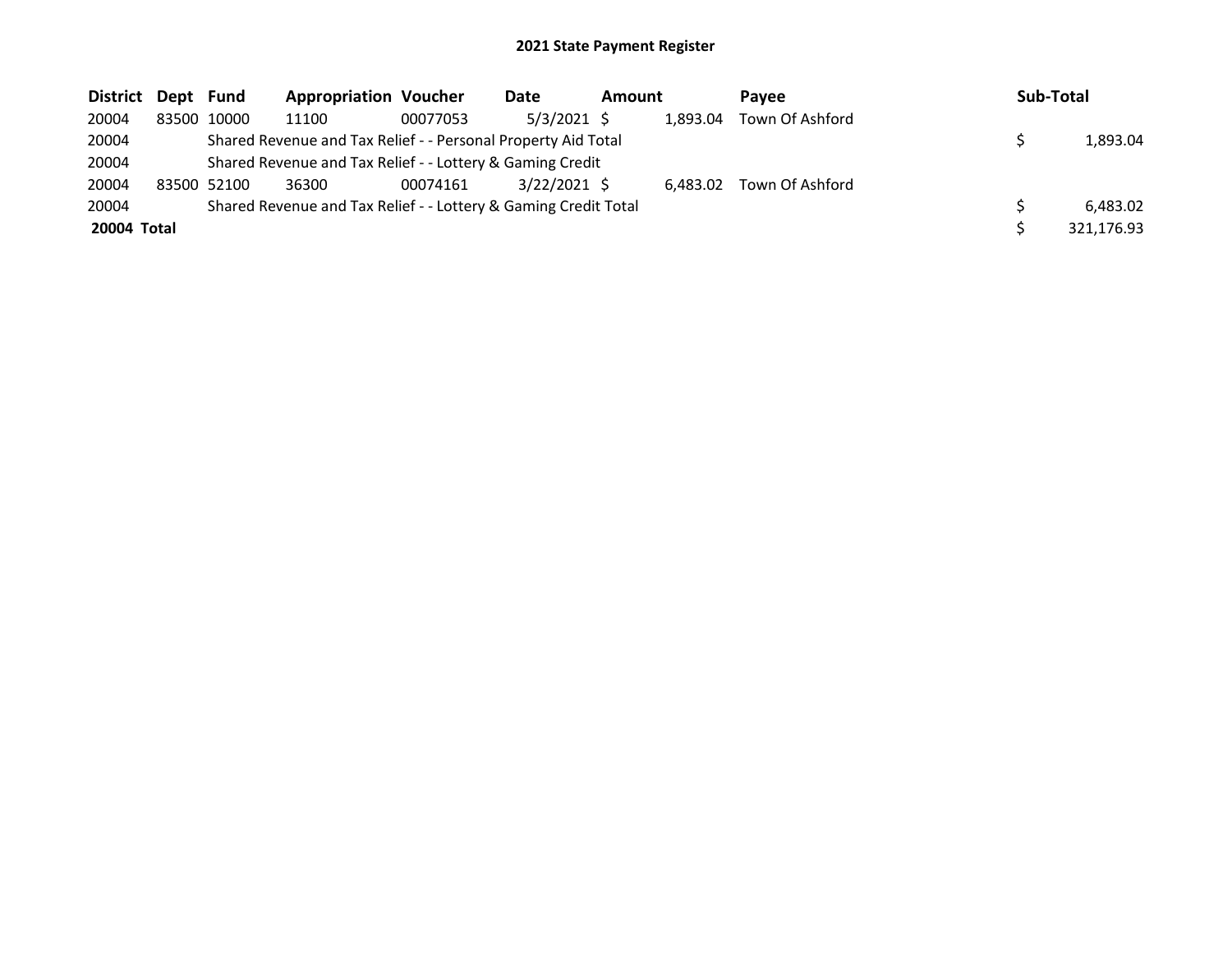# 2021 State Payment Register

| District | Dept | Fund | Appropriation | Voucher | Date | Amount | Payee | Sub-Total |
|---|---|---|---|---|---|---|---|---|
| 20004 | 83500 | 10000 | 11100 | 00077053 | 5/3/2021 | $ 1,893.04 | Town Of Ashford | |
| 20004 | | Shared Revenue and Tax Relief - - Personal Property Aid Total | | | | | | $ 1,893.04 |
| 20004 | | Shared Revenue and Tax Relief - - Lottery & Gaming Credit | | | | | | |
| 20004 | 83500 | 52100 | 36300 | 00074161 | 3/22/2021 | $ 6,483.02 | Town Of Ashford | |
| 20004 | | Shared Revenue and Tax Relief - - Lottery & Gaming Credit Total | | | | | | $ 6,483.02 |
| **20004 Total** | | | | | | | | $ 321,176.93 |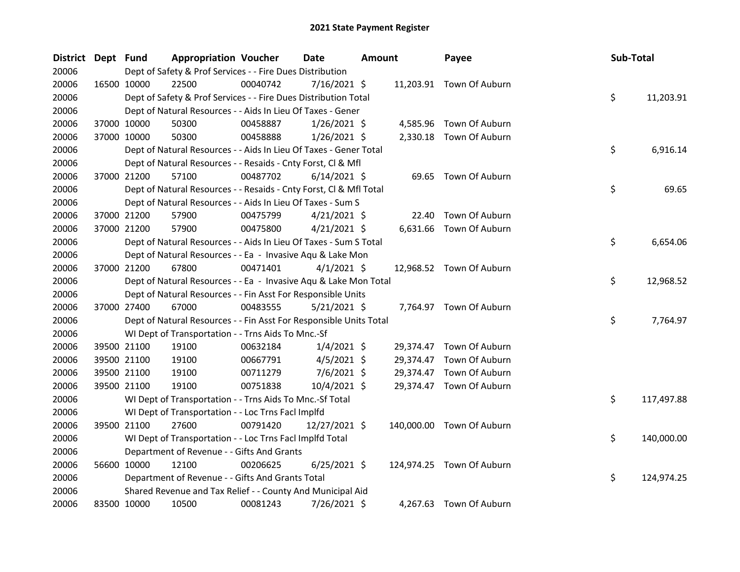# 2021 State Payment Register

| District | Dept | Fund | Appropriation | Voucher | Date | Amount | Payee | Sub-Total |
|---|---|---|---|---|---|---|---|---|
| 20006 | | Dept of Safety & Prof Services - - Fire Dues Distribution | | | | | | |
| 20006 | 16500 | 10000 | 22500 | 00040742 | 7/16/2021 | $ 11,203.91 | Town Of Auburn | |
| 20006 | | Dept of Safety & Prof Services - - Fire Dues Distribution Total | | | | | | $ 11,203.91 |
| 20006 | | Dept of Natural Resources - - Aids In Lieu Of Taxes - Gener | | | | | | |
| 20006 | 37000 | 10000 | 50300 | 00458887 | 1/26/2021 | $ 4,585.96 | Town Of Auburn | |
| 20006 | 37000 | 10000 | 50300 | 00458888 | 1/26/2021 | $ 2,330.18 | Town Of Auburn | |
| 20006 | | Dept of Natural Resources - - Aids In Lieu Of Taxes - Gener Total | | | | | | $ 6,916.14 |
| 20006 | | Dept of Natural Resources - - Resaids - Cnty Forst, Cl & Mfl | | | | | | |
| 20006 | 37000 | 21200 | 57100 | 00487702 | 6/14/2021 | $ 69.65 | Town Of Auburn | |
| 20006 | | Dept of Natural Resources - - Resaids - Cnty Forst, Cl & Mfl Total | | | | | | $ 69.65 |
| 20006 | | Dept of Natural Resources - - Aids In Lieu Of Taxes - Sum S | | | | | | |
| 20006 | 37000 | 21200 | 57900 | 00475799 | 4/21/2021 | $ 22.40 | Town Of Auburn | |
| 20006 | 37000 | 21200 | 57900 | 00475800 | 4/21/2021 | $ 6,631.66 | Town Of Auburn | |
| 20006 | | Dept of Natural Resources - - Aids In Lieu Of Taxes - Sum S Total | | | | | | $ 6,654.06 |
| 20006 | | Dept of Natural Resources - - Ea - Invasive Aqu & Lake Mon | | | | | | |
| 20006 | 37000 | 21200 | 67800 | 00471401 | 4/1/2021 | $ 12,968.52 | Town Of Auburn | |
| 20006 | | Dept of Natural Resources - - Ea - Invasive Aqu & Lake Mon Total | | | | | | $ 12,968.52 |
| 20006 | | Dept of Natural Resources - - Fin Asst For Responsible Units | | | | | | |
| 20006 | 37000 | 27400 | 67000 | 00483555 | 5/21/2021 | $ 7,764.97 | Town Of Auburn | |
| 20006 | | Dept of Natural Resources - - Fin Asst For Responsible Units Total | | | | | | $ 7,764.97 |
| 20006 | | WI Dept of Transportation - - Trns Aids To Mnc.-Sf | | | | | | |
| 20006 | 39500 | 21100 | 19100 | 00632184 | 1/4/2021 | $ 29,374.47 | Town Of Auburn | |
| 20006 | 39500 | 21100 | 19100 | 00667791 | 4/5/2021 | $ 29,374.47 | Town Of Auburn | |
| 20006 | 39500 | 21100 | 19100 | 00711279 | 7/6/2021 | $ 29,374.47 | Town Of Auburn | |
| 20006 | 39500 | 21100 | 19100 | 00751838 | 10/4/2021 | $ 29,374.47 | Town Of Auburn | |
| 20006 | | WI Dept of Transportation - - Trns Aids To Mnc.-Sf Total | | | | | | $ 117,497.88 |
| 20006 | | WI Dept of Transportation - - Loc Trns Facl Implfd | | | | | | |
| 20006 | 39500 | 21100 | 27600 | 00791420 | 12/27/2021 | $ 140,000.00 | Town Of Auburn | |
| 20006 | | WI Dept of Transportation - - Loc Trns Facl Implfd Total | | | | | | $ 140,000.00 |
| 20006 | | Department of Revenue - - Gifts And Grants | | | | | | |
| 20006 | 56600 | 10000 | 12100 | 00206625 | 6/25/2021 | $ 124,974.25 | Town Of Auburn | |
| 20006 | | Department of Revenue - - Gifts And Grants Total | | | | | | $ 124,974.25 |
| 20006 | | Shared Revenue and Tax Relief - - County And Municipal Aid | | | | | | |
| 20006 | 83500 | 10000 | 10500 | 00081243 | 7/26/2021 | $ 4,267.63 | Town Of Auburn | |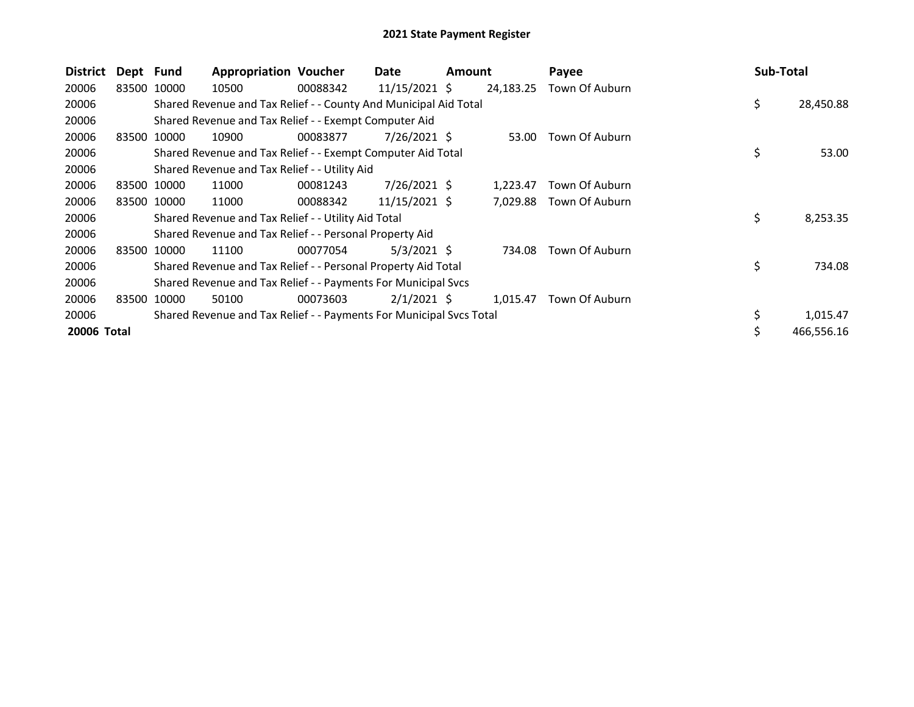# 2021 State Payment Register

| District | Dept | Fund | Appropriation | Voucher | Date | Amount | Payee | Sub-Total |
|---|---|---|---|---|---|---|---|---|
| 20006 | 83500 | 10000 | 10500 | 00088342 | 11/15/2021 | $ 24,183.25 | Town Of Auburn | |
| 20006 | | Shared Revenue and Tax Relief - - County And Municipal Aid Total | | | | | | $ 28,450.88 |
| 20006 | | Shared Revenue and Tax Relief - - Exempt Computer Aid | | | | | | |
| 20006 | 83500 | 10000 | 10900 | 00083877 | 7/26/2021 | $ 53.00 | Town Of Auburn | |
| 20006 | | Shared Revenue and Tax Relief - - Exempt Computer Aid Total | | | | | | $ 53.00 |
| 20006 | | Shared Revenue and Tax Relief - - Utility Aid | | | | | | |
| 20006 | 83500 | 10000 | 11000 | 00081243 | 7/26/2021 | $ 1,223.47 | Town Of Auburn | |
| 20006 | 83500 | 10000 | 11000 | 00088342 | 11/15/2021 | $ 7,029.88 | Town Of Auburn | |
| 20006 | | Shared Revenue and Tax Relief - - Utility Aid Total | | | | | | $ 8,253.35 |
| 20006 | | Shared Revenue and Tax Relief - - Personal Property Aid | | | | | | |
| 20006 | 83500 | 10000 | 11100 | 00077054 | 5/3/2021 | $ 734.08 | Town Of Auburn | |
| 20006 | | Shared Revenue and Tax Relief - - Personal Property Aid Total | | | | | | $ 734.08 |
| 20006 | | Shared Revenue and Tax Relief - - Payments For Municipal Svcs | | | | | | |
| 20006 | 83500 | 10000 | 50100 | 00073603 | 2/1/2021 | $ 1,015.47 | Town Of Auburn | |
| 20006 | | Shared Revenue and Tax Relief - - Payments For Municipal Svcs Total | | | | | | $ 1,015.47 |
| **20006 Total** | | | | | | | | $ 466,556.16 |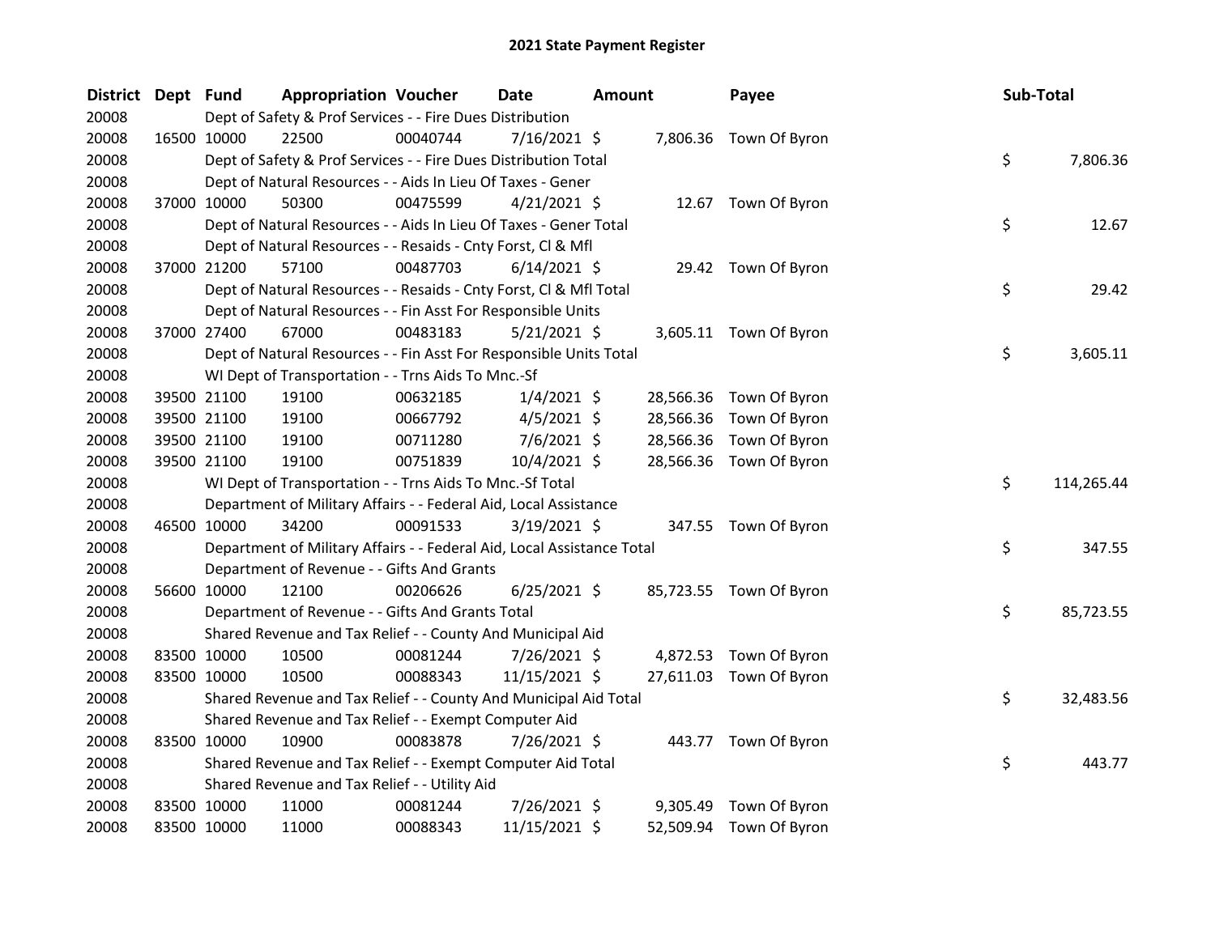# 2021 State Payment Register

| District | Dept | Fund | Appropriation | Voucher | Date | Amount | Payee | Sub-Total |
|---|---|---|---|---|---|---|---|---|
| 20008 | | Dept of Safety & Prof Services - - Fire Dues Distribution | | | | | | |
| 20008 | 16500 | 10000 | 22500 | 00040744 | 7/16/2021 | $ 7,806.36 | Town Of Byron | |
| 20008 | | Dept of Safety & Prof Services - - Fire Dues Distribution Total | | | | | | $ 7,806.36 |
| 20008 | | Dept of Natural Resources - - Aids In Lieu Of Taxes - Gener | | | | | | |
| 20008 | 37000 | 10000 | 50300 | 00475599 | 4/21/2021 | $ 12.67 | Town Of Byron | |
| 20008 | | Dept of Natural Resources - - Aids In Lieu Of Taxes - Gener Total | | | | | | $ 12.67 |
| 20008 | | Dept of Natural Resources - - Resaids - Cnty Forst, Cl & Mfl | | | | | | |
| 20008 | 37000 | 21200 | 57100 | 00487703 | 6/14/2021 | $ 29.42 | Town Of Byron | |
| 20008 | | Dept of Natural Resources - - Resaids - Cnty Forst, Cl & Mfl Total | | | | | | $ 29.42 |
| 20008 | | Dept of Natural Resources - - Fin Asst For Responsible Units | | | | | | |
| 20008 | 37000 | 27400 | 67000 | 00483183 | 5/21/2021 | $ 3,605.11 | Town Of Byron | |
| 20008 | | Dept of Natural Resources - - Fin Asst For Responsible Units Total | | | | | | $ 3,605.11 |
| 20008 | | WI Dept of Transportation - - Trns Aids To Mnc.-Sf | | | | | | |
| 20008 | 39500 | 21100 | 19100 | 00632185 | 1/4/2021 | $ 28,566.36 | Town Of Byron | |
| 20008 | 39500 | 21100 | 19100 | 00667792 | 4/5/2021 | $ 28,566.36 | Town Of Byron | |
| 20008 | 39500 | 21100 | 19100 | 00711280 | 7/6/2021 | $ 28,566.36 | Town Of Byron | |
| 20008 | 39500 | 21100 | 19100 | 00751839 | 10/4/2021 | $ 28,566.36 | Town Of Byron | |
| 20008 | | WI Dept of Transportation - - Trns Aids To Mnc.-Sf Total | | | | | | $ 114,265.44 |
| 20008 | | Department of Military Affairs - - Federal Aid, Local Assistance | | | | | | |
| 20008 | 46500 | 10000 | 34200 | 00091533 | 3/19/2021 | $ 347.55 | Town Of Byron | |
| 20008 | | Department of Military Affairs - - Federal Aid, Local Assistance Total | | | | | | $ 347.55 |
| 20008 | | Department of Revenue - - Gifts And Grants | | | | | | |
| 20008 | 56600 | 10000 | 12100 | 00206626 | 6/25/2021 | $ 85,723.55 | Town Of Byron | |
| 20008 | | Department of Revenue - - Gifts And Grants Total | | | | | | $ 85,723.55 |
| 20008 | | Shared Revenue and Tax Relief - - County And Municipal Aid | | | | | | |
| 20008 | 83500 | 10000 | 10500 | 00081244 | 7/26/2021 | $ 4,872.53 | Town Of Byron | |
| 20008 | 83500 | 10000 | 10500 | 00088343 | 11/15/2021 | $ 27,611.03 | Town Of Byron | |
| 20008 | | Shared Revenue and Tax Relief - - County And Municipal Aid Total | | | | | | $ 32,483.56 |
| 20008 | | Shared Revenue and Tax Relief - - Exempt Computer Aid | | | | | | |
| 20008 | 83500 | 10000 | 10900 | 00083878 | 7/26/2021 | $ 443.77 | Town Of Byron | |
| 20008 | | Shared Revenue and Tax Relief - - Exempt Computer Aid Total | | | | | | $ 443.77 |
| 20008 | | Shared Revenue and Tax Relief - - Utility Aid | | | | | | |
| 20008 | 83500 | 10000 | 11000 | 00081244 | 7/26/2021 | $ 9,305.49 | Town Of Byron | |
| 20008 | 83500 | 10000 | 11000 | 00088343 | 11/15/2021 | $ 52,509.94 | Town Of Byron | |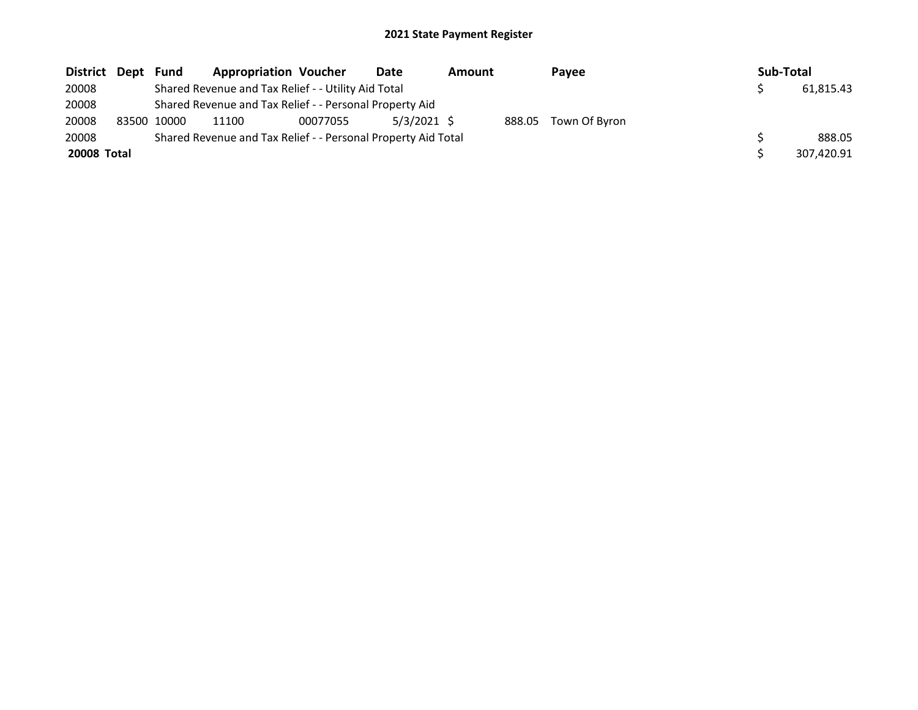## 2021 State Payment Register

| District | Dept | Fund | Appropriation | Voucher | Date | Amount | Payee | Sub-Total |
|---|---|---|---|---|---|---|---|---|
| 20008 | | Shared Revenue and Tax Relief - - Utility Aid Total | | | | | | $ 61,815.43 |
| 20008 | | Shared Revenue and Tax Relief - - Personal Property Aid | | | | | | |
| 20008 | 83500 | 10000 | 11100 | 00077055 | 5/3/2021 | $ 888.05 | Town Of Byron | |
| 20008 | | Shared Revenue and Tax Relief - - Personal Property Aid Total | | | | | | $ 888.05 |
| **20008 Total** | | | | | | | | $ 307,420.91 |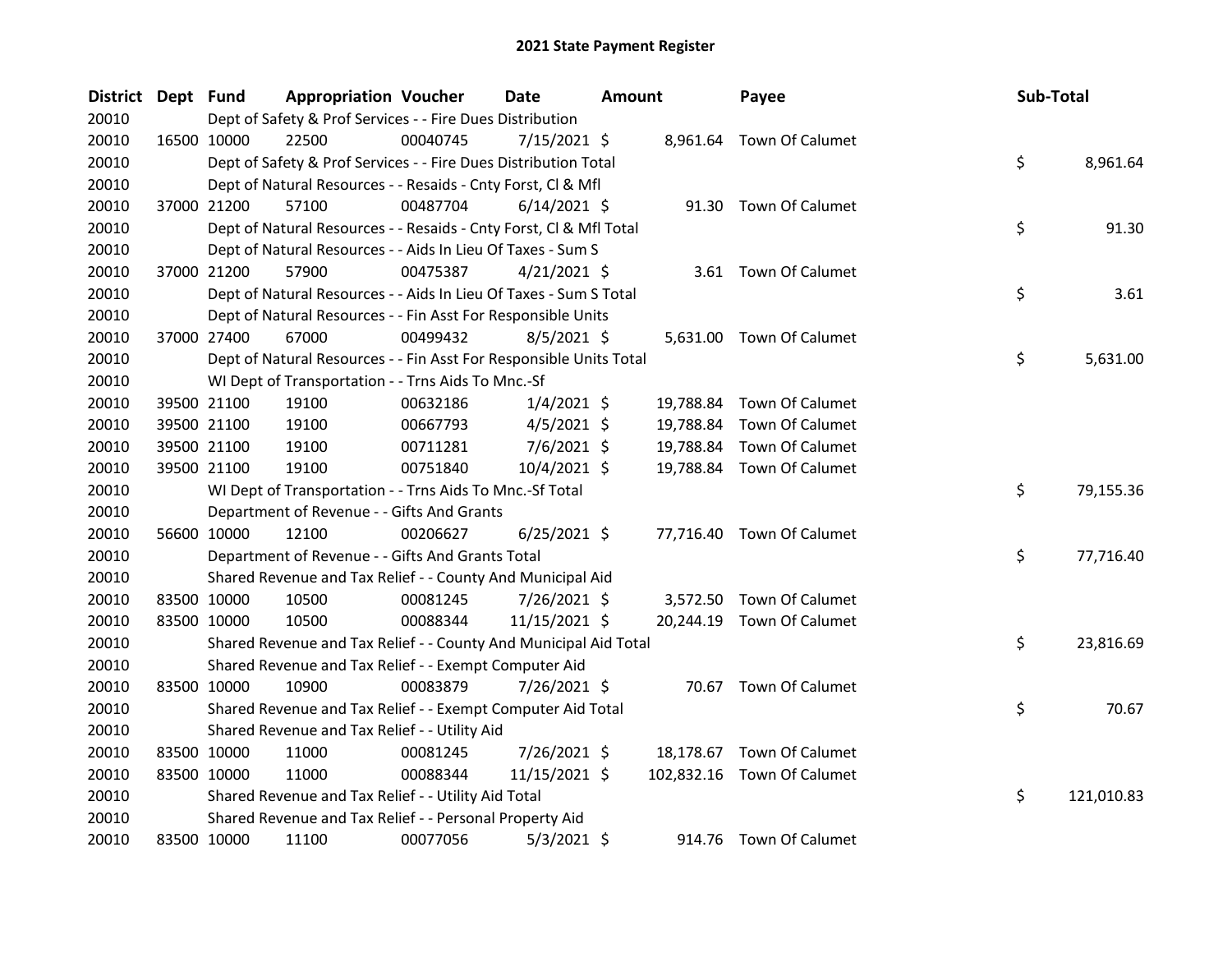# 2021 State Payment Register

| District | Dept | Fund | Appropriation | Voucher | Date | Amount | Payee | Sub-Total |
|---|---|---|---|---|---|---|---|---|
| 20010 | | Dept of Safety & Prof Services - - Fire Dues Distribution | | | | | | |
| 20010 | 16500 | 10000 | 22500 | 00040745 | 7/15/2021 | $ 8,961.64 | Town Of Calumet | |
| 20010 | | Dept of Safety & Prof Services - - Fire Dues Distribution Total | | | | | | $ 8,961.64 |
| 20010 | | Dept of Natural Resources - - Resaids - Cnty Forst, Cl & Mfl | | | | | | |
| 20010 | 37000 | 21200 | 57100 | 00487704 | 6/14/2021 | $ 91.30 | Town Of Calumet | |
| 20010 | | Dept of Natural Resources - - Resaids - Cnty Forst, Cl & Mfl Total | | | | | | $ 91.30 |
| 20010 | | Dept of Natural Resources - - Aids In Lieu Of Taxes - Sum S | | | | | | |
| 20010 | 37000 | 21200 | 57900 | 00475387 | 4/21/2021 | $ 3.61 | Town Of Calumet | |
| 20010 | | Dept of Natural Resources - - Aids In Lieu Of Taxes - Sum S Total | | | | | | $ 3.61 |
| 20010 | | Dept of Natural Resources - - Fin Asst For Responsible Units | | | | | | |
| 20010 | 37000 | 27400 | 67000 | 00499432 | 8/5/2021 | $ 5,631.00 | Town Of Calumet | |
| 20010 | | Dept of Natural Resources - - Fin Asst For Responsible Units Total | | | | | | $ 5,631.00 |
| 20010 | | WI Dept of Transportation - - Trns Aids To Mnc.-Sf | | | | | | |
| 20010 | 39500 | 21100 | 19100 | 00632186 | 1/4/2021 | $ 19,788.84 | Town Of Calumet | |
| 20010 | 39500 | 21100 | 19100 | 00667793 | 4/5/2021 | $ 19,788.84 | Town Of Calumet | |
| 20010 | 39500 | 21100 | 19100 | 00711281 | 7/6/2021 | $ 19,788.84 | Town Of Calumet | |
| 20010 | 39500 | 21100 | 19100 | 00751840 | 10/4/2021 | $ 19,788.84 | Town Of Calumet | |
| 20010 | | WI Dept of Transportation - - Trns Aids To Mnc.-Sf Total | | | | | | $ 79,155.36 |
| 20010 | | Department of Revenue - - Gifts And Grants | | | | | | |
| 20010 | 56600 | 10000 | 12100 | 00206627 | 6/25/2021 | $ 77,716.40 | Town Of Calumet | |
| 20010 | | Department of Revenue - - Gifts And Grants Total | | | | | | $ 77,716.40 |
| 20010 | | Shared Revenue and Tax Relief - - County And Municipal Aid | | | | | | |
| 20010 | 83500 | 10000 | 10500 | 00081245 | 7/26/2021 | $ 3,572.50 | Town Of Calumet | |
| 20010 | 83500 | 10000 | 10500 | 00088344 | 11/15/2021 | $ 20,244.19 | Town Of Calumet | |
| 20010 | | Shared Revenue and Tax Relief - - County And Municipal Aid Total | | | | | | $ 23,816.69 |
| 20010 | | Shared Revenue and Tax Relief - - Exempt Computer Aid | | | | | | |
| 20010 | 83500 | 10000 | 10900 | 00083879 | 7/26/2021 | $ 70.67 | Town Of Calumet | |
| 20010 | | Shared Revenue and Tax Relief - - Exempt Computer Aid Total | | | | | | $ 70.67 |
| 20010 | | Shared Revenue and Tax Relief - - Utility Aid | | | | | | |
| 20010 | 83500 | 10000 | 11000 | 00081245 | 7/26/2021 | $ 18,178.67 | Town Of Calumet | |
| 20010 | 83500 | 10000 | 11000 | 00088344 | 11/15/2021 | $ 102,832.16 | Town Of Calumet | |
| 20010 | | Shared Revenue and Tax Relief - - Utility Aid Total | | | | | | $ 121,010.83 |
| 20010 | | Shared Revenue and Tax Relief - - Personal Property Aid | | | | | | |
| 20010 | 83500 | 10000 | 11100 | 00077056 | 5/3/2021 | $ 914.76 | Town Of Calumet | |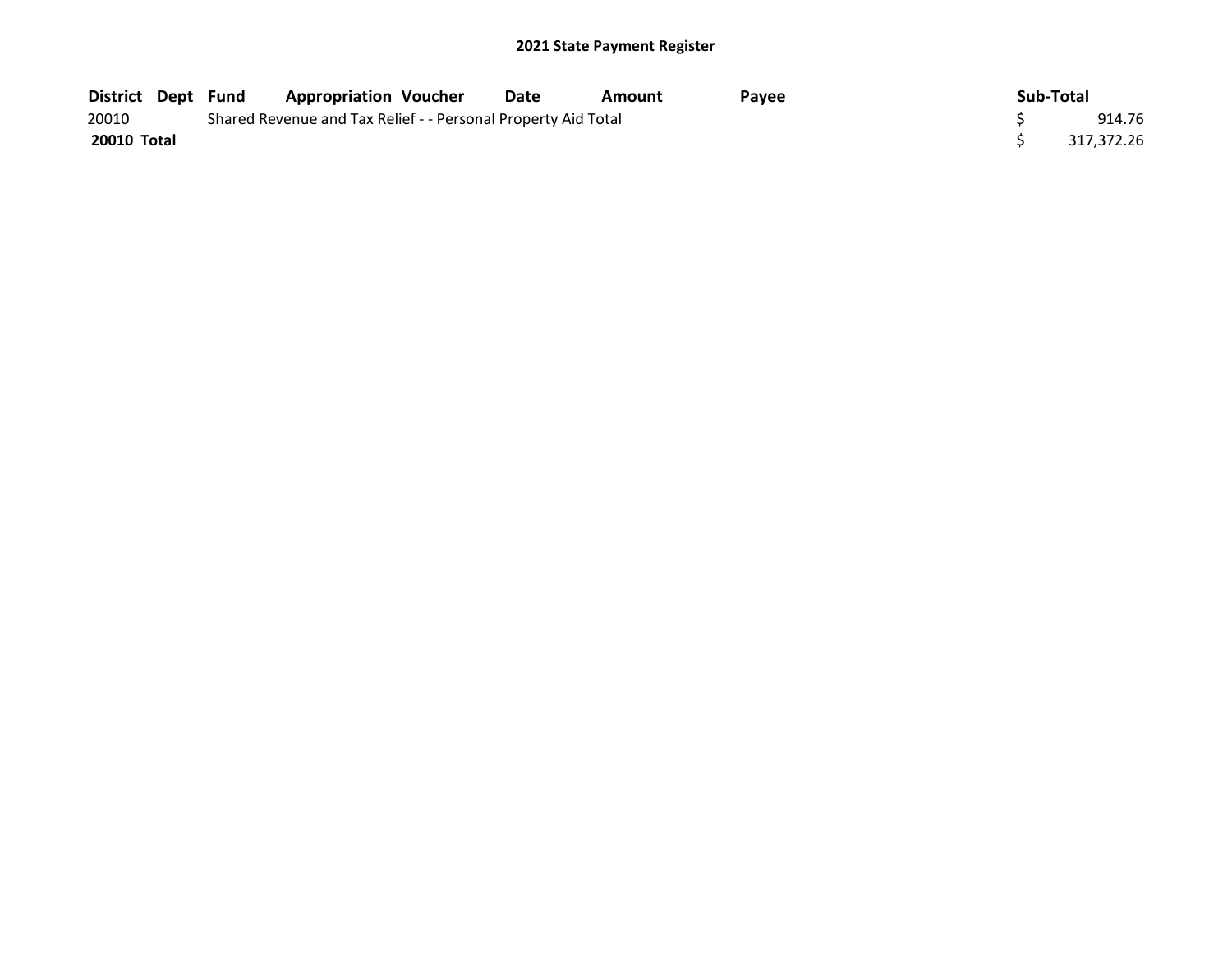**2021 State Payment Register**

| District | Dept | Fund | Appropriation | Voucher | Date | Amount | Payee | Sub-Total |
|---|---|---|---|---|---|---|---|---|
| 20010 | | Shared Revenue and Tax Relief - - Personal Property Aid Total | | | | | | $ 914.76 |
| **20010 Total** | | | | | | | | $ 317,372.26 |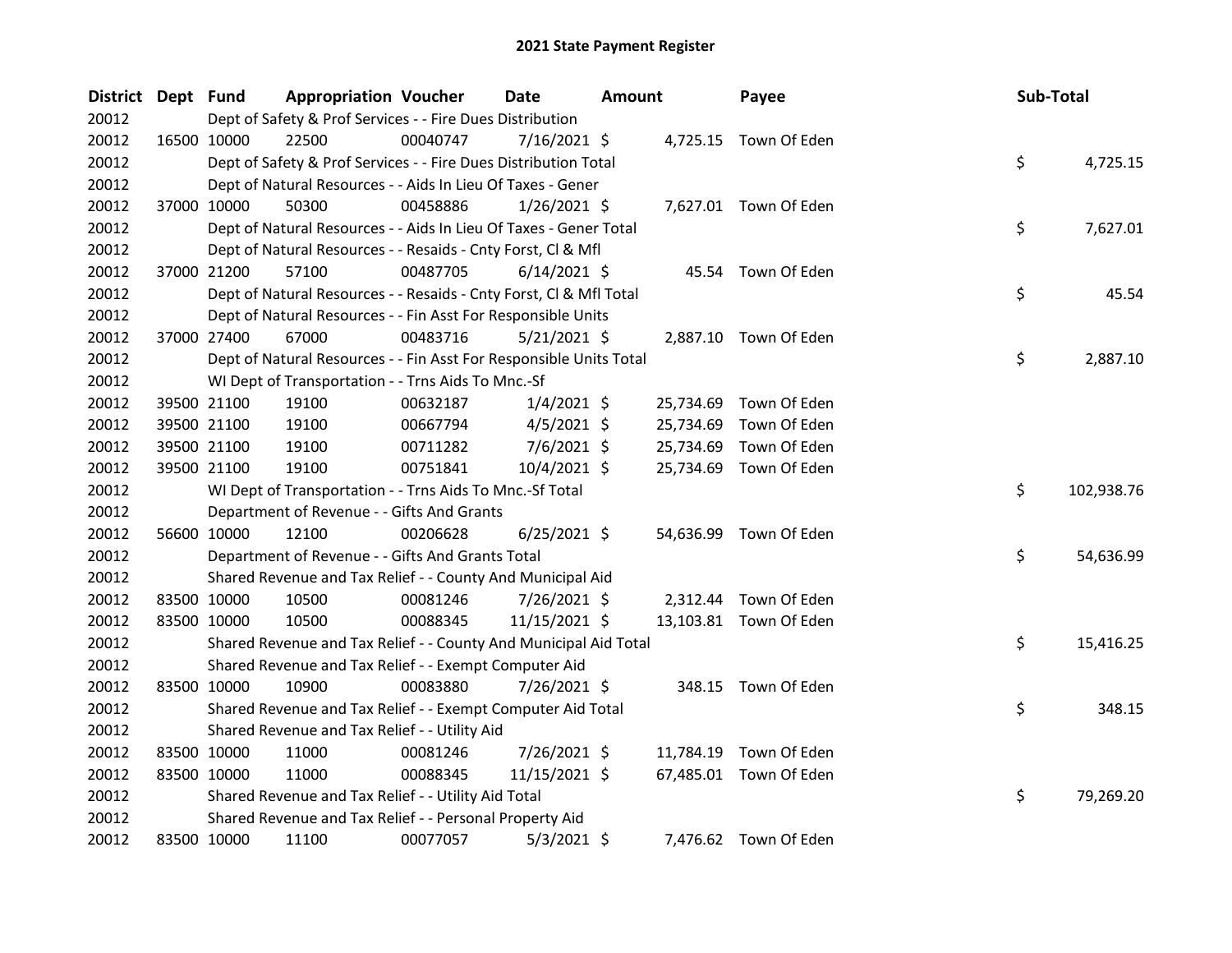# 2021 State Payment Register

| District | Dept | Fund | Appropriation | Voucher | Date | Amount | Payee | Sub-Total |
|---|---|---|---|---|---|---|---|---|
| 20012 | | Dept of Safety & Prof Services - - Fire Dues Distribution | | | | | | |
| 20012 | 16500 | 10000 | 22500 | 00040747 | 7/16/2021 | $ 4,725.15 | Town Of Eden | |
| 20012 | | Dept of Safety & Prof Services - - Fire Dues Distribution Total | | | | | | $ 4,725.15 |
| 20012 | | Dept of Natural Resources - - Aids In Lieu Of Taxes - Gener | | | | | | |
| 20012 | 37000 | 10000 | 50300 | 00458886 | 1/26/2021 | $ 7,627.01 | Town Of Eden | |
| 20012 | | Dept of Natural Resources - - Aids In Lieu Of Taxes - Gener Total | | | | | | $ 7,627.01 |
| 20012 | | Dept of Natural Resources - - Resaids - Cnty Forst, Cl & Mfl | | | | | | |
| 20012 | 37000 | 21200 | 57100 | 00487705 | 6/14/2021 | $ 45.54 | Town Of Eden | |
| 20012 | | Dept of Natural Resources - - Resaids - Cnty Forst, Cl & Mfl Total | | | | | | $ 45.54 |
| 20012 | | Dept of Natural Resources - - Fin Asst For Responsible Units | | | | | | |
| 20012 | 37000 | 27400 | 67000 | 00483716 | 5/21/2021 | $ 2,887.10 | Town Of Eden | |
| 20012 | | Dept of Natural Resources - - Fin Asst For Responsible Units Total | | | | | | $ 2,887.10 |
| 20012 | | WI Dept of Transportation - - Trns Aids To Mnc.-Sf | | | | | | |
| 20012 | 39500 | 21100 | 19100 | 00632187 | 1/4/2021 | $ 25,734.69 | Town Of Eden | |
| 20012 | 39500 | 21100 | 19100 | 00667794 | 4/5/2021 | $ 25,734.69 | Town Of Eden | |
| 20012 | 39500 | 21100 | 19100 | 00711282 | 7/6/2021 | $ 25,734.69 | Town Of Eden | |
| 20012 | 39500 | 21100 | 19100 | 00751841 | 10/4/2021 | $ 25,734.69 | Town Of Eden | |
| 20012 | | WI Dept of Transportation - - Trns Aids To Mnc.-Sf Total | | | | | | $ 102,938.76 |
| 20012 | | Department of Revenue - - Gifts And Grants | | | | | | |
| 20012 | 56600 | 10000 | 12100 | 00206628 | 6/25/2021 | $ 54,636.99 | Town Of Eden | |
| 20012 | | Department of Revenue - - Gifts And Grants Total | | | | | | $ 54,636.99 |
| 20012 | | Shared Revenue and Tax Relief - - County And Municipal Aid | | | | | | |
| 20012 | 83500 | 10000 | 10500 | 00081246 | 7/26/2021 | $ 2,312.44 | Town Of Eden | |
| 20012 | 83500 | 10000 | 10500 | 00088345 | 11/15/2021 | $ 13,103.81 | Town Of Eden | |
| 20012 | | Shared Revenue and Tax Relief - - County And Municipal Aid Total | | | | | | $ 15,416.25 |
| 20012 | | Shared Revenue and Tax Relief - - Exempt Computer Aid | | | | | | |
| 20012 | 83500 | 10000 | 10900 | 00083880 | 7/26/2021 | $ 348.15 | Town Of Eden | |
| 20012 | | Shared Revenue and Tax Relief - - Exempt Computer Aid Total | | | | | | $ 348.15 |
| 20012 | | Shared Revenue and Tax Relief - - Utility Aid | | | | | | |
| 20012 | 83500 | 10000 | 11000 | 00081246 | 7/26/2021 | $ 11,784.19 | Town Of Eden | |
| 20012 | 83500 | 10000 | 11000 | 00088345 | 11/15/2021 | $ 67,485.01 | Town Of Eden | |
| 20012 | | Shared Revenue and Tax Relief - - Utility Aid Total | | | | | | $ 79,269.20 |
| 20012 | | Shared Revenue and Tax Relief - - Personal Property Aid | | | | | | |
| 20012 | 83500 | 10000 | 11100 | 00077057 | 5/3/2021 | $ 7,476.62 | Town Of Eden | |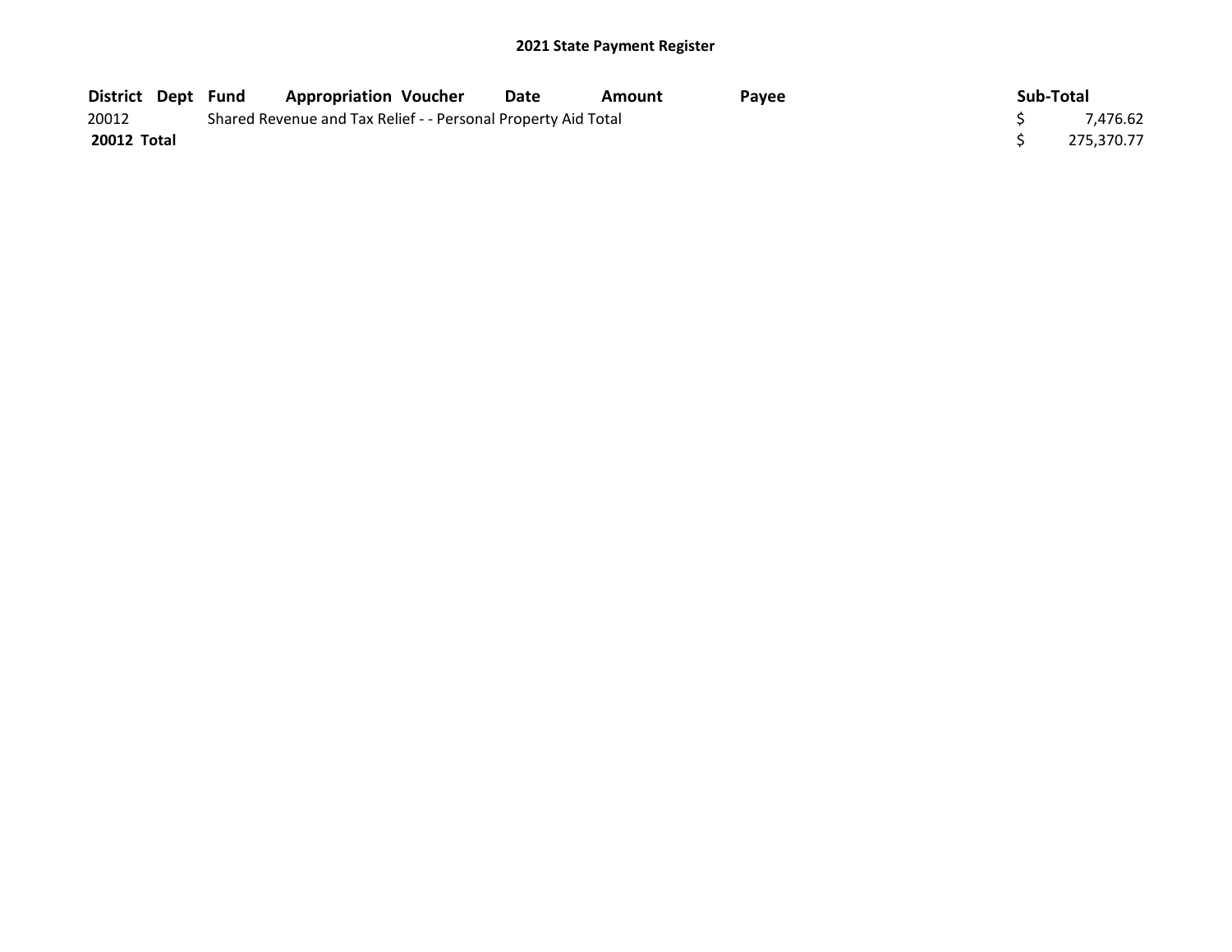## 2021 State Payment Register

| District | Dept | Fund | Appropriation | Voucher | Date | Amount | Payee | Sub-Total |
|---|---|---|---|---|---|---|---|---|
| 20012 | | Shared Revenue and Tax Relief - - Personal Property Aid Total | | | | | | $ 7,476.62 |
| **20012 Total** | | | | | | | | $ 275,370.77 |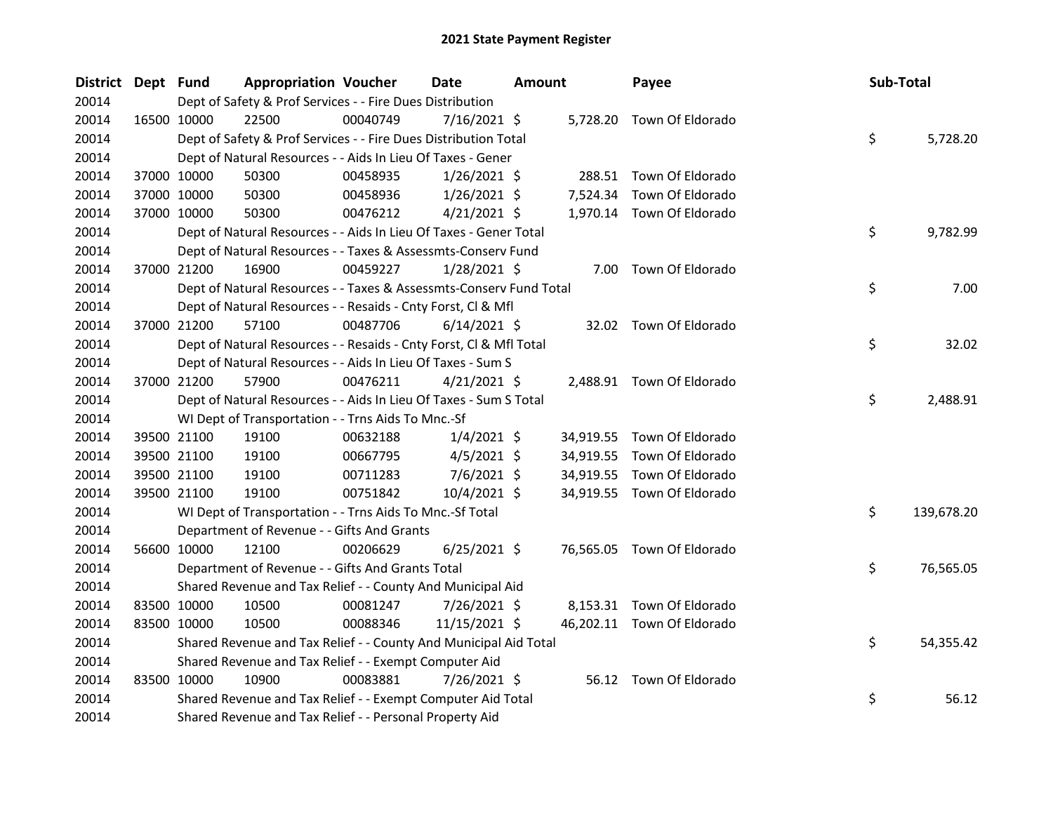# 2021 State Payment Register

| District | Dept | Fund | Appropriation | Voucher | Date | Amount | Payee | Sub-Total |
|---|---|---|---|---|---|---|---|---|
| 20014 | | Dept of Safety & Prof Services - - Fire Dues Distribution | | | | | | |
| 20014 | 16500 | 10000 | 22500 | 00040749 | 7/16/2021 | $ 5,728.20 | Town Of Eldorado | |
| 20014 | | Dept of Safety & Prof Services - - Fire Dues Distribution Total | | | | | | $ 5,728.20 |
| 20014 | | Dept of Natural Resources - - Aids In Lieu Of Taxes - Gener | | | | | | |
| 20014 | 37000 | 10000 | 50300 | 00458935 | 1/26/2021 | $ 288.51 | Town Of Eldorado | |
| 20014 | 37000 | 10000 | 50300 | 00458936 | 1/26/2021 | $ 7,524.34 | Town Of Eldorado | |
| 20014 | 37000 | 10000 | 50300 | 00476212 | 4/21/2021 | $ 1,970.14 | Town Of Eldorado | |
| 20014 | | Dept of Natural Resources - - Aids In Lieu Of Taxes - Gener Total | | | | | | $ 9,782.99 |
| 20014 | | Dept of Natural Resources - - Taxes & Assessmts-Conserv Fund | | | | | | |
| 20014 | 37000 | 21200 | 16900 | 00459227 | 1/28/2021 | $ 7.00 | Town Of Eldorado | |
| 20014 | | Dept of Natural Resources - - Taxes & Assessmts-Conserv Fund Total | | | | | | $ 7.00 |
| 20014 | | Dept of Natural Resources - - Resaids - Cnty Forst, Cl & Mfl | | | | | | |
| 20014 | 37000 | 21200 | 57100 | 00487706 | 6/14/2021 | $ 32.02 | Town Of Eldorado | |
| 20014 | | Dept of Natural Resources - - Resaids - Cnty Forst, Cl & Mfl Total | | | | | | $ 32.02 |
| 20014 | | Dept of Natural Resources - - Aids In Lieu Of Taxes - Sum S | | | | | | |
| 20014 | 37000 | 21200 | 57900 | 00476211 | 4/21/2021 | $ 2,488.91 | Town Of Eldorado | |
| 20014 | | Dept of Natural Resources - - Aids In Lieu Of Taxes - Sum S Total | | | | | | $ 2,488.91 |
| 20014 | | WI Dept of Transportation - - Trns Aids To Mnc.-Sf | | | | | | |
| 20014 | 39500 | 21100 | 19100 | 00632188 | 1/4/2021 | $ 34,919.55 | Town Of Eldorado | |
| 20014 | 39500 | 21100 | 19100 | 00667795 | 4/5/2021 | $ 34,919.55 | Town Of Eldorado | |
| 20014 | 39500 | 21100 | 19100 | 00711283 | 7/6/2021 | $ 34,919.55 | Town Of Eldorado | |
| 20014 | 39500 | 21100 | 19100 | 00751842 | 10/4/2021 | $ 34,919.55 | Town Of Eldorado | |
| 20014 | | WI Dept of Transportation - - Trns Aids To Mnc.-Sf Total | | | | | | $ 139,678.20 |
| 20014 | | Department of Revenue - - Gifts And Grants | | | | | | |
| 20014 | 56600 | 10000 | 12100 | 00206629 | 6/25/2021 | $ 76,565.05 | Town Of Eldorado | |
| 20014 | | Department of Revenue - - Gifts And Grants Total | | | | | | $ 76,565.05 |
| 20014 | | Shared Revenue and Tax Relief - - County And Municipal Aid | | | | | | |
| 20014 | 83500 | 10000 | 10500 | 00081247 | 7/26/2021 | $ 8,153.31 | Town Of Eldorado | |
| 20014 | 83500 | 10000 | 10500 | 00088346 | 11/15/2021 | $ 46,202.11 | Town Of Eldorado | |
| 20014 | | Shared Revenue and Tax Relief - - County And Municipal Aid Total | | | | | | $ 54,355.42 |
| 20014 | | Shared Revenue and Tax Relief - - Exempt Computer Aid | | | | | | |
| 20014 | 83500 | 10000 | 10900 | 00083881 | 7/26/2021 | $ 56.12 | Town Of Eldorado | |
| 20014 | | Shared Revenue and Tax Relief - - Exempt Computer Aid Total | | | | | | $ 56.12 |
| 20014 | | Shared Revenue and Tax Relief - - Personal Property Aid | | | | | | |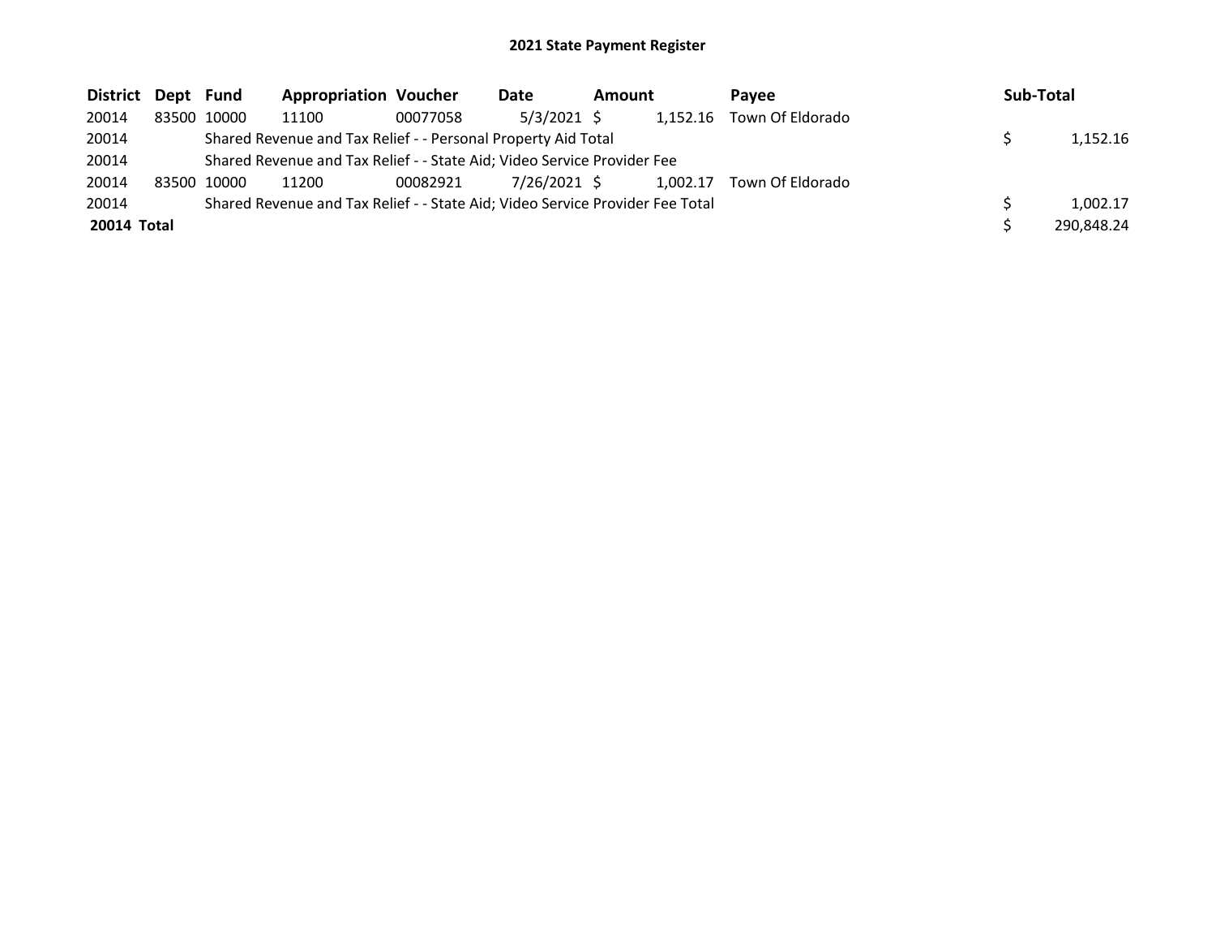## 2021 State Payment Register

| District | Dept | Fund | Appropriation | Voucher | Date | Amount | Payee | Sub-Total |
|---|---|---|---|---|---|---|---|---|
| 20014 | 83500 | 10000 | 11100 | 00077058 | 5/3/2021 | $ 1,152.16 | Town Of Eldorado | |
| 20014 | | Shared Revenue and Tax Relief - - Personal Property Aid Total | | | | | | $ 1,152.16 |
| 20014 | | Shared Revenue and Tax Relief - - State Aid; Video Service Provider Fee | | | | | | |
| 20014 | 83500 | 10000 | 11200 | 00082921 | 7/26/2021 | $ 1,002.17 | Town Of Eldorado | |
| 20014 | | Shared Revenue and Tax Relief - - State Aid; Video Service Provider Fee Total | | | | | | $ 1,002.17 |
| **20014 Total** | | | | | | | | $ 290,848.24 |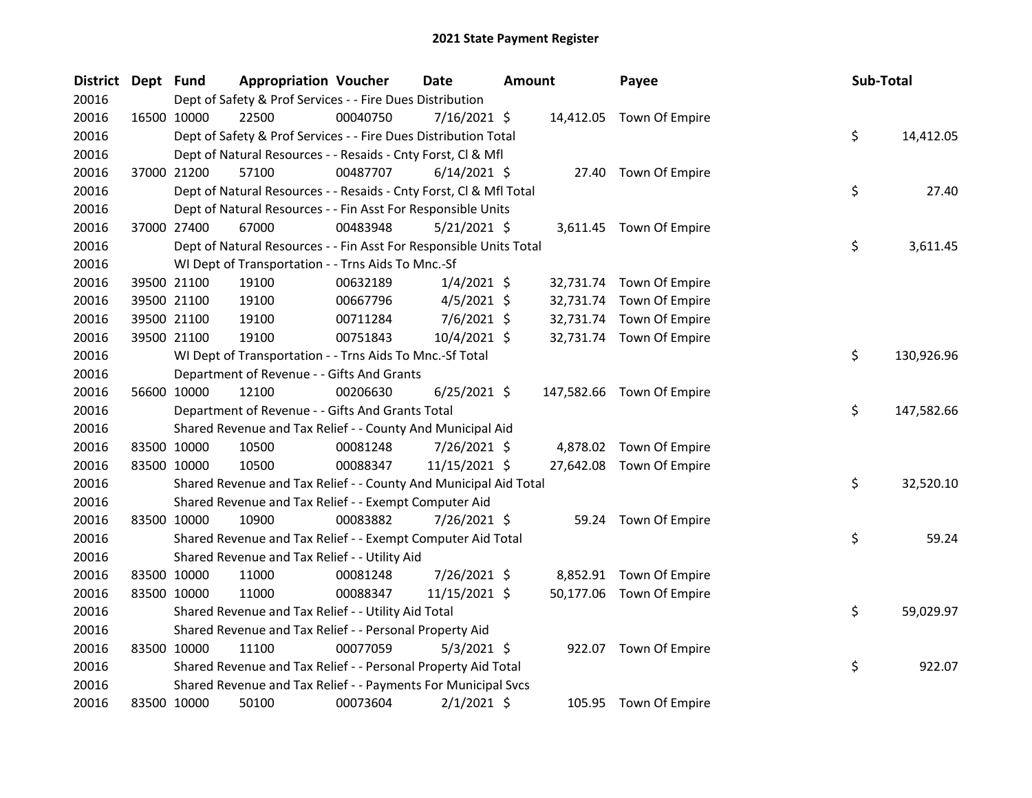## 2021 State Payment Register

| District | Dept | Fund | Appropriation | Voucher | Date | Amount | Payee | Sub-Total |
|---|---|---|---|---|---|---|---|---|
| 20016 | | Dept of Safety & Prof Services - - Fire Dues Distribution | | | | | | |
| 20016 | 16500 | 10000 | 22500 | 00040750 | 7/16/2021 | $ 14,412.05 | Town Of Empire | |
| 20016 | | Dept of Safety & Prof Services - - Fire Dues Distribution Total | | | | | | $ 14,412.05 |
| 20016 | | Dept of Natural Resources - - Resaids - Cnty Forst, Cl & Mfl | | | | | | |
| 20016 | 37000 | 21200 | 57100 | 00487707 | 6/14/2021 | $ 27.40 | Town Of Empire | |
| 20016 | | Dept of Natural Resources - - Resaids - Cnty Forst, Cl & Mfl Total | | | | | | $ 27.40 |
| 20016 | | Dept of Natural Resources - - Fin Asst For Responsible Units | | | | | | |
| 20016 | 37000 | 27400 | 67000 | 00483948 | 5/21/2021 | $ 3,611.45 | Town Of Empire | |
| 20016 | | Dept of Natural Resources - - Fin Asst For Responsible Units Total | | | | | | $ 3,611.45 |
| 20016 | | WI Dept of Transportation - - Trns Aids To Mnc.-Sf | | | | | | |
| 20016 | 39500 | 21100 | 19100 | 00632189 | 1/4/2021 | $ 32,731.74 | Town Of Empire | |
| 20016 | 39500 | 21100 | 19100 | 00667796 | 4/5/2021 | $ 32,731.74 | Town Of Empire | |
| 20016 | 39500 | 21100 | 19100 | 00711284 | 7/6/2021 | $ 32,731.74 | Town Of Empire | |
| 20016 | 39500 | 21100 | 19100 | 00751843 | 10/4/2021 | $ 32,731.74 | Town Of Empire | |
| 20016 | | WI Dept of Transportation - - Trns Aids To Mnc.-Sf Total | | | | | | $ 130,926.96 |
| 20016 | | Department of Revenue - - Gifts And Grants | | | | | | |
| 20016 | 56600 | 10000 | 12100 | 00206630 | 6/25/2021 | $ 147,582.66 | Town Of Empire | |
| 20016 | | Department of Revenue - - Gifts And Grants Total | | | | | | $ 147,582.66 |
| 20016 | | Shared Revenue and Tax Relief - - County And Municipal Aid | | | | | | |
| 20016 | 83500 | 10000 | 10500 | 00081248 | 7/26/2021 | $ 4,878.02 | Town Of Empire | |
| 20016 | 83500 | 10000 | 10500 | 00088347 | 11/15/2021 | $ 27,642.08 | Town Of Empire | |
| 20016 | | Shared Revenue and Tax Relief - - County And Municipal Aid Total | | | | | | $ 32,520.10 |
| 20016 | | Shared Revenue and Tax Relief - - Exempt Computer Aid | | | | | | |
| 20016 | 83500 | 10000 | 10900 | 00083882 | 7/26/2021 | $ 59.24 | Town Of Empire | |
| 20016 | | Shared Revenue and Tax Relief - - Exempt Computer Aid Total | | | | | | $ 59.24 |
| 20016 | | Shared Revenue and Tax Relief - - Utility Aid | | | | | | |
| 20016 | 83500 | 10000 | 11000 | 00081248 | 7/26/2021 | $ 8,852.91 | Town Of Empire | |
| 20016 | 83500 | 10000 | 11000 | 00088347 | 11/15/2021 | $ 50,177.06 | Town Of Empire | |
| 20016 | | Shared Revenue and Tax Relief - - Utility Aid Total | | | | | | $ 59,029.97 |
| 20016 | | Shared Revenue and Tax Relief - - Personal Property Aid | | | | | | |
| 20016 | 83500 | 10000 | 11100 | 00077059 | 5/3/2021 | $ 922.07 | Town Of Empire | |
| 20016 | | Shared Revenue and Tax Relief - - Personal Property Aid Total | | | | | | $ 922.07 |
| 20016 | | Shared Revenue and Tax Relief - - Payments For Municipal Svcs | | | | | | |
| 20016 | 83500 | 10000 | 50100 | 00073604 | 2/1/2021 | $ 105.95 | Town Of Empire | |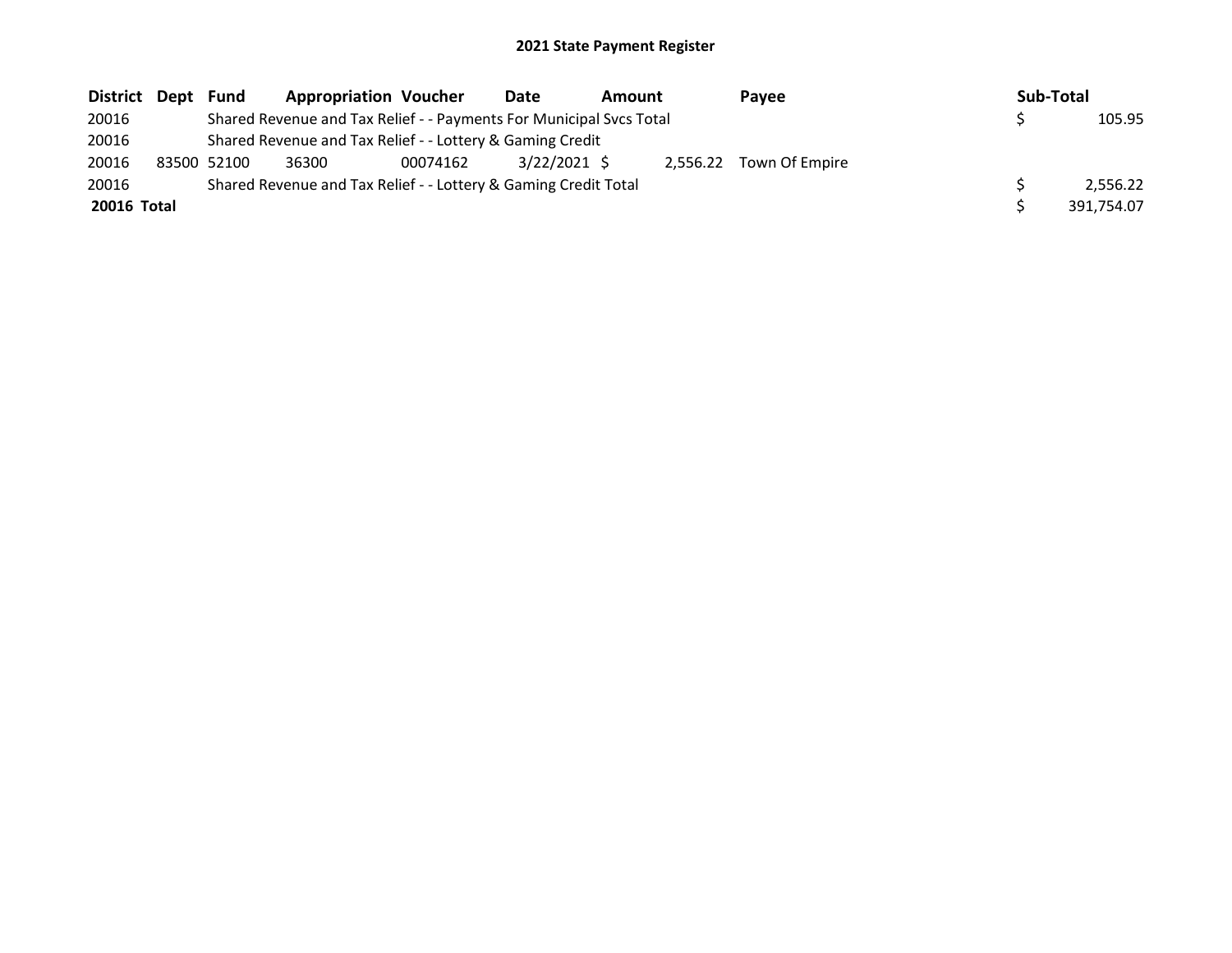**2021 State Payment Register**

| District | Dept | Fund | Appropriation | Voucher | Date | Amount | Payee | Sub-Total |
|---|---|---|---|---|---|---|---|---|
| 20016 | | Shared Revenue and Tax Relief - - Payments For Municipal Svcs Total | | | | | | $ 105.95 |
| 20016 | | Shared Revenue and Tax Relief - - Lottery & Gaming Credit | | | | | | |
| 20016 | 83500 | 52100 | 36300 | 00074162 | 3/22/2021 | $ 2,556.22 | Town Of Empire | |
| 20016 | | Shared Revenue and Tax Relief - - Lottery & Gaming Credit Total | | | | | | $ 2,556.22 |
| **20016 Total** | | | | | | | | $ 391,754.07 |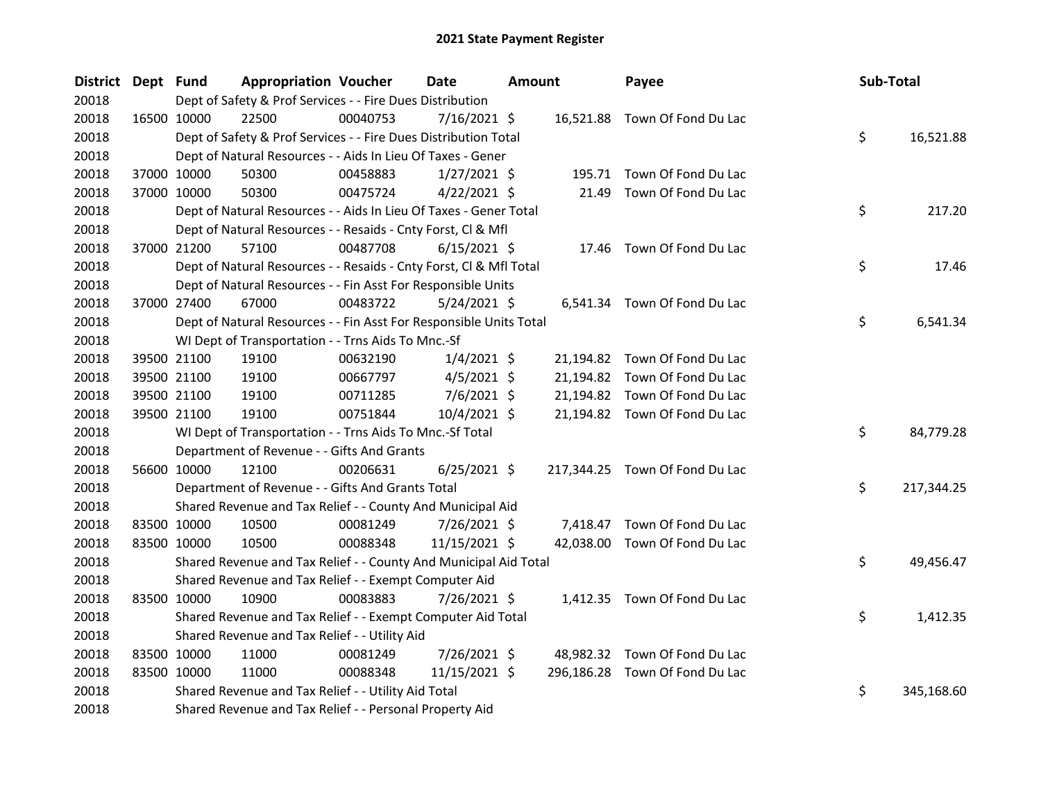# 2021 State Payment Register

| District | Dept | Fund | Appropriation | Voucher | Date | Amount | Payee | Sub-Total |
|---|---|---|---|---|---|---|---|---|
| 20018 | | Dept of Safety & Prof Services - - Fire Dues Distribution | | | | | | |
| 20018 | 16500 | 10000 | 22500 | 00040753 | 7/16/2021 | $ 16,521.88 | Town Of Fond Du Lac | |
| 20018 | | Dept of Safety & Prof Services - - Fire Dues Distribution Total | | | | | | $ 16,521.88 |
| 20018 | | Dept of Natural Resources - - Aids In Lieu Of Taxes - Gener | | | | | | |
| 20018 | 37000 | 10000 | 50300 | 00458883 | 1/27/2021 | $ 195.71 | Town Of Fond Du Lac | |
| 20018 | 37000 | 10000 | 50300 | 00475724 | 4/22/2021 | $ 21.49 | Town Of Fond Du Lac | |
| 20018 | | Dept of Natural Resources - - Aids In Lieu Of Taxes - Gener Total | | | | | | $ 217.20 |
| 20018 | | Dept of Natural Resources - - Resaids - Cnty Forst, Cl & Mfl | | | | | | |
| 20018 | 37000 | 21200 | 57100 | 00487708 | 6/15/2021 | $ 17.46 | Town Of Fond Du Lac | |
| 20018 | | Dept of Natural Resources - - Resaids - Cnty Forst, Cl & Mfl Total | | | | | | $ 17.46 |
| 20018 | | Dept of Natural Resources - - Fin Asst For Responsible Units | | | | | | |
| 20018 | 37000 | 27400 | 67000 | 00483722 | 5/24/2021 | $ 6,541.34 | Town Of Fond Du Lac | |
| 20018 | | Dept of Natural Resources - - Fin Asst For Responsible Units Total | | | | | | $ 6,541.34 |
| 20018 | | WI Dept of Transportation - - Trns Aids To Mnc.-Sf | | | | | | |
| 20018 | 39500 | 21100 | 19100 | 00632190 | 1/4/2021 | $ 21,194.82 | Town Of Fond Du Lac | |
| 20018 | 39500 | 21100 | 19100 | 00667797 | 4/5/2021 | $ 21,194.82 | Town Of Fond Du Lac | |
| 20018 | 39500 | 21100 | 19100 | 00711285 | 7/6/2021 | $ 21,194.82 | Town Of Fond Du Lac | |
| 20018 | 39500 | 21100 | 19100 | 00751844 | 10/4/2021 | $ 21,194.82 | Town Of Fond Du Lac | |
| 20018 | | WI Dept of Transportation - - Trns Aids To Mnc.-Sf Total | | | | | | $ 84,779.28 |
| 20018 | | Department of Revenue - - Gifts And Grants | | | | | | |
| 20018 | 56600 | 10000 | 12100 | 00206631 | 6/25/2021 | $ 217,344.25 | Town Of Fond Du Lac | |
| 20018 | | Department of Revenue - - Gifts And Grants Total | | | | | | $ 217,344.25 |
| 20018 | | Shared Revenue and Tax Relief - - County And Municipal Aid | | | | | | |
| 20018 | 83500 | 10000 | 10500 | 00081249 | 7/26/2021 | $ 7,418.47 | Town Of Fond Du Lac | |
| 20018 | 83500 | 10000 | 10500 | 00088348 | 11/15/2021 | $ 42,038.00 | Town Of Fond Du Lac | |
| 20018 | | Shared Revenue and Tax Relief - - County And Municipal Aid Total | | | | | | $ 49,456.47 |
| 20018 | | Shared Revenue and Tax Relief - - Exempt Computer Aid | | | | | | |
| 20018 | 83500 | 10000 | 10900 | 00083883 | 7/26/2021 | $ 1,412.35 | Town Of Fond Du Lac | |
| 20018 | | Shared Revenue and Tax Relief - - Exempt Computer Aid Total | | | | | | $ 1,412.35 |
| 20018 | | Shared Revenue and Tax Relief - - Utility Aid | | | | | | |
| 20018 | 83500 | 10000 | 11000 | 00081249 | 7/26/2021 | $ 48,982.32 | Town Of Fond Du Lac | |
| 20018 | 83500 | 10000 | 11000 | 00088348 | 11/15/2021 | $ 296,186.28 | Town Of Fond Du Lac | |
| 20018 | | Shared Revenue and Tax Relief - - Utility Aid Total | | | | | | $ 345,168.60 |
| 20018 | | Shared Revenue and Tax Relief - - Personal Property Aid | | | | | | |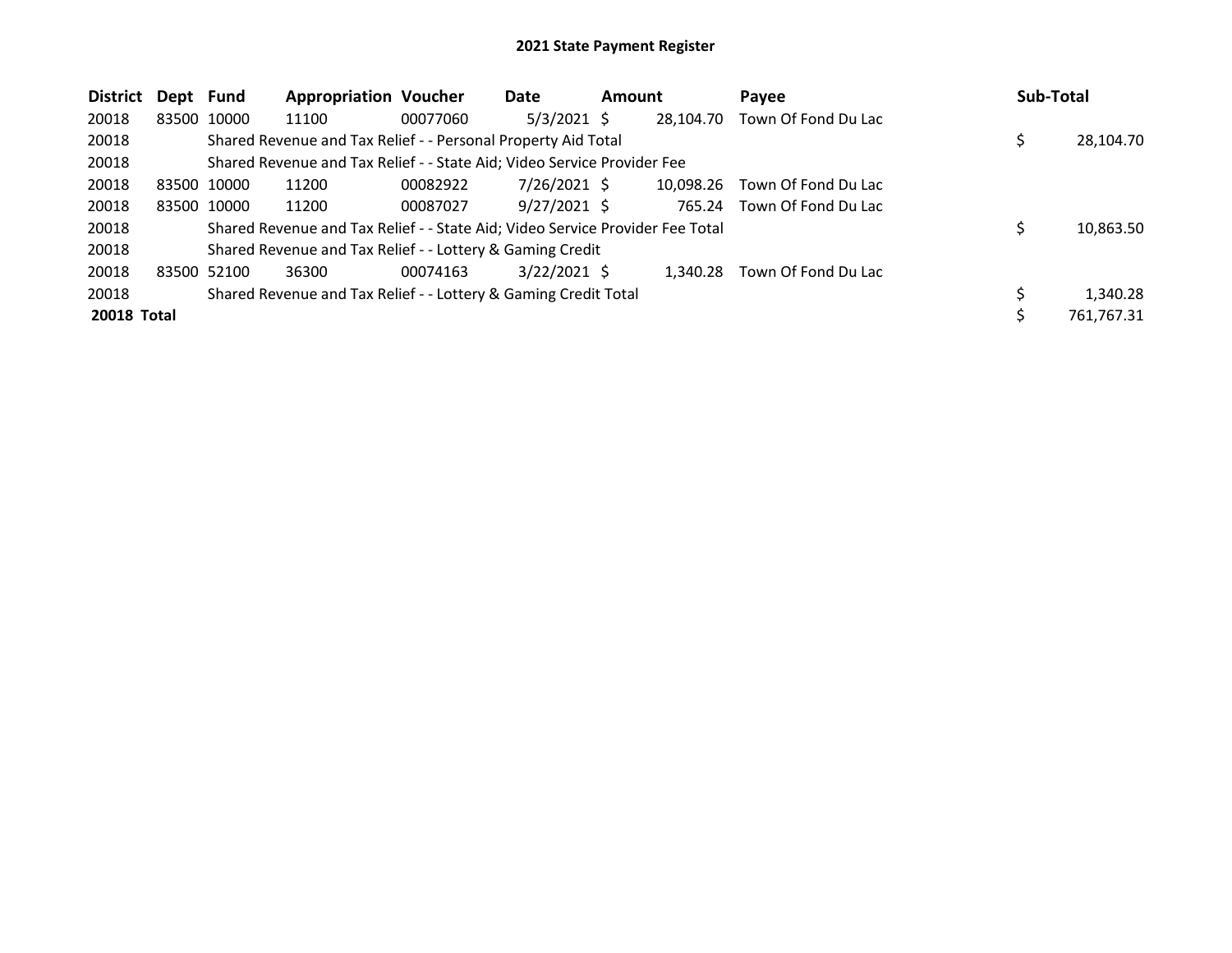# 2021 State Payment Register

| District | Dept | Fund | Appropriation | Voucher | Date | Amount | Payee | Sub-Total |
|---|---|---|---|---|---|---|---|---|
| 20018 | 83500 | 10000 | 11100 | 00077060 | 5/3/2021 | $ 28,104.70 | Town Of Fond Du Lac | |
| 20018 | | Shared Revenue and Tax Relief - - Personal Property Aid Total | | | | | | $ 28,104.70 |
| 20018 | | Shared Revenue and Tax Relief - - State Aid; Video Service Provider Fee | | | | | | |
| 20018 | 83500 | 10000 | 11200 | 00082922 | 7/26/2021 | $ 10,098.26 | Town Of Fond Du Lac | |
| 20018 | 83500 | 10000 | 11200 | 00087027 | 9/27/2021 | $ 765.24 | Town Of Fond Du Lac | |
| 20018 | | Shared Revenue and Tax Relief - - State Aid; Video Service Provider Fee Total | | | | | | $ 10,863.50 |
| 20018 | | Shared Revenue and Tax Relief - - Lottery & Gaming Credit | | | | | | |
| 20018 | 83500 | 52100 | 36300 | 00074163 | 3/22/2021 | $ 1,340.28 | Town Of Fond Du Lac | |
| 20018 | | Shared Revenue and Tax Relief - - Lottery & Gaming Credit Total | | | | | | $ 1,340.28 |
| **20018 Total** | | | | | | | | $ 761,767.31 |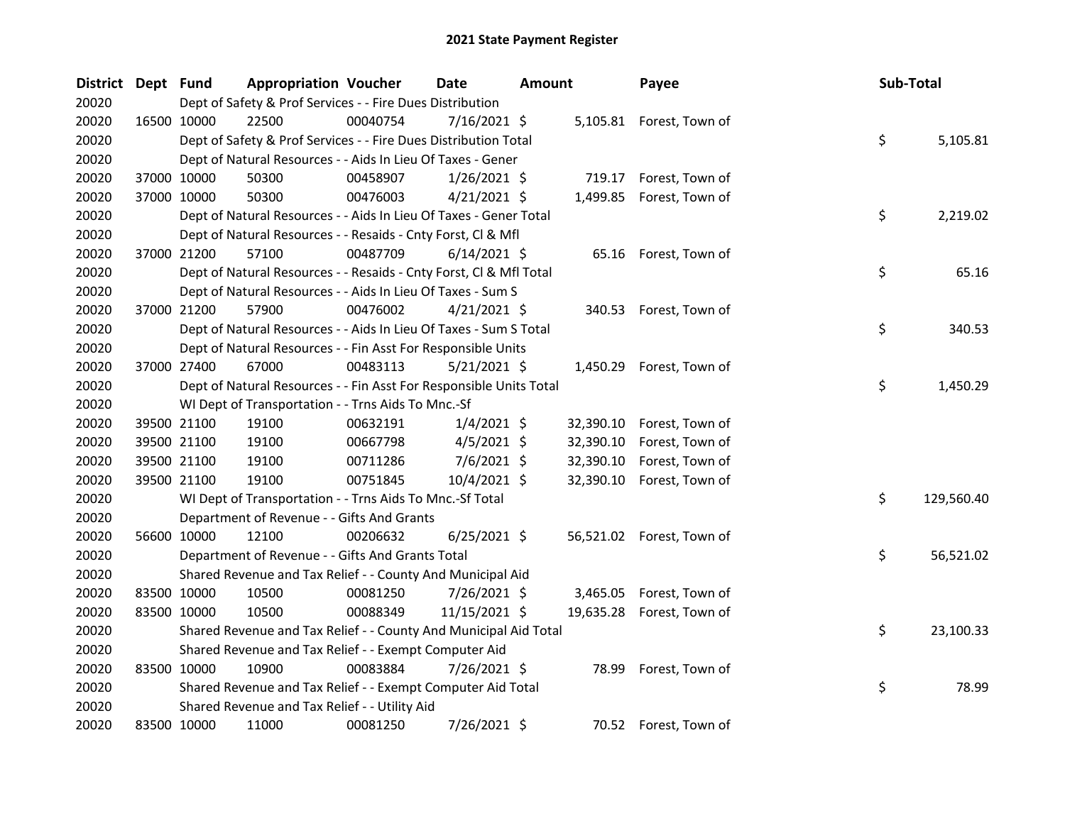# 2021 State Payment Register

| District | Dept | Fund | Appropriation | Voucher | Date | Amount | Payee | Sub-Total |
|---|---|---|---|---|---|---|---|---|
| 20020 | | Dept of Safety & Prof Services - - Fire Dues Distribution | | | | | | |
| 20020 | 16500 | 10000 | 22500 | 00040754 | 7/16/2021 | $ 5,105.81 | Forest, Town of | |
| 20020 | | Dept of Safety & Prof Services - - Fire Dues Distribution Total | | | | | | $ 5,105.81 |
| 20020 | | Dept of Natural Resources - - Aids In Lieu Of Taxes - Gener | | | | | | |
| 20020 | 37000 | 10000 | 50300 | 00458907 | 1/26/2021 | $ 719.17 | Forest, Town of | |
| 20020 | 37000 | 10000 | 50300 | 00476003 | 4/21/2021 | $ 1,499.85 | Forest, Town of | |
| 20020 | | Dept of Natural Resources - - Aids In Lieu Of Taxes - Gener Total | | | | | | $ 2,219.02 |
| 20020 | | Dept of Natural Resources - - Resaids - Cnty Forst, Cl & Mfl | | | | | | |
| 20020 | 37000 | 21200 | 57100 | 00487709 | 6/14/2021 | $ 65.16 | Forest, Town of | |
| 20020 | | Dept of Natural Resources - - Resaids - Cnty Forst, Cl & Mfl Total | | | | | | $ 65.16 |
| 20020 | | Dept of Natural Resources - - Aids In Lieu Of Taxes - Sum S | | | | | | |
| 20020 | 37000 | 21200 | 57900 | 00476002 | 4/21/2021 | $ 340.53 | Forest, Town of | |
| 20020 | | Dept of Natural Resources - - Aids In Lieu Of Taxes - Sum S Total | | | | | | $ 340.53 |
| 20020 | | Dept of Natural Resources - - Fin Asst For Responsible Units | | | | | | |
| 20020 | 37000 | 27400 | 67000 | 00483113 | 5/21/2021 | $ 1,450.29 | Forest, Town of | |
| 20020 | | Dept of Natural Resources - - Fin Asst For Responsible Units Total | | | | | | $ 1,450.29 |
| 20020 | | WI Dept of Transportation - - Trns Aids To Mnc.-Sf | | | | | | |
| 20020 | 39500 | 21100 | 19100 | 00632191 | 1/4/2021 | $ 32,390.10 | Forest, Town of | |
| 20020 | 39500 | 21100 | 19100 | 00667798 | 4/5/2021 | $ 32,390.10 | Forest, Town of | |
| 20020 | 39500 | 21100 | 19100 | 00711286 | 7/6/2021 | $ 32,390.10 | Forest, Town of | |
| 20020 | 39500 | 21100 | 19100 | 00751845 | 10/4/2021 | $ 32,390.10 | Forest, Town of | |
| 20020 | | WI Dept of Transportation - - Trns Aids To Mnc.-Sf Total | | | | | | $ 129,560.40 |
| 20020 | | Department of Revenue - - Gifts And Grants | | | | | | |
| 20020 | 56600 | 10000 | 12100 | 00206632 | 6/25/2021 | $ 56,521.02 | Forest, Town of | |
| 20020 | | Department of Revenue - - Gifts And Grants Total | | | | | | $ 56,521.02 |
| 20020 | | Shared Revenue and Tax Relief - - County And Municipal Aid | | | | | | |
| 20020 | 83500 | 10000 | 10500 | 00081250 | 7/26/2021 | $ 3,465.05 | Forest, Town of | |
| 20020 | 83500 | 10000 | 10500 | 00088349 | 11/15/2021 | $ 19,635.28 | Forest, Town of | |
| 20020 | | Shared Revenue and Tax Relief - - County And Municipal Aid Total | | | | | | $ 23,100.33 |
| 20020 | | Shared Revenue and Tax Relief - - Exempt Computer Aid | | | | | | |
| 20020 | 83500 | 10000 | 10900 | 00083884 | 7/26/2021 | $ 78.99 | Forest, Town of | |
| 20020 | | Shared Revenue and Tax Relief - - Exempt Computer Aid Total | | | | | | $ 78.99 |
| 20020 | | Shared Revenue and Tax Relief - - Utility Aid | | | | | | |
| 20020 | 83500 | 10000 | 11000 | 00081250 | 7/26/2021 | $ 70.52 | Forest, Town of | |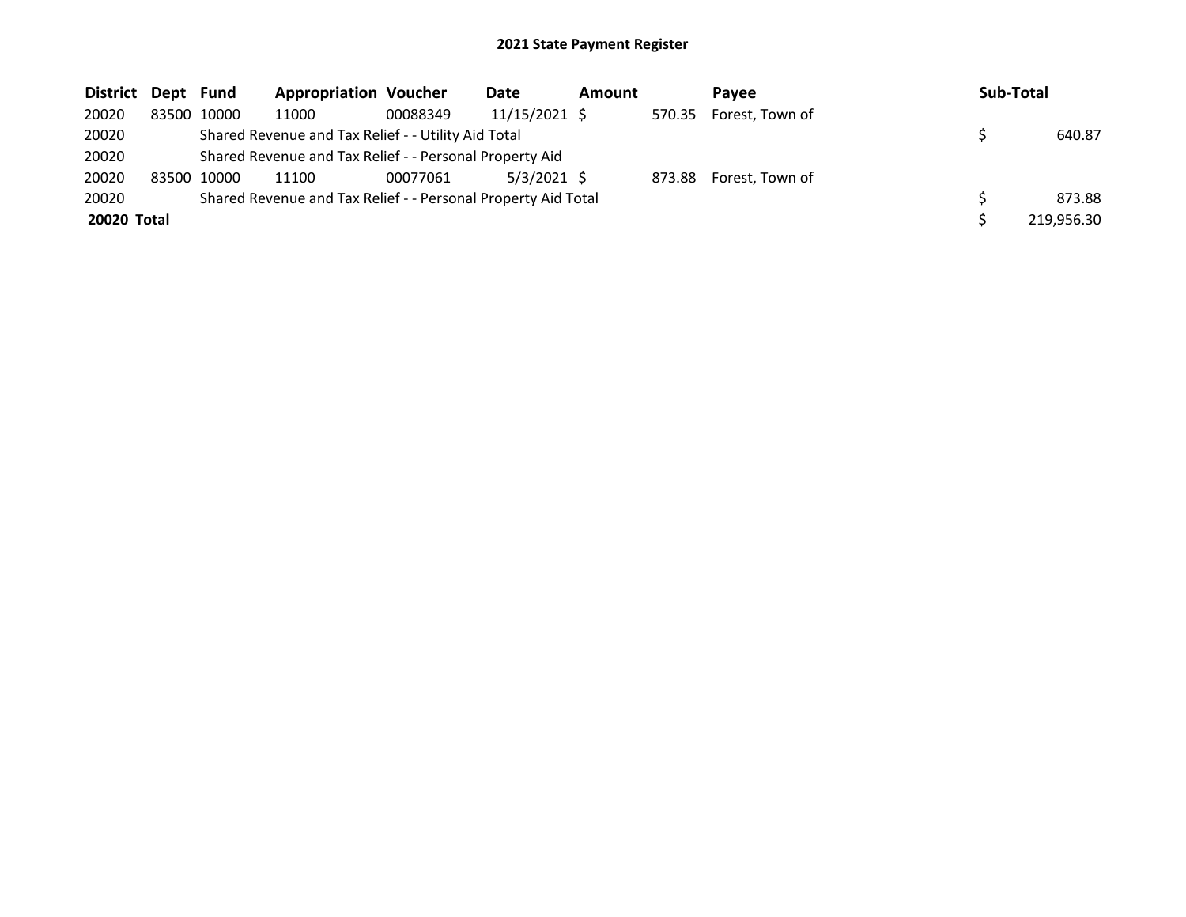# 2021 State Payment Register

| District | Dept | Fund | Appropriation | Voucher | Date | Amount | Payee | Sub-Total |
|---|---|---|---|---|---|---|---|---|
| 20020 | 83500 | 10000 | 11000 | 00088349 | 11/15/2021 | $ 570.35 | Forest, Town of | |
| 20020 | | Shared Revenue and Tax Relief - - Utility Aid Total | | | | | | $ 640.87 |
| 20020 | | Shared Revenue and Tax Relief - - Personal Property Aid | | | | | | |
| 20020 | 83500 | 10000 | 11100 | 00077061 | 5/3/2021 | $ 873.88 | Forest, Town of | |
| 20020 | | Shared Revenue and Tax Relief - - Personal Property Aid Total | | | | | | $ 873.88 |
| **20020 Total** | | | | | | | | $ 219,956.30 |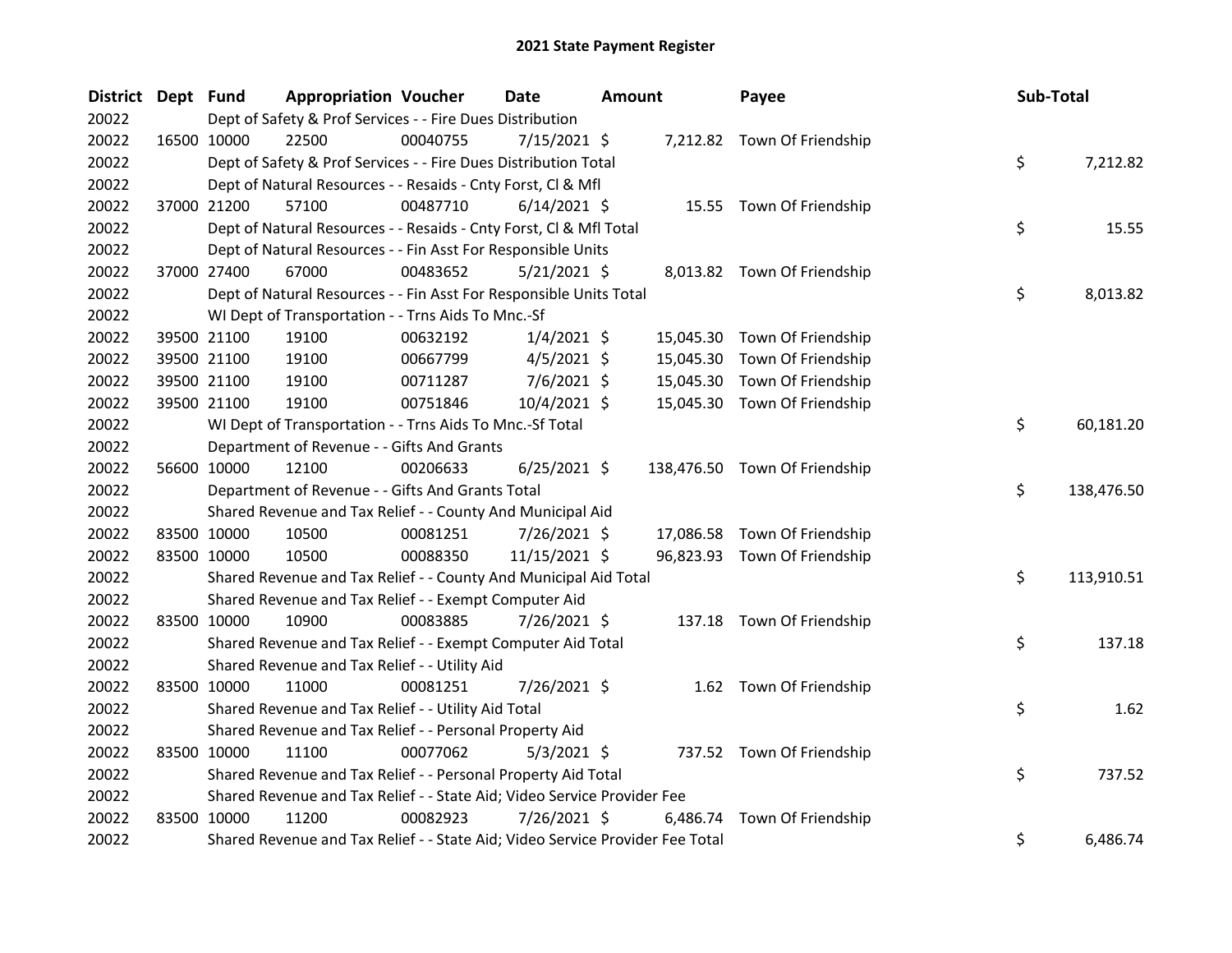# 2021 State Payment Register

| District | Dept | Fund | Appropriation | Voucher | Date | Amount | Payee | Sub-Total |
|---|---|---|---|---|---|---|---|---|
| 20022 | | Dept of Safety & Prof Services - - Fire Dues Distribution | | | | | | |
| 20022 | 16500 | 10000 | 22500 | 00040755 | 7/15/2021 | $ 7,212.82 | Town Of Friendship | |
| 20022 | | Dept of Safety & Prof Services - - Fire Dues Distribution Total | | | | | | $ 7,212.82 |
| 20022 | | Dept of Natural Resources - - Resaids - Cnty Forst, Cl & Mfl | | | | | | |
| 20022 | 37000 | 21200 | 57100 | 00487710 | 6/14/2021 | $ 15.55 | Town Of Friendship | |
| 20022 | | Dept of Natural Resources - - Resaids - Cnty Forst, Cl & Mfl Total | | | | | | $ 15.55 |
| 20022 | | Dept of Natural Resources - - Fin Asst For Responsible Units | | | | | | |
| 20022 | 37000 | 27400 | 67000 | 00483652 | 5/21/2021 | $ 8,013.82 | Town Of Friendship | |
| 20022 | | Dept of Natural Resources - - Fin Asst For Responsible Units Total | | | | | | $ 8,013.82 |
| 20022 | | WI Dept of Transportation - - Trns Aids To Mnc.-Sf | | | | | | |
| 20022 | 39500 | 21100 | 19100 | 00632192 | 1/4/2021 | $ 15,045.30 | Town Of Friendship | |
| 20022 | 39500 | 21100 | 19100 | 00667799 | 4/5/2021 | $ 15,045.30 | Town Of Friendship | |
| 20022 | 39500 | 21100 | 19100 | 00711287 | 7/6/2021 | $ 15,045.30 | Town Of Friendship | |
| 20022 | 39500 | 21100 | 19100 | 00751846 | 10/4/2021 | $ 15,045.30 | Town Of Friendship | |
| 20022 | | WI Dept of Transportation - - Trns Aids To Mnc.-Sf Total | | | | | | $ 60,181.20 |
| 20022 | | Department of Revenue - - Gifts And Grants | | | | | | |
| 20022 | 56600 | 10000 | 12100 | 00206633 | 6/25/2021 | $ 138,476.50 | Town Of Friendship | |
| 20022 | | Department of Revenue - - Gifts And Grants Total | | | | | | $ 138,476.50 |
| 20022 | | Shared Revenue and Tax Relief - - County And Municipal Aid | | | | | | |
| 20022 | 83500 | 10000 | 10500 | 00081251 | 7/26/2021 | $ 17,086.58 | Town Of Friendship | |
| 20022 | 83500 | 10000 | 10500 | 00088350 | 11/15/2021 | $ 96,823.93 | Town Of Friendship | |
| 20022 | | Shared Revenue and Tax Relief - - County And Municipal Aid Total | | | | | | $ 113,910.51 |
| 20022 | | Shared Revenue and Tax Relief - - Exempt Computer Aid | | | | | | |
| 20022 | 83500 | 10000 | 10900 | 00083885 | 7/26/2021 | $ 137.18 | Town Of Friendship | |
| 20022 | | Shared Revenue and Tax Relief - - Exempt Computer Aid Total | | | | | | $ 137.18 |
| 20022 | | Shared Revenue and Tax Relief - - Utility Aid | | | | | | |
| 20022 | 83500 | 10000 | 11000 | 00081251 | 7/26/2021 | $ 1.62 | Town Of Friendship | |
| 20022 | | Shared Revenue and Tax Relief - - Utility Aid Total | | | | | | $ 1.62 |
| 20022 | | Shared Revenue and Tax Relief - - Personal Property Aid | | | | | | |
| 20022 | 83500 | 10000 | 11100 | 00077062 | 5/3/2021 | $ 737.52 | Town Of Friendship | |
| 20022 | | Shared Revenue and Tax Relief - - Personal Property Aid Total | | | | | | $ 737.52 |
| 20022 | | Shared Revenue and Tax Relief - - State Aid; Video Service Provider Fee | | | | | | |
| 20022 | 83500 | 10000 | 11200 | 00082923 | 7/26/2021 | $ 6,486.74 | Town Of Friendship | |
| 20022 | | Shared Revenue and Tax Relief - - State Aid; Video Service Provider Fee Total | | | | | | $ 6,486.74 |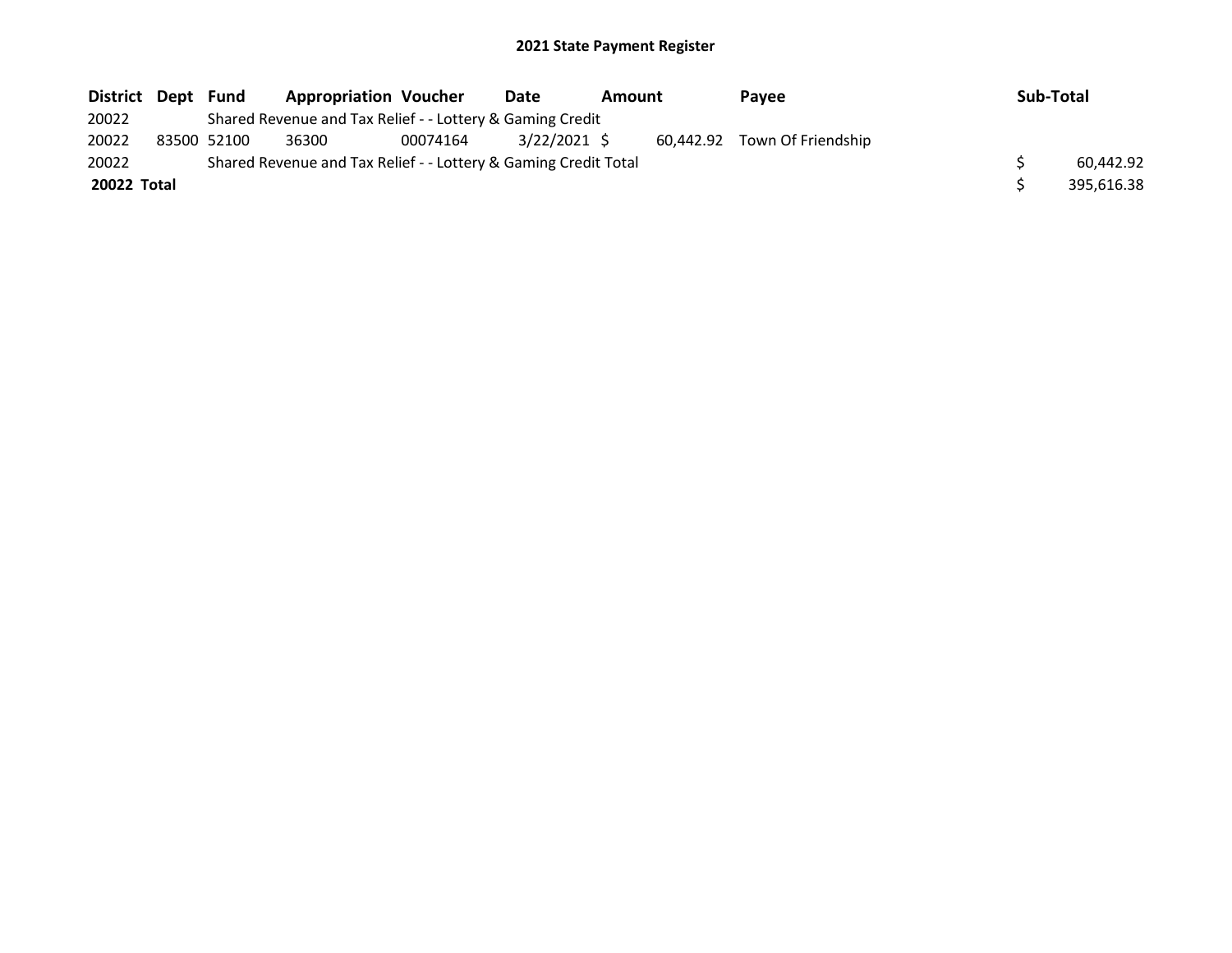# 2021 State Payment Register

| District | Dept | Fund | Appropriation | Voucher | Date | Amount | Payee | Sub-Total |
|---|---|---|---|---|---|---|---|---|
| 20022 | | Shared Revenue and Tax Relief - - Lottery & Gaming Credit | | | | | | |
| 20022 | 83500 | 52100 | 36300 | 00074164 | 3/22/2021 | $ 60,442.92 | Town Of Friendship | |
| 20022 | | Shared Revenue and Tax Relief - - Lottery & Gaming Credit Total | | | | | | $ 60,442.92 |
| **20022 Total** | | | | | | | | $ 395,616.38 |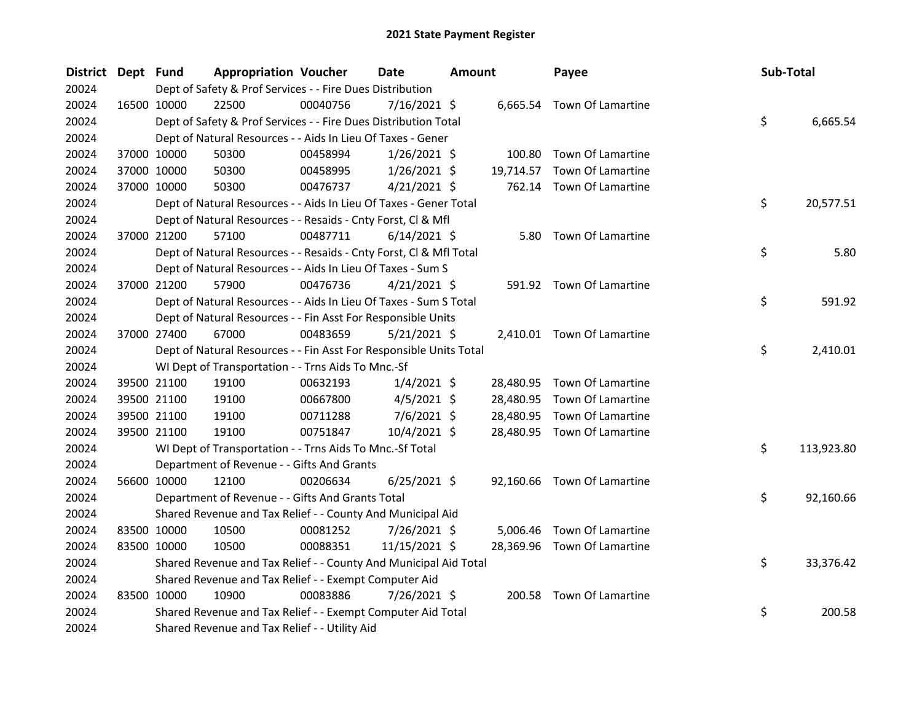# 2021 State Payment Register

| District | Dept | Fund | Appropriation | Voucher | Date | Amount | Payee | Sub-Total |
|---|---|---|---|---|---|---|---|---|
| 20024 | | Dept of Safety & Prof Services - - Fire Dues Distribution | | | | | | |
| 20024 | 16500 | 10000 | 22500 | 00040756 | 7/16/2021 | $ 6,665.54 | Town Of Lamartine | |
| 20024 | | Dept of Safety & Prof Services - - Fire Dues Distribution Total | | | | | | $ 6,665.54 |
| 20024 | | Dept of Natural Resources - - Aids In Lieu Of Taxes - Gener | | | | | | |
| 20024 | 37000 | 10000 | 50300 | 00458994 | 1/26/2021 | $ 100.80 | Town Of Lamartine | |
| 20024 | 37000 | 10000 | 50300 | 00458995 | 1/26/2021 | $ 19,714.57 | Town Of Lamartine | |
| 20024 | 37000 | 10000 | 50300 | 00476737 | 4/21/2021 | $ 762.14 | Town Of Lamartine | |
| 20024 | | Dept of Natural Resources - - Aids In Lieu Of Taxes - Gener Total | | | | | | $ 20,577.51 |
| 20024 | | Dept of Natural Resources - - Resaids - Cnty Forst, Cl & Mfl | | | | | | |
| 20024 | 37000 | 21200 | 57100 | 00487711 | 6/14/2021 | $ 5.80 | Town Of Lamartine | |
| 20024 | | Dept of Natural Resources - - Resaids - Cnty Forst, Cl & Mfl Total | | | | | | $ 5.80 |
| 20024 | | Dept of Natural Resources - - Aids In Lieu Of Taxes - Sum S | | | | | | |
| 20024 | 37000 | 21200 | 57900 | 00476736 | 4/21/2021 | $ 591.92 | Town Of Lamartine | |
| 20024 | | Dept of Natural Resources - - Aids In Lieu Of Taxes - Sum S Total | | | | | | $ 591.92 |
| 20024 | | Dept of Natural Resources - - Fin Asst For Responsible Units | | | | | | |
| 20024 | 37000 | 27400 | 67000 | 00483659 | 5/21/2021 | $ 2,410.01 | Town Of Lamartine | |
| 20024 | | Dept of Natural Resources - - Fin Asst For Responsible Units Total | | | | | | $ 2,410.01 |
| 20024 | | WI Dept of Transportation - - Trns Aids To Mnc.-Sf | | | | | | |
| 20024 | 39500 | 21100 | 19100 | 00632193 | 1/4/2021 | $ 28,480.95 | Town Of Lamartine | |
| 20024 | 39500 | 21100 | 19100 | 00667800 | 4/5/2021 | $ 28,480.95 | Town Of Lamartine | |
| 20024 | 39500 | 21100 | 19100 | 00711288 | 7/6/2021 | $ 28,480.95 | Town Of Lamartine | |
| 20024 | 39500 | 21100 | 19100 | 00751847 | 10/4/2021 | $ 28,480.95 | Town Of Lamartine | |
| 20024 | | WI Dept of Transportation - - Trns Aids To Mnc.-Sf Total | | | | | | $ 113,923.80 |
| 20024 | | Department of Revenue - - Gifts And Grants | | | | | | |
| 20024 | 56600 | 10000 | 12100 | 00206634 | 6/25/2021 | $ 92,160.66 | Town Of Lamartine | |
| 20024 | | Department of Revenue - - Gifts And Grants Total | | | | | | $ 92,160.66 |
| 20024 | | Shared Revenue and Tax Relief - - County And Municipal Aid | | | | | | |
| 20024 | 83500 | 10000 | 10500 | 00081252 | 7/26/2021 | $ 5,006.46 | Town Of Lamartine | |
| 20024 | 83500 | 10000 | 10500 | 00088351 | 11/15/2021 | $ 28,369.96 | Town Of Lamartine | |
| 20024 | | Shared Revenue and Tax Relief - - County And Municipal Aid Total | | | | | | $ 33,376.42 |
| 20024 | | Shared Revenue and Tax Relief - - Exempt Computer Aid | | | | | | |
| 20024 | 83500 | 10000 | 10900 | 00083886 | 7/26/2021 | $ 200.58 | Town Of Lamartine | |
| 20024 | | Shared Revenue and Tax Relief - - Exempt Computer Aid Total | | | | | | $ 200.58 |
| 20024 | | Shared Revenue and Tax Relief - - Utility Aid | | | | | | |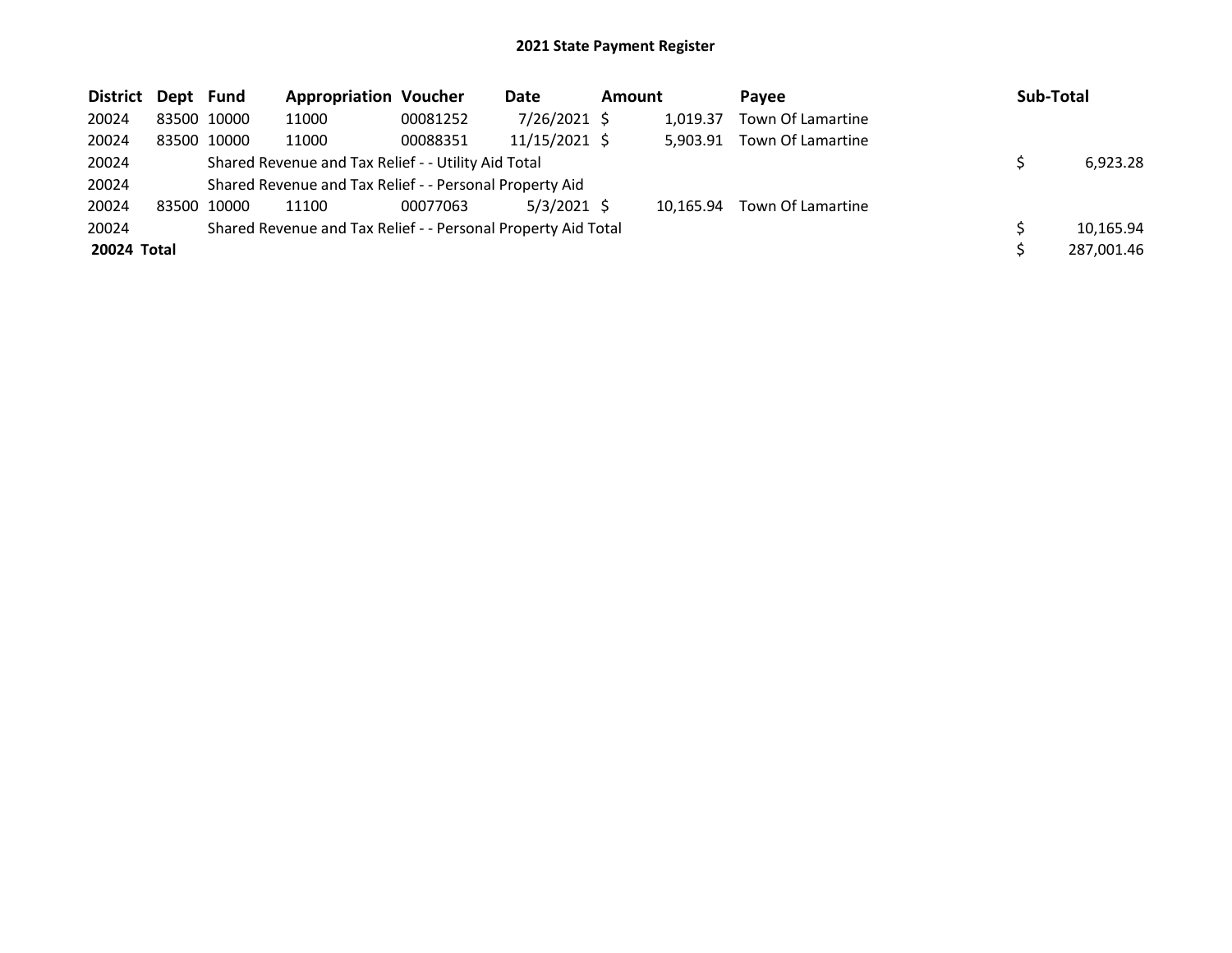# 2021 State Payment Register

| District | Dept | Fund | Appropriation | Voucher | Date | Amount | Payee | Sub-Total |
|---|---|---|---|---|---|---|---|---|
| 20024 | 83500 | 10000 | 11000 | 00081252 | 7/26/2021 | $ 1,019.37 | Town Of Lamartine | |
| 20024 | 83500 | 10000 | 11000 | 00088351 | 11/15/2021 | $ 5,903.91 | Town Of Lamartine | |
| 20024 | | Shared Revenue and Tax Relief - - Utility Aid Total | | | | | | $ 6,923.28 |
| 20024 | | Shared Revenue and Tax Relief - - Personal Property Aid | | | | | | |
| 20024 | 83500 | 10000 | 11100 | 00077063 | 5/3/2021 | $ 10,165.94 | Town Of Lamartine | |
| 20024 | | Shared Revenue and Tax Relief - - Personal Property Aid Total | | | | | | $ 10,165.94 |
| **20024 Total** | | | | | | | | $ 287,001.46 |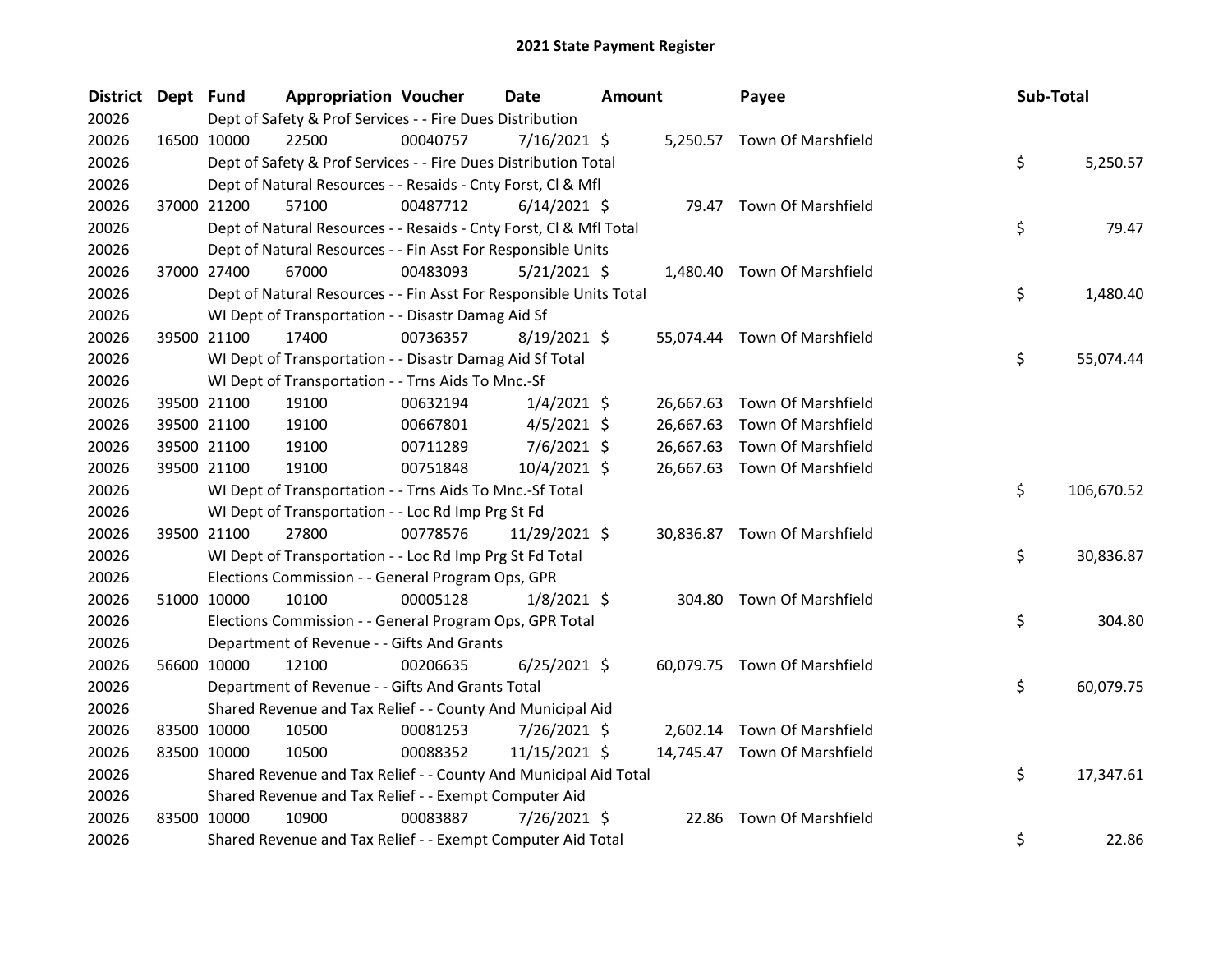## 2021 State Payment Register

| District | Dept | Fund | Appropriation | Voucher | Date | Amount | Payee | Sub-Total |
|---|---|---|---|---|---|---|---|---|
| 20026 | | Dept of Safety & Prof Services - - Fire Dues Distribution | | | | | | |
| 20026 | 16500 | 10000 | 22500 | 00040757 | 7/16/2021 | $ 5,250.57 | Town Of Marshfield | |
| 20026 | | Dept of Safety & Prof Services - - Fire Dues Distribution Total | | | | | | $ 5,250.57 |
| 20026 | | Dept of Natural Resources - - Resaids - Cnty Forst, Cl & Mfl | | | | | | |
| 20026 | 37000 | 21200 | 57100 | 00487712 | 6/14/2021 | $ 79.47 | Town Of Marshfield | |
| 20026 | | Dept of Natural Resources - - Resaids - Cnty Forst, Cl & Mfl Total | | | | | | $ 79.47 |
| 20026 | | Dept of Natural Resources - - Fin Asst For Responsible Units | | | | | | |
| 20026 | 37000 | 27400 | 67000 | 00483093 | 5/21/2021 | $ 1,480.40 | Town Of Marshfield | |
| 20026 | | Dept of Natural Resources - - Fin Asst For Responsible Units Total | | | | | | $ 1,480.40 |
| 20026 | | WI Dept of Transportation - - Disastr Damag Aid Sf | | | | | | |
| 20026 | 39500 | 21100 | 17400 | 00736357 | 8/19/2021 | $ 55,074.44 | Town Of Marshfield | |
| 20026 | | WI Dept of Transportation - - Disastr Damag Aid Sf Total | | | | | | $ 55,074.44 |
| 20026 | | WI Dept of Transportation - - Trns Aids To Mnc.-Sf | | | | | | |
| 20026 | 39500 | 21100 | 19100 | 00632194 | 1/4/2021 | $ 26,667.63 | Town Of Marshfield | |
| 20026 | 39500 | 21100 | 19100 | 00667801 | 4/5/2021 | $ 26,667.63 | Town Of Marshfield | |
| 20026 | 39500 | 21100 | 19100 | 00711289 | 7/6/2021 | $ 26,667.63 | Town Of Marshfield | |
| 20026 | 39500 | 21100 | 19100 | 00751848 | 10/4/2021 | $ 26,667.63 | Town Of Marshfield | |
| 20026 | | WI Dept of Transportation - - Trns Aids To Mnc.-Sf Total | | | | | | $ 106,670.52 |
| 20026 | | WI Dept of Transportation - - Loc Rd Imp Prg St Fd | | | | | | |
| 20026 | 39500 | 21100 | 27800 | 00778576 | 11/29/2021 | $ 30,836.87 | Town Of Marshfield | |
| 20026 | | WI Dept of Transportation - - Loc Rd Imp Prg St Fd Total | | | | | | $ 30,836.87 |
| 20026 | | Elections Commission - - General Program Ops, GPR | | | | | | |
| 20026 | 51000 | 10000 | 10100 | 00005128 | 1/8/2021 | $ 304.80 | Town Of Marshfield | |
| 20026 | | Elections Commission - - General Program Ops, GPR Total | | | | | | $ 304.80 |
| 20026 | | Department of Revenue - - Gifts And Grants | | | | | | |
| 20026 | 56600 | 10000 | 12100 | 00206635 | 6/25/2021 | $ 60,079.75 | Town Of Marshfield | |
| 20026 | | Department of Revenue - - Gifts And Grants Total | | | | | | $ 60,079.75 |
| 20026 | | Shared Revenue and Tax Relief - - County And Municipal Aid | | | | | | |
| 20026 | 83500 | 10000 | 10500 | 00081253 | 7/26/2021 | $ 2,602.14 | Town Of Marshfield | |
| 20026 | 83500 | 10000 | 10500 | 00088352 | 11/15/2021 | $ 14,745.47 | Town Of Marshfield | |
| 20026 | | Shared Revenue and Tax Relief - - County And Municipal Aid Total | | | | | | $ 17,347.61 |
| 20026 | | Shared Revenue and Tax Relief - - Exempt Computer Aid | | | | | | |
| 20026 | 83500 | 10000 | 10900 | 00083887 | 7/26/2021 | $ 22.86 | Town Of Marshfield | |
| 20026 | | Shared Revenue and Tax Relief - - Exempt Computer Aid Total | | | | | | $ 22.86 |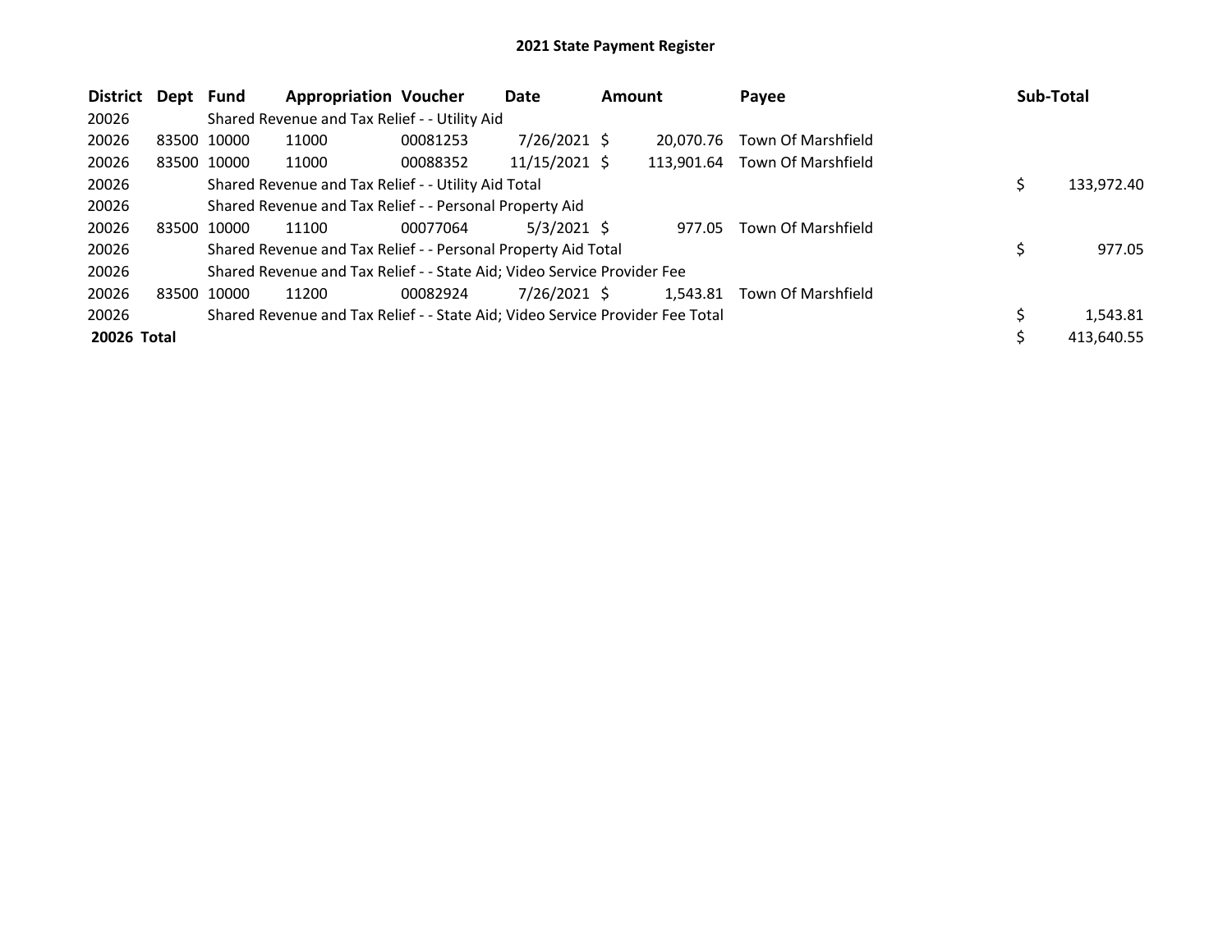# 2021 State Payment Register

| District | Dept | Fund | Appropriation | Voucher | Date | Amount | Payee | Sub-Total |
|---|---|---|---|---|---|---|---|---|
| 20026 | | Shared Revenue and Tax Relief - - Utility Aid | | | | | | |
| 20026 | 83500 | 10000 | 11000 | 00081253 | 7/26/2021 | $ 20,070.76 | Town Of Marshfield | |
| 20026 | 83500 | 10000 | 11000 | 00088352 | 11/15/2021 | $ 113,901.64 | Town Of Marshfield | |
| 20026 | | Shared Revenue and Tax Relief - - Utility Aid Total | | | | | | $ 133,972.40 |
| 20026 | | Shared Revenue and Tax Relief - - Personal Property Aid | | | | | | |
| 20026 | 83500 | 10000 | 11100 | 00077064 | 5/3/2021 | $ 977.05 | Town Of Marshfield | |
| 20026 | | Shared Revenue and Tax Relief - - Personal Property Aid Total | | | | | | $ 977.05 |
| 20026 | | Shared Revenue and Tax Relief - - State Aid; Video Service Provider Fee | | | | | | |
| 20026 | 83500 | 10000 | 11200 | 00082924 | 7/26/2021 | $ 1,543.81 | Town Of Marshfield | |
| 20026 | | Shared Revenue and Tax Relief - - State Aid; Video Service Provider Fee Total | | | | | | $ 1,543.81 |
| **20026 Total** | | | | | | | | $ 413,640.55 |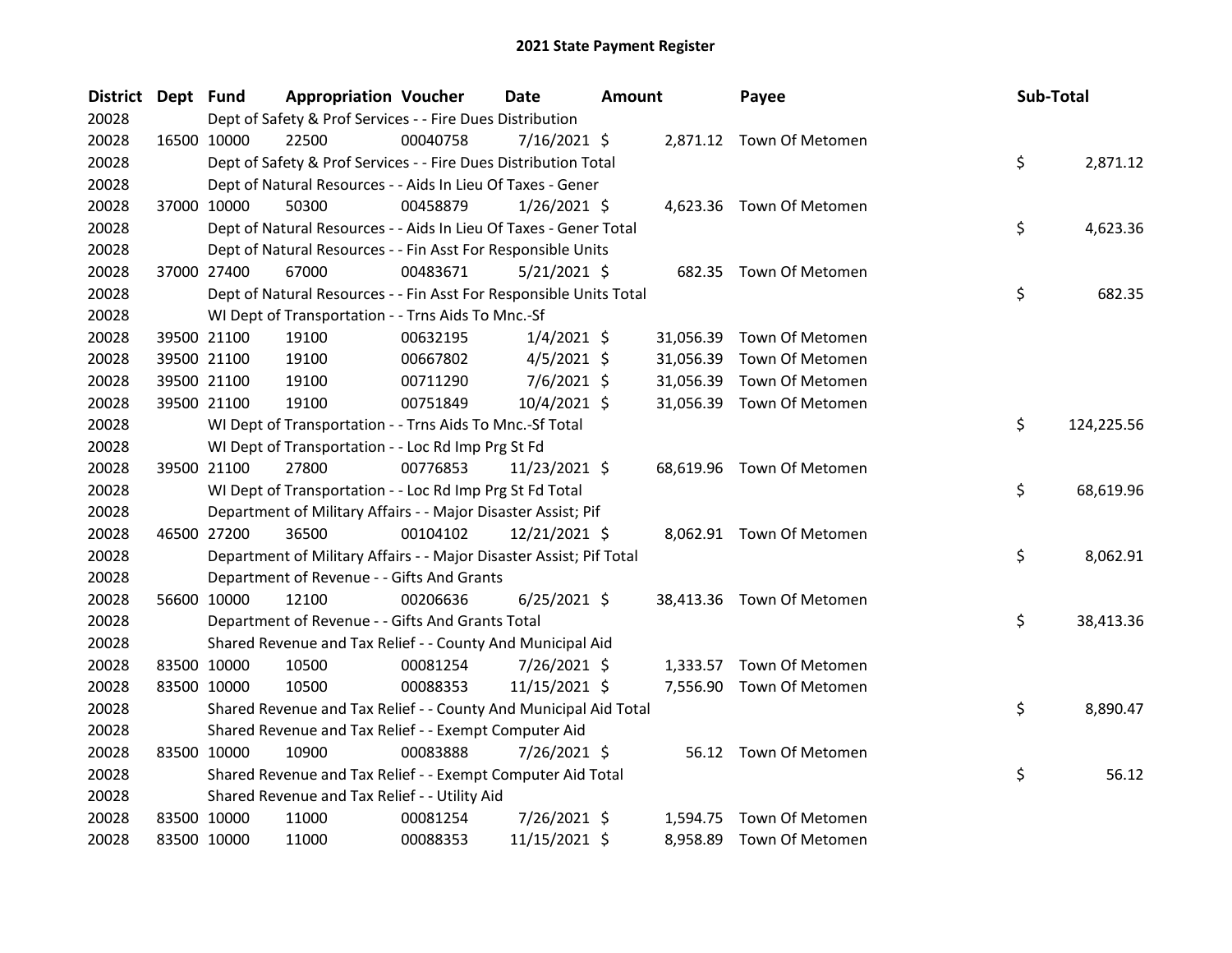# 2021 State Payment Register

| District | Dept | Fund | Appropriation | Voucher | Date | Amount | Payee | Sub-Total |
|---|---|---|---|---|---|---|---|---|
| 20028 | | Dept of Safety & Prof Services - - Fire Dues Distribution | | | | | | |
| 20028 | 16500 | 10000 | 22500 | 00040758 | 7/16/2021 | $ 2,871.12 | Town Of Metomen | |
| 20028 | | Dept of Safety & Prof Services - - Fire Dues Distribution Total | | | | | | $ 2,871.12 |
| 20028 | | Dept of Natural Resources - - Aids In Lieu Of Taxes - Gener | | | | | | |
| 20028 | 37000 | 10000 | 50300 | 00458879 | 1/26/2021 | $ 4,623.36 | Town Of Metomen | |
| 20028 | | Dept of Natural Resources - - Aids In Lieu Of Taxes - Gener Total | | | | | | $ 4,623.36 |
| 20028 | | Dept of Natural Resources - - Fin Asst For Responsible Units | | | | | | |
| 20028 | 37000 | 27400 | 67000 | 00483671 | 5/21/2021 | $ 682.35 | Town Of Metomen | |
| 20028 | | Dept of Natural Resources - - Fin Asst For Responsible Units Total | | | | | | $ 682.35 |
| 20028 | | WI Dept of Transportation - - Trns Aids To Mnc.-Sf | | | | | | |
| 20028 | 39500 | 21100 | 19100 | 00632195 | 1/4/2021 | $ 31,056.39 | Town Of Metomen | |
| 20028 | 39500 | 21100 | 19100 | 00667802 | 4/5/2021 | $ 31,056.39 | Town Of Metomen | |
| 20028 | 39500 | 21100 | 19100 | 00711290 | 7/6/2021 | $ 31,056.39 | Town Of Metomen | |
| 20028 | 39500 | 21100 | 19100 | 00751849 | 10/4/2021 | $ 31,056.39 | Town Of Metomen | |
| 20028 | | WI Dept of Transportation - - Trns Aids To Mnc.-Sf Total | | | | | | $ 124,225.56 |
| 20028 | | WI Dept of Transportation - - Loc Rd Imp Prg St Fd | | | | | | |
| 20028 | 39500 | 21100 | 27800 | 00776853 | 11/23/2021 | $ 68,619.96 | Town Of Metomen | |
| 20028 | | WI Dept of Transportation - - Loc Rd Imp Prg St Fd Total | | | | | | $ 68,619.96 |
| 20028 | | Department of Military Affairs - - Major Disaster Assist; Pif | | | | | | |
| 20028 | 46500 | 27200 | 36500 | 00104102 | 12/21/2021 | $ 8,062.91 | Town Of Metomen | |
| 20028 | | Department of Military Affairs - - Major Disaster Assist; Pif Total | | | | | | $ 8,062.91 |
| 20028 | | Department of Revenue - - Gifts And Grants | | | | | | |
| 20028 | 56600 | 10000 | 12100 | 00206636 | 6/25/2021 | $ 38,413.36 | Town Of Metomen | |
| 20028 | | Department of Revenue - - Gifts And Grants Total | | | | | | $ 38,413.36 |
| 20028 | | Shared Revenue and Tax Relief - - County And Municipal Aid | | | | | | |
| 20028 | 83500 | 10000 | 10500 | 00081254 | 7/26/2021 | $ 1,333.57 | Town Of Metomen | |
| 20028 | 83500 | 10000 | 10500 | 00088353 | 11/15/2021 | $ 7,556.90 | Town Of Metomen | |
| 20028 | | Shared Revenue and Tax Relief - - County And Municipal Aid Total | | | | | | $ 8,890.47 |
| 20028 | | Shared Revenue and Tax Relief - - Exempt Computer Aid | | | | | | |
| 20028 | 83500 | 10000 | 10900 | 00083888 | 7/26/2021 | $ 56.12 | Town Of Metomen | |
| 20028 | | Shared Revenue and Tax Relief - - Exempt Computer Aid Total | | | | | | $ 56.12 |
| 20028 | | Shared Revenue and Tax Relief - - Utility Aid | | | | | | |
| 20028 | 83500 | 10000 | 11000 | 00081254 | 7/26/2021 | $ 1,594.75 | Town Of Metomen | |
| 20028 | 83500 | 10000 | 11000 | 00088353 | 11/15/2021 | $ 8,958.89 | Town Of Metomen | |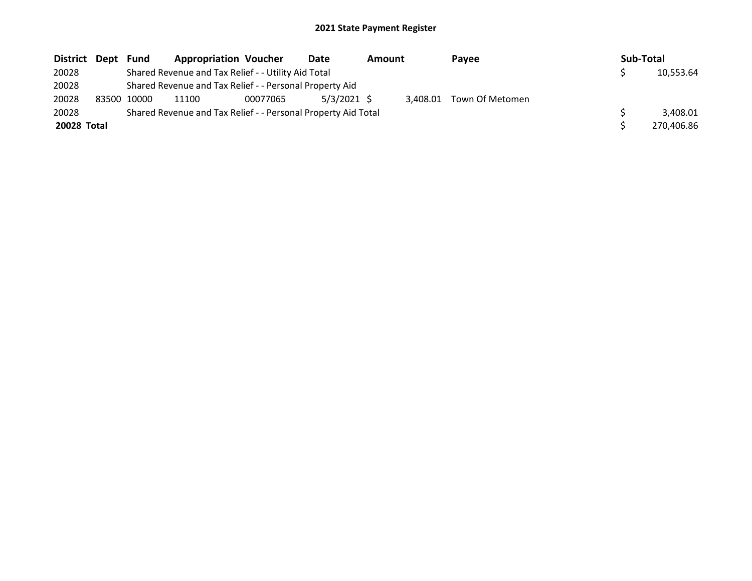## 2021 State Payment Register

| District | Dept | Fund | Appropriation | Voucher | Date | Amount | Payee | Sub-Total |
|---|---|---|---|---|---|---|---|---|
| 20028 | | Shared Revenue and Tax Relief - - Utility Aid Total | | | | | | $ 10,553.64 |
| 20028 | | Shared Revenue and Tax Relief - - Personal Property Aid | | | | | | |
| 20028 | 83500 | 10000 | 11100 | 00077065 | 5/3/2021 | $ 3,408.01 | Town Of Metomen | |
| 20028 | | Shared Revenue and Tax Relief - - Personal Property Aid Total | | | | | | $ 3,408.01 |
| **20028 Total** | | | | | | | | $ 270,406.86 |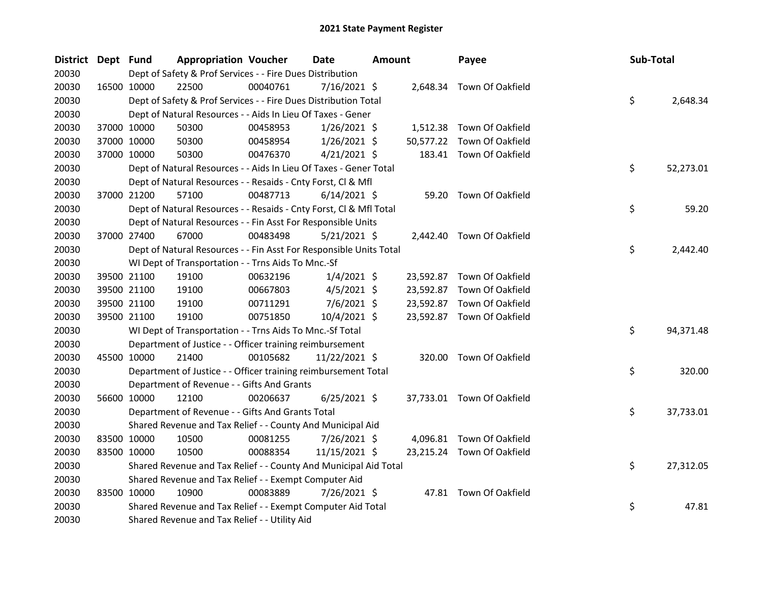# 2021 State Payment Register

| District | Dept | Fund | Appropriation | Voucher | Date | Amount | Payee | Sub-Total |
|---|---|---|---|---|---|---|---|---|
| 20030 | | Dept of Safety & Prof Services - - Fire Dues Distribution | | | | | | |
| 20030 | 16500 | 10000 | 22500 | 00040761 | 7/16/2021 | $ 2,648.34 | Town Of Oakfield | |
| 20030 | | Dept of Safety & Prof Services - - Fire Dues Distribution Total | | | | | | $ 2,648.34 |
| 20030 | | Dept of Natural Resources - - Aids In Lieu Of Taxes - Gener | | | | | | |
| 20030 | 37000 | 10000 | 50300 | 00458953 | 1/26/2021 | $ 1,512.38 | Town Of Oakfield | |
| 20030 | 37000 | 10000 | 50300 | 00458954 | 1/26/2021 | $ 50,577.22 | Town Of Oakfield | |
| 20030 | 37000 | 10000 | 50300 | 00476370 | 4/21/2021 | $ 183.41 | Town Of Oakfield | |
| 20030 | | Dept of Natural Resources - - Aids In Lieu Of Taxes - Gener Total | | | | | | $ 52,273.01 |
| 20030 | | Dept of Natural Resources - - Resaids - Cnty Forst, Cl & Mfl | | | | | | |
| 20030 | 37000 | 21200 | 57100 | 00487713 | 6/14/2021 | $ 59.20 | Town Of Oakfield | |
| 20030 | | Dept of Natural Resources - - Resaids - Cnty Forst, Cl & Mfl Total | | | | | | $ 59.20 |
| 20030 | | Dept of Natural Resources - - Fin Asst For Responsible Units | | | | | | |
| 20030 | 37000 | 27400 | 67000 | 00483498 | 5/21/2021 | $ 2,442.40 | Town Of Oakfield | |
| 20030 | | Dept of Natural Resources - - Fin Asst For Responsible Units Total | | | | | | $ 2,442.40 |
| 20030 | | WI Dept of Transportation - - Trns Aids To Mnc.-Sf | | | | | | |
| 20030 | 39500 | 21100 | 19100 | 00632196 | 1/4/2021 | $ 23,592.87 | Town Of Oakfield | |
| 20030 | 39500 | 21100 | 19100 | 00667803 | 4/5/2021 | $ 23,592.87 | Town Of Oakfield | |
| 20030 | 39500 | 21100 | 19100 | 00711291 | 7/6/2021 | $ 23,592.87 | Town Of Oakfield | |
| 20030 | 39500 | 21100 | 19100 | 00751850 | 10/4/2021 | $ 23,592.87 | Town Of Oakfield | |
| 20030 | | WI Dept of Transportation - - Trns Aids To Mnc.-Sf Total | | | | | | $ 94,371.48 |
| 20030 | | Department of Justice - - Officer training reimbursement | | | | | | |
| 20030 | 45500 | 10000 | 21400 | 00105682 | 11/22/2021 | $ 320.00 | Town Of Oakfield | |
| 20030 | | Department of Justice - - Officer training reimbursement Total | | | | | | $ 320.00 |
| 20030 | | Department of Revenue - - Gifts And Grants | | | | | | |
| 20030 | 56600 | 10000 | 12100 | 00206637 | 6/25/2021 | $ 37,733.01 | Town Of Oakfield | |
| 20030 | | Department of Revenue - - Gifts And Grants Total | | | | | | $ 37,733.01 |
| 20030 | | Shared Revenue and Tax Relief - - County And Municipal Aid | | | | | | |
| 20030 | 83500 | 10000 | 10500 | 00081255 | 7/26/2021 | $ 4,096.81 | Town Of Oakfield | |
| 20030 | 83500 | 10000 | 10500 | 00088354 | 11/15/2021 | $ 23,215.24 | Town Of Oakfield | |
| 20030 | | Shared Revenue and Tax Relief - - County And Municipal Aid Total | | | | | | $ 27,312.05 |
| 20030 | | Shared Revenue and Tax Relief - - Exempt Computer Aid | | | | | | |
| 20030 | 83500 | 10000 | 10900 | 00083889 | 7/26/2021 | $ 47.81 | Town Of Oakfield | |
| 20030 | | Shared Revenue and Tax Relief - - Exempt Computer Aid Total | | | | | | $ 47.81 |
| 20030 | | Shared Revenue and Tax Relief - - Utility Aid | | | | | | |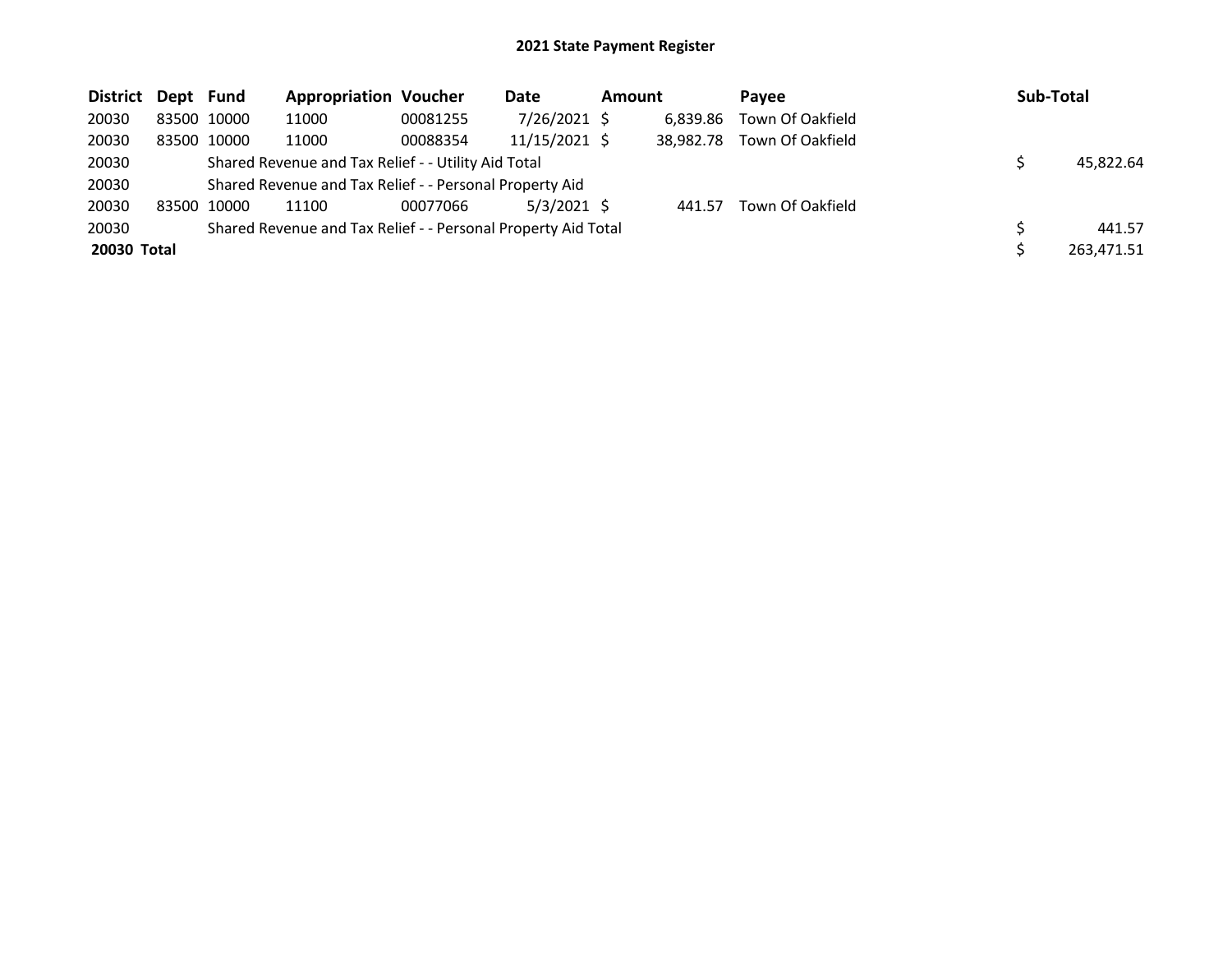**2021 State Payment Register**

| District | Dept | Fund | Appropriation | Voucher | Date | Amount | Payee | Sub-Total |
|---|---|---|---|---|---|---|---|---|
| 20030 | 83500 | 10000 | 11000 | 00081255 | 7/26/2021 | $ 6,839.86 | Town Of Oakfield | |
| 20030 | 83500 | 10000 | 11000 | 00088354 | 11/15/2021 | $ 38,982.78 | Town Of Oakfield | |
| 20030 | | Shared Revenue and Tax Relief - - Utility Aid Total | | | | | | $ 45,822.64 |
| 20030 | | Shared Revenue and Tax Relief - - Personal Property Aid | | | | | | |
| 20030 | 83500 | 10000 | 11100 | 00077066 | 5/3/2021 | $ 441.57 | Town Of Oakfield | |
| 20030 | | Shared Revenue and Tax Relief - - Personal Property Aid Total | | | | | | $ 441.57 |
| **20030 Total** | | | | | | | | $ 263,471.51 |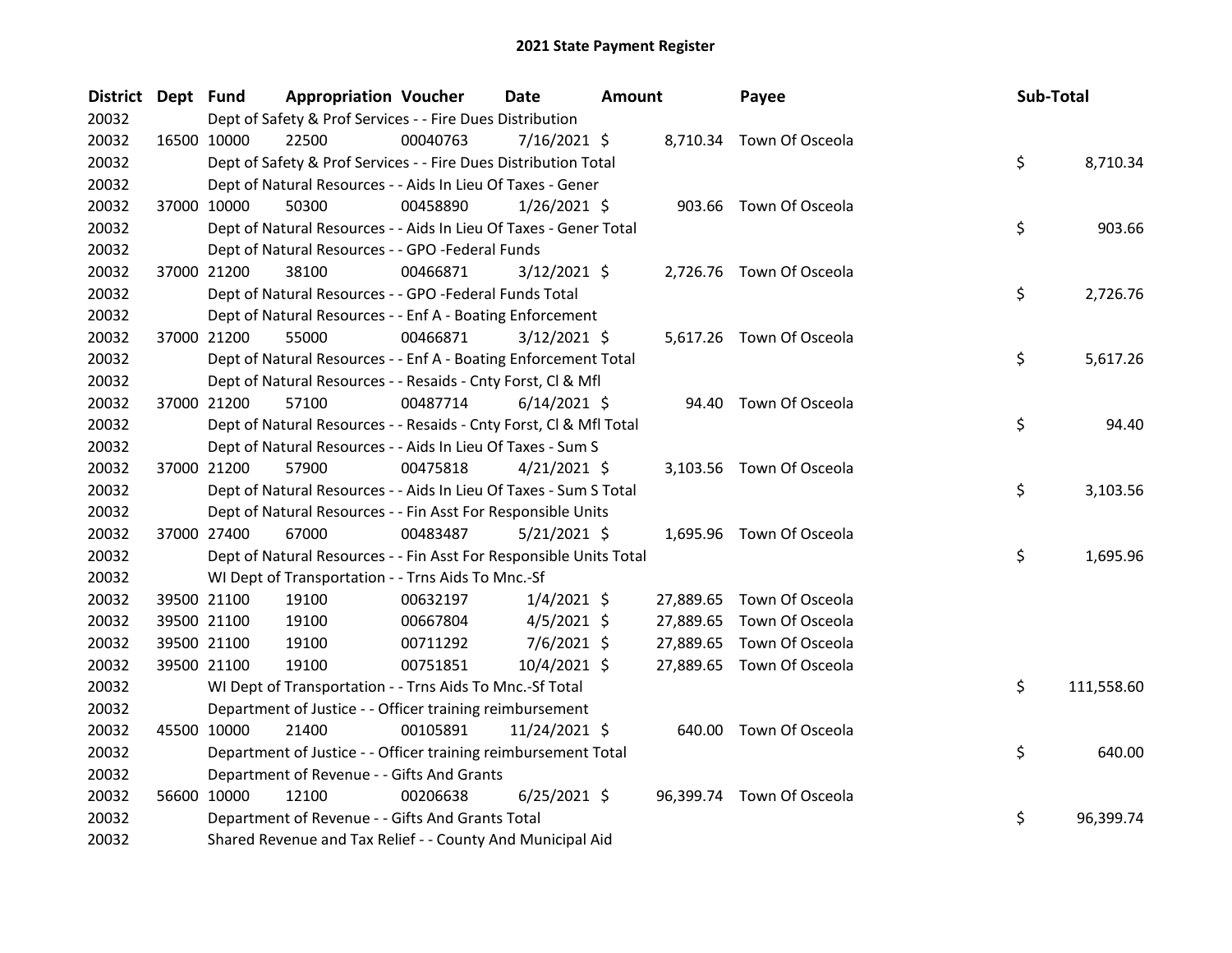# 2021 State Payment Register

| District | Dept | Fund | Appropriation | Voucher | Date | Amount | Payee | Sub-Total |
|---|---|---|---|---|---|---|---|---|
| 20032 | | Dept of Safety & Prof Services - - Fire Dues Distribution | | | | | | |
| 20032 | 16500 | 10000 | 22500 | 00040763 | 7/16/2021 | $ 8,710.34 | Town Of Osceola | |
| 20032 | | Dept of Safety & Prof Services - - Fire Dues Distribution Total | | | | | | $ 8,710.34 |
| 20032 | | Dept of Natural Resources - - Aids In Lieu Of Taxes - Gener | | | | | | |
| 20032 | 37000 | 10000 | 50300 | 00458890 | 1/26/2021 | $ 903.66 | Town Of Osceola | |
| 20032 | | Dept of Natural Resources - - Aids In Lieu Of Taxes - Gener Total | | | | | | $ 903.66 |
| 20032 | | Dept of Natural Resources - - GPO -Federal Funds | | | | | | |
| 20032 | 37000 | 21200 | 38100 | 00466871 | 3/12/2021 | $ 2,726.76 | Town Of Osceola | |
| 20032 | | Dept of Natural Resources - - GPO -Federal Funds Total | | | | | | $ 2,726.76 |
| 20032 | | Dept of Natural Resources - - Enf A - Boating Enforcement | | | | | | |
| 20032 | 37000 | 21200 | 55000 | 00466871 | 3/12/2021 | $ 5,617.26 | Town Of Osceola | |
| 20032 | | Dept of Natural Resources - - Enf A - Boating Enforcement Total | | | | | | $ 5,617.26 |
| 20032 | | Dept of Natural Resources - - Resaids - Cnty Forst, Cl & Mfl | | | | | | |
| 20032 | 37000 | 21200 | 57100 | 00487714 | 6/14/2021 | $ 94.40 | Town Of Osceola | |
| 20032 | | Dept of Natural Resources - - Resaids - Cnty Forst, Cl & Mfl Total | | | | | | $ 94.40 |
| 20032 | | Dept of Natural Resources - - Aids In Lieu Of Taxes - Sum S | | | | | | |
| 20032 | 37000 | 21200 | 57900 | 00475818 | 4/21/2021 | $ 3,103.56 | Town Of Osceola | |
| 20032 | | Dept of Natural Resources - - Aids In Lieu Of Taxes - Sum S Total | | | | | | $ 3,103.56 |
| 20032 | | Dept of Natural Resources - - Fin Asst For Responsible Units | | | | | | |
| 20032 | 37000 | 27400 | 67000 | 00483487 | 5/21/2021 | $ 1,695.96 | Town Of Osceola | |
| 20032 | | Dept of Natural Resources - - Fin Asst For Responsible Units Total | | | | | | $ 1,695.96 |
| 20032 | | WI Dept of Transportation - - Trns Aids To Mnc.-Sf | | | | | | |
| 20032 | 39500 | 21100 | 19100 | 00632197 | 1/4/2021 | $ 27,889.65 | Town Of Osceola | |
| 20032 | 39500 | 21100 | 19100 | 00667804 | 4/5/2021 | $ 27,889.65 | Town Of Osceola | |
| 20032 | 39500 | 21100 | 19100 | 00711292 | 7/6/2021 | $ 27,889.65 | Town Of Osceola | |
| 20032 | 39500 | 21100 | 19100 | 00751851 | 10/4/2021 | $ 27,889.65 | Town Of Osceola | |
| 20032 | | WI Dept of Transportation - - Trns Aids To Mnc.-Sf Total | | | | | | $ 111,558.60 |
| 20032 | | Department of Justice - - Officer training reimbursement | | | | | | |
| 20032 | 45500 | 10000 | 21400 | 00105891 | 11/24/2021 | $ 640.00 | Town Of Osceola | |
| 20032 | | Department of Justice - - Officer training reimbursement Total | | | | | | $ 640.00 |
| 20032 | | Department of Revenue - - Gifts And Grants | | | | | | |
| 20032 | 56600 | 10000 | 12100 | 00206638 | 6/25/2021 | $ 96,399.74 | Town Of Osceola | |
| 20032 | | Department of Revenue - - Gifts And Grants Total | | | | | | $ 96,399.74 |
| 20032 | | Shared Revenue and Tax Relief - - County And Municipal Aid | | | | | | |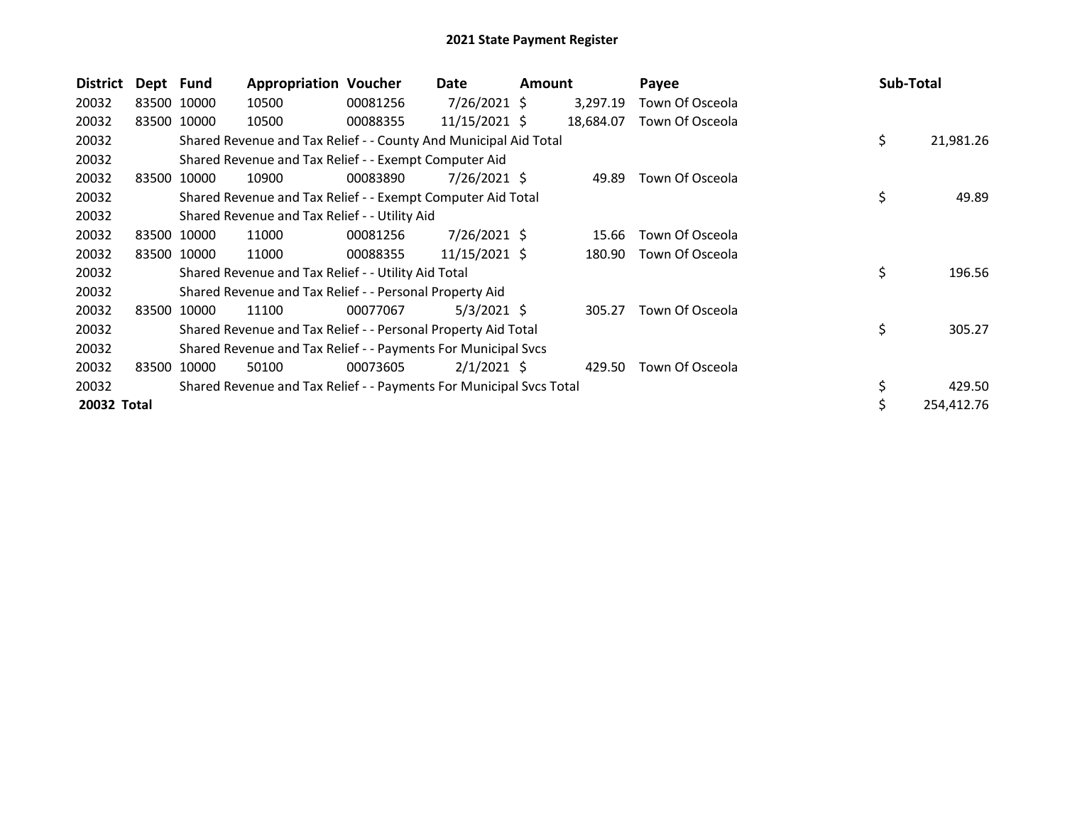# 2021 State Payment Register

| District | Dept | Fund | Appropriation | Voucher | Date | Amount | Payee | Sub-Total |
|---|---|---|---|---|---|---|---|---|
| 20032 | 83500 | 10000 | 10500 | 00081256 | 7/26/2021 | $ 3,297.19 | Town Of Osceola | |
| 20032 | 83500 | 10000 | 10500 | 00088355 | 11/15/2021 | $ 18,684.07 | Town Of Osceola | |
| 20032 | | Shared Revenue and Tax Relief - - County And Municipal Aid Total | | | | | | $ 21,981.26 |
| 20032 | | Shared Revenue and Tax Relief - - Exempt Computer Aid | | | | | | |
| 20032 | 83500 | 10000 | 10900 | 00083890 | 7/26/2021 | $ 49.89 | Town Of Osceola | |
| 20032 | | Shared Revenue and Tax Relief - - Exempt Computer Aid Total | | | | | | $ 49.89 |
| 20032 | | Shared Revenue and Tax Relief - - Utility Aid | | | | | | |
| 20032 | 83500 | 10000 | 11000 | 00081256 | 7/26/2021 | $ 15.66 | Town Of Osceola | |
| 20032 | 83500 | 10000 | 11000 | 00088355 | 11/15/2021 | $ 180.90 | Town Of Osceola | |
| 20032 | | Shared Revenue and Tax Relief - - Utility Aid Total | | | | | | $ 196.56 |
| 20032 | | Shared Revenue and Tax Relief - - Personal Property Aid | | | | | | |
| 20032 | 83500 | 10000 | 11100 | 00077067 | 5/3/2021 | $ 305.27 | Town Of Osceola | |
| 20032 | | Shared Revenue and Tax Relief - - Personal Property Aid Total | | | | | | $ 305.27 |
| 20032 | | Shared Revenue and Tax Relief - - Payments For Municipal Svcs | | | | | | |
| 20032 | 83500 | 10000 | 50100 | 00073605 | 2/1/2021 | $ 429.50 | Town Of Osceola | |
| 20032 | | Shared Revenue and Tax Relief - - Payments For Municipal Svcs Total | | | | | | $ 429.50 |
| **20032 Total** | | | | | | | | $ 254,412.76 |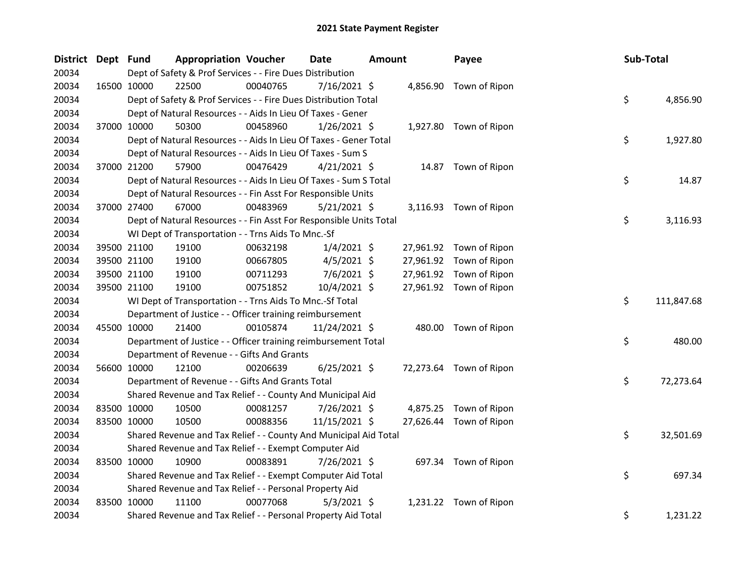# 2021 State Payment Register

| District | Dept | Fund | Appropriation | Voucher | Date | Amount | Payee | Sub-Total |
|---|---|---|---|---|---|---|---|---|
| 20034 | | Dept of Safety & Prof Services - - Fire Dues Distribution | | | | | | |
| 20034 | 16500 | 10000 | 22500 | 00040765 | 7/16/2021 | $ 4,856.90 | Town of Ripon | |
| 20034 | | Dept of Safety & Prof Services - - Fire Dues Distribution Total | | | | | | $ 4,856.90 |
| 20034 | | Dept of Natural Resources - - Aids In Lieu Of Taxes - Gener | | | | | | |
| 20034 | 37000 | 10000 | 50300 | 00458960 | 1/26/2021 | $ 1,927.80 | Town of Ripon | |
| 20034 | | Dept of Natural Resources - - Aids In Lieu Of Taxes - Gener Total | | | | | | $ 1,927.80 |
| 20034 | | Dept of Natural Resources - - Aids In Lieu Of Taxes - Sum S | | | | | | |
| 20034 | 37000 | 21200 | 57900 | 00476429 | 4/21/2021 | $ 14.87 | Town of Ripon | |
| 20034 | | Dept of Natural Resources - - Aids In Lieu Of Taxes - Sum S Total | | | | | | $ 14.87 |
| 20034 | | Dept of Natural Resources - - Fin Asst For Responsible Units | | | | | | |
| 20034 | 37000 | 27400 | 67000 | 00483969 | 5/21/2021 | $ 3,116.93 | Town of Ripon | |
| 20034 | | Dept of Natural Resources - - Fin Asst For Responsible Units Total | | | | | | $ 3,116.93 |
| 20034 | | WI Dept of Transportation - - Trns Aids To Mnc.-Sf | | | | | | |
| 20034 | 39500 | 21100 | 19100 | 00632198 | 1/4/2021 | $ 27,961.92 | Town of Ripon | |
| 20034 | 39500 | 21100 | 19100 | 00667805 | 4/5/2021 | $ 27,961.92 | Town of Ripon | |
| 20034 | 39500 | 21100 | 19100 | 00711293 | 7/6/2021 | $ 27,961.92 | Town of Ripon | |
| 20034 | 39500 | 21100 | 19100 | 00751852 | 10/4/2021 | $ 27,961.92 | Town of Ripon | |
| 20034 | | WI Dept of Transportation - - Trns Aids To Mnc.-Sf Total | | | | | | $ 111,847.68 |
| 20034 | | Department of Justice - - Officer training reimbursement | | | | | | |
| 20034 | 45500 | 10000 | 21400 | 00105874 | 11/24/2021 | $ 480.00 | Town of Ripon | |
| 20034 | | Department of Justice - - Officer training reimbursement Total | | | | | | $ 480.00 |
| 20034 | | Department of Revenue - - Gifts And Grants | | | | | | |
| 20034 | 56600 | 10000 | 12100 | 00206639 | 6/25/2021 | $ 72,273.64 | Town of Ripon | |
| 20034 | | Department of Revenue - - Gifts And Grants Total | | | | | | $ 72,273.64 |
| 20034 | | Shared Revenue and Tax Relief - - County And Municipal Aid | | | | | | |
| 20034 | 83500 | 10000 | 10500 | 00081257 | 7/26/2021 | $ 4,875.25 | Town of Ripon | |
| 20034 | 83500 | 10000 | 10500 | 00088356 | 11/15/2021 | $ 27,626.44 | Town of Ripon | |
| 20034 | | Shared Revenue and Tax Relief - - County And Municipal Aid Total | | | | | | $ 32,501.69 |
| 20034 | | Shared Revenue and Tax Relief - - Exempt Computer Aid | | | | | | |
| 20034 | 83500 | 10000 | 10900 | 00083891 | 7/26/2021 | $ 697.34 | Town of Ripon | |
| 20034 | | Shared Revenue and Tax Relief - - Exempt Computer Aid Total | | | | | | $ 697.34 |
| 20034 | | Shared Revenue and Tax Relief - - Personal Property Aid | | | | | | |
| 20034 | 83500 | 10000 | 11100 | 00077068 | 5/3/2021 | $ 1,231.22 | Town of Ripon | |
| 20034 | | Shared Revenue and Tax Relief - - Personal Property Aid Total | | | | | | $ 1,231.22 |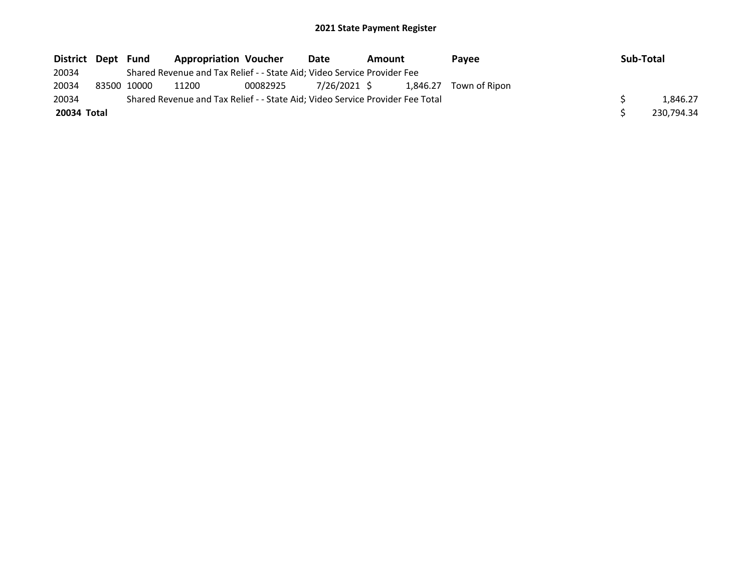## 2021 State Payment Register

| District | Dept | Fund | Appropriation | Voucher | Date | Amount | Payee | Sub-Total |
|---|---|---|---|---|---|---|---|---|
| 20034 | | Shared Revenue and Tax Relief - - State Aid; Video Service Provider Fee | | | | | | |
| 20034 | 83500 | 10000 | 11200 | 00082925 | 7/26/2021 | $ 1,846.27 | Town of Ripon | |
| 20034 | | Shared Revenue and Tax Relief - - State Aid; Video Service Provider Fee Total | | | | | | $ 1,846.27 |
| **20034 Total** | | | | | | | | $ 230,794.34 |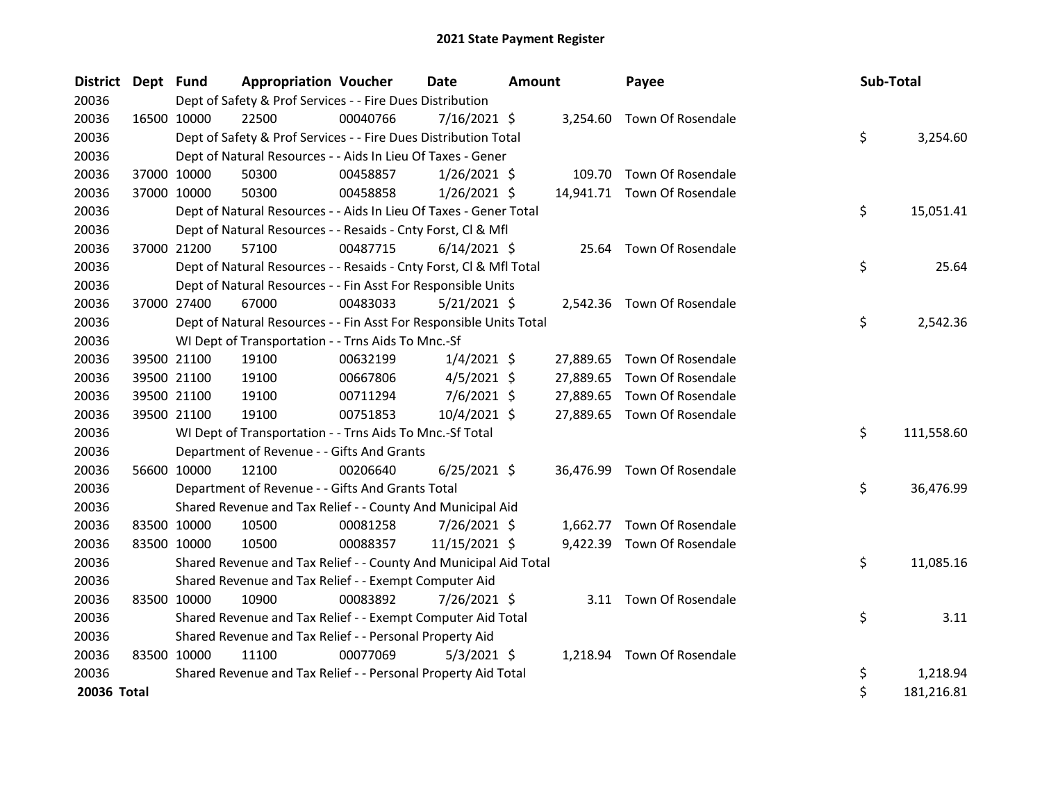## 2021 State Payment Register

| District | Dept | Fund | Appropriation | Voucher | Date | Amount | Payee | Sub-Total |
|---|---|---|---|---|---|---|---|---|
| 20036 | | Dept of Safety & Prof Services - - Fire Dues Distribution | | | | | | |
| 20036 | 16500 | 10000 | 22500 | 00040766 | 7/16/2021 | $ 3,254.60 | Town Of Rosendale | |
| 20036 | | Dept of Safety & Prof Services - - Fire Dues Distribution Total | | | | | | $ 3,254.60 |
| 20036 | | Dept of Natural Resources - - Aids In Lieu Of Taxes - Gener | | | | | | |
| 20036 | 37000 | 10000 | 50300 | 00458857 | 1/26/2021 | $ 109.70 | Town Of Rosendale | |
| 20036 | 37000 | 10000 | 50300 | 00458858 | 1/26/2021 | $ 14,941.71 | Town Of Rosendale | |
| 20036 | | Dept of Natural Resources - - Aids In Lieu Of Taxes - Gener Total | | | | | | $ 15,051.41 |
| 20036 | | Dept of Natural Resources - - Resaids - Cnty Forst, Cl & Mfl | | | | | | |
| 20036 | 37000 | 21200 | 57100 | 00487715 | 6/14/2021 | $ 25.64 | Town Of Rosendale | |
| 20036 | | Dept of Natural Resources - - Resaids - Cnty Forst, Cl & Mfl Total | | | | | | $ 25.64 |
| 20036 | | Dept of Natural Resources - - Fin Asst For Responsible Units | | | | | | |
| 20036 | 37000 | 27400 | 67000 | 00483033 | 5/21/2021 | $ 2,542.36 | Town Of Rosendale | |
| 20036 | | Dept of Natural Resources - - Fin Asst For Responsible Units Total | | | | | | $ 2,542.36 |
| 20036 | | WI Dept of Transportation - - Trns Aids To Mnc.-Sf | | | | | | |
| 20036 | 39500 | 21100 | 19100 | 00632199 | 1/4/2021 | $ 27,889.65 | Town Of Rosendale | |
| 20036 | 39500 | 21100 | 19100 | 00667806 | 4/5/2021 | $ 27,889.65 | Town Of Rosendale | |
| 20036 | 39500 | 21100 | 19100 | 00711294 | 7/6/2021 | $ 27,889.65 | Town Of Rosendale | |
| 20036 | 39500 | 21100 | 19100 | 00751853 | 10/4/2021 | $ 27,889.65 | Town Of Rosendale | |
| 20036 | | WI Dept of Transportation - - Trns Aids To Mnc.-Sf Total | | | | | | $ 111,558.60 |
| 20036 | | Department of Revenue - - Gifts And Grants | | | | | | |
| 20036 | 56600 | 10000 | 12100 | 00206640 | 6/25/2021 | $ 36,476.99 | Town Of Rosendale | |
| 20036 | | Department of Revenue - - Gifts And Grants Total | | | | | | $ 36,476.99 |
| 20036 | | Shared Revenue and Tax Relief - - County And Municipal Aid | | | | | | |
| 20036 | 83500 | 10000 | 10500 | 00081258 | 7/26/2021 | $ 1,662.77 | Town Of Rosendale | |
| 20036 | 83500 | 10000 | 10500 | 00088357 | 11/15/2021 | $ 9,422.39 | Town Of Rosendale | |
| 20036 | | Shared Revenue and Tax Relief - - County And Municipal Aid Total | | | | | | $ 11,085.16 |
| 20036 | | Shared Revenue and Tax Relief - - Exempt Computer Aid | | | | | | |
| 20036 | 83500 | 10000 | 10900 | 00083892 | 7/26/2021 | $ 3.11 | Town Of Rosendale | |
| 20036 | | Shared Revenue and Tax Relief - - Exempt Computer Aid Total | | | | | | $ 3.11 |
| 20036 | | Shared Revenue and Tax Relief - - Personal Property Aid | | | | | | |
| 20036 | 83500 | 10000 | 11100 | 00077069 | 5/3/2021 | $ 1,218.94 | Town Of Rosendale | |
| 20036 | | Shared Revenue and Tax Relief - - Personal Property Aid Total | | | | | | $ 1,218.94 |
| **20036 Total** | | | | | | | | $ 181,216.81 |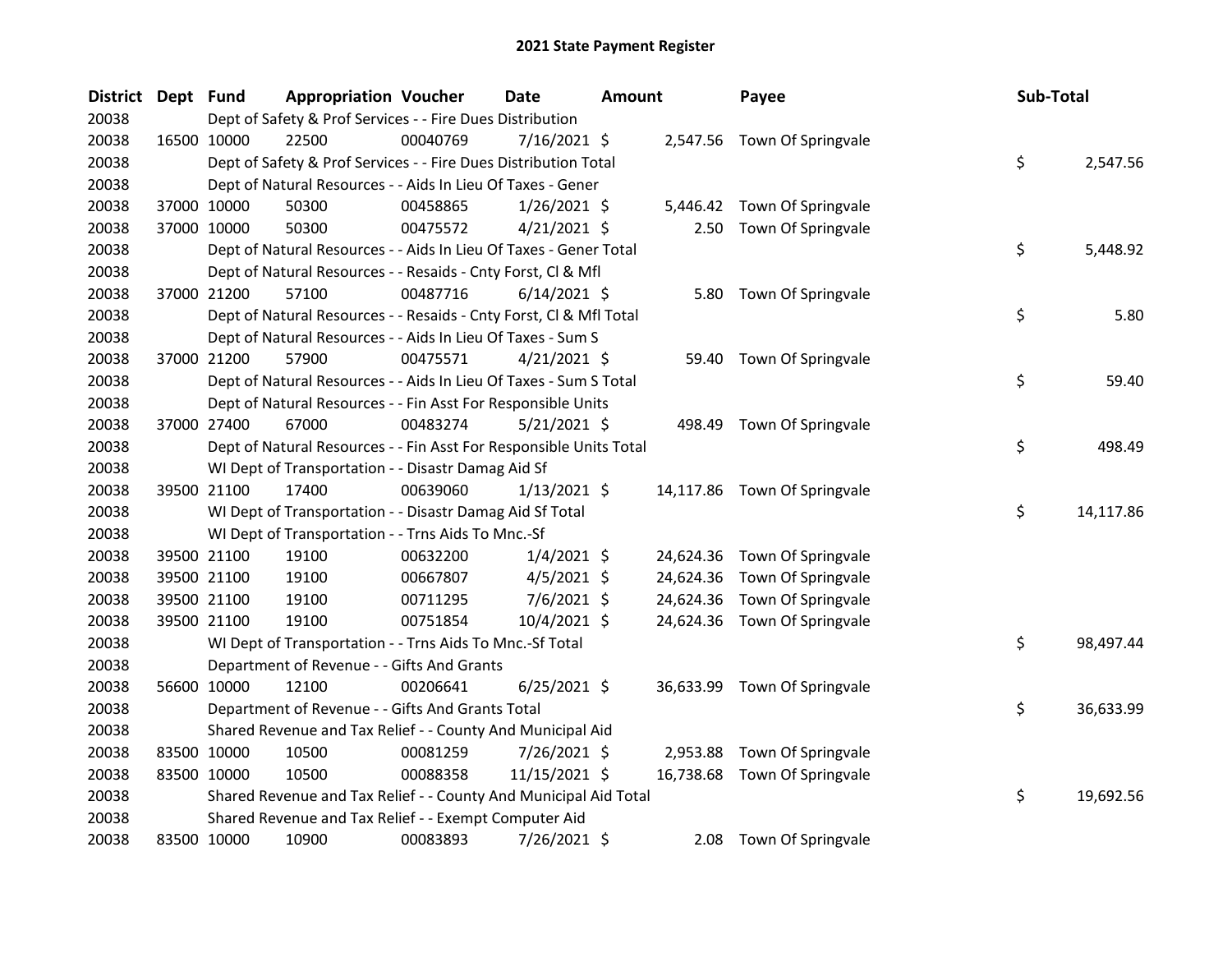# 2021 State Payment Register

| District | Dept | Fund | Appropriation | Voucher | Date | Amount | Payee | Sub-Total |
|---|---|---|---|---|---|---|---|---|
| 20038 | | Dept of Safety & Prof Services - - Fire Dues Distribution | | | | | | |
| 20038 | 16500 | 10000 | 22500 | 00040769 | 7/16/2021 | $ 2,547.56 | Town Of Springvale | |
| 20038 | | Dept of Safety & Prof Services - - Fire Dues Distribution Total | | | | | | $ 2,547.56 |
| 20038 | | Dept of Natural Resources - - Aids In Lieu Of Taxes - Gener | | | | | | |
| 20038 | 37000 | 10000 | 50300 | 00458865 | 1/26/2021 | $ 5,446.42 | Town Of Springvale | |
| 20038 | 37000 | 10000 | 50300 | 00475572 | 4/21/2021 | $ 2.50 | Town Of Springvale | |
| 20038 | | Dept of Natural Resources - - Aids In Lieu Of Taxes - Gener Total | | | | | | $ 5,448.92 |
| 20038 | | Dept of Natural Resources - - Resaids - Cnty Forst, Cl & Mfl | | | | | | |
| 20038 | 37000 | 21200 | 57100 | 00487716 | 6/14/2021 | $ 5.80 | Town Of Springvale | |
| 20038 | | Dept of Natural Resources - - Resaids - Cnty Forst, Cl & Mfl Total | | | | | | $ 5.80 |
| 20038 | | Dept of Natural Resources - - Aids In Lieu Of Taxes - Sum S | | | | | | |
| 20038 | 37000 | 21200 | 57900 | 00475571 | 4/21/2021 | $ 59.40 | Town Of Springvale | |
| 20038 | | Dept of Natural Resources - - Aids In Lieu Of Taxes - Sum S Total | | | | | | $ 59.40 |
| 20038 | | Dept of Natural Resources - - Fin Asst For Responsible Units | | | | | | |
| 20038 | 37000 | 27400 | 67000 | 00483274 | 5/21/2021 | $ 498.49 | Town Of Springvale | |
| 20038 | | Dept of Natural Resources - - Fin Asst For Responsible Units Total | | | | | | $ 498.49 |
| 20038 | | WI Dept of Transportation - - Disastr Damag Aid Sf | | | | | | |
| 20038 | 39500 | 21100 | 17400 | 00639060 | 1/13/2021 | $ 14,117.86 | Town Of Springvale | |
| 20038 | | WI Dept of Transportation - - Disastr Damag Aid Sf Total | | | | | | $ 14,117.86 |
| 20038 | | WI Dept of Transportation - - Trns Aids To Mnc.-Sf | | | | | | |
| 20038 | 39500 | 21100 | 19100 | 00632200 | 1/4/2021 | $ 24,624.36 | Town Of Springvale | |
| 20038 | 39500 | 21100 | 19100 | 00667807 | 4/5/2021 | $ 24,624.36 | Town Of Springvale | |
| 20038 | 39500 | 21100 | 19100 | 00711295 | 7/6/2021 | $ 24,624.36 | Town Of Springvale | |
| 20038 | 39500 | 21100 | 19100 | 00751854 | 10/4/2021 | $ 24,624.36 | Town Of Springvale | |
| 20038 | | WI Dept of Transportation - - Trns Aids To Mnc.-Sf Total | | | | | | $ 98,497.44 |
| 20038 | | Department of Revenue - - Gifts And Grants | | | | | | |
| 20038 | 56600 | 10000 | 12100 | 00206641 | 6/25/2021 | $ 36,633.99 | Town Of Springvale | |
| 20038 | | Department of Revenue - - Gifts And Grants Total | | | | | | $ 36,633.99 |
| 20038 | | Shared Revenue and Tax Relief - - County And Municipal Aid | | | | | | |
| 20038 | 83500 | 10000 | 10500 | 00081259 | 7/26/2021 | $ 2,953.88 | Town Of Springvale | |
| 20038 | 83500 | 10000 | 10500 | 00088358 | 11/15/2021 | $ 16,738.68 | Town Of Springvale | |
| 20038 | | Shared Revenue and Tax Relief - - County And Municipal Aid Total | | | | | | $ 19,692.56 |
| 20038 | | Shared Revenue and Tax Relief - - Exempt Computer Aid | | | | | | |
| 20038 | 83500 | 10000 | 10900 | 00083893 | 7/26/2021 | $ 2.08 | Town Of Springvale | |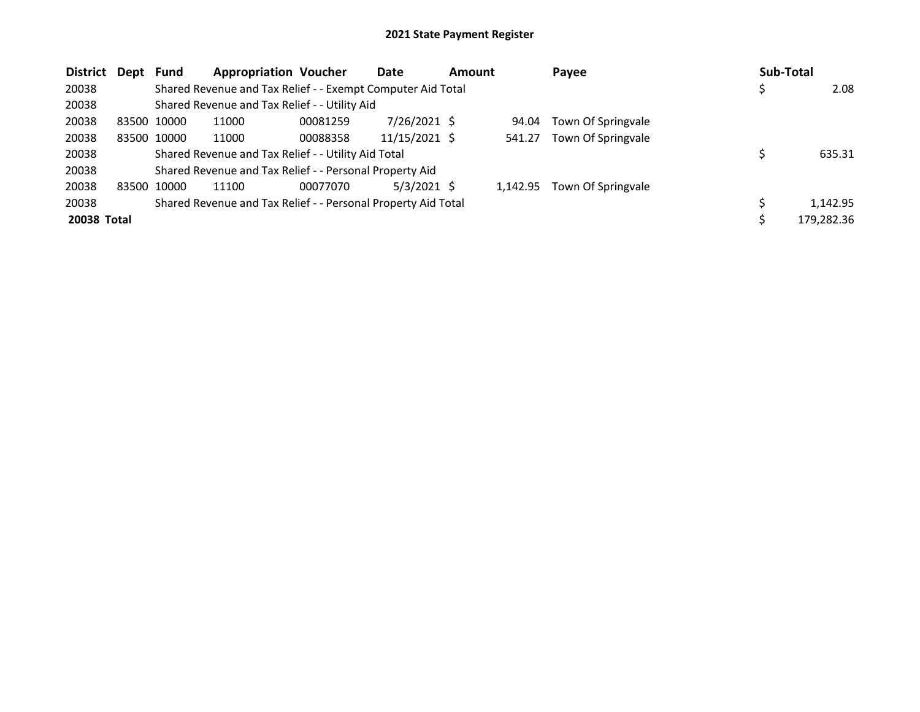# 2021 State Payment Register

| District | Dept | Fund | Appropriation | Voucher | Date | Amount | Payee | Sub-Total |
|---|---|---|---|---|---|---|---|---|
| 20038 | | Shared Revenue and Tax Relief - - Exempt Computer Aid Total | | | | | | $ 2.08 |
| 20038 | | Shared Revenue and Tax Relief - - Utility Aid | | | | | | |
| 20038 | 83500 | 10000 | 11000 | 00081259 | 7/26/2021 | $ 94.04 | Town Of Springvale | |
| 20038 | 83500 | 10000 | 11000 | 00088358 | 11/15/2021 | $ 541.27 | Town Of Springvale | |
| 20038 | | Shared Revenue and Tax Relief - - Utility Aid Total | | | | | | $ 635.31 |
| 20038 | | Shared Revenue and Tax Relief - - Personal Property Aid | | | | | | |
| 20038 | 83500 | 10000 | 11100 | 00077070 | 5/3/2021 | $ 1,142.95 | Town Of Springvale | |
| 20038 | | Shared Revenue and Tax Relief - - Personal Property Aid Total | | | | | | $ 1,142.95 |
| **20038 Total** | | | | | | | | $ 179,282.36 |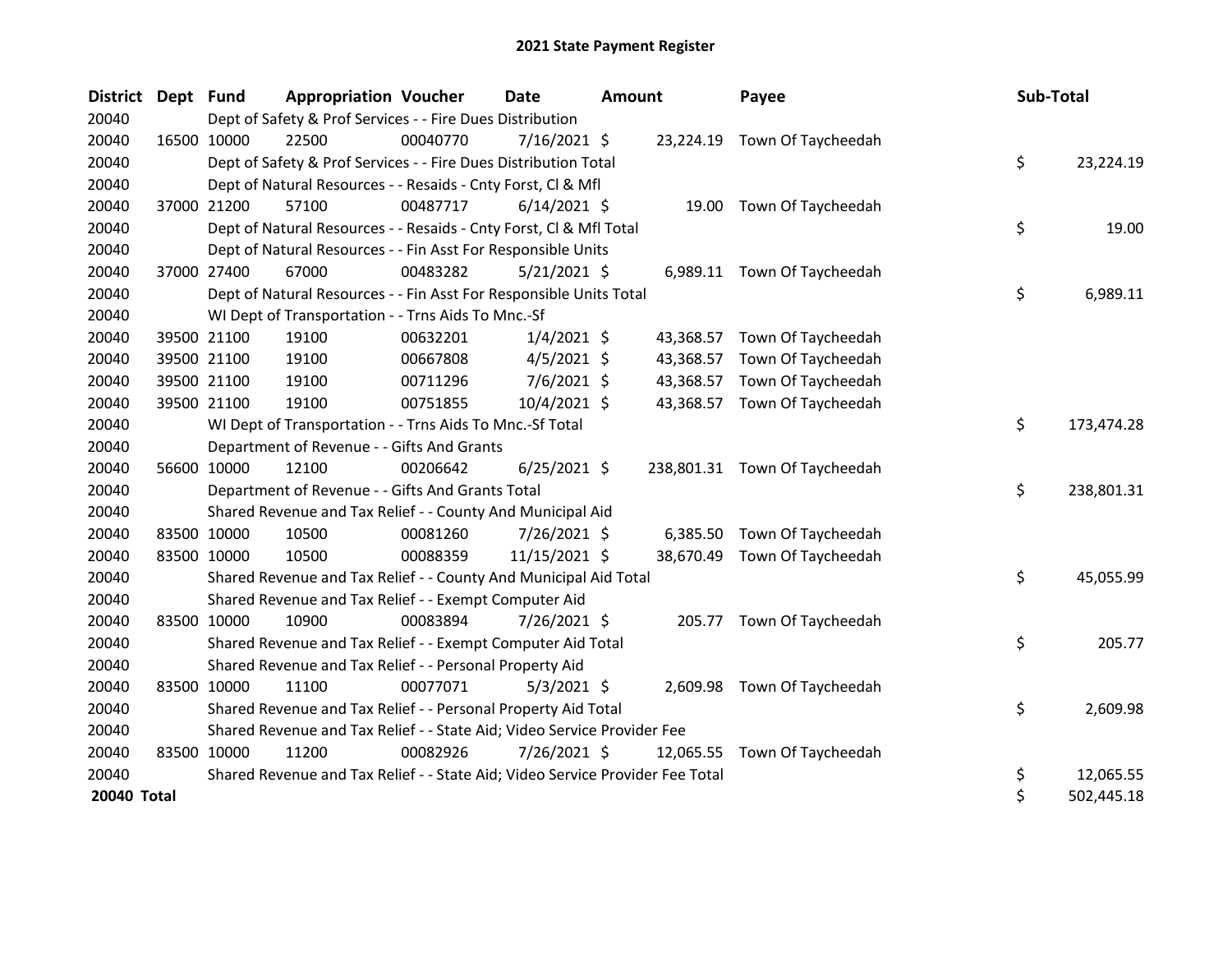# 2021 State Payment Register

| District | Dept | Fund | Appropriation | Voucher | Date | Amount | Payee | Sub-Total |
|---|---|---|---|---|---|---|---|---|
| 20040 | | Dept of Safety & Prof Services - - Fire Dues Distribution | | | | | | |
| 20040 | 16500 | 10000 | 22500 | 00040770 | 7/16/2021 | $ 23,224.19 | Town Of Taycheedah | |
| 20040 | | Dept of Safety & Prof Services - - Fire Dues Distribution Total | | | | | | $ 23,224.19 |
| 20040 | | Dept of Natural Resources - - Resaids - Cnty Forst, Cl & Mfl | | | | | | |
| 20040 | 37000 | 21200 | 57100 | 00487717 | 6/14/2021 | $ 19.00 | Town Of Taycheedah | |
| 20040 | | Dept of Natural Resources - - Resaids - Cnty Forst, Cl & Mfl Total | | | | | | $ 19.00 |
| 20040 | | Dept of Natural Resources - - Fin Asst For Responsible Units | | | | | | |
| 20040 | 37000 | 27400 | 67000 | 00483282 | 5/21/2021 | $ 6,989.11 | Town Of Taycheedah | |
| 20040 | | Dept of Natural Resources - - Fin Asst For Responsible Units Total | | | | | | $ 6,989.11 |
| 20040 | | WI Dept of Transportation - - Trns Aids To Mnc.-Sf | | | | | | |
| 20040 | 39500 | 21100 | 19100 | 00632201 | 1/4/2021 | $ 43,368.57 | Town Of Taycheedah | |
| 20040 | 39500 | 21100 | 19100 | 00667808 | 4/5/2021 | $ 43,368.57 | Town Of Taycheedah | |
| 20040 | 39500 | 21100 | 19100 | 00711296 | 7/6/2021 | $ 43,368.57 | Town Of Taycheedah | |
| 20040 | 39500 | 21100 | 19100 | 00751855 | 10/4/2021 | $ 43,368.57 | Town Of Taycheedah | |
| 20040 | | WI Dept of Transportation - - Trns Aids To Mnc.-Sf Total | | | | | | $ 173,474.28 |
| 20040 | | Department of Revenue - - Gifts And Grants | | | | | | |
| 20040 | 56600 | 10000 | 12100 | 00206642 | 6/25/2021 | $ 238,801.31 | Town Of Taycheedah | |
| 20040 | | Department of Revenue - - Gifts And Grants Total | | | | | | $ 238,801.31 |
| 20040 | | Shared Revenue and Tax Relief - - County And Municipal Aid | | | | | | |
| 20040 | 83500 | 10000 | 10500 | 00081260 | 7/26/2021 | $ 6,385.50 | Town Of Taycheedah | |
| 20040 | 83500 | 10000 | 10500 | 00088359 | 11/15/2021 | $ 38,670.49 | Town Of Taycheedah | |
| 20040 | | Shared Revenue and Tax Relief - - County And Municipal Aid Total | | | | | | $ 45,055.99 |
| 20040 | | Shared Revenue and Tax Relief - - Exempt Computer Aid | | | | | | |
| 20040 | 83500 | 10000 | 10900 | 00083894 | 7/26/2021 | $ 205.77 | Town Of Taycheedah | |
| 20040 | | Shared Revenue and Tax Relief - - Exempt Computer Aid Total | | | | | | $ 205.77 |
| 20040 | | Shared Revenue and Tax Relief - - Personal Property Aid | | | | | | |
| 20040 | 83500 | 10000 | 11100 | 00077071 | 5/3/2021 | $ 2,609.98 | Town Of Taycheedah | |
| 20040 | | Shared Revenue and Tax Relief - - Personal Property Aid Total | | | | | | $ 2,609.98 |
| 20040 | | Shared Revenue and Tax Relief - - State Aid; Video Service Provider Fee | | | | | | |
| 20040 | 83500 | 10000 | 11200 | 00082926 | 7/26/2021 | $ 12,065.55 | Town Of Taycheedah | |
| 20040 | | Shared Revenue and Tax Relief - - State Aid; Video Service Provider Fee Total | | | | | | $ 12,065.55 |
| **20040 Total** | | | | | | | | $ 502,445.18 |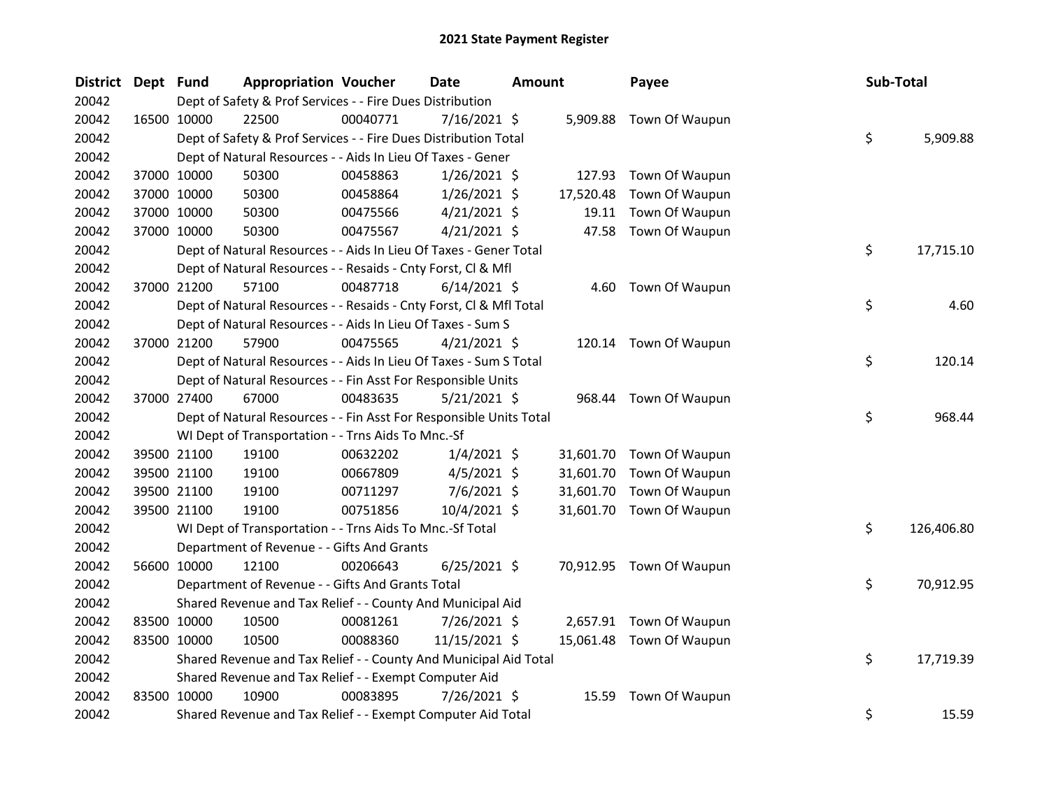# 2021 State Payment Register

| District | Dept | Fund | Appropriation | Voucher | Date | Amount | Payee | Sub-Total |
|---|---|---|---|---|---|---|---|---|
| 20042 | | Dept of Safety & Prof Services - - Fire Dues Distribution | | | | | | |
| 20042 | 16500 | 10000 | 22500 | 00040771 | 7/16/2021 | $ 5,909.88 | Town Of Waupun | |
| 20042 | | Dept of Safety & Prof Services - - Fire Dues Distribution Total | | | | | | $ 5,909.88 |
| 20042 | | Dept of Natural Resources - - Aids In Lieu Of Taxes - Gener | | | | | | |
| 20042 | 37000 | 10000 | 50300 | 00458863 | 1/26/2021 | $ 127.93 | Town Of Waupun | |
| 20042 | 37000 | 10000 | 50300 | 00458864 | 1/26/2021 | $ 17,520.48 | Town Of Waupun | |
| 20042 | 37000 | 10000 | 50300 | 00475566 | 4/21/2021 | $ 19.11 | Town Of Waupun | |
| 20042 | 37000 | 10000 | 50300 | 00475567 | 4/21/2021 | $ 47.58 | Town Of Waupun | |
| 20042 | | Dept of Natural Resources - - Aids In Lieu Of Taxes - Gener Total | | | | | | $ 17,715.10 |
| 20042 | | Dept of Natural Resources - - Resaids - Cnty Forst, Cl & Mfl | | | | | | |
| 20042 | 37000 | 21200 | 57100 | 00487718 | 6/14/2021 | $ 4.60 | Town Of Waupun | |
| 20042 | | Dept of Natural Resources - - Resaids - Cnty Forst, Cl & Mfl Total | | | | | | $ 4.60 |
| 20042 | | Dept of Natural Resources - - Aids In Lieu Of Taxes - Sum S | | | | | | |
| 20042 | 37000 | 21200 | 57900 | 00475565 | 4/21/2021 | $ 120.14 | Town Of Waupun | |
| 20042 | | Dept of Natural Resources - - Aids In Lieu Of Taxes - Sum S Total | | | | | | $ 120.14 |
| 20042 | | Dept of Natural Resources - - Fin Asst For Responsible Units | | | | | | |
| 20042 | 37000 | 27400 | 67000 | 00483635 | 5/21/2021 | $ 968.44 | Town Of Waupun | |
| 20042 | | Dept of Natural Resources - - Fin Asst For Responsible Units Total | | | | | | $ 968.44 |
| 20042 | | WI Dept of Transportation - - Trns Aids To Mnc.-Sf | | | | | | |
| 20042 | 39500 | 21100 | 19100 | 00632202 | 1/4/2021 | $ 31,601.70 | Town Of Waupun | |
| 20042 | 39500 | 21100 | 19100 | 00667809 | 4/5/2021 | $ 31,601.70 | Town Of Waupun | |
| 20042 | 39500 | 21100 | 19100 | 00711297 | 7/6/2021 | $ 31,601.70 | Town Of Waupun | |
| 20042 | 39500 | 21100 | 19100 | 00751856 | 10/4/2021 | $ 31,601.70 | Town Of Waupun | |
| 20042 | | WI Dept of Transportation - - Trns Aids To Mnc.-Sf Total | | | | | | $ 126,406.80 |
| 20042 | | Department of Revenue - - Gifts And Grants | | | | | | |
| 20042 | 56600 | 10000 | 12100 | 00206643 | 6/25/2021 | $ 70,912.95 | Town Of Waupun | |
| 20042 | | Department of Revenue - - Gifts And Grants Total | | | | | | $ 70,912.95 |
| 20042 | | Shared Revenue and Tax Relief - - County And Municipal Aid | | | | | | |
| 20042 | 83500 | 10000 | 10500 | 00081261 | 7/26/2021 | $ 2,657.91 | Town Of Waupun | |
| 20042 | 83500 | 10000 | 10500 | 00088360 | 11/15/2021 | $ 15,061.48 | Town Of Waupun | |
| 20042 | | Shared Revenue and Tax Relief - - County And Municipal Aid Total | | | | | | $ 17,719.39 |
| 20042 | | Shared Revenue and Tax Relief - - Exempt Computer Aid | | | | | | |
| 20042 | 83500 | 10000 | 10900 | 00083895 | 7/26/2021 | $ 15.59 | Town Of Waupun | |
| 20042 | | Shared Revenue and Tax Relief - - Exempt Computer Aid Total | | | | | | $ 15.59 |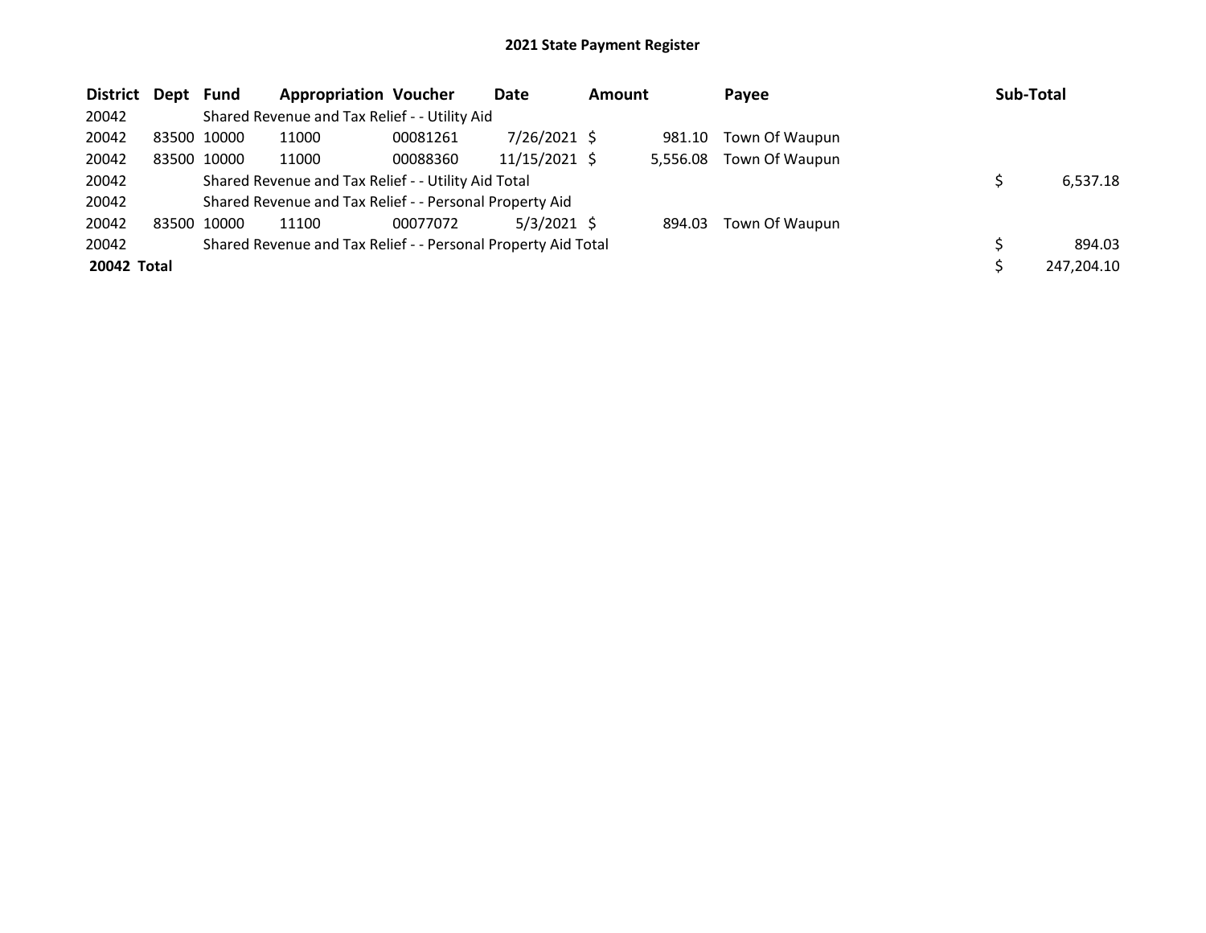# 2021 State Payment Register

| District | Dept | Fund | Appropriation | Voucher | Date | Amount | Payee | Sub-Total |
|---|---|---|---|---|---|---|---|---|
| 20042 | | Shared Revenue and Tax Relief - - Utility Aid | | | | | | |
| 20042 | 83500 | 10000 | 11000 | 00081261 | 7/26/2021 | $ 981.10 | Town Of Waupun | |
| 20042 | 83500 | 10000 | 11000 | 00088360 | 11/15/2021 | $ 5,556.08 | Town Of Waupun | |
| 20042 | | Shared Revenue and Tax Relief - - Utility Aid Total | | | | | | $ 6,537.18 |
| 20042 | | Shared Revenue and Tax Relief - - Personal Property Aid | | | | | | |
| 20042 | 83500 | 10000 | 11100 | 00077072 | 5/3/2021 | $ 894.03 | Town Of Waupun | |
| 20042 | | Shared Revenue and Tax Relief - - Personal Property Aid Total | | | | | | $ 894.03 |
| **20042 Total** | | | | | | | | $ 247,204.10 |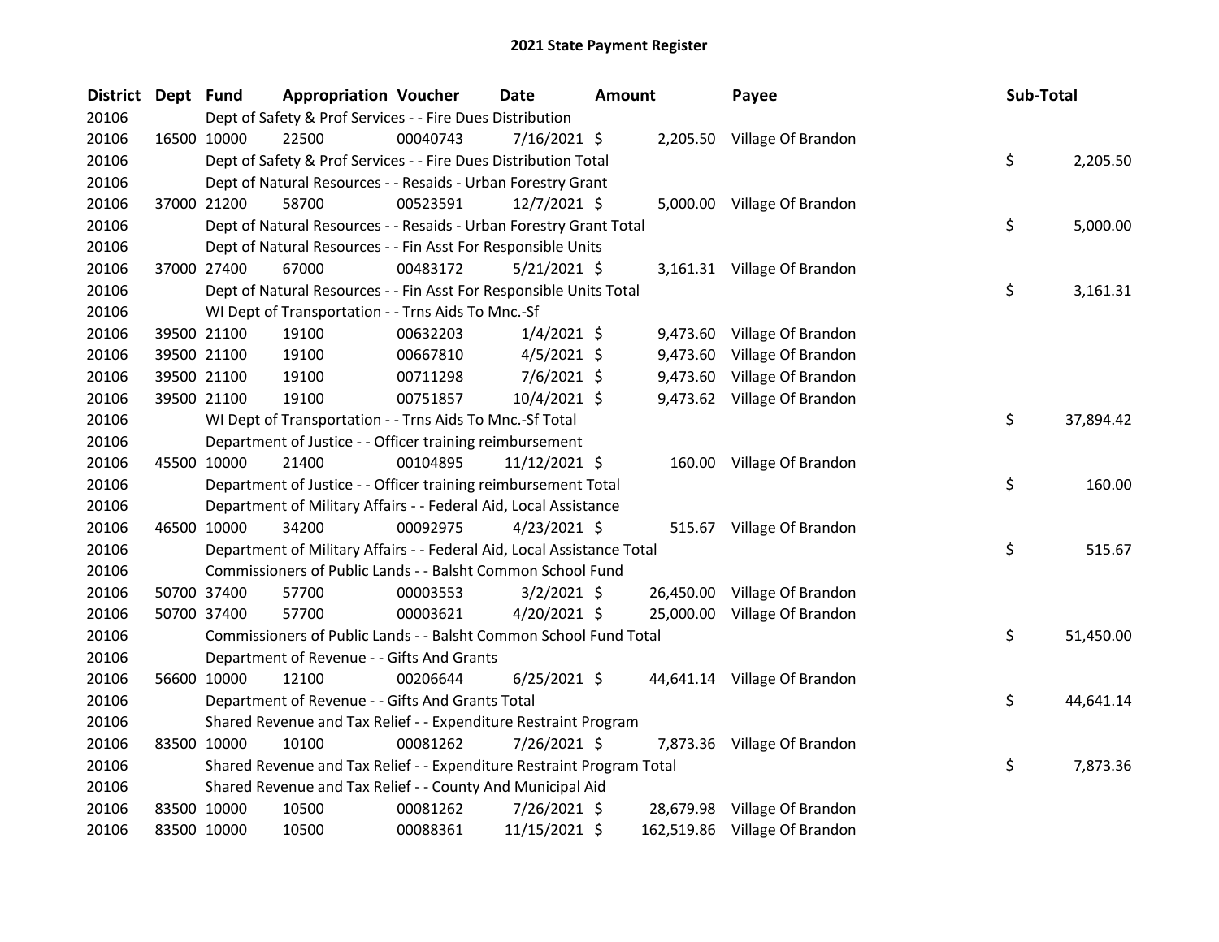# 2021 State Payment Register

| District | Dept | Fund | Appropriation | Voucher | Date | Amount | Payee | Sub-Total |
|---|---|---|---|---|---|---|---|---|
| 20106 | | Dept of Safety & Prof Services - - Fire Dues Distribution | | | | | | |
| 20106 | 16500 | 10000 | 22500 | 00040743 | 7/16/2021 | $ 2,205.50 | Village Of Brandon | |
| 20106 | | Dept of Safety & Prof Services - - Fire Dues Distribution Total | | | | | | $ 2,205.50 |
| 20106 | | Dept of Natural Resources - - Resaids - Urban Forestry Grant | | | | | | |
| 20106 | 37000 | 21200 | 58700 | 00523591 | 12/7/2021 | $ 5,000.00 | Village Of Brandon | |
| 20106 | | Dept of Natural Resources - - Resaids - Urban Forestry Grant Total | | | | | | $ 5,000.00 |
| 20106 | | Dept of Natural Resources - - Fin Asst For Responsible Units | | | | | | |
| 20106 | 37000 | 27400 | 67000 | 00483172 | 5/21/2021 | $ 3,161.31 | Village Of Brandon | |
| 20106 | | Dept of Natural Resources - - Fin Asst For Responsible Units Total | | | | | | $ 3,161.31 |
| 20106 | | WI Dept of Transportation - - Trns Aids To Mnc.-Sf | | | | | | |
| 20106 | 39500 | 21100 | 19100 | 00632203 | 1/4/2021 | $ 9,473.60 | Village Of Brandon | |
| 20106 | 39500 | 21100 | 19100 | 00667810 | 4/5/2021 | $ 9,473.60 | Village Of Brandon | |
| 20106 | 39500 | 21100 | 19100 | 00711298 | 7/6/2021 | $ 9,473.60 | Village Of Brandon | |
| 20106 | 39500 | 21100 | 19100 | 00751857 | 10/4/2021 | $ 9,473.62 | Village Of Brandon | |
| 20106 | | WI Dept of Transportation - - Trns Aids To Mnc.-Sf Total | | | | | | $ 37,894.42 |
| 20106 | | Department of Justice - - Officer training reimbursement | | | | | | |
| 20106 | 45500 | 10000 | 21400 | 00104895 | 11/12/2021 | $ 160.00 | Village Of Brandon | |
| 20106 | | Department of Justice - - Officer training reimbursement Total | | | | | | $ 160.00 |
| 20106 | | Department of Military Affairs - - Federal Aid, Local Assistance | | | | | | |
| 20106 | 46500 | 10000 | 34200 | 00092975 | 4/23/2021 | $ 515.67 | Village Of Brandon | |
| 20106 | | Department of Military Affairs - - Federal Aid, Local Assistance Total | | | | | | $ 515.67 |
| 20106 | | Commissioners of Public Lands - - Balsht Common School Fund | | | | | | |
| 20106 | 50700 | 37400 | 57700 | 00003553 | 3/2/2021 | $ 26,450.00 | Village Of Brandon | |
| 20106 | 50700 | 37400 | 57700 | 00003621 | 4/20/2021 | $ 25,000.00 | Village Of Brandon | |
| 20106 | | Commissioners of Public Lands - - Balsht Common School Fund Total | | | | | | $ 51,450.00 |
| 20106 | | Department of Revenue - - Gifts And Grants | | | | | | |
| 20106 | 56600 | 10000 | 12100 | 00206644 | 6/25/2021 | $ 44,641.14 | Village Of Brandon | |
| 20106 | | Department of Revenue - - Gifts And Grants Total | | | | | | $ 44,641.14 |
| 20106 | | Shared Revenue and Tax Relief - - Expenditure Restraint Program | | | | | | |
| 20106 | 83500 | 10000 | 10100 | 00081262 | 7/26/2021 | $ 7,873.36 | Village Of Brandon | |
| 20106 | | Shared Revenue and Tax Relief - - Expenditure Restraint Program Total | | | | | | $ 7,873.36 |
| 20106 | | Shared Revenue and Tax Relief - - County And Municipal Aid | | | | | | |
| 20106 | 83500 | 10000 | 10500 | 00081262 | 7/26/2021 | $ 28,679.98 | Village Of Brandon | |
| 20106 | 83500 | 10000 | 10500 | 00088361 | 11/15/2021 | $ 162,519.86 | Village Of Brandon | |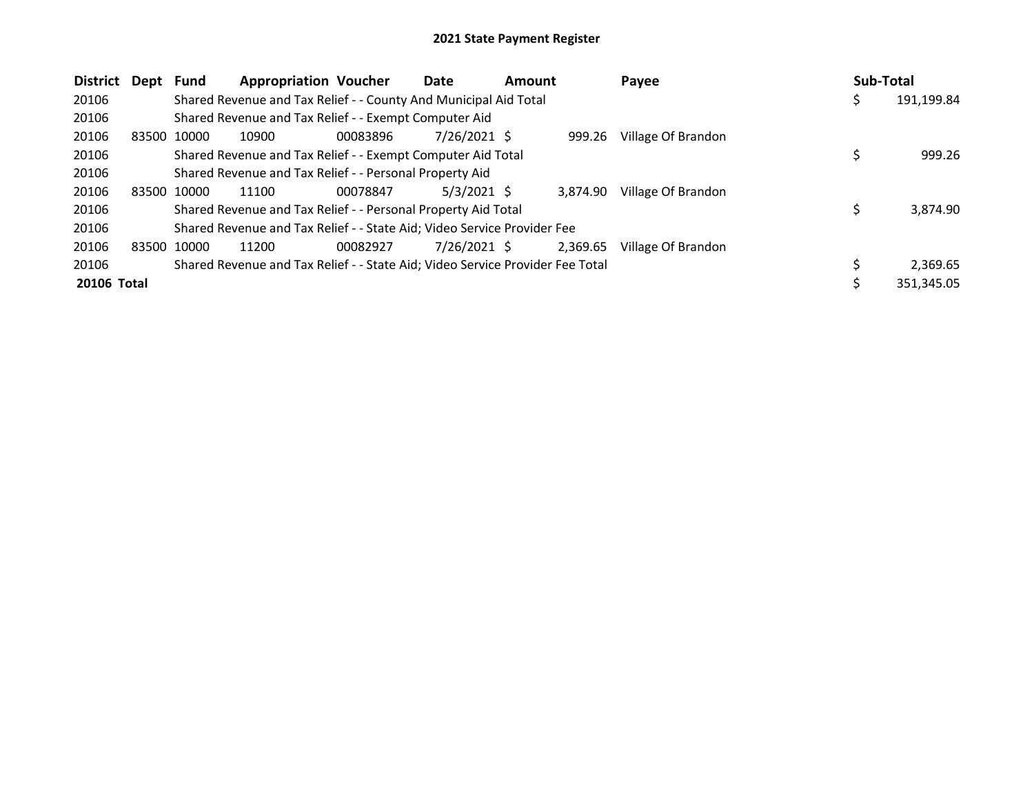# 2021 State Payment Register

| District | Dept | Fund | Appropriation | Voucher | Date | Amount | Payee | Sub-Total |
|---|---|---|---|---|---|---|---|---|
| 20106 | | Shared Revenue and Tax Relief - - County And Municipal Aid Total | | | | | | $ 191,199.84 |
| 20106 | | Shared Revenue and Tax Relief - - Exempt Computer Aid | | | | | | |
| 20106 | 83500 | 10000 | 10900 | 00083896 | 7/26/2021 | $ 999.26 | Village Of Brandon | |
| 20106 | | Shared Revenue and Tax Relief - - Exempt Computer Aid Total | | | | | | $ 999.26 |
| 20106 | | Shared Revenue and Tax Relief - - Personal Property Aid | | | | | | |
| 20106 | 83500 | 10000 | 11100 | 00078847 | 5/3/2021 | $ 3,874.90 | Village Of Brandon | |
| 20106 | | Shared Revenue and Tax Relief - - Personal Property Aid Total | | | | | | $ 3,874.90 |
| 20106 | | Shared Revenue and Tax Relief - - State Aid; Video Service Provider Fee | | | | | | |
| 20106 | 83500 | 10000 | 11200 | 00082927 | 7/26/2021 | $ 2,369.65 | Village Of Brandon | |
| 20106 | | Shared Revenue and Tax Relief - - State Aid; Video Service Provider Fee Total | | | | | | $ 2,369.65 |
| **20106 Total** | | | | | | | | $ 351,345.05 |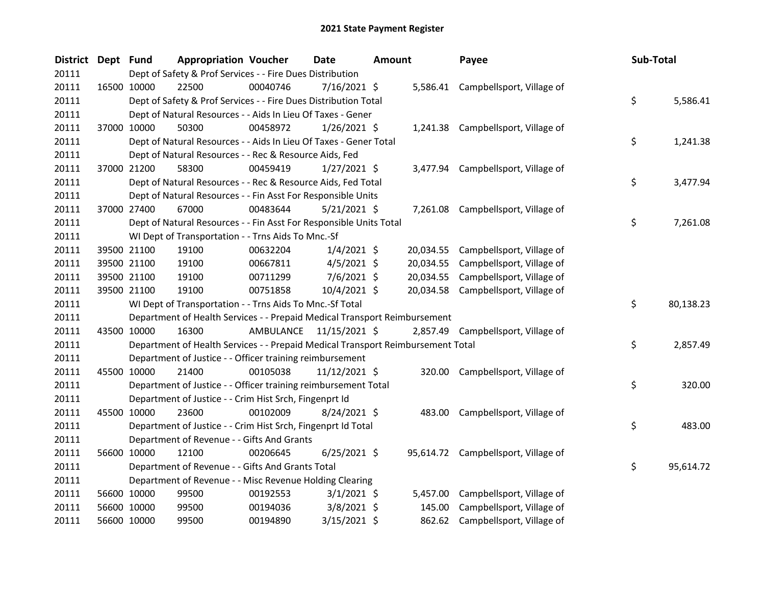# 2021 State Payment Register

| District | Dept | Fund | Appropriation | Voucher | Date | Amount | Payee | Sub-Total |
|---|---|---|---|---|---|---|---|---|
| 20111 | | Dept of Safety & Prof Services - - Fire Dues Distribution | | | | | | |
| 20111 | 16500 | 10000 | 22500 | 00040746 | 7/16/2021 | $ 5,586.41 | Campbellsport, Village of | |
| 20111 | | Dept of Safety & Prof Services - - Fire Dues Distribution Total | | | | | | $ 5,586.41 |
| 20111 | | Dept of Natural Resources - - Aids In Lieu Of Taxes - Gener | | | | | | |
| 20111 | 37000 | 10000 | 50300 | 00458972 | 1/26/2021 | $ 1,241.38 | Campbellsport, Village of | |
| 20111 | | Dept of Natural Resources - - Aids In Lieu Of Taxes - Gener Total | | | | | | $ 1,241.38 |
| 20111 | | Dept of Natural Resources - - Rec & Resource Aids, Fed | | | | | | |
| 20111 | 37000 | 21200 | 58300 | 00459419 | 1/27/2021 | $ 3,477.94 | Campbellsport, Village of | |
| 20111 | | Dept of Natural Resources - - Rec & Resource Aids, Fed Total | | | | | | $ 3,477.94 |
| 20111 | | Dept of Natural Resources - - Fin Asst For Responsible Units | | | | | | |
| 20111 | 37000 | 27400 | 67000 | 00483644 | 5/21/2021 | $ 7,261.08 | Campbellsport, Village of | |
| 20111 | | Dept of Natural Resources - - Fin Asst For Responsible Units Total | | | | | | $ 7,261.08 |
| 20111 | | WI Dept of Transportation - - Trns Aids To Mnc.-Sf | | | | | | |
| 20111 | 39500 | 21100 | 19100 | 00632204 | 1/4/2021 | $ 20,034.55 | Campbellsport, Village of | |
| 20111 | 39500 | 21100 | 19100 | 00667811 | 4/5/2021 | $ 20,034.55 | Campbellsport, Village of | |
| 20111 | 39500 | 21100 | 19100 | 00711299 | 7/6/2021 | $ 20,034.55 | Campbellsport, Village of | |
| 20111 | 39500 | 21100 | 19100 | 00751858 | 10/4/2021 | $ 20,034.58 | Campbellsport, Village of | |
| 20111 | | WI Dept of Transportation - - Trns Aids To Mnc.-Sf Total | | | | | | $ 80,138.23 |
| 20111 | | Department of Health Services - - Prepaid Medical Transport Reimbursement | | | | | | |
| 20111 | 43500 | 10000 | 16300 | AMBULANCE | 11/15/2021 | $ 2,857.49 | Campbellsport, Village of | |
| 20111 | | Department of Health Services - - Prepaid Medical Transport Reimbursement Total | | | | | | $ 2,857.49 |
| 20111 | | Department of Justice - - Officer training reimbursement | | | | | | |
| 20111 | 45500 | 10000 | 21400 | 00105038 | 11/12/2021 | $ 320.00 | Campbellsport, Village of | |
| 20111 | | Department of Justice - - Officer training reimbursement Total | | | | | | $ 320.00 |
| 20111 | | Department of Justice - - Crim Hist Srch, Fingenprt Id | | | | | | |
| 20111 | 45500 | 10000 | 23600 | 00102009 | 8/24/2021 | $ 483.00 | Campbellsport, Village of | |
| 20111 | | Department of Justice - - Crim Hist Srch, Fingenprt Id Total | | | | | | $ 483.00 |
| 20111 | | Department of Revenue - - Gifts And Grants | | | | | | |
| 20111 | 56600 | 10000 | 12100 | 00206645 | 6/25/2021 | $ 95,614.72 | Campbellsport, Village of | |
| 20111 | | Department of Revenue - - Gifts And Grants Total | | | | | | $ 95,614.72 |
| 20111 | | Department of Revenue - - Misc Revenue Holding Clearing | | | | | | |
| 20111 | 56600 | 10000 | 99500 | 00192553 | 3/1/2021 | $ 5,457.00 | Campbellsport, Village of | |
| 20111 | 56600 | 10000 | 99500 | 00194036 | 3/8/2021 | $ 145.00 | Campbellsport, Village of | |
| 20111 | 56600 | 10000 | 99500 | 00194890 | 3/15/2021 | $ 862.62 | Campbellsport, Village of | |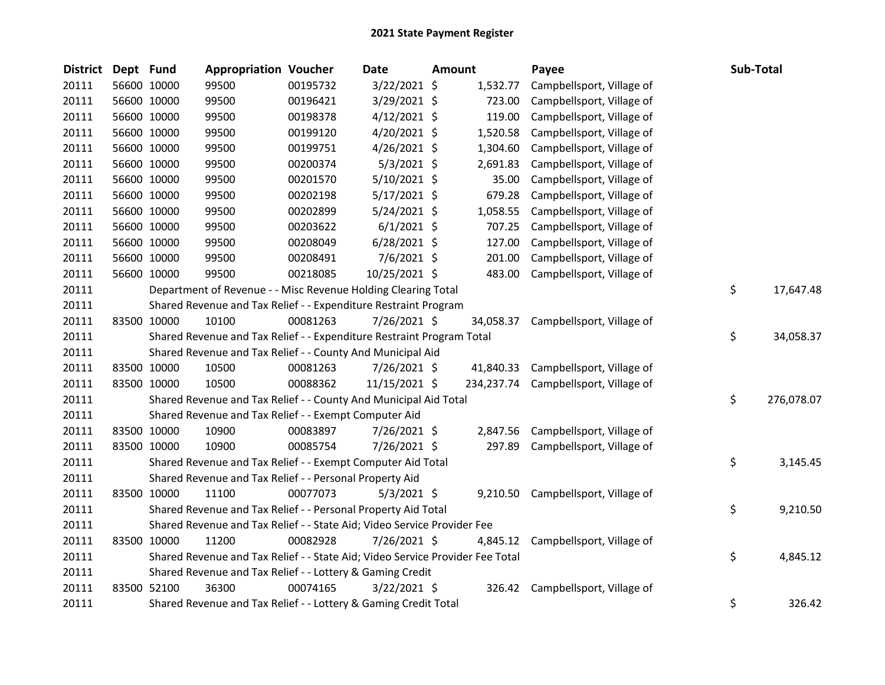# 2021 State Payment Register

| District | Dept | Fund | Appropriation | Voucher | Date | Amount | Payee | Sub-Total |
|---|---|---|---|---|---|---|---|---|
| 20111 | 56600 | 10000 | 99500 | 00195732 | 3/22/2021 | $ 1,532.77 | Campbellsport, Village of | |
| 20111 | 56600 | 10000 | 99500 | 00196421 | 3/29/2021 | $ 723.00 | Campbellsport, Village of | |
| 20111 | 56600 | 10000 | 99500 | 00198378 | 4/12/2021 | $ 119.00 | Campbellsport, Village of | |
| 20111 | 56600 | 10000 | 99500 | 00199120 | 4/20/2021 | $ 1,520.58 | Campbellsport, Village of | |
| 20111 | 56600 | 10000 | 99500 | 00199751 | 4/26/2021 | $ 1,304.60 | Campbellsport, Village of | |
| 20111 | 56600 | 10000 | 99500 | 00200374 | 5/3/2021 | $ 2,691.83 | Campbellsport, Village of | |
| 20111 | 56600 | 10000 | 99500 | 00201570 | 5/10/2021 | $ 35.00 | Campbellsport, Village of | |
| 20111 | 56600 | 10000 | 99500 | 00202198 | 5/17/2021 | $ 679.28 | Campbellsport, Village of | |
| 20111 | 56600 | 10000 | 99500 | 00202899 | 5/24/2021 | $ 1,058.55 | Campbellsport, Village of | |
| 20111 | 56600 | 10000 | 99500 | 00203622 | 6/1/2021 | $ 707.25 | Campbellsport, Village of | |
| 20111 | 56600 | 10000 | 99500 | 00208049 | 6/28/2021 | $ 127.00 | Campbellsport, Village of | |
| 20111 | 56600 | 10000 | 99500 | 00208491 | 7/6/2021 | $ 201.00 | Campbellsport, Village of | |
| 20111 | 56600 | 10000 | 99500 | 00218085 | 10/25/2021 | $ 483.00 | Campbellsport, Village of | |
| 20111 | | Department of Revenue - - Misc Revenue Holding Clearing Total | | | | | | $ 17,647.48 |
| 20111 | | Shared Revenue and Tax Relief - - Expenditure Restraint Program | | | | | | |
| 20111 | 83500 | 10000 | 10100 | 00081263 | 7/26/2021 | $ 34,058.37 | Campbellsport, Village of | |
| 20111 | | Shared Revenue and Tax Relief - - Expenditure Restraint Program Total | | | | | | $ 34,058.37 |
| 20111 | | Shared Revenue and Tax Relief - - County And Municipal Aid | | | | | | |
| 20111 | 83500 | 10000 | 10500 | 00081263 | 7/26/2021 | $ 41,840.33 | Campbellsport, Village of | |
| 20111 | 83500 | 10000 | 10500 | 00088362 | 11/15/2021 | $ 234,237.74 | Campbellsport, Village of | |
| 20111 | | Shared Revenue and Tax Relief - - County And Municipal Aid Total | | | | | | $ 276,078.07 |
| 20111 | | Shared Revenue and Tax Relief - - Exempt Computer Aid | | | | | | |
| 20111 | 83500 | 10000 | 10900 | 00083897 | 7/26/2021 | $ 2,847.56 | Campbellsport, Village of | |
| 20111 | 83500 | 10000 | 10900 | 00085754 | 7/26/2021 | $ 297.89 | Campbellsport, Village of | |
| 20111 | | Shared Revenue and Tax Relief - - Exempt Computer Aid Total | | | | | | $ 3,145.45 |
| 20111 | | Shared Revenue and Tax Relief - - Personal Property Aid | | | | | | |
| 20111 | 83500 | 10000 | 11100 | 00077073 | 5/3/2021 | $ 9,210.50 | Campbellsport, Village of | |
| 20111 | | Shared Revenue and Tax Relief - - Personal Property Aid Total | | | | | | $ 9,210.50 |
| 20111 | | Shared Revenue and Tax Relief - - State Aid; Video Service Provider Fee | | | | | | |
| 20111 | 83500 | 10000 | 11200 | 00082928 | 7/26/2021 | $ 4,845.12 | Campbellsport, Village of | |
| 20111 | | Shared Revenue and Tax Relief - - State Aid; Video Service Provider Fee Total | | | | | | $ 4,845.12 |
| 20111 | | Shared Revenue and Tax Relief - - Lottery & Gaming Credit | | | | | | |
| 20111 | 83500 | 52100 | 36300 | 00074165 | 3/22/2021 | $ 326.42 | Campbellsport, Village of | |
| 20111 | | Shared Revenue and Tax Relief - - Lottery & Gaming Credit Total | | | | | | $ 326.42 |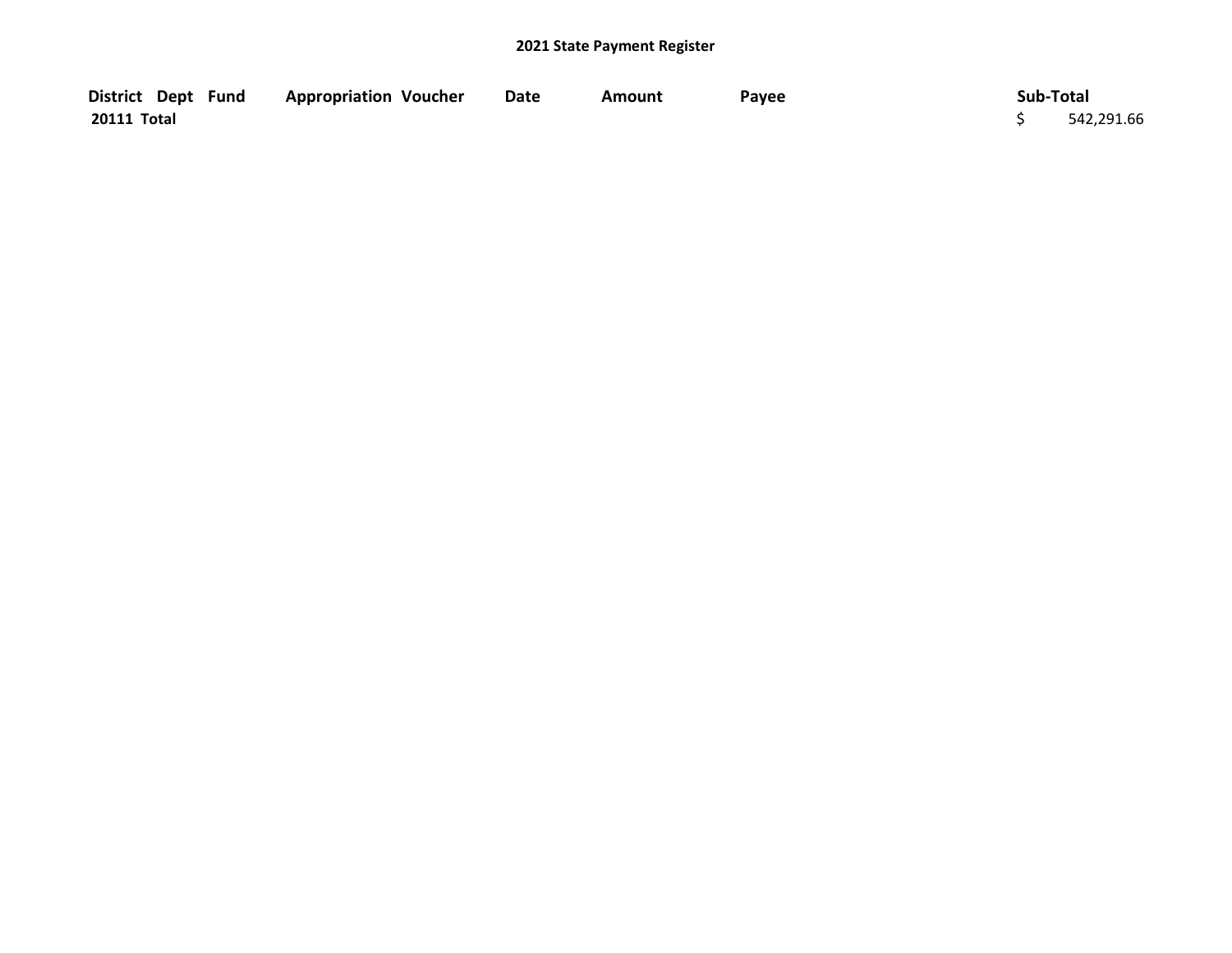## 2021 State Payment Register

| District | Dept | Fund | Appropriation | Voucher | Date | Amount | Payee | Sub-Total |
|---|---|---|---|---|---|---|---|---|
| **20111 Total** | | | | | | | | $ 542,291.66 |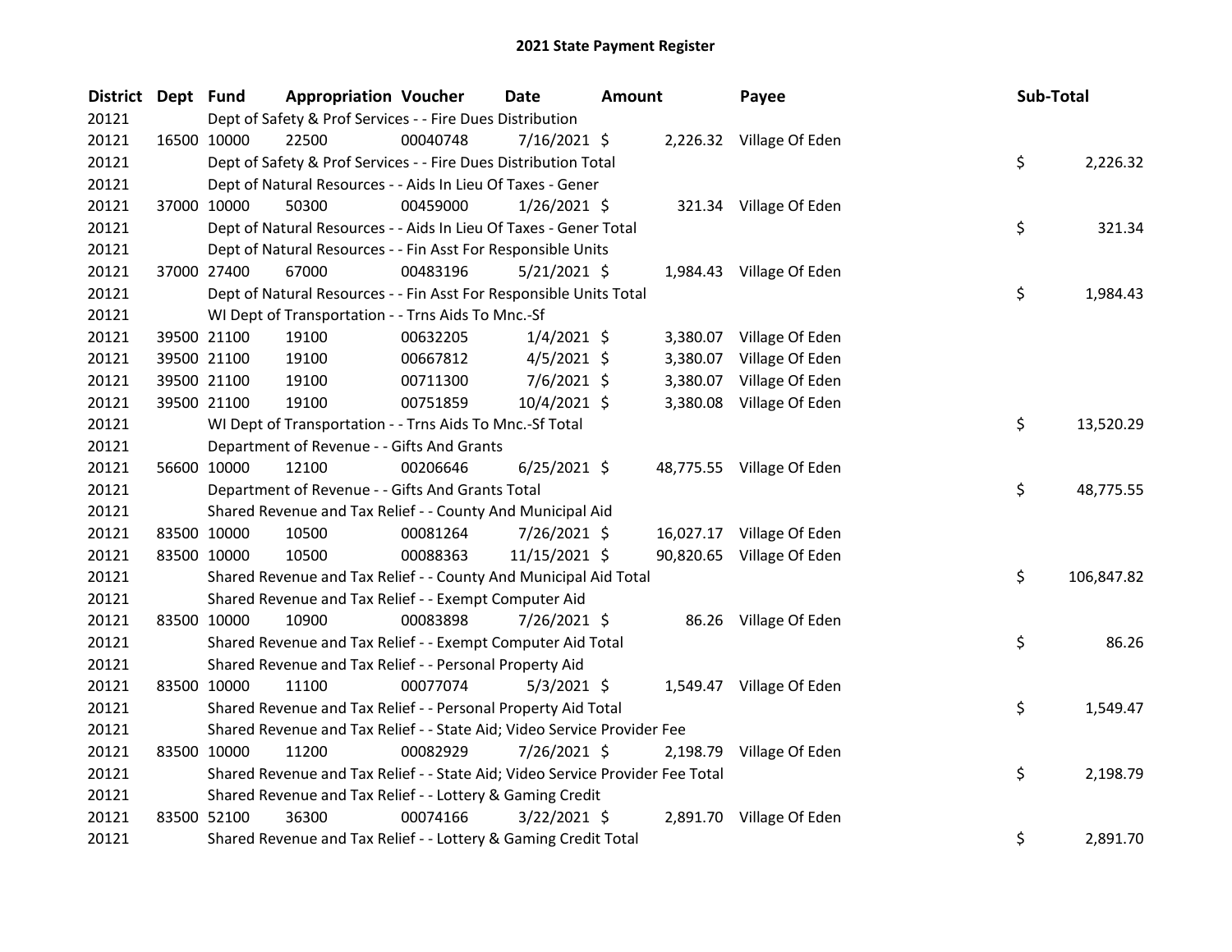# 2021 State Payment Register

| District | Dept | Fund | Appropriation | Voucher | Date | Amount | Payee | Sub-Total |
|---|---|---|---|---|---|---|---|---|
| 20121 | | Dept of Safety & Prof Services - - Fire Dues Distribution | | | | | | |
| 20121 | 16500 | 10000 | 22500 | 00040748 | 7/16/2021 | $ 2,226.32 | Village Of Eden | |
| 20121 | | Dept of Safety & Prof Services - - Fire Dues Distribution Total | | | | | | $ 2,226.32 |
| 20121 | | Dept of Natural Resources - - Aids In Lieu Of Taxes - Gener | | | | | | |
| 20121 | 37000 | 10000 | 50300 | 00459000 | 1/26/2021 | $ 321.34 | Village Of Eden | |
| 20121 | | Dept of Natural Resources - - Aids In Lieu Of Taxes - Gener Total | | | | | | $ 321.34 |
| 20121 | | Dept of Natural Resources - - Fin Asst For Responsible Units | | | | | | |
| 20121 | 37000 | 27400 | 67000 | 00483196 | 5/21/2021 | $ 1,984.43 | Village Of Eden | |
| 20121 | | Dept of Natural Resources - - Fin Asst For Responsible Units Total | | | | | | $ 1,984.43 |
| 20121 | | WI Dept of Transportation - - Trns Aids To Mnc.-Sf | | | | | | |
| 20121 | 39500 | 21100 | 19100 | 00632205 | 1/4/2021 | $ 3,380.07 | Village Of Eden | |
| 20121 | 39500 | 21100 | 19100 | 00667812 | 4/5/2021 | $ 3,380.07 | Village Of Eden | |
| 20121 | 39500 | 21100 | 19100 | 00711300 | 7/6/2021 | $ 3,380.07 | Village Of Eden | |
| 20121 | 39500 | 21100 | 19100 | 00751859 | 10/4/2021 | $ 3,380.08 | Village Of Eden | |
| 20121 | | WI Dept of Transportation - - Trns Aids To Mnc.-Sf Total | | | | | | $ 13,520.29 |
| 20121 | | Department of Revenue - - Gifts And Grants | | | | | | |
| 20121 | 56600 | 10000 | 12100 | 00206646 | 6/25/2021 | $ 48,775.55 | Village Of Eden | |
| 20121 | | Department of Revenue - - Gifts And Grants Total | | | | | | $ 48,775.55 |
| 20121 | | Shared Revenue and Tax Relief - - County And Municipal Aid | | | | | | |
| 20121 | 83500 | 10000 | 10500 | 00081264 | 7/26/2021 | $ 16,027.17 | Village Of Eden | |
| 20121 | 83500 | 10000 | 10500 | 00088363 | 11/15/2021 | $ 90,820.65 | Village Of Eden | |
| 20121 | | Shared Revenue and Tax Relief - - County And Municipal Aid Total | | | | | | $ 106,847.82 |
| 20121 | | Shared Revenue and Tax Relief - - Exempt Computer Aid | | | | | | |
| 20121 | 83500 | 10000 | 10900 | 00083898 | 7/26/2021 | $ 86.26 | Village Of Eden | |
| 20121 | | Shared Revenue and Tax Relief - - Exempt Computer Aid Total | | | | | | $ 86.26 |
| 20121 | | Shared Revenue and Tax Relief - - Personal Property Aid | | | | | | |
| 20121 | 83500 | 10000 | 11100 | 00077074 | 5/3/2021 | $ 1,549.47 | Village Of Eden | |
| 20121 | | Shared Revenue and Tax Relief - - Personal Property Aid Total | | | | | | $ 1,549.47 |
| 20121 | | Shared Revenue and Tax Relief - - State Aid; Video Service Provider Fee | | | | | | |
| 20121 | 83500 | 10000 | 11200 | 00082929 | 7/26/2021 | $ 2,198.79 | Village Of Eden | |
| 20121 | | Shared Revenue and Tax Relief - - State Aid; Video Service Provider Fee Total | | | | | | $ 2,198.79 |
| 20121 | | Shared Revenue and Tax Relief - - Lottery & Gaming Credit | | | | | | |
| 20121 | 83500 | 52100 | 36300 | 00074166 | 3/22/2021 | $ 2,891.70 | Village Of Eden | |
| 20121 | | Shared Revenue and Tax Relief - - Lottery & Gaming Credit Total | | | | | | $ 2,891.70 |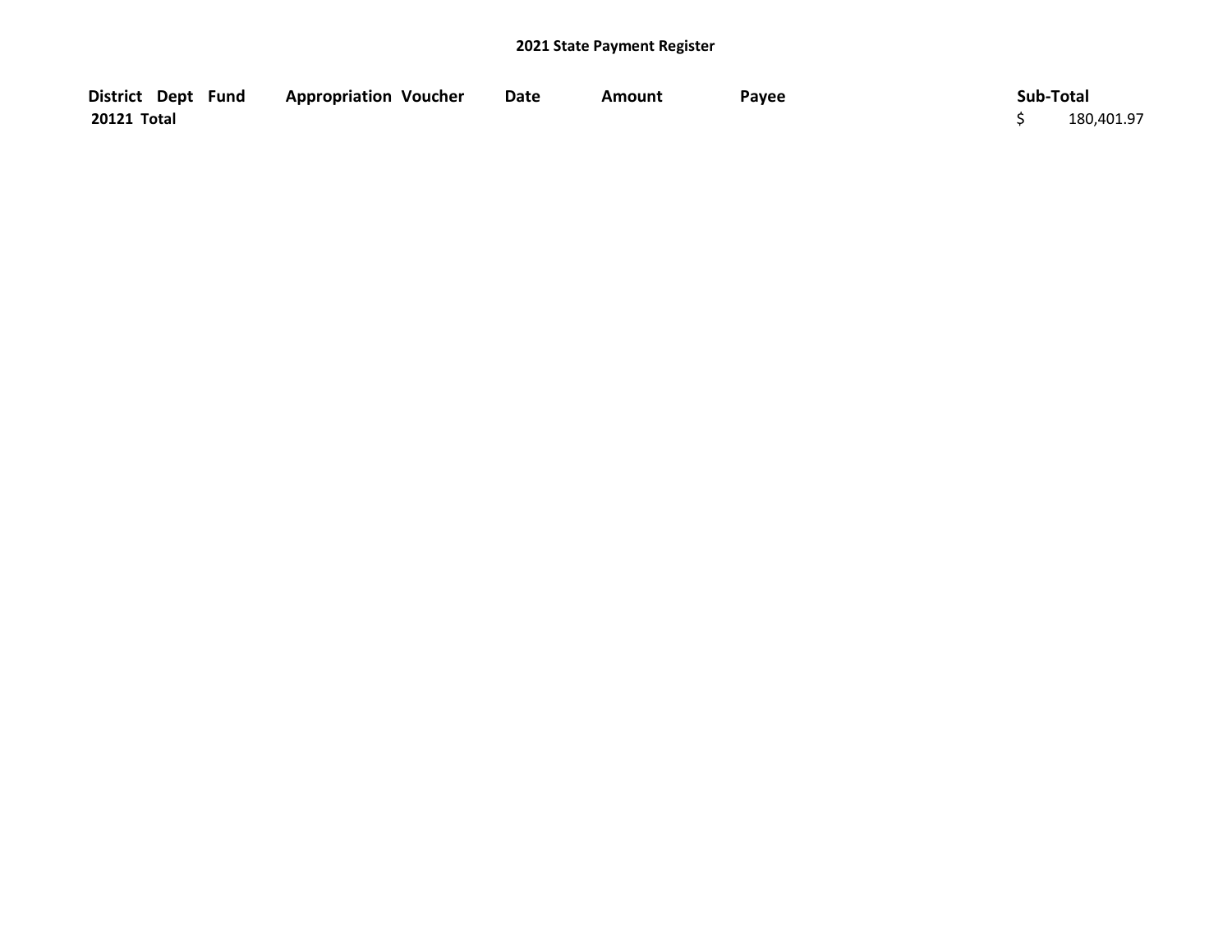**2021 State Payment Register**

| District | Dept | Fund | Appropriation | Voucher | Date | Amount | Payee | Sub-Total |
|---|---|---|---|---|---|---|---|---|
| **20121 Total** | | | | | | | | $ 180,401.97 |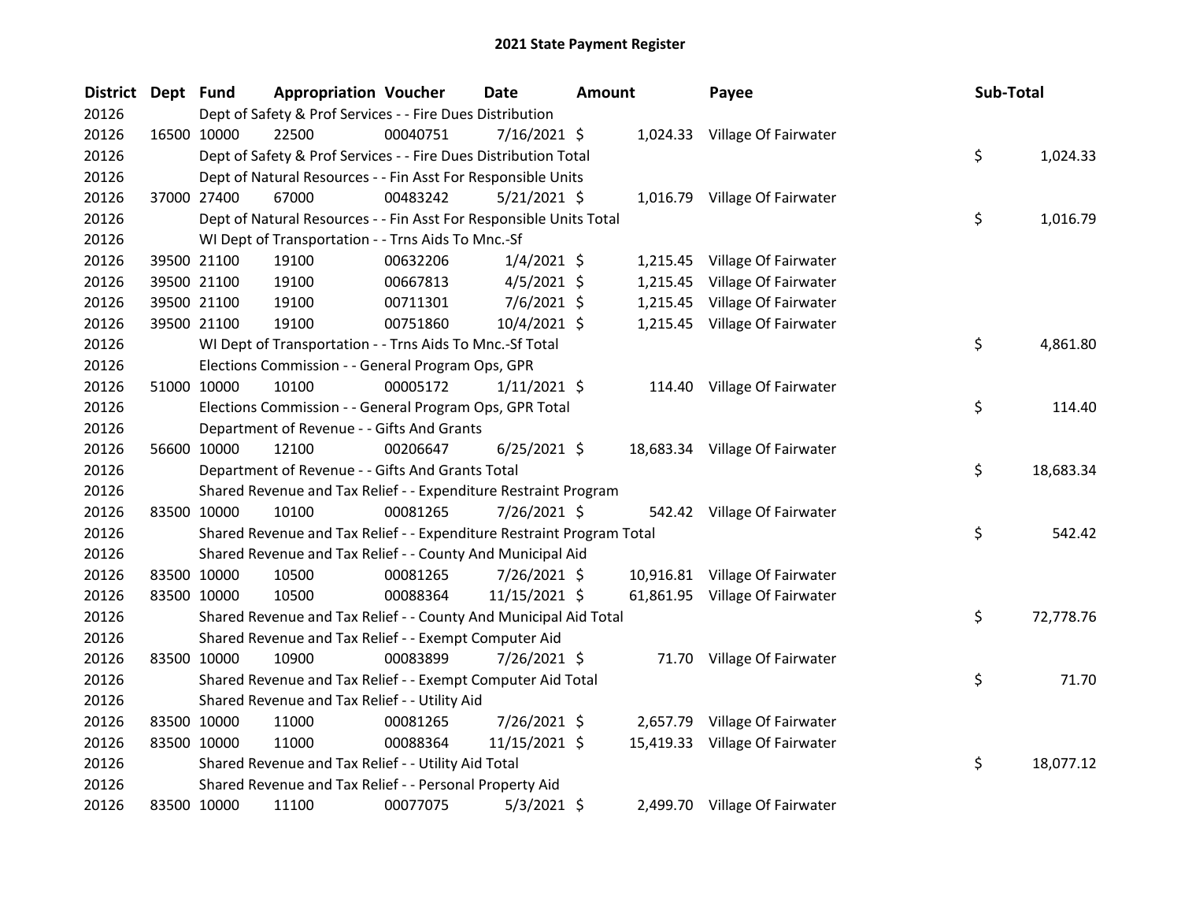# 2021 State Payment Register

| District | Dept | Fund | Appropriation | Voucher | Date | Amount | Payee | Sub-Total |
|---|---|---|---|---|---|---|---|---|
| 20126 | | Dept of Safety & Prof Services - - Fire Dues Distribution | | | | | | |
| 20126 | 16500 | 10000 | 22500 | 00040751 | 7/16/2021 | $ 1,024.33 | Village Of Fairwater | |
| 20126 | | Dept of Safety & Prof Services - - Fire Dues Distribution Total | | | | | | $ 1,024.33 |
| 20126 | | Dept of Natural Resources - - Fin Asst For Responsible Units | | | | | | |
| 20126 | 37000 | 27400 | 67000 | 00483242 | 5/21/2021 | $ 1,016.79 | Village Of Fairwater | |
| 20126 | | Dept of Natural Resources - - Fin Asst For Responsible Units Total | | | | | | $ 1,016.79 |
| 20126 | | WI Dept of Transportation - - Trns Aids To Mnc.-Sf | | | | | | |
| 20126 | 39500 | 21100 | 19100 | 00632206 | 1/4/2021 | $ 1,215.45 | Village Of Fairwater | |
| 20126 | 39500 | 21100 | 19100 | 00667813 | 4/5/2021 | $ 1,215.45 | Village Of Fairwater | |
| 20126 | 39500 | 21100 | 19100 | 00711301 | 7/6/2021 | $ 1,215.45 | Village Of Fairwater | |
| 20126 | 39500 | 21100 | 19100 | 00751860 | 10/4/2021 | $ 1,215.45 | Village Of Fairwater | |
| 20126 | | WI Dept of Transportation - - Trns Aids To Mnc.-Sf Total | | | | | | $ 4,861.80 |
| 20126 | | Elections Commission - - General Program Ops, GPR | | | | | | |
| 20126 | 51000 | 10000 | 10100 | 00005172 | 1/11/2021 | $ 114.40 | Village Of Fairwater | |
| 20126 | | Elections Commission - - General Program Ops, GPR Total | | | | | | $ 114.40 |
| 20126 | | Department of Revenue - - Gifts And Grants | | | | | | |
| 20126 | 56600 | 10000 | 12100 | 00206647 | 6/25/2021 | $ 18,683.34 | Village Of Fairwater | |
| 20126 | | Department of Revenue - - Gifts And Grants Total | | | | | | $ 18,683.34 |
| 20126 | | Shared Revenue and Tax Relief - - Expenditure Restraint Program | | | | | | |
| 20126 | 83500 | 10000 | 10100 | 00081265 | 7/26/2021 | $ 542.42 | Village Of Fairwater | |
| 20126 | | Shared Revenue and Tax Relief - - Expenditure Restraint Program Total | | | | | | $ 542.42 |
| 20126 | | Shared Revenue and Tax Relief - - County And Municipal Aid | | | | | | |
| 20126 | 83500 | 10000 | 10500 | 00081265 | 7/26/2021 | $ 10,916.81 | Village Of Fairwater | |
| 20126 | 83500 | 10000 | 10500 | 00088364 | 11/15/2021 | $ 61,861.95 | Village Of Fairwater | |
| 20126 | | Shared Revenue and Tax Relief - - County And Municipal Aid Total | | | | | | $ 72,778.76 |
| 20126 | | Shared Revenue and Tax Relief - - Exempt Computer Aid | | | | | | |
| 20126 | 83500 | 10000 | 10900 | 00083899 | 7/26/2021 | $ 71.70 | Village Of Fairwater | |
| 20126 | | Shared Revenue and Tax Relief - - Exempt Computer Aid Total | | | | | | $ 71.70 |
| 20126 | | Shared Revenue and Tax Relief - - Utility Aid | | | | | | |
| 20126 | 83500 | 10000 | 11000 | 00081265 | 7/26/2021 | $ 2,657.79 | Village Of Fairwater | |
| 20126 | 83500 | 10000 | 11000 | 00088364 | 11/15/2021 | $ 15,419.33 | Village Of Fairwater | |
| 20126 | | Shared Revenue and Tax Relief - - Utility Aid Total | | | | | | $ 18,077.12 |
| 20126 | | Shared Revenue and Tax Relief - - Personal Property Aid | | | | | | |
| 20126 | 83500 | 10000 | 11100 | 00077075 | 5/3/2021 | $ 2,499.70 | Village Of Fairwater | |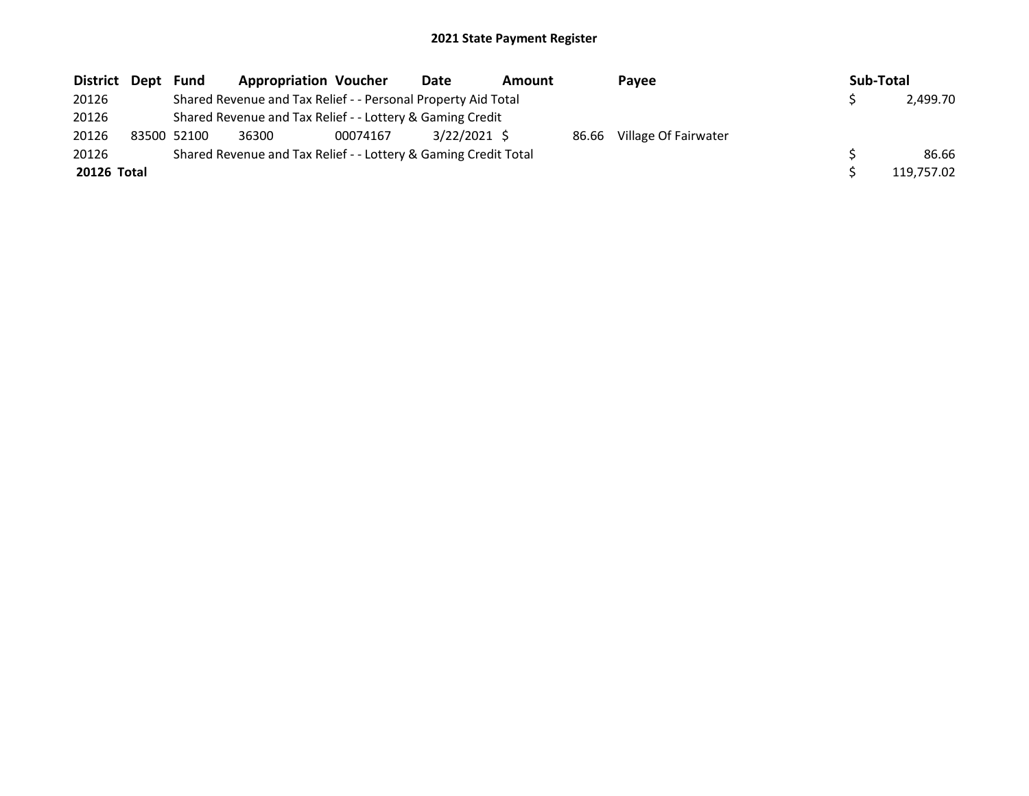# 2021 State Payment Register

| District | Dept | Fund | Appropriation | Voucher | Date | Amount | Payee | Sub-Total |
|---|---|---|---|---|---|---|---|---|
| 20126 | | Shared Revenue and Tax Relief - - Personal Property Aid Total | | | | | | $ 2,499.70 |
| 20126 | | Shared Revenue and Tax Relief - - Lottery & Gaming Credit | | | | | | |
| 20126 | 83500 | 52100 | 36300 | 00074167 | 3/22/2021 | $ 86.66 | Village Of Fairwater | |
| 20126 | | Shared Revenue and Tax Relief - - Lottery & Gaming Credit Total | | | | | | $ 86.66 |
| **20126 Total** | | | | | | | | $ 119,757.02 |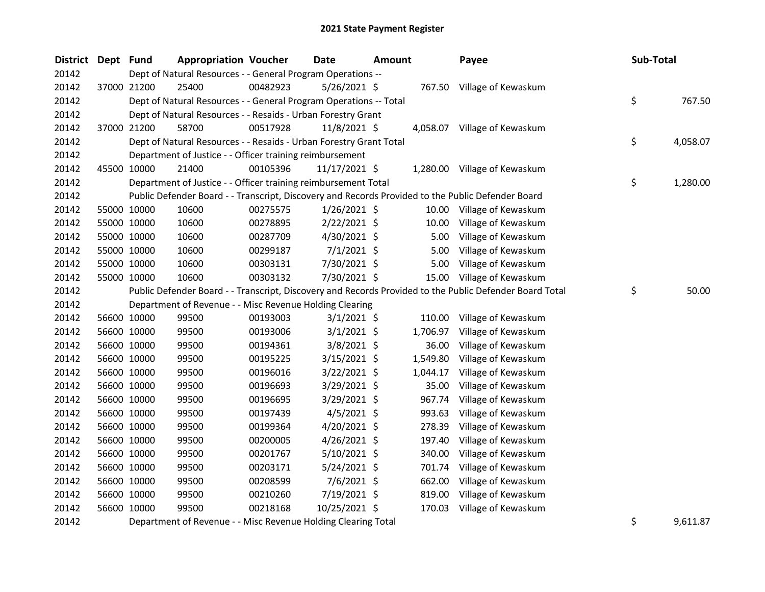## 2021 State Payment Register

| District | Dept | Fund | Appropriation | Voucher | Date | Amount | Payee | Sub-Total |
|---|---|---|---|---|---|---|---|---|
| 20142 | | Dept of Natural Resources - - General Program Operations -- | | | | | | |
| 20142 | 37000 | 21200 | 25400 | 00482923 | 5/26/2021 | $ 767.50 | Village of Kewaskum | |
| 20142 | | Dept of Natural Resources - - General Program Operations -- Total | | | | | | $ 767.50 |
| 20142 | | Dept of Natural Resources - - Resaids - Urban Forestry Grant | | | | | | |
| 20142 | 37000 | 21200 | 58700 | 00517928 | 11/8/2021 | $ 4,058.07 | Village of Kewaskum | |
| 20142 | | Dept of Natural Resources - - Resaids - Urban Forestry Grant Total | | | | | | $ 4,058.07 |
| 20142 | | Department of Justice - - Officer training reimbursement | | | | | | |
| 20142 | 45500 | 10000 | 21400 | 00105396 | 11/17/2021 | $ 1,280.00 | Village of Kewaskum | |
| 20142 | | Department of Justice - - Officer training reimbursement Total | | | | | | $ 1,280.00 |
| 20142 | | Public Defender Board - - Transcript, Discovery and Records Provided to the Public Defender Board | | | | | | |
| 20142 | 55000 | 10000 | 10600 | 00275575 | 1/26/2021 | $ 10.00 | Village of Kewaskum | |
| 20142 | 55000 | 10000 | 10600 | 00278895 | 2/22/2021 | $ 10.00 | Village of Kewaskum | |
| 20142 | 55000 | 10000 | 10600 | 00287709 | 4/30/2021 | $ 5.00 | Village of Kewaskum | |
| 20142 | 55000 | 10000 | 10600 | 00299187 | 7/1/2021 | $ 5.00 | Village of Kewaskum | |
| 20142 | 55000 | 10000 | 10600 | 00303131 | 7/30/2021 | $ 5.00 | Village of Kewaskum | |
| 20142 | 55000 | 10000 | 10600 | 00303132 | 7/30/2021 | $ 15.00 | Village of Kewaskum | |
| 20142 | | Public Defender Board - - Transcript, Discovery and Records Provided to the Public Defender Board Total | | | | | | $ 50.00 |
| 20142 | | Department of Revenue - - Misc Revenue Holding Clearing | | | | | | |
| 20142 | 56600 | 10000 | 99500 | 00193003 | 3/1/2021 | $ 110.00 | Village of Kewaskum | |
| 20142 | 56600 | 10000 | 99500 | 00193006 | 3/1/2021 | $ 1,706.97 | Village of Kewaskum | |
| 20142 | 56600 | 10000 | 99500 | 00194361 | 3/8/2021 | $ 36.00 | Village of Kewaskum | |
| 20142 | 56600 | 10000 | 99500 | 00195225 | 3/15/2021 | $ 1,549.80 | Village of Kewaskum | |
| 20142 | 56600 | 10000 | 99500 | 00196016 | 3/22/2021 | $ 1,044.17 | Village of Kewaskum | |
| 20142 | 56600 | 10000 | 99500 | 00196693 | 3/29/2021 | $ 35.00 | Village of Kewaskum | |
| 20142 | 56600 | 10000 | 99500 | 00196695 | 3/29/2021 | $ 967.74 | Village of Kewaskum | |
| 20142 | 56600 | 10000 | 99500 | 00197439 | 4/5/2021 | $ 993.63 | Village of Kewaskum | |
| 20142 | 56600 | 10000 | 99500 | 00199364 | 4/20/2021 | $ 278.39 | Village of Kewaskum | |
| 20142 | 56600 | 10000 | 99500 | 00200005 | 4/26/2021 | $ 197.40 | Village of Kewaskum | |
| 20142 | 56600 | 10000 | 99500 | 00201767 | 5/10/2021 | $ 340.00 | Village of Kewaskum | |
| 20142 | 56600 | 10000 | 99500 | 00203171 | 5/24/2021 | $ 701.74 | Village of Kewaskum | |
| 20142 | 56600 | 10000 | 99500 | 00208599 | 7/6/2021 | $ 662.00 | Village of Kewaskum | |
| 20142 | 56600 | 10000 | 99500 | 00210260 | 7/19/2021 | $ 819.00 | Village of Kewaskum | |
| 20142 | 56600 | 10000 | 99500 | 00218168 | 10/25/2021 | $ 170.03 | Village of Kewaskum | |
| 20142 | | Department of Revenue - - Misc Revenue Holding Clearing Total | | | | | | $ 9,611.87 |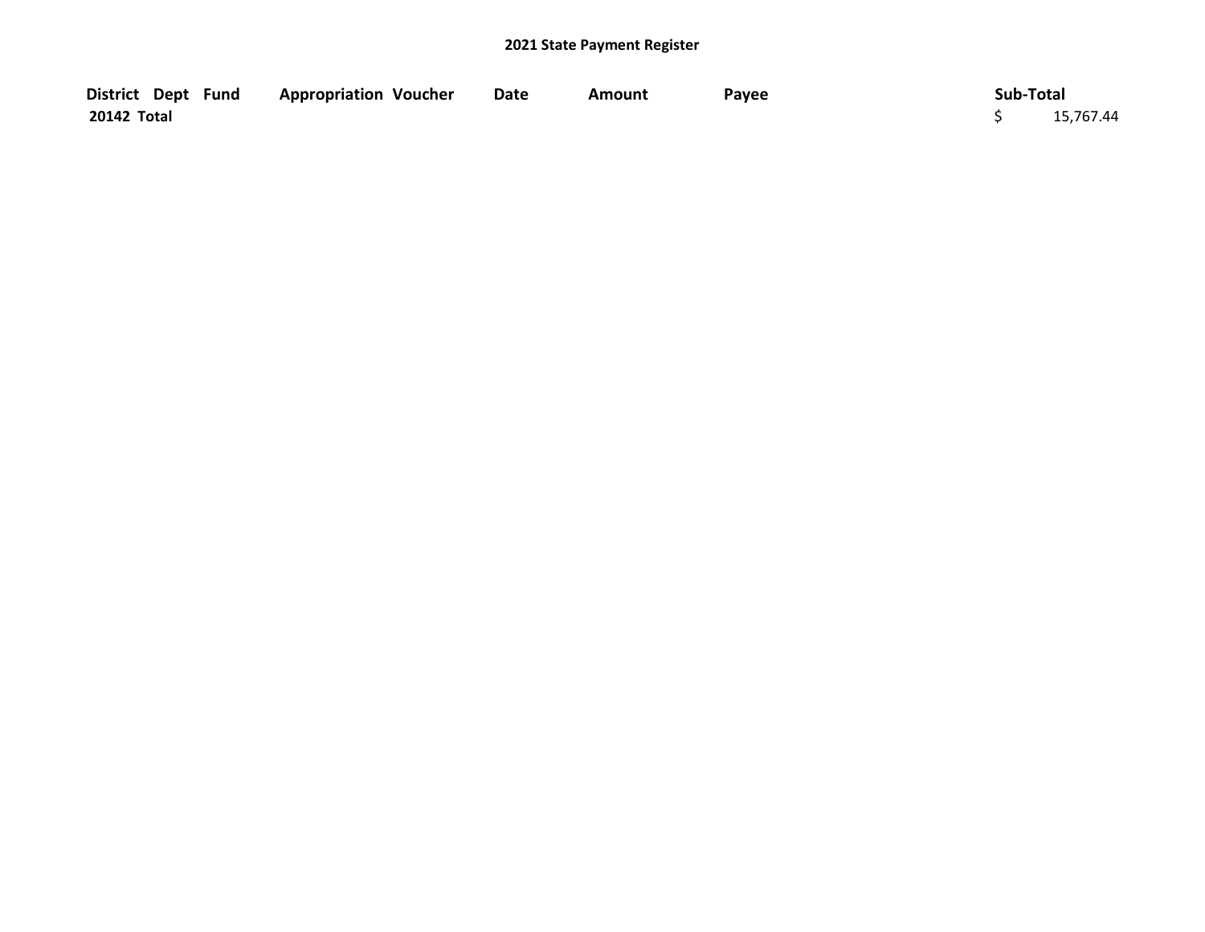**2021 State Payment Register**

| District | Dept | Fund | Appropriation | Voucher | Date | Amount | Payee | Sub-Total |
|---|---|---|---|---|---|---|---|---|
| **20142 Total** | | | | | | | | $ 15,767.44 |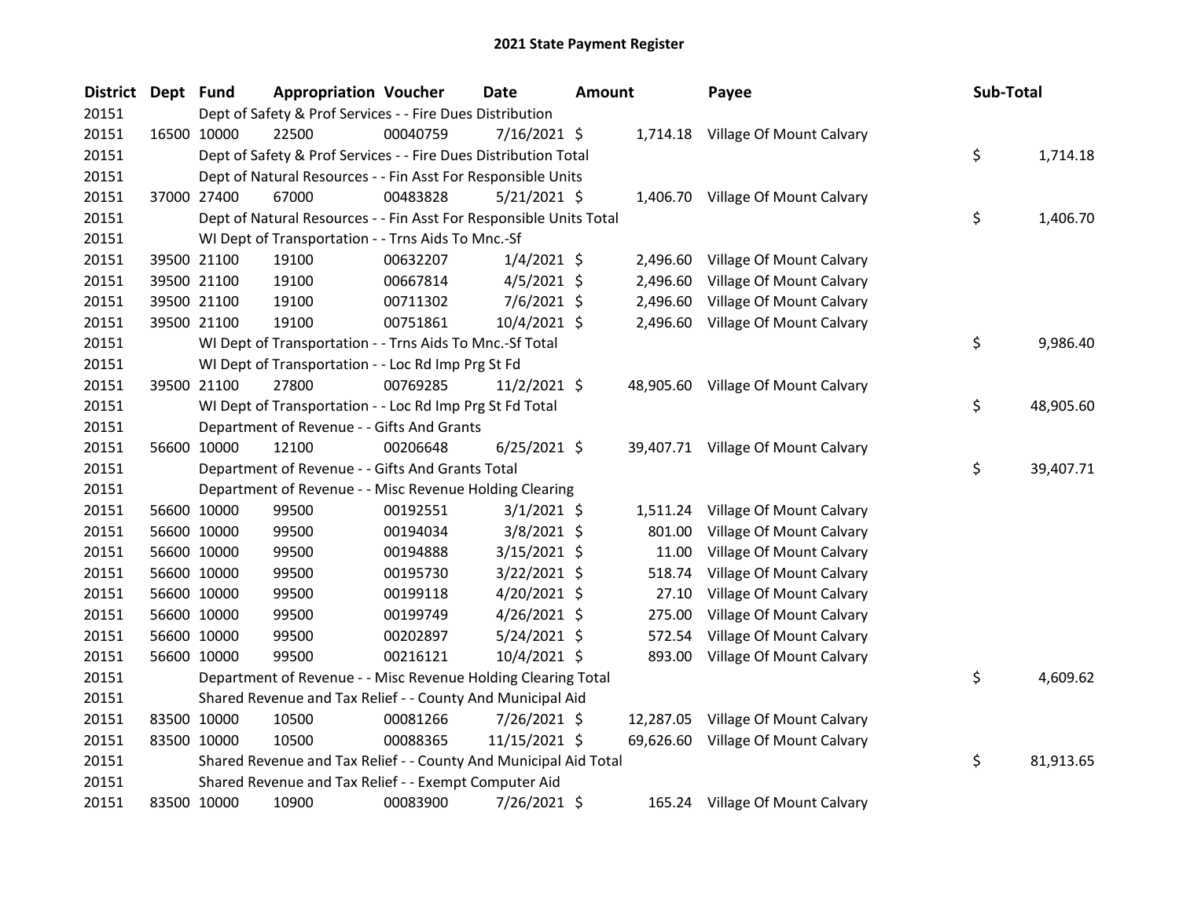# 2021 State Payment Register

| District | Dept | Fund | Appropriation | Voucher | Date | Amount | Payee | Sub-Total |
|---|---|---|---|---|---|---|---|---|
| 20151 | | | Dept of Safety & Prof Services - - Fire Dues Distribution | | | | | |
| 20151 | 16500 | 10000 | 22500 | 00040759 | 7/16/2021 | $ 1,714.18 | Village Of Mount Calvary | |
| 20151 | | | Dept of Safety & Prof Services - - Fire Dues Distribution Total | | | | | $ 1,714.18 |
| 20151 | | | Dept of Natural Resources - - Fin Asst For Responsible Units | | | | | |
| 20151 | 37000 | 27400 | 67000 | 00483828 | 5/21/2021 | $ 1,406.70 | Village Of Mount Calvary | |
| 20151 | | | Dept of Natural Resources - - Fin Asst For Responsible Units Total | | | | | $ 1,406.70 |
| 20151 | | | WI Dept of Transportation - - Trns Aids To Mnc.-Sf | | | | | |
| 20151 | 39500 | 21100 | 19100 | 00632207 | 1/4/2021 | $ 2,496.60 | Village Of Mount Calvary | |
| 20151 | 39500 | 21100 | 19100 | 00667814 | 4/5/2021 | $ 2,496.60 | Village Of Mount Calvary | |
| 20151 | 39500 | 21100 | 19100 | 00711302 | 7/6/2021 | $ 2,496.60 | Village Of Mount Calvary | |
| 20151 | 39500 | 21100 | 19100 | 00751861 | 10/4/2021 | $ 2,496.60 | Village Of Mount Calvary | |
| 20151 | | | WI Dept of Transportation - - Trns Aids To Mnc.-Sf Total | | | | | $ 9,986.40 |
| 20151 | | | WI Dept of Transportation - - Loc Rd Imp Prg St Fd | | | | | |
| 20151 | 39500 | 21100 | 27800 | 00769285 | 11/2/2021 | $ 48,905.60 | Village Of Mount Calvary | |
| 20151 | | | WI Dept of Transportation - - Loc Rd Imp Prg St Fd Total | | | | | $ 48,905.60 |
| 20151 | | | Department of Revenue - - Gifts And Grants | | | | | |
| 20151 | 56600 | 10000 | 12100 | 00206648 | 6/25/2021 | $ 39,407.71 | Village Of Mount Calvary | |
| 20151 | | | Department of Revenue - - Gifts And Grants Total | | | | | $ 39,407.71 |
| 20151 | | | Department of Revenue - - Misc Revenue Holding Clearing | | | | | |
| 20151 | 56600 | 10000 | 99500 | 00192551 | 3/1/2021 | $ 1,511.24 | Village Of Mount Calvary | |
| 20151 | 56600 | 10000 | 99500 | 00194034 | 3/8/2021 | $ 801.00 | Village Of Mount Calvary | |
| 20151 | 56600 | 10000 | 99500 | 00194888 | 3/15/2021 | $ 11.00 | Village Of Mount Calvary | |
| 20151 | 56600 | 10000 | 99500 | 00195730 | 3/22/2021 | $ 518.74 | Village Of Mount Calvary | |
| 20151 | 56600 | 10000 | 99500 | 00199118 | 4/20/2021 | $ 27.10 | Village Of Mount Calvary | |
| 20151 | 56600 | 10000 | 99500 | 00199749 | 4/26/2021 | $ 275.00 | Village Of Mount Calvary | |
| 20151 | 56600 | 10000 | 99500 | 00202897 | 5/24/2021 | $ 572.54 | Village Of Mount Calvary | |
| 20151 | 56600 | 10000 | 99500 | 00216121 | 10/4/2021 | $ 893.00 | Village Of Mount Calvary | |
| 20151 | | | Department of Revenue - - Misc Revenue Holding Clearing Total | | | | | $ 4,609.62 |
| 20151 | | | Shared Revenue and Tax Relief - - County And Municipal Aid | | | | | |
| 20151 | 83500 | 10000 | 10500 | 00081266 | 7/26/2021 | $ 12,287.05 | Village Of Mount Calvary | |
| 20151 | 83500 | 10000 | 10500 | 00088365 | 11/15/2021 | $ 69,626.60 | Village Of Mount Calvary | |
| 20151 | | | Shared Revenue and Tax Relief - - County And Municipal Aid Total | | | | | $ 81,913.65 |
| 20151 | | | Shared Revenue and Tax Relief - - Exempt Computer Aid | | | | | |
| 20151 | 83500 | 10000 | 10900 | 00083900 | 7/26/2021 | $ 165.24 | Village Of Mount Calvary | |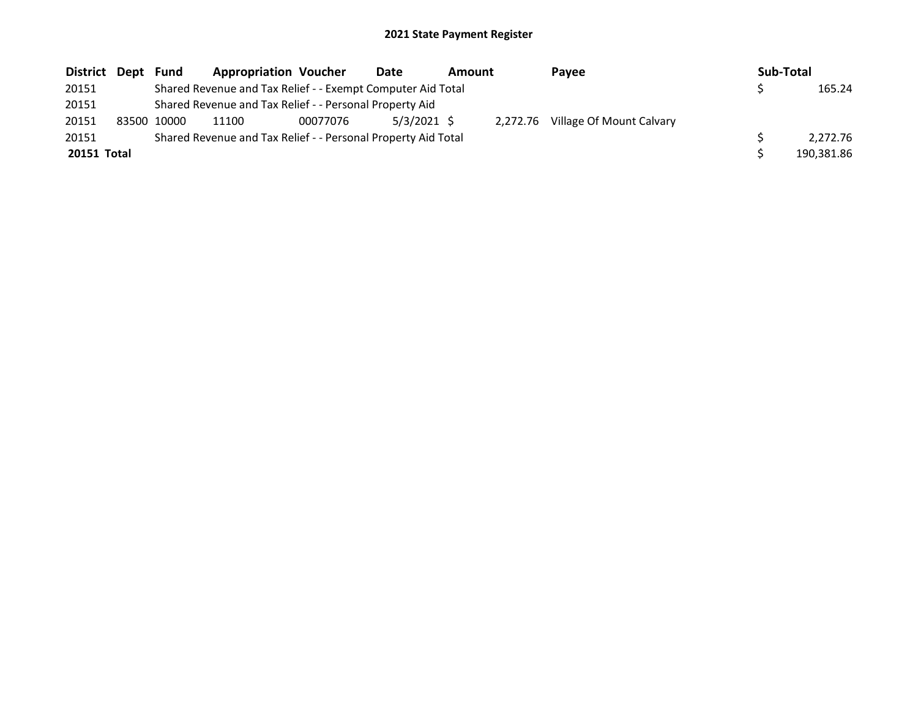# 2021 State Payment Register

| District | Dept | Fund | Appropriation | Voucher | Date | Amount | Payee | Sub-Total |
|---|---|---|---|---|---|---|---|---|
| 20151 | | Shared Revenue and Tax Relief - - Exempt Computer Aid Total | | | | | | $ 165.24 |
| 20151 | | Shared Revenue and Tax Relief - - Personal Property Aid | | | | | | |
| 20151 | 83500 | 10000 | 11100 | 00077076 | 5/3/2021 | $ 2,272.76 | Village Of Mount Calvary | |
| 20151 | | Shared Revenue and Tax Relief - - Personal Property Aid Total | | | | | | $ 2,272.76 |
| **20151 Total** | | | | | | | | $ 190,381.86 |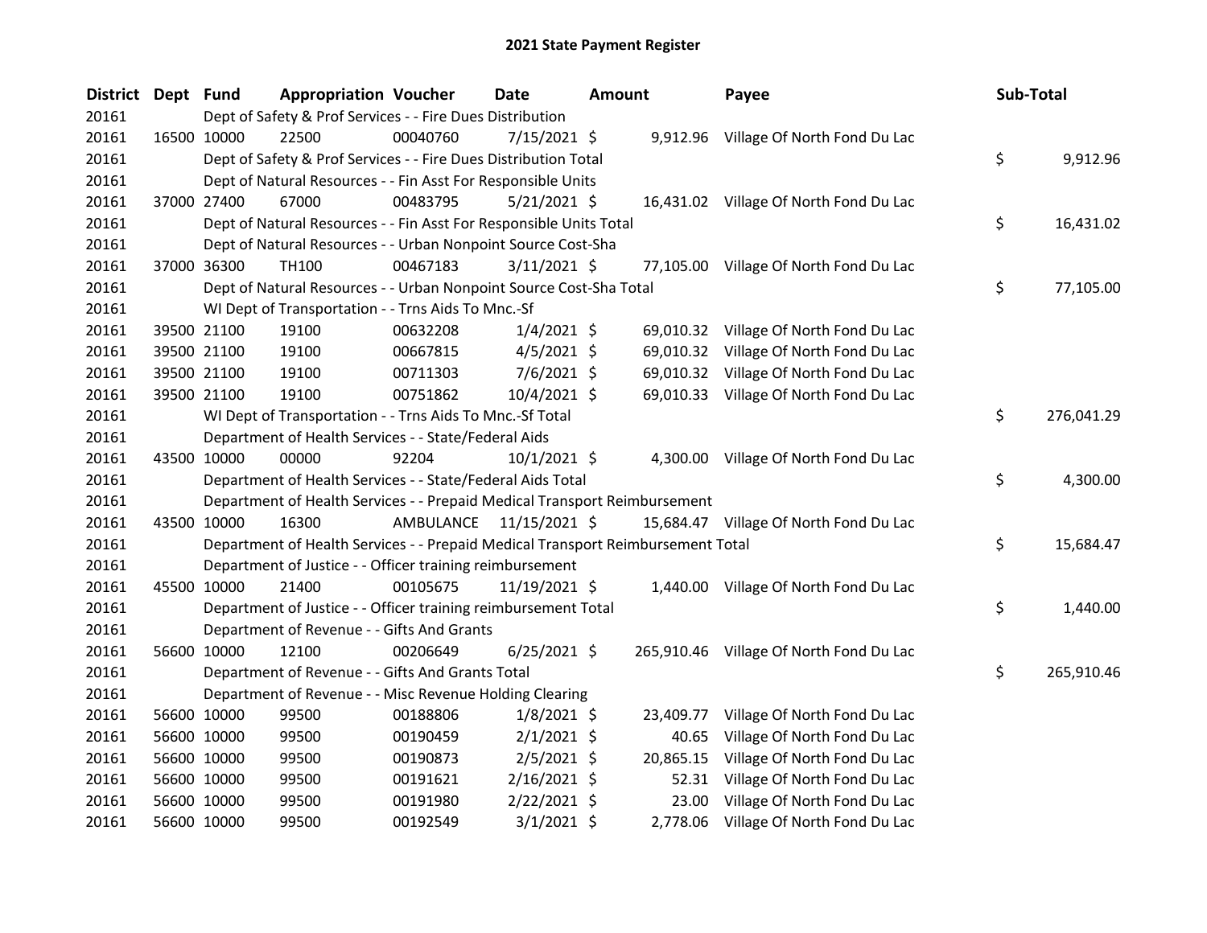# 2021 State Payment Register

| District | Dept | Fund | Appropriation | Voucher | Date | Amount | Payee | Sub-Total |
|---|---|---|---|---|---|---|---|---|
| 20161 | | Dept of Safety & Prof Services - - Fire Dues Distribution | | | | | | |
| 20161 | 16500 | 10000 | 22500 | 00040760 | 7/15/2021 | $ 9,912.96 | Village Of North Fond Du Lac | |
| 20161 | | Dept of Safety & Prof Services - - Fire Dues Distribution Total | | | | | | $ 9,912.96 |
| 20161 | | Dept of Natural Resources - - Fin Asst For Responsible Units | | | | | | |
| 20161 | 37000 | 27400 | 67000 | 00483795 | 5/21/2021 | $ 16,431.02 | Village Of North Fond Du Lac | |
| 20161 | | Dept of Natural Resources - - Fin Asst For Responsible Units Total | | | | | | $ 16,431.02 |
| 20161 | | Dept of Natural Resources - - Urban Nonpoint Source Cost-Sha | | | | | | |
| 20161 | 37000 | 36300 | TH100 | 00467183 | 3/11/2021 | $ 77,105.00 | Village Of North Fond Du Lac | |
| 20161 | | Dept of Natural Resources - - Urban Nonpoint Source Cost-Sha Total | | | | | | $ 77,105.00 |
| 20161 | | WI Dept of Transportation - - Trns Aids To Mnc.-Sf | | | | | | |
| 20161 | 39500 | 21100 | 19100 | 00632208 | 1/4/2021 | $ 69,010.32 | Village Of North Fond Du Lac | |
| 20161 | 39500 | 21100 | 19100 | 00667815 | 4/5/2021 | $ 69,010.32 | Village Of North Fond Du Lac | |
| 20161 | 39500 | 21100 | 19100 | 00711303 | 7/6/2021 | $ 69,010.32 | Village Of North Fond Du Lac | |
| 20161 | 39500 | 21100 | 19100 | 00751862 | 10/4/2021 | $ 69,010.33 | Village Of North Fond Du Lac | |
| 20161 | | WI Dept of Transportation - - Trns Aids To Mnc.-Sf Total | | | | | | $ 276,041.29 |
| 20161 | | Department of Health Services - - State/Federal Aids | | | | | | |
| 20161 | 43500 | 10000 | 00000 | 92204 | 10/1/2021 | $ 4,300.00 | Village Of North Fond Du Lac | |
| 20161 | | Department of Health Services - - State/Federal Aids Total | | | | | | $ 4,300.00 |
| 20161 | | Department of Health Services - - Prepaid Medical Transport Reimbursement | | | | | | |
| 20161 | 43500 | 10000 | 16300 | AMBULANCE | 11/15/2021 | $ 15,684.47 | Village Of North Fond Du Lac | |
| 20161 | | Department of Health Services - - Prepaid Medical Transport Reimbursement Total | | | | | | $ 15,684.47 |
| 20161 | | Department of Justice - - Officer training reimbursement | | | | | | |
| 20161 | 45500 | 10000 | 21400 | 00105675 | 11/19/2021 | $ 1,440.00 | Village Of North Fond Du Lac | |
| 20161 | | Department of Justice - - Officer training reimbursement Total | | | | | | $ 1,440.00 |
| 20161 | | Department of Revenue - - Gifts And Grants | | | | | | |
| 20161 | 56600 | 10000 | 12100 | 00206649 | 6/25/2021 | $ 265,910.46 | Village Of North Fond Du Lac | |
| 20161 | | Department of Revenue - - Gifts And Grants Total | | | | | | $ 265,910.46 |
| 20161 | | Department of Revenue - - Misc Revenue Holding Clearing | | | | | | |
| 20161 | 56600 | 10000 | 99500 | 00188806 | 1/8/2021 | $ 23,409.77 | Village Of North Fond Du Lac | |
| 20161 | 56600 | 10000 | 99500 | 00190459 | 2/1/2021 | $ 40.65 | Village Of North Fond Du Lac | |
| 20161 | 56600 | 10000 | 99500 | 00190873 | 2/5/2021 | $ 20,865.15 | Village Of North Fond Du Lac | |
| 20161 | 56600 | 10000 | 99500 | 00191621 | 2/16/2021 | $ 52.31 | Village Of North Fond Du Lac | |
| 20161 | 56600 | 10000 | 99500 | 00191980 | 2/22/2021 | $ 23.00 | Village Of North Fond Du Lac | |
| 20161 | 56600 | 10000 | 99500 | 00192549 | 3/1/2021 | $ 2,778.06 | Village Of North Fond Du Lac | |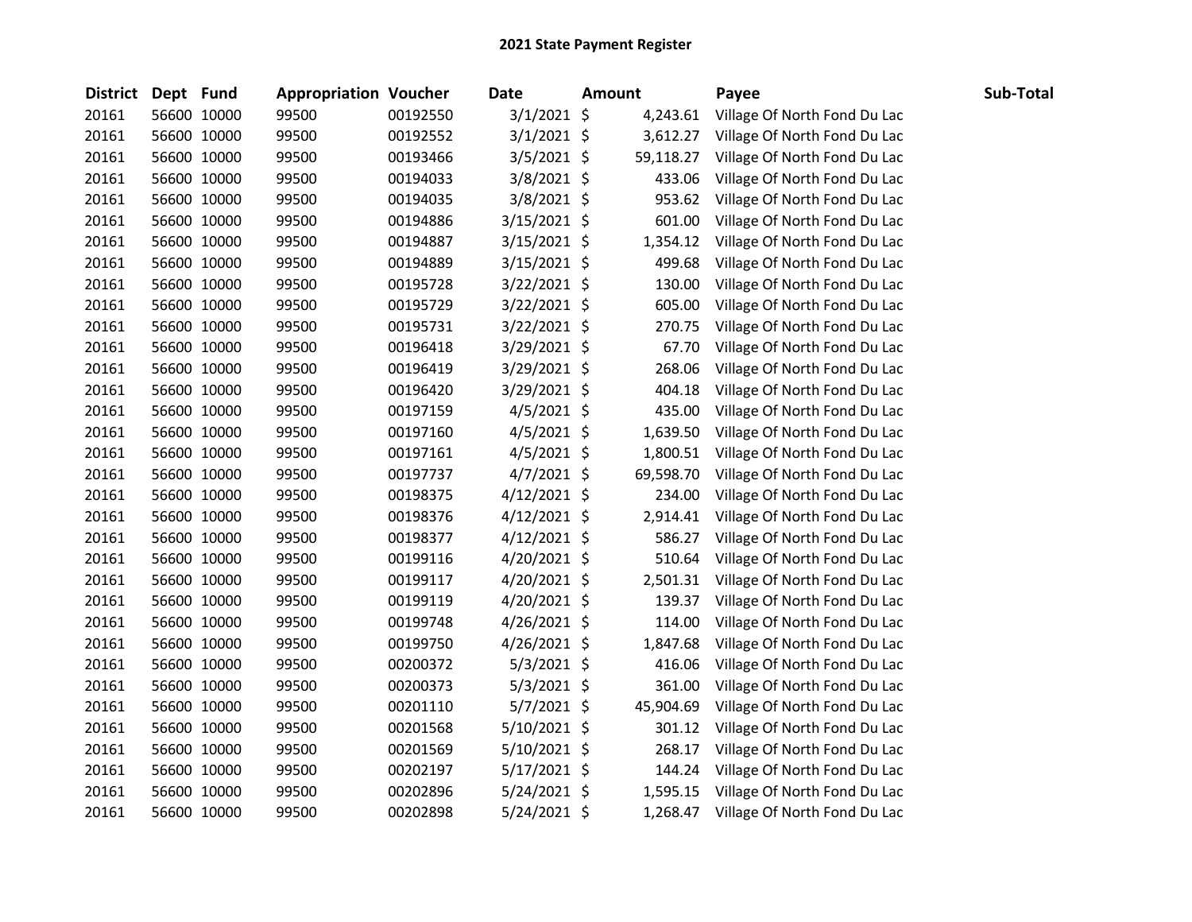# 2021 State Payment Register

| District | Dept | Fund | Appropriation | Voucher | Date | Amount | Payee | Sub-Total |
|---|---|---|---|---|---|---|---|---|
| 20161 | 56600 | 10000 | 99500 | 00192550 | 3/1/2021 | $ 4,243.61 | Village Of North Fond Du Lac | |
| 20161 | 56600 | 10000 | 99500 | 00192552 | 3/1/2021 | $ 3,612.27 | Village Of North Fond Du Lac | |
| 20161 | 56600 | 10000 | 99500 | 00193466 | 3/5/2021 | $ 59,118.27 | Village Of North Fond Du Lac | |
| 20161 | 56600 | 10000 | 99500 | 00194033 | 3/8/2021 | $ 433.06 | Village Of North Fond Du Lac | |
| 20161 | 56600 | 10000 | 99500 | 00194035 | 3/8/2021 | $ 953.62 | Village Of North Fond Du Lac | |
| 20161 | 56600 | 10000 | 99500 | 00194886 | 3/15/2021 | $ 601.00 | Village Of North Fond Du Lac | |
| 20161 | 56600 | 10000 | 99500 | 00194887 | 3/15/2021 | $ 1,354.12 | Village Of North Fond Du Lac | |
| 20161 | 56600 | 10000 | 99500 | 00194889 | 3/15/2021 | $ 499.68 | Village Of North Fond Du Lac | |
| 20161 | 56600 | 10000 | 99500 | 00195728 | 3/22/2021 | $ 130.00 | Village Of North Fond Du Lac | |
| 20161 | 56600 | 10000 | 99500 | 00195729 | 3/22/2021 | $ 605.00 | Village Of North Fond Du Lac | |
| 20161 | 56600 | 10000 | 99500 | 00195731 | 3/22/2021 | $ 270.75 | Village Of North Fond Du Lac | |
| 20161 | 56600 | 10000 | 99500 | 00196418 | 3/29/2021 | $ 67.70 | Village Of North Fond Du Lac | |
| 20161 | 56600 | 10000 | 99500 | 00196419 | 3/29/2021 | $ 268.06 | Village Of North Fond Du Lac | |
| 20161 | 56600 | 10000 | 99500 | 00196420 | 3/29/2021 | $ 404.18 | Village Of North Fond Du Lac | |
| 20161 | 56600 | 10000 | 99500 | 00197159 | 4/5/2021 | $ 435.00 | Village Of North Fond Du Lac | |
| 20161 | 56600 | 10000 | 99500 | 00197160 | 4/5/2021 | $ 1,639.50 | Village Of North Fond Du Lac | |
| 20161 | 56600 | 10000 | 99500 | 00197161 | 4/5/2021 | $ 1,800.51 | Village Of North Fond Du Lac | |
| 20161 | 56600 | 10000 | 99500 | 00197737 | 4/7/2021 | $ 69,598.70 | Village Of North Fond Du Lac | |
| 20161 | 56600 | 10000 | 99500 | 00198375 | 4/12/2021 | $ 234.00 | Village Of North Fond Du Lac | |
| 20161 | 56600 | 10000 | 99500 | 00198376 | 4/12/2021 | $ 2,914.41 | Village Of North Fond Du Lac | |
| 20161 | 56600 | 10000 | 99500 | 00198377 | 4/12/2021 | $ 586.27 | Village Of North Fond Du Lac | |
| 20161 | 56600 | 10000 | 99500 | 00199116 | 4/20/2021 | $ 510.64 | Village Of North Fond Du Lac | |
| 20161 | 56600 | 10000 | 99500 | 00199117 | 4/20/2021 | $ 2,501.31 | Village Of North Fond Du Lac | |
| 20161 | 56600 | 10000 | 99500 | 00199119 | 4/20/2021 | $ 139.37 | Village Of North Fond Du Lac | |
| 20161 | 56600 | 10000 | 99500 | 00199748 | 4/26/2021 | $ 114.00 | Village Of North Fond Du Lac | |
| 20161 | 56600 | 10000 | 99500 | 00199750 | 4/26/2021 | $ 1,847.68 | Village Of North Fond Du Lac | |
| 20161 | 56600 | 10000 | 99500 | 00200372 | 5/3/2021 | $ 416.06 | Village Of North Fond Du Lac | |
| 20161 | 56600 | 10000 | 99500 | 00200373 | 5/3/2021 | $ 361.00 | Village Of North Fond Du Lac | |
| 20161 | 56600 | 10000 | 99500 | 00201110 | 5/7/2021 | $ 45,904.69 | Village Of North Fond Du Lac | |
| 20161 | 56600 | 10000 | 99500 | 00201568 | 5/10/2021 | $ 301.12 | Village Of North Fond Du Lac | |
| 20161 | 56600 | 10000 | 99500 | 00201569 | 5/10/2021 | $ 268.17 | Village Of North Fond Du Lac | |
| 20161 | 56600 | 10000 | 99500 | 00202197 | 5/17/2021 | $ 144.24 | Village Of North Fond Du Lac | |
| 20161 | 56600 | 10000 | 99500 | 00202896 | 5/24/2021 | $ 1,595.15 | Village Of North Fond Du Lac | |
| 20161 | 56600 | 10000 | 99500 | 00202898 | 5/24/2021 | $ 1,268.47 | Village Of North Fond Du Lac | |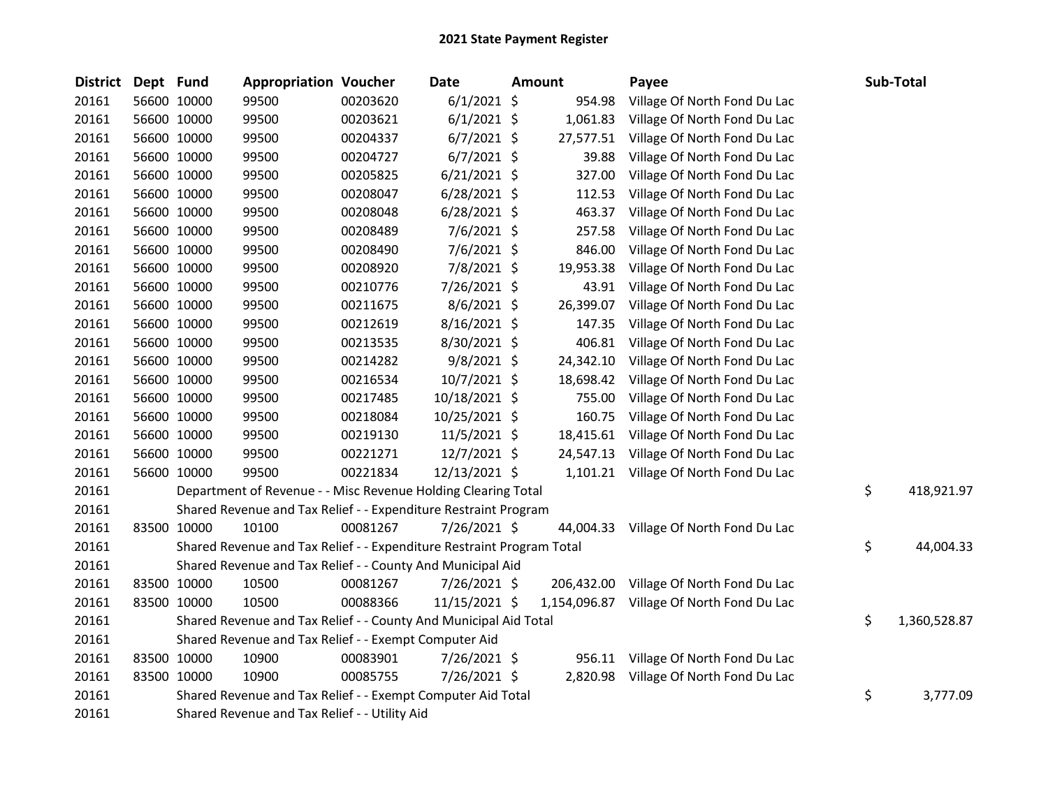# 2021 State Payment Register

| District | Dept | Fund | Appropriation | Voucher | Date | Amount | Payee | Sub-Total |
|---|---|---|---|---|---|---|---|---|
| 20161 | 56600 | 10000 | 99500 | 00203620 | 6/1/2021 | $ 954.98 | Village Of North Fond Du Lac | |
| 20161 | 56600 | 10000 | 99500 | 00203621 | 6/1/2021 | $ 1,061.83 | Village Of North Fond Du Lac | |
| 20161 | 56600 | 10000 | 99500 | 00204337 | 6/7/2021 | $ 27,577.51 | Village Of North Fond Du Lac | |
| 20161 | 56600 | 10000 | 99500 | 00204727 | 6/7/2021 | $ 39.88 | Village Of North Fond Du Lac | |
| 20161 | 56600 | 10000 | 99500 | 00205825 | 6/21/2021 | $ 327.00 | Village Of North Fond Du Lac | |
| 20161 | 56600 | 10000 | 99500 | 00208047 | 6/28/2021 | $ 112.53 | Village Of North Fond Du Lac | |
| 20161 | 56600 | 10000 | 99500 | 00208048 | 6/28/2021 | $ 463.37 | Village Of North Fond Du Lac | |
| 20161 | 56600 | 10000 | 99500 | 00208489 | 7/6/2021 | $ 257.58 | Village Of North Fond Du Lac | |
| 20161 | 56600 | 10000 | 99500 | 00208490 | 7/6/2021 | $ 846.00 | Village Of North Fond Du Lac | |
| 20161 | 56600 | 10000 | 99500 | 00208920 | 7/8/2021 | $ 19,953.38 | Village Of North Fond Du Lac | |
| 20161 | 56600 | 10000 | 99500 | 00210776 | 7/26/2021 | $ 43.91 | Village Of North Fond Du Lac | |
| 20161 | 56600 | 10000 | 99500 | 00211675 | 8/6/2021 | $ 26,399.07 | Village Of North Fond Du Lac | |
| 20161 | 56600 | 10000 | 99500 | 00212619 | 8/16/2021 | $ 147.35 | Village Of North Fond Du Lac | |
| 20161 | 56600 | 10000 | 99500 | 00213535 | 8/30/2021 | $ 406.81 | Village Of North Fond Du Lac | |
| 20161 | 56600 | 10000 | 99500 | 00214282 | 9/8/2021 | $ 24,342.10 | Village Of North Fond Du Lac | |
| 20161 | 56600 | 10000 | 99500 | 00216534 | 10/7/2021 | $ 18,698.42 | Village Of North Fond Du Lac | |
| 20161 | 56600 | 10000 | 99500 | 00217485 | 10/18/2021 | $ 755.00 | Village Of North Fond Du Lac | |
| 20161 | 56600 | 10000 | 99500 | 00218084 | 10/25/2021 | $ 160.75 | Village Of North Fond Du Lac | |
| 20161 | 56600 | 10000 | 99500 | 00219130 | 11/5/2021 | $ 18,415.61 | Village Of North Fond Du Lac | |
| 20161 | 56600 | 10000 | 99500 | 00221271 | 12/7/2021 | $ 24,547.13 | Village Of North Fond Du Lac | |
| 20161 | 56600 | 10000 | 99500 | 00221834 | 12/13/2021 | $ 1,101.21 | Village Of North Fond Du Lac | |
| 20161 | | | Department of Revenue - - Misc Revenue Holding Clearing Total | | | | | $ 418,921.97 |
| 20161 | | | Shared Revenue and Tax Relief - - Expenditure Restraint Program | | | | | |
| 20161 | 83500 | 10000 | 10100 | 00081267 | 7/26/2021 | $ 44,004.33 | Village Of North Fond Du Lac | |
| 20161 | | | Shared Revenue and Tax Relief - - Expenditure Restraint Program Total | | | | | $ 44,004.33 |
| 20161 | | | Shared Revenue and Tax Relief - - County And Municipal Aid | | | | | |
| 20161 | 83500 | 10000 | 10500 | 00081267 | 7/26/2021 | $ 206,432.00 | Village Of North Fond Du Lac | |
| 20161 | 83500 | 10000 | 10500 | 00088366 | 11/15/2021 | $ 1,154,096.87 | Village Of North Fond Du Lac | |
| 20161 | | | Shared Revenue and Tax Relief - - County And Municipal Aid Total | | | | | $ 1,360,528.87 |
| 20161 | | | Shared Revenue and Tax Relief - - Exempt Computer Aid | | | | | |
| 20161 | 83500 | 10000 | 10900 | 00083901 | 7/26/2021 | $ 956.11 | Village Of North Fond Du Lac | |
| 20161 | 83500 | 10000 | 10900 | 00085755 | 7/26/2021 | $ 2,820.98 | Village Of North Fond Du Lac | |
| 20161 | | | Shared Revenue and Tax Relief - - Exempt Computer Aid Total | | | | | $ 3,777.09 |
| 20161 | | | Shared Revenue and Tax Relief - - Utility Aid | | | | | |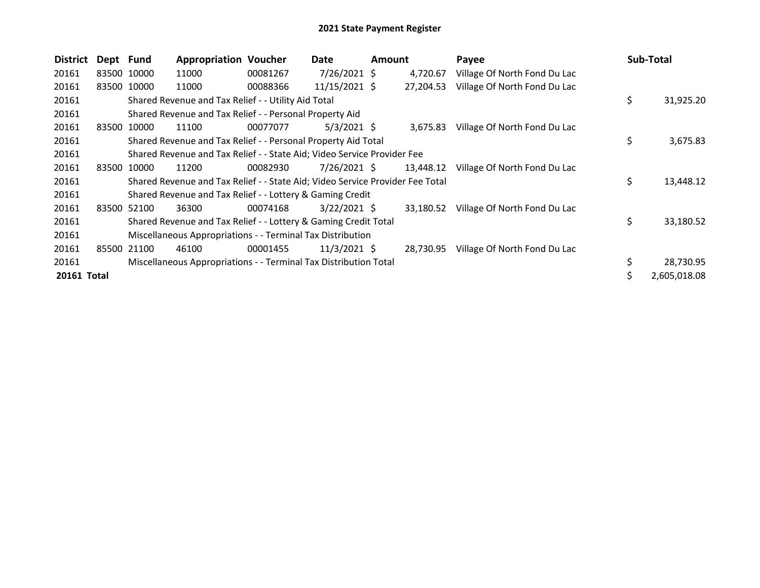# 2021 State Payment Register

| District | Dept | Fund | Appropriation | Voucher | Date | Amount | Payee | Sub-Total |
|---|---|---|---|---|---|---|---|---|
| 20161 | 83500 | 10000 | 11000 | 00081267 | 7/26/2021 | $ 4,720.67 | Village Of North Fond Du Lac | |
| 20161 | 83500 | 10000 | 11000 | 00088366 | 11/15/2021 | $ 27,204.53 | Village Of North Fond Du Lac | |
| 20161 | | Shared Revenue and Tax Relief - - Utility Aid Total | | | | | | $ 31,925.20 |
| 20161 | | Shared Revenue and Tax Relief - - Personal Property Aid | | | | | | |
| 20161 | 83500 | 10000 | 11100 | 00077077 | 5/3/2021 | $ 3,675.83 | Village Of North Fond Du Lac | |
| 20161 | | Shared Revenue and Tax Relief - - Personal Property Aid Total | | | | | | $ 3,675.83 |
| 20161 | | Shared Revenue and Tax Relief - - State Aid; Video Service Provider Fee | | | | | | |
| 20161 | 83500 | 10000 | 11200 | 00082930 | 7/26/2021 | $ 13,448.12 | Village Of North Fond Du Lac | |
| 20161 | | Shared Revenue and Tax Relief - - State Aid; Video Service Provider Fee Total | | | | | | $ 13,448.12 |
| 20161 | | Shared Revenue and Tax Relief - - Lottery & Gaming Credit | | | | | | |
| 20161 | 83500 | 52100 | 36300 | 00074168 | 3/22/2021 | $ 33,180.52 | Village Of North Fond Du Lac | |
| 20161 | | Shared Revenue and Tax Relief - - Lottery & Gaming Credit Total | | | | | | $ 33,180.52 |
| 20161 | | Miscellaneous Appropriations - - Terminal Tax Distribution | | | | | | |
| 20161 | 85500 | 21100 | 46100 | 00001455 | 11/3/2021 | $ 28,730.95 | Village Of North Fond Du Lac | |
| 20161 | | Miscellaneous Appropriations - - Terminal Tax Distribution Total | | | | | | $ 28,730.95 |
| **20161 Total** | | | | | | | | $ 2,605,018.08 |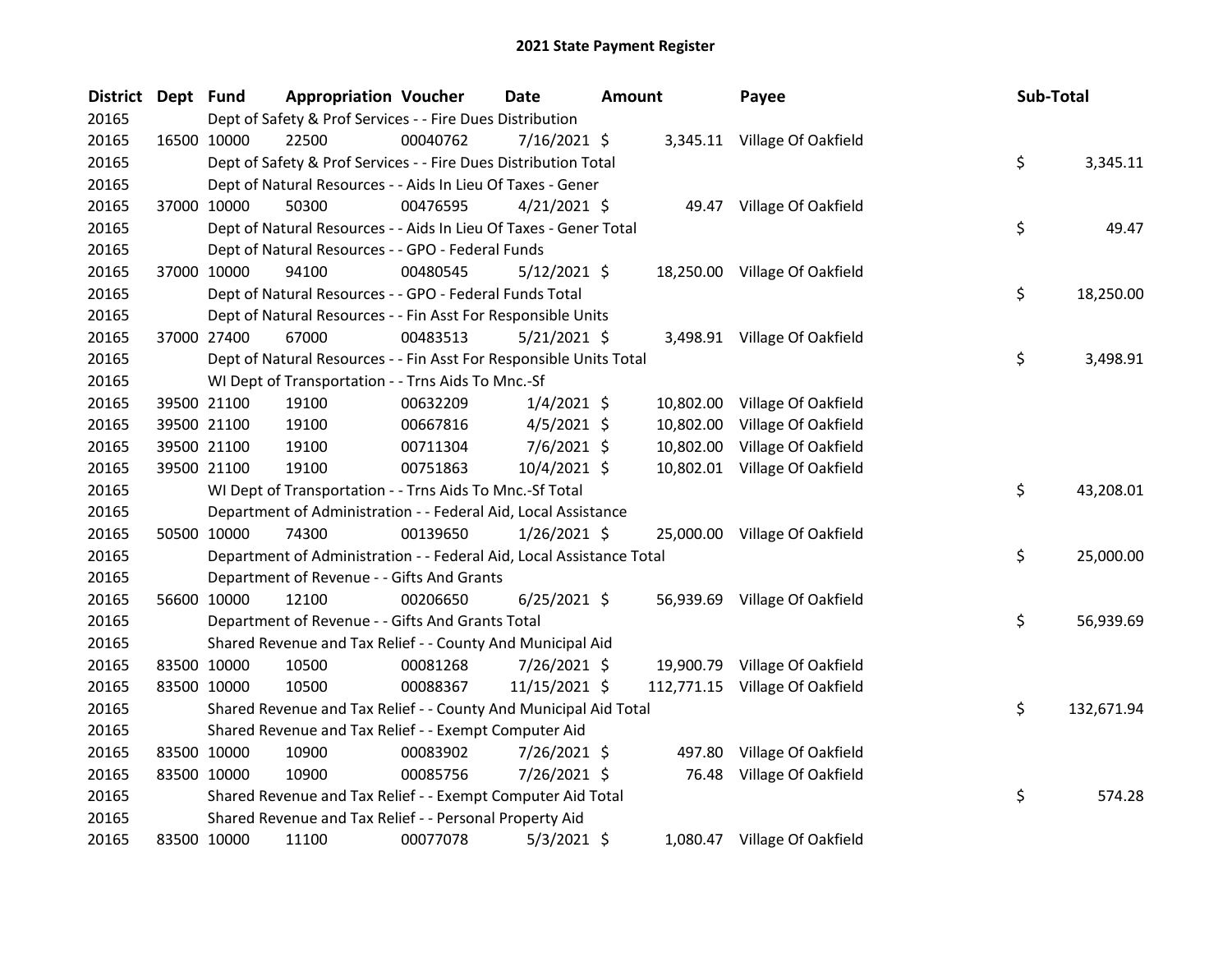# 2021 State Payment Register

| District | Dept | Fund | Appropriation | Voucher | Date | Amount | Payee | Sub-Total |
|---|---|---|---|---|---|---|---|---|
| 20165 | | Dept of Safety & Prof Services - - Fire Dues Distribution | | | | | | |
| 20165 | 16500 | 10000 | 22500 | 00040762 | 7/16/2021 | $ 3,345.11 | Village Of Oakfield | |
| 20165 | | Dept of Safety & Prof Services - - Fire Dues Distribution Total | | | | | | $ 3,345.11 |
| 20165 | | Dept of Natural Resources - - Aids In Lieu Of Taxes - Gener | | | | | | |
| 20165 | 37000 | 10000 | 50300 | 00476595 | 4/21/2021 | $ 49.47 | Village Of Oakfield | |
| 20165 | | Dept of Natural Resources - - Aids In Lieu Of Taxes - Gener Total | | | | | | $ 49.47 |
| 20165 | | Dept of Natural Resources - - GPO - Federal Funds | | | | | | |
| 20165 | 37000 | 10000 | 94100 | 00480545 | 5/12/2021 | $ 18,250.00 | Village Of Oakfield | |
| 20165 | | Dept of Natural Resources - - GPO - Federal Funds Total | | | | | | $ 18,250.00 |
| 20165 | | Dept of Natural Resources - - Fin Asst For Responsible Units | | | | | | |
| 20165 | 37000 | 27400 | 67000 | 00483513 | 5/21/2021 | $ 3,498.91 | Village Of Oakfield | |
| 20165 | | Dept of Natural Resources - - Fin Asst For Responsible Units Total | | | | | | $ 3,498.91 |
| 20165 | | WI Dept of Transportation - - Trns Aids To Mnc.-Sf | | | | | | |
| 20165 | 39500 | 21100 | 19100 | 00632209 | 1/4/2021 | $ 10,802.00 | Village Of Oakfield | |
| 20165 | 39500 | 21100 | 19100 | 00667816 | 4/5/2021 | $ 10,802.00 | Village Of Oakfield | |
| 20165 | 39500 | 21100 | 19100 | 00711304 | 7/6/2021 | $ 10,802.00 | Village Of Oakfield | |
| 20165 | 39500 | 21100 | 19100 | 00751863 | 10/4/2021 | $ 10,802.01 | Village Of Oakfield | |
| 20165 | | WI Dept of Transportation - - Trns Aids To Mnc.-Sf Total | | | | | | $ 43,208.01 |
| 20165 | | Department of Administration - - Federal Aid, Local Assistance | | | | | | |
| 20165 | 50500 | 10000 | 74300 | 00139650 | 1/26/2021 | $ 25,000.00 | Village Of Oakfield | |
| 20165 | | Department of Administration - - Federal Aid, Local Assistance Total | | | | | | $ 25,000.00 |
| 20165 | | Department of Revenue - - Gifts And Grants | | | | | | |
| 20165 | 56600 | 10000 | 12100 | 00206650 | 6/25/2021 | $ 56,939.69 | Village Of Oakfield | |
| 20165 | | Department of Revenue - - Gifts And Grants Total | | | | | | $ 56,939.69 |
| 20165 | | Shared Revenue and Tax Relief - - County And Municipal Aid | | | | | | |
| 20165 | 83500 | 10000 | 10500 | 00081268 | 7/26/2021 | $ 19,900.79 | Village Of Oakfield | |
| 20165 | 83500 | 10000 | 10500 | 00088367 | 11/15/2021 | $ 112,771.15 | Village Of Oakfield | |
| 20165 | | Shared Revenue and Tax Relief - - County And Municipal Aid Total | | | | | | $ 132,671.94 |
| 20165 | | Shared Revenue and Tax Relief - - Exempt Computer Aid | | | | | | |
| 20165 | 83500 | 10000 | 10900 | 00083902 | 7/26/2021 | $ 497.80 | Village Of Oakfield | |
| 20165 | 83500 | 10000 | 10900 | 00085756 | 7/26/2021 | $ 76.48 | Village Of Oakfield | |
| 20165 | | Shared Revenue and Tax Relief - - Exempt Computer Aid Total | | | | | | $ 574.28 |
| 20165 | | Shared Revenue and Tax Relief - - Personal Property Aid | | | | | | |
| 20165 | 83500 | 10000 | 11100 | 00077078 | 5/3/2021 | $ 1,080.47 | Village Of Oakfield | |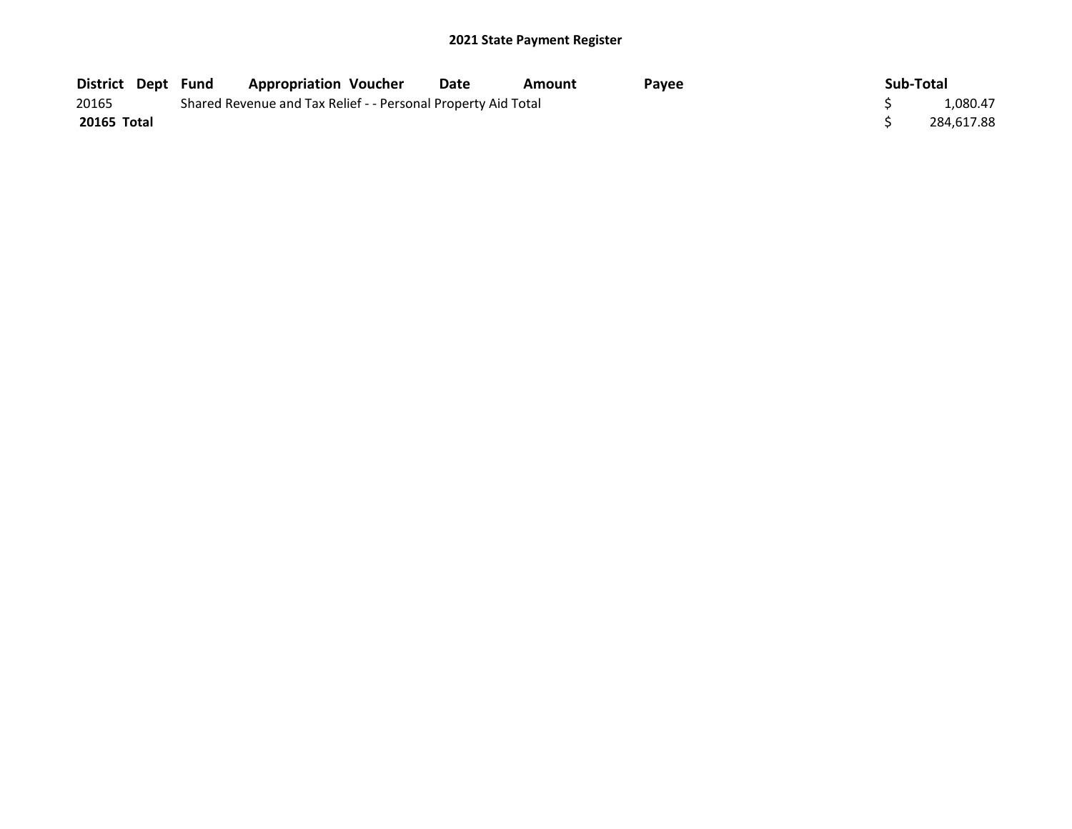## 2021 State Payment Register

| District | Dept | Fund | Appropriation | Voucher | Date | Amount | Payee | Sub-Total |
|---|---|---|---|---|---|---|---|---|
| 20165 | | Shared Revenue and Tax Relief - - Personal Property Aid Total | | | | | | $ 1,080.47 |
| **20165 Total** | | | | | | | | $ 284,617.88 |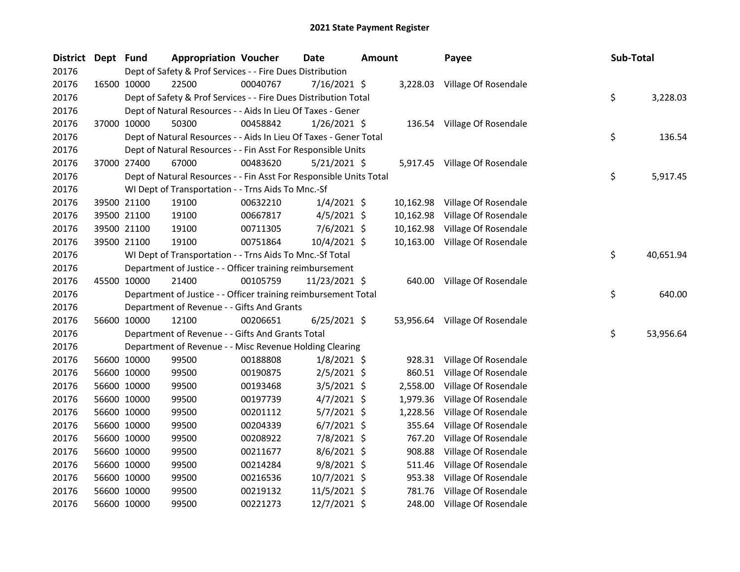# 2021 State Payment Register

| District | Dept | Fund | Appropriation | Voucher | Date | Amount | Payee | Sub-Total |
|---|---|---|---|---|---|---|---|---|
| 20176 | | Dept of Safety & Prof Services - - Fire Dues Distribution | | | | | | |
| 20176 | 16500 | 10000 | 22500 | 00040767 | 7/16/2021 | $ 3,228.03 | Village Of Rosendale | |
| 20176 | | Dept of Safety & Prof Services - - Fire Dues Distribution Total | | | | | | $ 3,228.03 |
| 20176 | | Dept of Natural Resources - - Aids In Lieu Of Taxes - Gener | | | | | | |
| 20176 | 37000 | 10000 | 50300 | 00458842 | 1/26/2021 | $ 136.54 | Village Of Rosendale | |
| 20176 | | Dept of Natural Resources - - Aids In Lieu Of Taxes - Gener Total | | | | | | $ 136.54 |
| 20176 | | Dept of Natural Resources - - Fin Asst For Responsible Units | | | | | | |
| 20176 | 37000 | 27400 | 67000 | 00483620 | 5/21/2021 | $ 5,917.45 | Village Of Rosendale | |
| 20176 | | Dept of Natural Resources - - Fin Asst For Responsible Units Total | | | | | | $ 5,917.45 |
| 20176 | | WI Dept of Transportation - - Trns Aids To Mnc.-Sf | | | | | | |
| 20176 | 39500 | 21100 | 19100 | 00632210 | 1/4/2021 | $ 10,162.98 | Village Of Rosendale | |
| 20176 | 39500 | 21100 | 19100 | 00667817 | 4/5/2021 | $ 10,162.98 | Village Of Rosendale | |
| 20176 | 39500 | 21100 | 19100 | 00711305 | 7/6/2021 | $ 10,162.98 | Village Of Rosendale | |
| 20176 | 39500 | 21100 | 19100 | 00751864 | 10/4/2021 | $ 10,163.00 | Village Of Rosendale | |
| 20176 | | WI Dept of Transportation - - Trns Aids To Mnc.-Sf Total | | | | | | $ 40,651.94 |
| 20176 | | Department of Justice - - Officer training reimbursement | | | | | | |
| 20176 | 45500 | 10000 | 21400 | 00105759 | 11/23/2021 | $ 640.00 | Village Of Rosendale | |
| 20176 | | Department of Justice - - Officer training reimbursement Total | | | | | | $ 640.00 |
| 20176 | | Department of Revenue - - Gifts And Grants | | | | | | |
| 20176 | 56600 | 10000 | 12100 | 00206651 | 6/25/2021 | $ 53,956.64 | Village Of Rosendale | |
| 20176 | | Department of Revenue - - Gifts And Grants Total | | | | | | $ 53,956.64 |
| 20176 | | Department of Revenue - - Misc Revenue Holding Clearing | | | | | | |
| 20176 | 56600 | 10000 | 99500 | 00188808 | 1/8/2021 | $ 928.31 | Village Of Rosendale | |
| 20176 | 56600 | 10000 | 99500 | 00190875 | 2/5/2021 | $ 860.51 | Village Of Rosendale | |
| 20176 | 56600 | 10000 | 99500 | 00193468 | 3/5/2021 | $ 2,558.00 | Village Of Rosendale | |
| 20176 | 56600 | 10000 | 99500 | 00197739 | 4/7/2021 | $ 1,979.36 | Village Of Rosendale | |
| 20176 | 56600 | 10000 | 99500 | 00201112 | 5/7/2021 | $ 1,228.56 | Village Of Rosendale | |
| 20176 | 56600 | 10000 | 99500 | 00204339 | 6/7/2021 | $ 355.64 | Village Of Rosendale | |
| 20176 | 56600 | 10000 | 99500 | 00208922 | 7/8/2021 | $ 767.20 | Village Of Rosendale | |
| 20176 | 56600 | 10000 | 99500 | 00211677 | 8/6/2021 | $ 908.88 | Village Of Rosendale | |
| 20176 | 56600 | 10000 | 99500 | 00214284 | 9/8/2021 | $ 511.46 | Village Of Rosendale | |
| 20176 | 56600 | 10000 | 99500 | 00216536 | 10/7/2021 | $ 953.38 | Village Of Rosendale | |
| 20176 | 56600 | 10000 | 99500 | 00219132 | 11/5/2021 | $ 781.76 | Village Of Rosendale | |
| 20176 | 56600 | 10000 | 99500 | 00221273 | 12/7/2021 | $ 248.00 | Village Of Rosendale | |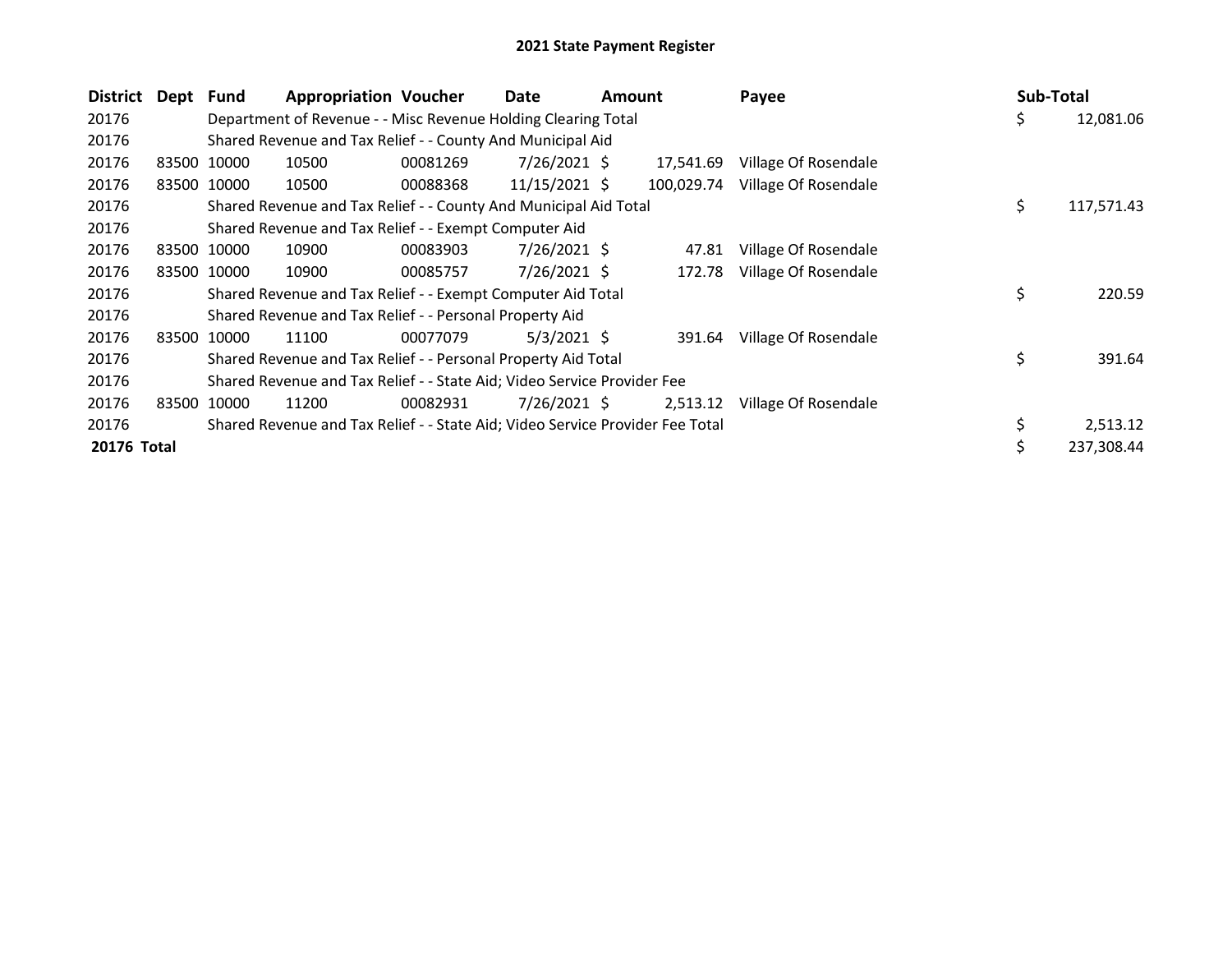# 2021 State Payment Register

| District | Dept | Fund | Appropriation | Voucher | Date | Amount | Payee | Sub-Total |
|---|---|---|---|---|---|---|---|---|
| 20176 | | Department of Revenue - - Misc Revenue Holding Clearing Total | | | | | | $ 12,081.06 |
| 20176 | | Shared Revenue and Tax Relief - - County And Municipal Aid | | | | | | |
| 20176 | 83500 | 10000 | 10500 | 00081269 | 7/26/2021 | $ 17,541.69 | Village Of Rosendale | |
| 20176 | 83500 | 10000 | 10500 | 00088368 | 11/15/2021 | $ 100,029.74 | Village Of Rosendale | |
| 20176 | | Shared Revenue and Tax Relief - - County And Municipal Aid Total | | | | | | $ 117,571.43 |
| 20176 | | Shared Revenue and Tax Relief - - Exempt Computer Aid | | | | | | |
| 20176 | 83500 | 10000 | 10900 | 00083903 | 7/26/2021 | $ 47.81 | Village Of Rosendale | |
| 20176 | 83500 | 10000 | 10900 | 00085757 | 7/26/2021 | $ 172.78 | Village Of Rosendale | |
| 20176 | | Shared Revenue and Tax Relief - - Exempt Computer Aid Total | | | | | | $ 220.59 |
| 20176 | | Shared Revenue and Tax Relief - - Personal Property Aid | | | | | | |
| 20176 | 83500 | 10000 | 11100 | 00077079 | 5/3/2021 | $ 391.64 | Village Of Rosendale | |
| 20176 | | Shared Revenue and Tax Relief - - Personal Property Aid Total | | | | | | $ 391.64 |
| 20176 | | Shared Revenue and Tax Relief - - State Aid; Video Service Provider Fee | | | | | | |
| 20176 | 83500 | 10000 | 11200 | 00082931 | 7/26/2021 | $ 2,513.12 | Village Of Rosendale | |
| 20176 | | Shared Revenue and Tax Relief - - State Aid; Video Service Provider Fee Total | | | | | | $ 2,513.12 |
| **20176 Total** | | | | | | | | $ 237,308.44 |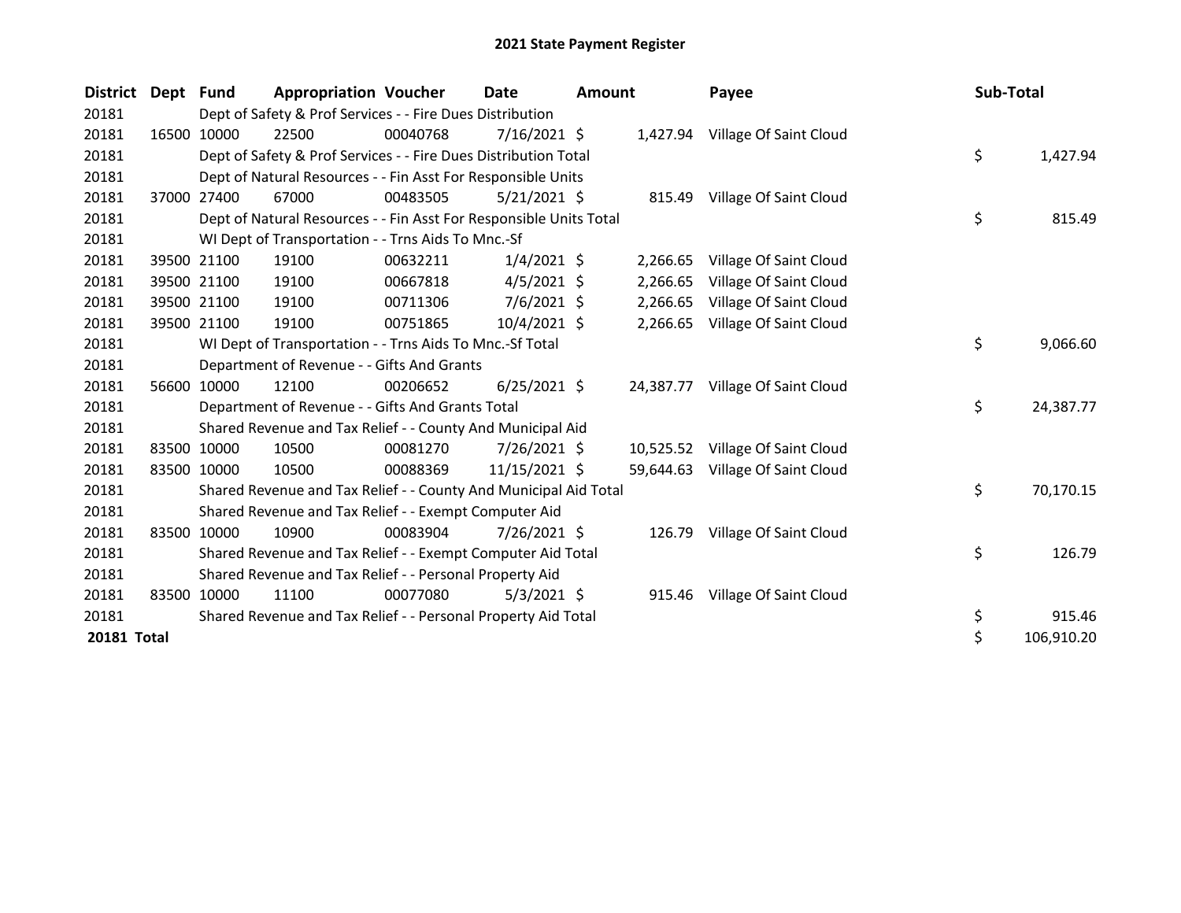# 2021 State Payment Register

| District | Dept | Fund | Appropriation | Voucher | Date | Amount | Payee | Sub-Total |
|---|---|---|---|---|---|---|---|---|
| 20181 | | Dept of Safety & Prof Services - - Fire Dues Distribution | | | | | | |
| 20181 | 16500 | 10000 | 22500 | 00040768 | 7/16/2021 | $ 1,427.94 | Village Of Saint Cloud | |
| 20181 | | Dept of Safety & Prof Services - - Fire Dues Distribution Total | | | | | | $ 1,427.94 |
| 20181 | | Dept of Natural Resources - - Fin Asst For Responsible Units | | | | | | |
| 20181 | 37000 | 27400 | 67000 | 00483505 | 5/21/2021 | $ 815.49 | Village Of Saint Cloud | |
| 20181 | | Dept of Natural Resources - - Fin Asst For Responsible Units Total | | | | | | $ 815.49 |
| 20181 | | WI Dept of Transportation - - Trns Aids To Mnc.-Sf | | | | | | |
| 20181 | 39500 | 21100 | 19100 | 00632211 | 1/4/2021 | $ 2,266.65 | Village Of Saint Cloud | |
| 20181 | 39500 | 21100 | 19100 | 00667818 | 4/5/2021 | $ 2,266.65 | Village Of Saint Cloud | |
| 20181 | 39500 | 21100 | 19100 | 00711306 | 7/6/2021 | $ 2,266.65 | Village Of Saint Cloud | |
| 20181 | 39500 | 21100 | 19100 | 00751865 | 10/4/2021 | $ 2,266.65 | Village Of Saint Cloud | |
| 20181 | | WI Dept of Transportation - - Trns Aids To Mnc.-Sf Total | | | | | | $ 9,066.60 |
| 20181 | | Department of Revenue - - Gifts And Grants | | | | | | |
| 20181 | 56600 | 10000 | 12100 | 00206652 | 6/25/2021 | $ 24,387.77 | Village Of Saint Cloud | |
| 20181 | | Department of Revenue - - Gifts And Grants Total | | | | | | $ 24,387.77 |
| 20181 | | Shared Revenue and Tax Relief - - County And Municipal Aid | | | | | | |
| 20181 | 83500 | 10000 | 10500 | 00081270 | 7/26/2021 | $ 10,525.52 | Village Of Saint Cloud | |
| 20181 | 83500 | 10000 | 10500 | 00088369 | 11/15/2021 | $ 59,644.63 | Village Of Saint Cloud | |
| 20181 | | Shared Revenue and Tax Relief - - County And Municipal Aid Total | | | | | | $ 70,170.15 |
| 20181 | | Shared Revenue and Tax Relief - - Exempt Computer Aid | | | | | | |
| 20181 | 83500 | 10000 | 10900 | 00083904 | 7/26/2021 | $ 126.79 | Village Of Saint Cloud | |
| 20181 | | Shared Revenue and Tax Relief - - Exempt Computer Aid Total | | | | | | $ 126.79 |
| 20181 | | Shared Revenue and Tax Relief - - Personal Property Aid | | | | | | |
| 20181 | 83500 | 10000 | 11100 | 00077080 | 5/3/2021 | $ 915.46 | Village Of Saint Cloud | |
| 20181 | | Shared Revenue and Tax Relief - - Personal Property Aid Total | | | | | | $ 915.46 |
| **20181 Total** | | | | | | | | $ 106,910.20 |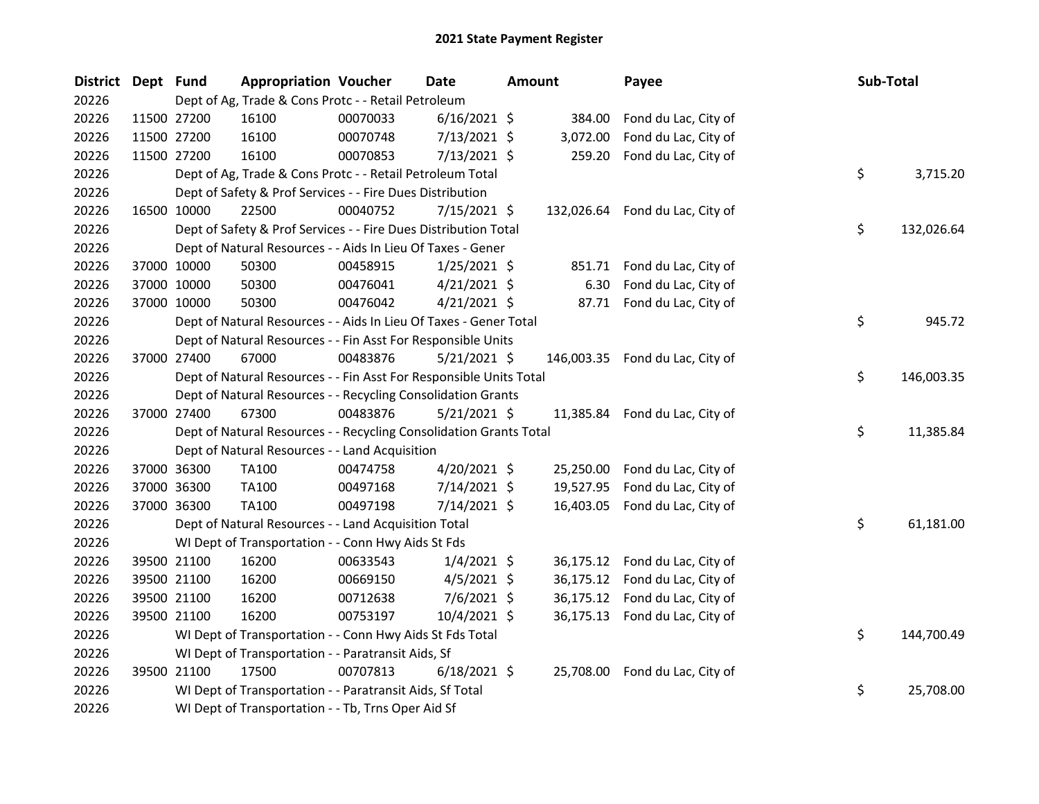# 2021 State Payment Register

| District | Dept | Fund | Appropriation | Voucher | Date | Amount | Payee | Sub-Total |
|---|---|---|---|---|---|---|---|---|
| 20226 | | Dept of Ag, Trade & Cons Protc - - Retail Petroleum | | | | | | |
| 20226 | 11500 | 27200 | 16100 | 00070033 | 6/16/2021 | $ 384.00 | Fond du Lac, City of | |
| 20226 | 11500 | 27200 | 16100 | 00070748 | 7/13/2021 | $ 3,072.00 | Fond du Lac, City of | |
| 20226 | 11500 | 27200 | 16100 | 00070853 | 7/13/2021 | $ 259.20 | Fond du Lac, City of | |
| 20226 | | Dept of Ag, Trade & Cons Protc - - Retail Petroleum Total | | | | | | $ 3,715.20 |
| 20226 | | Dept of Safety & Prof Services - - Fire Dues Distribution | | | | | | |
| 20226 | 16500 | 10000 | 22500 | 00040752 | 7/15/2021 | $ 132,026.64 | Fond du Lac, City of | |
| 20226 | | Dept of Safety & Prof Services - - Fire Dues Distribution Total | | | | | | $ 132,026.64 |
| 20226 | | Dept of Natural Resources - - Aids In Lieu Of Taxes - Gener | | | | | | |
| 20226 | 37000 | 10000 | 50300 | 00458915 | 1/25/2021 | $ 851.71 | Fond du Lac, City of | |
| 20226 | 37000 | 10000 | 50300 | 00476041 | 4/21/2021 | $ 6.30 | Fond du Lac, City of | |
| 20226 | 37000 | 10000 | 50300 | 00476042 | 4/21/2021 | $ 87.71 | Fond du Lac, City of | |
| 20226 | | Dept of Natural Resources - - Aids In Lieu Of Taxes - Gener Total | | | | | | $ 945.72 |
| 20226 | | Dept of Natural Resources - - Fin Asst For Responsible Units | | | | | | |
| 20226 | 37000 | 27400 | 67000 | 00483876 | 5/21/2021 | $ 146,003.35 | Fond du Lac, City of | |
| 20226 | | Dept of Natural Resources - - Fin Asst For Responsible Units Total | | | | | | $ 146,003.35 |
| 20226 | | Dept of Natural Resources - - Recycling Consolidation Grants | | | | | | |
| 20226 | 37000 | 27400 | 67300 | 00483876 | 5/21/2021 | $ 11,385.84 | Fond du Lac, City of | |
| 20226 | | Dept of Natural Resources - - Recycling Consolidation Grants Total | | | | | | $ 11,385.84 |
| 20226 | | Dept of Natural Resources - - Land Acquisition | | | | | | |
| 20226 | 37000 | 36300 | TA100 | 00474758 | 4/20/2021 | $ 25,250.00 | Fond du Lac, City of | |
| 20226 | 37000 | 36300 | TA100 | 00497168 | 7/14/2021 | $ 19,527.95 | Fond du Lac, City of | |
| 20226 | 37000 | 36300 | TA100 | 00497198 | 7/14/2021 | $ 16,403.05 | Fond du Lac, City of | |
| 20226 | | Dept of Natural Resources - - Land Acquisition Total | | | | | | $ 61,181.00 |
| 20226 | | WI Dept of Transportation - - Conn Hwy Aids St Fds | | | | | | |
| 20226 | 39500 | 21100 | 16200 | 00633543 | 1/4/2021 | $ 36,175.12 | Fond du Lac, City of | |
| 20226 | 39500 | 21100 | 16200 | 00669150 | 4/5/2021 | $ 36,175.12 | Fond du Lac, City of | |
| 20226 | 39500 | 21100 | 16200 | 00712638 | 7/6/2021 | $ 36,175.12 | Fond du Lac, City of | |
| 20226 | 39500 | 21100 | 16200 | 00753197 | 10/4/2021 | $ 36,175.13 | Fond du Lac, City of | |
| 20226 | | WI Dept of Transportation - - Conn Hwy Aids St Fds Total | | | | | | $ 144,700.49 |
| 20226 | | WI Dept of Transportation - - Paratransit Aids, Sf | | | | | | |
| 20226 | 39500 | 21100 | 17500 | 00707813 | 6/18/2021 | $ 25,708.00 | Fond du Lac, City of | |
| 20226 | | WI Dept of Transportation - - Paratransit Aids, Sf Total | | | | | | $ 25,708.00 |
| 20226 | | WI Dept of Transportation - - Tb, Trns Oper Aid Sf | | | | | | |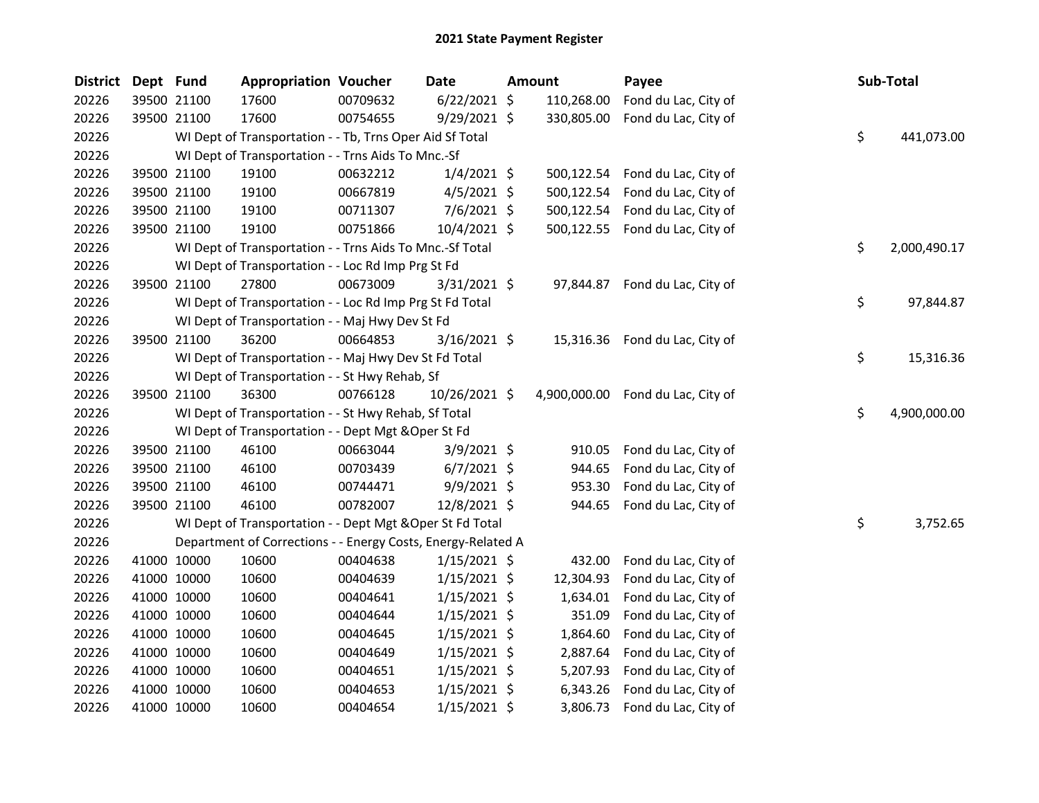## 2021 State Payment Register

| District | Dept | Fund | Appropriation | Voucher | Date | Amount | Payee | Sub-Total |
|---|---|---|---|---|---|---|---|---|
| 20226 | 39500 | 21100 | 17600 | 00709632 | 6/22/2021 | $ 110,268.00 | Fond du Lac, City of | |
| 20226 | 39500 | 21100 | 17600 | 00754655 | 9/29/2021 | $ 330,805.00 | Fond du Lac, City of | |
| 20226 | | WI Dept of Transportation - - Tb, Trns Oper Aid Sf Total | | | | | | $ 441,073.00 |
| 20226 | | WI Dept of Transportation - - Trns Aids To Mnc.-Sf | | | | | | |
| 20226 | 39500 | 21100 | 19100 | 00632212 | 1/4/2021 | $ 500,122.54 | Fond du Lac, City of | |
| 20226 | 39500 | 21100 | 19100 | 00667819 | 4/5/2021 | $ 500,122.54 | Fond du Lac, City of | |
| 20226 | 39500 | 21100 | 19100 | 00711307 | 7/6/2021 | $ 500,122.54 | Fond du Lac, City of | |
| 20226 | 39500 | 21100 | 19100 | 00751866 | 10/4/2021 | $ 500,122.55 | Fond du Lac, City of | |
| 20226 | | WI Dept of Transportation - - Trns Aids To Mnc.-Sf Total | | | | | | $ 2,000,490.17 |
| 20226 | | WI Dept of Transportation - - Loc Rd Imp Prg St Fd | | | | | | |
| 20226 | 39500 | 21100 | 27800 | 00673009 | 3/31/2021 | $ 97,844.87 | Fond du Lac, City of | |
| 20226 | | WI Dept of Transportation - - Loc Rd Imp Prg St Fd Total | | | | | | $ 97,844.87 |
| 20226 | | WI Dept of Transportation - - Maj Hwy Dev St Fd | | | | | | |
| 20226 | 39500 | 21100 | 36200 | 00664853 | 3/16/2021 | $ 15,316.36 | Fond du Lac, City of | |
| 20226 | | WI Dept of Transportation - - Maj Hwy Dev St Fd Total | | | | | | $ 15,316.36 |
| 20226 | | WI Dept of Transportation - - St Hwy Rehab, Sf | | | | | | |
| 20226 | 39500 | 21100 | 36300 | 00766128 | 10/26/2021 | $ 4,900,000.00 | Fond du Lac, City of | |
| 20226 | | WI Dept of Transportation - - St Hwy Rehab, Sf Total | | | | | | $ 4,900,000.00 |
| 20226 | | WI Dept of Transportation - - Dept Mgt &Oper St Fd | | | | | | |
| 20226 | 39500 | 21100 | 46100 | 00663044 | 3/9/2021 | $ 910.05 | Fond du Lac, City of | |
| 20226 | 39500 | 21100 | 46100 | 00703439 | 6/7/2021 | $ 944.65 | Fond du Lac, City of | |
| 20226 | 39500 | 21100 | 46100 | 00744471 | 9/9/2021 | $ 953.30 | Fond du Lac, City of | |
| 20226 | 39500 | 21100 | 46100 | 00782007 | 12/8/2021 | $ 944.65 | Fond du Lac, City of | |
| 20226 | | WI Dept of Transportation - - Dept Mgt &Oper St Fd Total | | | | | | $ 3,752.65 |
| 20226 | | Department of Corrections - - Energy Costs, Energy-Related A | | | | | | |
| 20226 | 41000 | 10000 | 10600 | 00404638 | 1/15/2021 | $ 432.00 | Fond du Lac, City of | |
| 20226 | 41000 | 10000 | 10600 | 00404639 | 1/15/2021 | $ 12,304.93 | Fond du Lac, City of | |
| 20226 | 41000 | 10000 | 10600 | 00404641 | 1/15/2021 | $ 1,634.01 | Fond du Lac, City of | |
| 20226 | 41000 | 10000 | 10600 | 00404644 | 1/15/2021 | $ 351.09 | Fond du Lac, City of | |
| 20226 | 41000 | 10000 | 10600 | 00404645 | 1/15/2021 | $ 1,864.60 | Fond du Lac, City of | |
| 20226 | 41000 | 10000 | 10600 | 00404649 | 1/15/2021 | $ 2,887.64 | Fond du Lac, City of | |
| 20226 | 41000 | 10000 | 10600 | 00404651 | 1/15/2021 | $ 5,207.93 | Fond du Lac, City of | |
| 20226 | 41000 | 10000 | 10600 | 00404653 | 1/15/2021 | $ 6,343.26 | Fond du Lac, City of | |
| 20226 | 41000 | 10000 | 10600 | 00404654 | 1/15/2021 | $ 3,806.73 | Fond du Lac, City of | |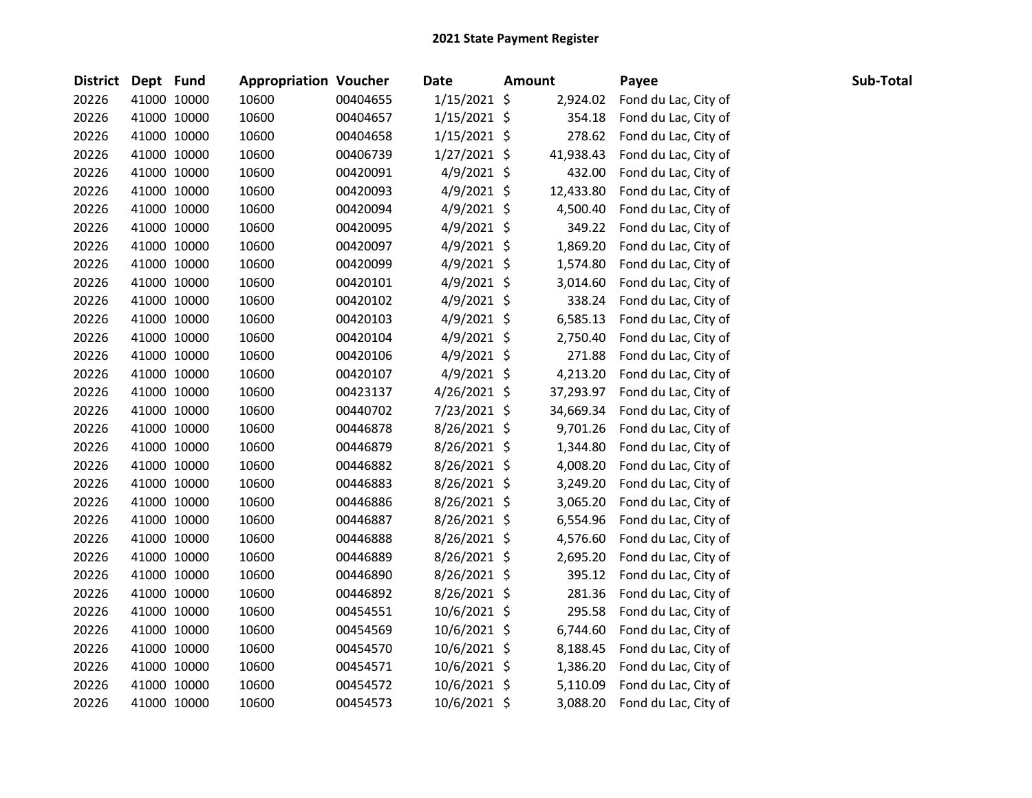**2021 State Payment Register**

| District | Dept | Fund | Appropriation | Voucher | Date | Amount | Payee | Sub-Total |
|---|---|---|---|---|---|---|---|---|
| 20226 | 41000 | 10000 | 10600 | 00404655 | 1/15/2021 | $ 2,924.02 | Fond du Lac, City of | |
| 20226 | 41000 | 10000 | 10600 | 00404657 | 1/15/2021 | $ 354.18 | Fond du Lac, City of | |
| 20226 | 41000 | 10000 | 10600 | 00404658 | 1/15/2021 | $ 278.62 | Fond du Lac, City of | |
| 20226 | 41000 | 10000 | 10600 | 00406739 | 1/27/2021 | $ 41,938.43 | Fond du Lac, City of | |
| 20226 | 41000 | 10000 | 10600 | 00420091 | 4/9/2021 | $ 432.00 | Fond du Lac, City of | |
| 20226 | 41000 | 10000 | 10600 | 00420093 | 4/9/2021 | $ 12,433.80 | Fond du Lac, City of | |
| 20226 | 41000 | 10000 | 10600 | 00420094 | 4/9/2021 | $ 4,500.40 | Fond du Lac, City of | |
| 20226 | 41000 | 10000 | 10600 | 00420095 | 4/9/2021 | $ 349.22 | Fond du Lac, City of | |
| 20226 | 41000 | 10000 | 10600 | 00420097 | 4/9/2021 | $ 1,869.20 | Fond du Lac, City of | |
| 20226 | 41000 | 10000 | 10600 | 00420099 | 4/9/2021 | $ 1,574.80 | Fond du Lac, City of | |
| 20226 | 41000 | 10000 | 10600 | 00420101 | 4/9/2021 | $ 3,014.60 | Fond du Lac, City of | |
| 20226 | 41000 | 10000 | 10600 | 00420102 | 4/9/2021 | $ 338.24 | Fond du Lac, City of | |
| 20226 | 41000 | 10000 | 10600 | 00420103 | 4/9/2021 | $ 6,585.13 | Fond du Lac, City of | |
| 20226 | 41000 | 10000 | 10600 | 00420104 | 4/9/2021 | $ 2,750.40 | Fond du Lac, City of | |
| 20226 | 41000 | 10000 | 10600 | 00420106 | 4/9/2021 | $ 271.88 | Fond du Lac, City of | |
| 20226 | 41000 | 10000 | 10600 | 00420107 | 4/9/2021 | $ 4,213.20 | Fond du Lac, City of | |
| 20226 | 41000 | 10000 | 10600 | 00423137 | 4/26/2021 | $ 37,293.97 | Fond du Lac, City of | |
| 20226 | 41000 | 10000 | 10600 | 00440702 | 7/23/2021 | $ 34,669.34 | Fond du Lac, City of | |
| 20226 | 41000 | 10000 | 10600 | 00446878 | 8/26/2021 | $ 9,701.26 | Fond du Lac, City of | |
| 20226 | 41000 | 10000 | 10600 | 00446879 | 8/26/2021 | $ 1,344.80 | Fond du Lac, City of | |
| 20226 | 41000 | 10000 | 10600 | 00446882 | 8/26/2021 | $ 4,008.20 | Fond du Lac, City of | |
| 20226 | 41000 | 10000 | 10600 | 00446883 | 8/26/2021 | $ 3,249.20 | Fond du Lac, City of | |
| 20226 | 41000 | 10000 | 10600 | 00446886 | 8/26/2021 | $ 3,065.20 | Fond du Lac, City of | |
| 20226 | 41000 | 10000 | 10600 | 00446887 | 8/26/2021 | $ 6,554.96 | Fond du Lac, City of | |
| 20226 | 41000 | 10000 | 10600 | 00446888 | 8/26/2021 | $ 4,576.60 | Fond du Lac, City of | |
| 20226 | 41000 | 10000 | 10600 | 00446889 | 8/26/2021 | $ 2,695.20 | Fond du Lac, City of | |
| 20226 | 41000 | 10000 | 10600 | 00446890 | 8/26/2021 | $ 395.12 | Fond du Lac, City of | |
| 20226 | 41000 | 10000 | 10600 | 00446892 | 8/26/2021 | $ 281.36 | Fond du Lac, City of | |
| 20226 | 41000 | 10000 | 10600 | 00454551 | 10/6/2021 | $ 295.58 | Fond du Lac, City of | |
| 20226 | 41000 | 10000 | 10600 | 00454569 | 10/6/2021 | $ 6,744.60 | Fond du Lac, City of | |
| 20226 | 41000 | 10000 | 10600 | 00454570 | 10/6/2021 | $ 8,188.45 | Fond du Lac, City of | |
| 20226 | 41000 | 10000 | 10600 | 00454571 | 10/6/2021 | $ 1,386.20 | Fond du Lac, City of | |
| 20226 | 41000 | 10000 | 10600 | 00454572 | 10/6/2021 | $ 5,110.09 | Fond du Lac, City of | |
| 20226 | 41000 | 10000 | 10600 | 00454573 | 10/6/2021 | $ 3,088.20 | Fond du Lac, City of | |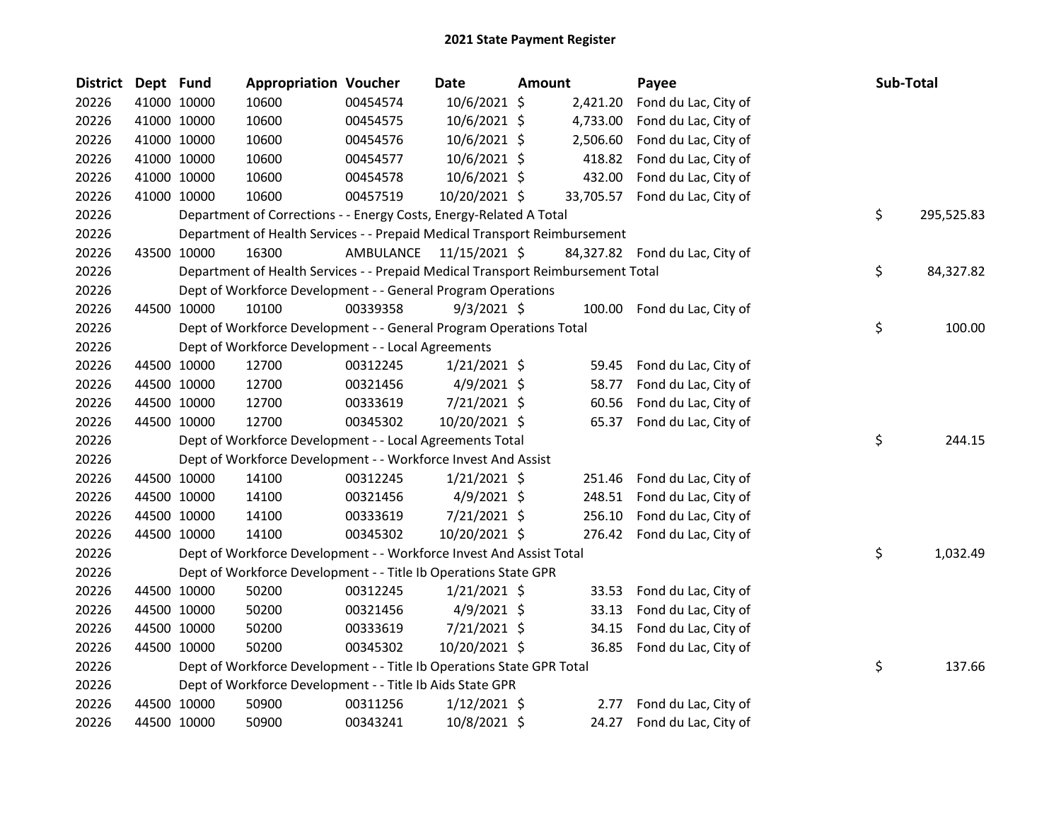# 2021 State Payment Register

| District | Dept | Fund | Appropriation | Voucher | Date | Amount | Payee | Sub-Total |
|---|---|---|---|---|---|---|---|---|
| 20226 | 41000 | 10000 | 10600 | 00454574 | 10/6/2021 | $ 2,421.20 | Fond du Lac, City of | |
| 20226 | 41000 | 10000 | 10600 | 00454575 | 10/6/2021 | $ 4,733.00 | Fond du Lac, City of | |
| 20226 | 41000 | 10000 | 10600 | 00454576 | 10/6/2021 | $ 2,506.60 | Fond du Lac, City of | |
| 20226 | 41000 | 10000 | 10600 | 00454577 | 10/6/2021 | $ 418.82 | Fond du Lac, City of | |
| 20226 | 41000 | 10000 | 10600 | 00454578 | 10/6/2021 | $ 432.00 | Fond du Lac, City of | |
| 20226 | 41000 | 10000 | 10600 | 00457519 | 10/20/2021 | $ 33,705.57 | Fond du Lac, City of | |
| 20226 | | | Department of Corrections - - Energy Costs, Energy-Related A Total | | | | | $ 295,525.83 |
| 20226 | | | Department of Health Services - - Prepaid Medical Transport Reimbursement | | | | | |
| 20226 | 43500 | 10000 | 16300 | AMBULANCE | 11/15/2021 | $ 84,327.82 | Fond du Lac, City of | |
| 20226 | | | Department of Health Services - - Prepaid Medical Transport Reimbursement Total | | | | | $ 84,327.82 |
| 20226 | | | Dept of Workforce Development - - General Program Operations | | | | | |
| 20226 | 44500 | 10000 | 10100 | 00339358 | 9/3/2021 | $ 100.00 | Fond du Lac, City of | |
| 20226 | | | Dept of Workforce Development - - General Program Operations Total | | | | | $ 100.00 |
| 20226 | | | Dept of Workforce Development - - Local Agreements | | | | | |
| 20226 | 44500 | 10000 | 12700 | 00312245 | 1/21/2021 | $ 59.45 | Fond du Lac, City of | |
| 20226 | 44500 | 10000 | 12700 | 00321456 | 4/9/2021 | $ 58.77 | Fond du Lac, City of | |
| 20226 | 44500 | 10000 | 12700 | 00333619 | 7/21/2021 | $ 60.56 | Fond du Lac, City of | |
| 20226 | 44500 | 10000 | 12700 | 00345302 | 10/20/2021 | $ 65.37 | Fond du Lac, City of | |
| 20226 | | | Dept of Workforce Development - - Local Agreements Total | | | | | $ 244.15 |
| 20226 | | | Dept of Workforce Development - - Workforce Invest And Assist | | | | | |
| 20226 | 44500 | 10000 | 14100 | 00312245 | 1/21/2021 | $ 251.46 | Fond du Lac, City of | |
| 20226 | 44500 | 10000 | 14100 | 00321456 | 4/9/2021 | $ 248.51 | Fond du Lac, City of | |
| 20226 | 44500 | 10000 | 14100 | 00333619 | 7/21/2021 | $ 256.10 | Fond du Lac, City of | |
| 20226 | 44500 | 10000 | 14100 | 00345302 | 10/20/2021 | $ 276.42 | Fond du Lac, City of | |
| 20226 | | | Dept of Workforce Development - - Workforce Invest And Assist Total | | | | | $ 1,032.49 |
| 20226 | | | Dept of Workforce Development - - Title Ib Operations State GPR | | | | | |
| 20226 | 44500 | 10000 | 50200 | 00312245 | 1/21/2021 | $ 33.53 | Fond du Lac, City of | |
| 20226 | 44500 | 10000 | 50200 | 00321456 | 4/9/2021 | $ 33.13 | Fond du Lac, City of | |
| 20226 | 44500 | 10000 | 50200 | 00333619 | 7/21/2021 | $ 34.15 | Fond du Lac, City of | |
| 20226 | 44500 | 10000 | 50200 | 00345302 | 10/20/2021 | $ 36.85 | Fond du Lac, City of | |
| 20226 | | | Dept of Workforce Development - - Title Ib Operations State GPR Total | | | | | $ 137.66 |
| 20226 | | | Dept of Workforce Development - - Title Ib Aids State GPR | | | | | |
| 20226 | 44500 | 10000 | 50900 | 00311256 | 1/12/2021 | $ 2.77 | Fond du Lac, City of | |
| 20226 | 44500 | 10000 | 50900 | 00343241 | 10/8/2021 | $ 24.27 | Fond du Lac, City of | |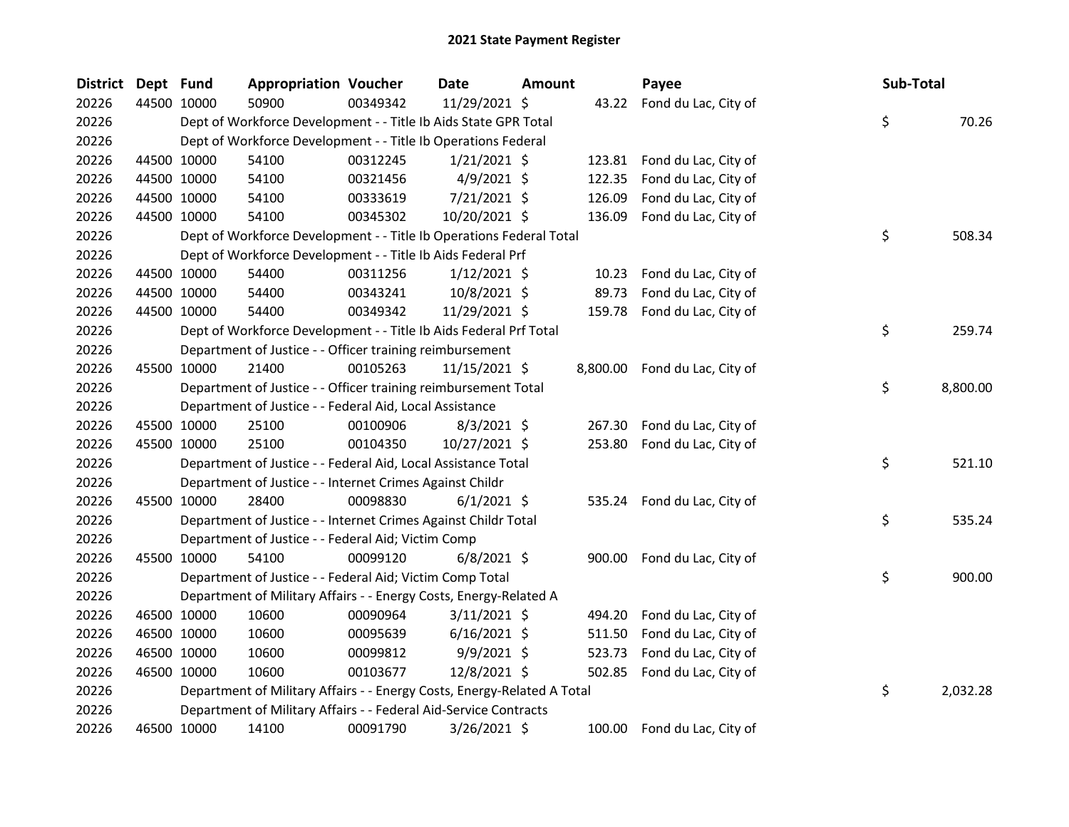# 2021 State Payment Register

| District | Dept | Fund | Appropriation | Voucher | Date | Amount | Payee | Sub-Total |
|---|---|---|---|---|---|---|---|---|
| 20226 | 44500 | 10000 | 50900 | 00349342 | 11/29/2021 | $ 43.22 | Fond du Lac, City of | |
| 20226 | | Dept of Workforce Development - - Title Ib Aids State GPR Total | | | | | | $ 70.26 |
| 20226 | | Dept of Workforce Development - - Title Ib Operations Federal | | | | | | |
| 20226 | 44500 | 10000 | 54100 | 00312245 | 1/21/2021 | $ 123.81 | Fond du Lac, City of | |
| 20226 | 44500 | 10000 | 54100 | 00321456 | 4/9/2021 | $ 122.35 | Fond du Lac, City of | |
| 20226 | 44500 | 10000 | 54100 | 00333619 | 7/21/2021 | $ 126.09 | Fond du Lac, City of | |
| 20226 | 44500 | 10000 | 54100 | 00345302 | 10/20/2021 | $ 136.09 | Fond du Lac, City of | |
| 20226 | | Dept of Workforce Development - - Title Ib Operations Federal Total | | | | | | $ 508.34 |
| 20226 | | Dept of Workforce Development - - Title Ib Aids Federal Prf | | | | | | |
| 20226 | 44500 | 10000 | 54400 | 00311256 | 1/12/2021 | $ 10.23 | Fond du Lac, City of | |
| 20226 | 44500 | 10000 | 54400 | 00343241 | 10/8/2021 | $ 89.73 | Fond du Lac, City of | |
| 20226 | 44500 | 10000 | 54400 | 00349342 | 11/29/2021 | $ 159.78 | Fond du Lac, City of | |
| 20226 | | Dept of Workforce Development - - Title Ib Aids Federal Prf Total | | | | | | $ 259.74 |
| 20226 | | Department of Justice - - Officer training reimbursement | | | | | | |
| 20226 | 45500 | 10000 | 21400 | 00105263 | 11/15/2021 | $ 8,800.00 | Fond du Lac, City of | |
| 20226 | | Department of Justice - - Officer training reimbursement Total | | | | | | $ 8,800.00 |
| 20226 | | Department of Justice - - Federal Aid, Local Assistance | | | | | | |
| 20226 | 45500 | 10000 | 25100 | 00100906 | 8/3/2021 | $ 267.30 | Fond du Lac, City of | |
| 20226 | 45500 | 10000 | 25100 | 00104350 | 10/27/2021 | $ 253.80 | Fond du Lac, City of | |
| 20226 | | Department of Justice - - Federal Aid, Local Assistance Total | | | | | | $ 521.10 |
| 20226 | | Department of Justice - - Internet Crimes Against Childr | | | | | | |
| 20226 | 45500 | 10000 | 28400 | 00098830 | 6/1/2021 | $ 535.24 | Fond du Lac, City of | |
| 20226 | | Department of Justice - - Internet Crimes Against Childr Total | | | | | | $ 535.24 |
| 20226 | | Department of Justice - - Federal Aid; Victim Comp | | | | | | |
| 20226 | 45500 | 10000 | 54100 | 00099120 | 6/8/2021 | $ 900.00 | Fond du Lac, City of | |
| 20226 | | Department of Justice - - Federal Aid; Victim Comp Total | | | | | | $ 900.00 |
| 20226 | | Department of Military Affairs - - Energy Costs, Energy-Related A | | | | | | |
| 20226 | 46500 | 10000 | 10600 | 00090964 | 3/11/2021 | $ 494.20 | Fond du Lac, City of | |
| 20226 | 46500 | 10000 | 10600 | 00095639 | 6/16/2021 | $ 511.50 | Fond du Lac, City of | |
| 20226 | 46500 | 10000 | 10600 | 00099812 | 9/9/2021 | $ 523.73 | Fond du Lac, City of | |
| 20226 | 46500 | 10000 | 10600 | 00103677 | 12/8/2021 | $ 502.85 | Fond du Lac, City of | |
| 20226 | | Department of Military Affairs - - Energy Costs, Energy-Related A Total | | | | | | $ 2,032.28 |
| 20226 | | Department of Military Affairs - - Federal Aid-Service Contracts | | | | | | |
| 20226 | 46500 | 10000 | 14100 | 00091790 | 3/26/2021 | $ 100.00 | Fond du Lac, City of | |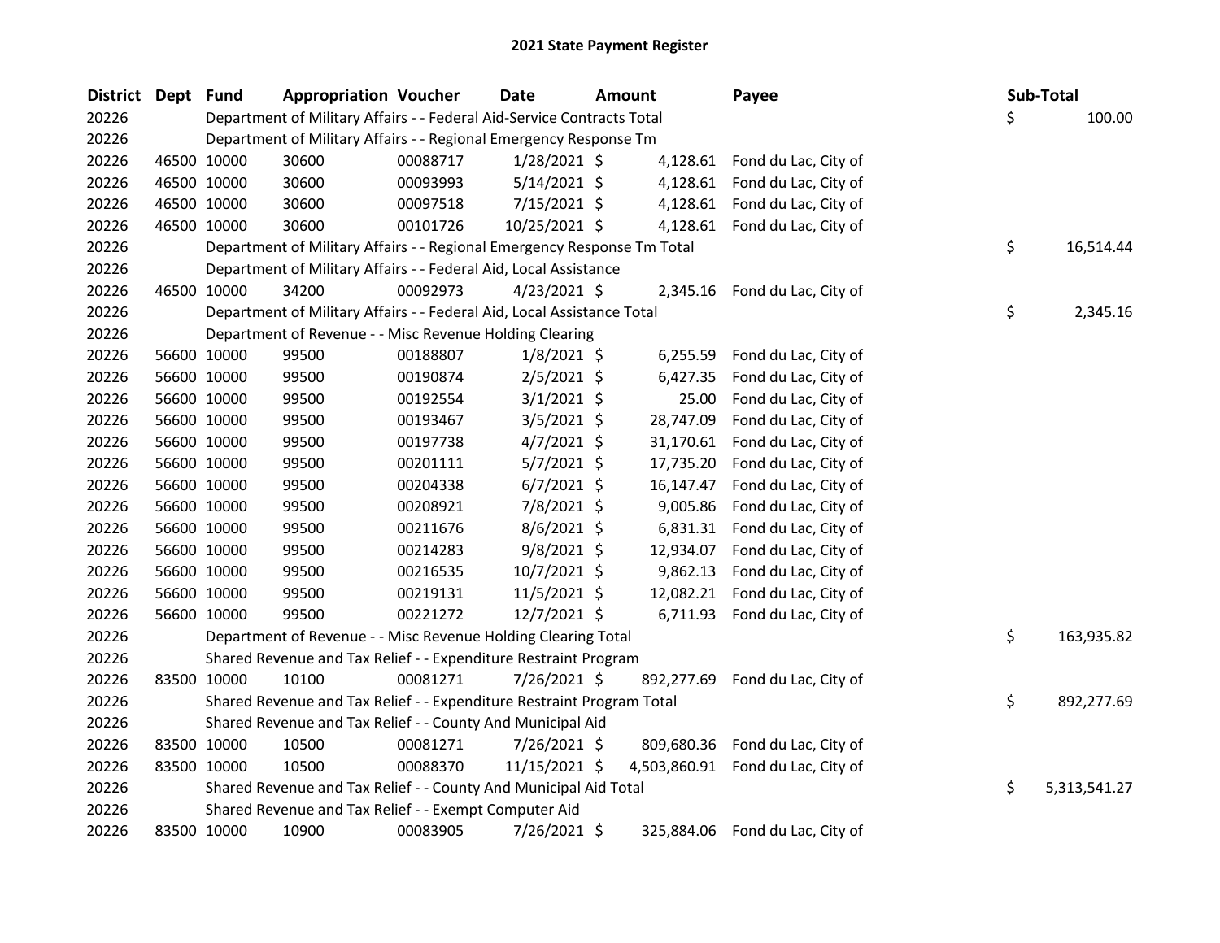# 2021 State Payment Register

| District | Dept | Fund | Appropriation | Voucher | Date | Amount | Payee | Sub-Total |
|---|---|---|---|---|---|---|---|---|
| 20226 | | Department of Military Affairs - - Federal Aid-Service Contracts Total | | | | | | $ 100.00 |
| 20226 | | Department of Military Affairs - - Regional Emergency Response Tm | | | | | | |
| 20226 | 46500 | 10000 | 30600 | 00088717 | 1/28/2021 | $ 4,128.61 | Fond du Lac, City of | |
| 20226 | 46500 | 10000 | 30600 | 00093993 | 5/14/2021 | $ 4,128.61 | Fond du Lac, City of | |
| 20226 | 46500 | 10000 | 30600 | 00097518 | 7/15/2021 | $ 4,128.61 | Fond du Lac, City of | |
| 20226 | 46500 | 10000 | 30600 | 00101726 | 10/25/2021 | $ 4,128.61 | Fond du Lac, City of | |
| 20226 | | Department of Military Affairs - - Regional Emergency Response Tm Total | | | | | | $ 16,514.44 |
| 20226 | | Department of Military Affairs - - Federal Aid, Local Assistance | | | | | | |
| 20226 | 46500 | 10000 | 34200 | 00092973 | 4/23/2021 | $ 2,345.16 | Fond du Lac, City of | |
| 20226 | | Department of Military Affairs - - Federal Aid, Local Assistance Total | | | | | | $ 2,345.16 |
| 20226 | | Department of Revenue - - Misc Revenue Holding Clearing | | | | | | |
| 20226 | 56600 | 10000 | 99500 | 00188807 | 1/8/2021 | $ 6,255.59 | Fond du Lac, City of | |
| 20226 | 56600 | 10000 | 99500 | 00190874 | 2/5/2021 | $ 6,427.35 | Fond du Lac, City of | |
| 20226 | 56600 | 10000 | 99500 | 00192554 | 3/1/2021 | $ 25.00 | Fond du Lac, City of | |
| 20226 | 56600 | 10000 | 99500 | 00193467 | 3/5/2021 | $ 28,747.09 | Fond du Lac, City of | |
| 20226 | 56600 | 10000 | 99500 | 00197738 | 4/7/2021 | $ 31,170.61 | Fond du Lac, City of | |
| 20226 | 56600 | 10000 | 99500 | 00201111 | 5/7/2021 | $ 17,735.20 | Fond du Lac, City of | |
| 20226 | 56600 | 10000 | 99500 | 00204338 | 6/7/2021 | $ 16,147.47 | Fond du Lac, City of | |
| 20226 | 56600 | 10000 | 99500 | 00208921 | 7/8/2021 | $ 9,005.86 | Fond du Lac, City of | |
| 20226 | 56600 | 10000 | 99500 | 00211676 | 8/6/2021 | $ 6,831.31 | Fond du Lac, City of | |
| 20226 | 56600 | 10000 | 99500 | 00214283 | 9/8/2021 | $ 12,934.07 | Fond du Lac, City of | |
| 20226 | 56600 | 10000 | 99500 | 00216535 | 10/7/2021 | $ 9,862.13 | Fond du Lac, City of | |
| 20226 | 56600 | 10000 | 99500 | 00219131 | 11/5/2021 | $ 12,082.21 | Fond du Lac, City of | |
| 20226 | 56600 | 10000 | 99500 | 00221272 | 12/7/2021 | $ 6,711.93 | Fond du Lac, City of | |
| 20226 | | Department of Revenue - - Misc Revenue Holding Clearing Total | | | | | | $ 163,935.82 |
| 20226 | | Shared Revenue and Tax Relief - - Expenditure Restraint Program | | | | | | |
| 20226 | 83500 | 10000 | 10100 | 00081271 | 7/26/2021 | $ 892,277.69 | Fond du Lac, City of | |
| 20226 | | Shared Revenue and Tax Relief - - Expenditure Restraint Program Total | | | | | | $ 892,277.69 |
| 20226 | | Shared Revenue and Tax Relief - - County And Municipal Aid | | | | | | |
| 20226 | 83500 | 10000 | 10500 | 00081271 | 7/26/2021 | $ 809,680.36 | Fond du Lac, City of | |
| 20226 | 83500 | 10000 | 10500 | 00088370 | 11/15/2021 | $ 4,503,860.91 | Fond du Lac, City of | |
| 20226 | | Shared Revenue and Tax Relief - - County And Municipal Aid Total | | | | | | $ 5,313,541.27 |
| 20226 | | Shared Revenue and Tax Relief - - Exempt Computer Aid | | | | | | |
| 20226 | 83500 | 10000 | 10900 | 00083905 | 7/26/2021 | $ 325,884.06 | Fond du Lac, City of | |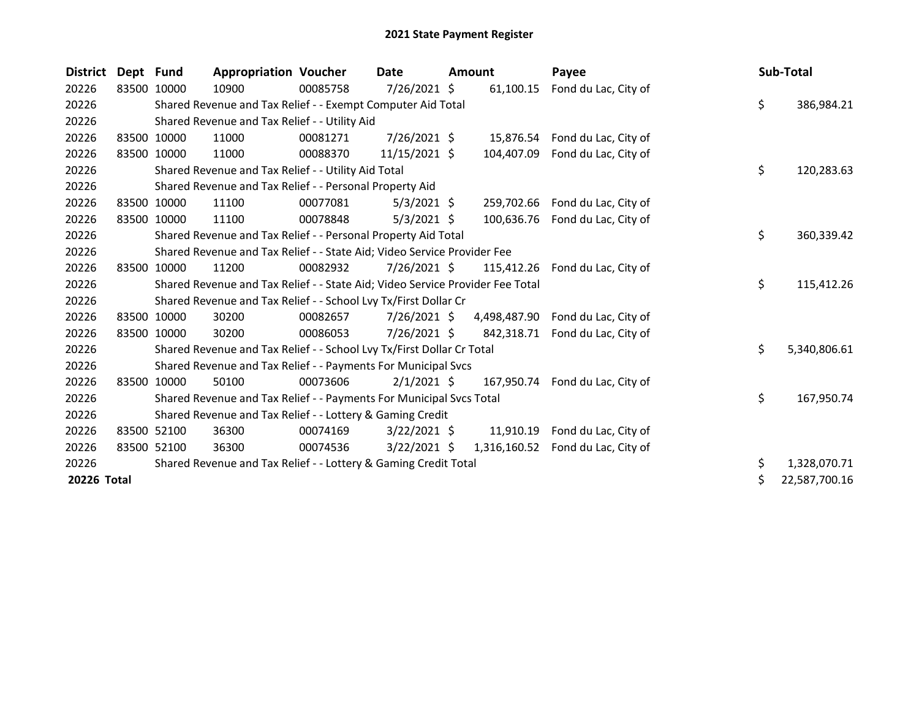# 2021 State Payment Register

| District | Dept | Fund | Appropriation | Voucher | Date | Amount | Payee | Sub-Total |
|---|---|---|---|---|---|---|---|---|
| 20226 | 83500 | 10000 | 10900 | 00085758 | 7/26/2021 | $ 61,100.15 | Fond du Lac, City of | |
| 20226 | | Shared Revenue and Tax Relief - - Exempt Computer Aid Total | | | | | | $ 386,984.21 |
| 20226 | | Shared Revenue and Tax Relief - - Utility Aid | | | | | | |
| 20226 | 83500 | 10000 | 11000 | 00081271 | 7/26/2021 | $ 15,876.54 | Fond du Lac, City of | |
| 20226 | 83500 | 10000 | 11000 | 00088370 | 11/15/2021 | $ 104,407.09 | Fond du Lac, City of | |
| 20226 | | Shared Revenue and Tax Relief - - Utility Aid Total | | | | | | $ 120,283.63 |
| 20226 | | Shared Revenue and Tax Relief - - Personal Property Aid | | | | | | |
| 20226 | 83500 | 10000 | 11100 | 00077081 | 5/3/2021 | $ 259,702.66 | Fond du Lac, City of | |
| 20226 | 83500 | 10000 | 11100 | 00078848 | 5/3/2021 | $ 100,636.76 | Fond du Lac, City of | |
| 20226 | | Shared Revenue and Tax Relief - - Personal Property Aid Total | | | | | | $ 360,339.42 |
| 20226 | | Shared Revenue and Tax Relief - - State Aid; Video Service Provider Fee | | | | | | |
| 20226 | 83500 | 10000 | 11200 | 00082932 | 7/26/2021 | $ 115,412.26 | Fond du Lac, City of | |
| 20226 | | Shared Revenue and Tax Relief - - State Aid; Video Service Provider Fee Total | | | | | | $ 115,412.26 |
| 20226 | | Shared Revenue and Tax Relief - - School Lvy Tx/First Dollar Cr | | | | | | |
| 20226 | 83500 | 10000 | 30200 | 00082657 | 7/26/2021 | $ 4,498,487.90 | Fond du Lac, City of | |
| 20226 | 83500 | 10000 | 30200 | 00086053 | 7/26/2021 | $ 842,318.71 | Fond du Lac, City of | |
| 20226 | | Shared Revenue and Tax Relief - - School Lvy Tx/First Dollar Cr Total | | | | | | $ 5,340,806.61 |
| 20226 | | Shared Revenue and Tax Relief - - Payments For Municipal Svcs | | | | | | |
| 20226 | 83500 | 10000 | 50100 | 00073606 | 2/1/2021 | $ 167,950.74 | Fond du Lac, City of | |
| 20226 | | Shared Revenue and Tax Relief - - Payments For Municipal Svcs Total | | | | | | $ 167,950.74 |
| 20226 | | Shared Revenue and Tax Relief - - Lottery & Gaming Credit | | | | | | |
| 20226 | 83500 | 52100 | 36300 | 00074169 | 3/22/2021 | $ 11,910.19 | Fond du Lac, City of | |
| 20226 | 83500 | 52100 | 36300 | 00074536 | 3/22/2021 | $ 1,316,160.52 | Fond du Lac, City of | |
| 20226 | | Shared Revenue and Tax Relief - - Lottery & Gaming Credit Total | | | | | | $ 1,328,070.71 |
| **20226 Total** | | | | | | | | $ 22,587,700.16 |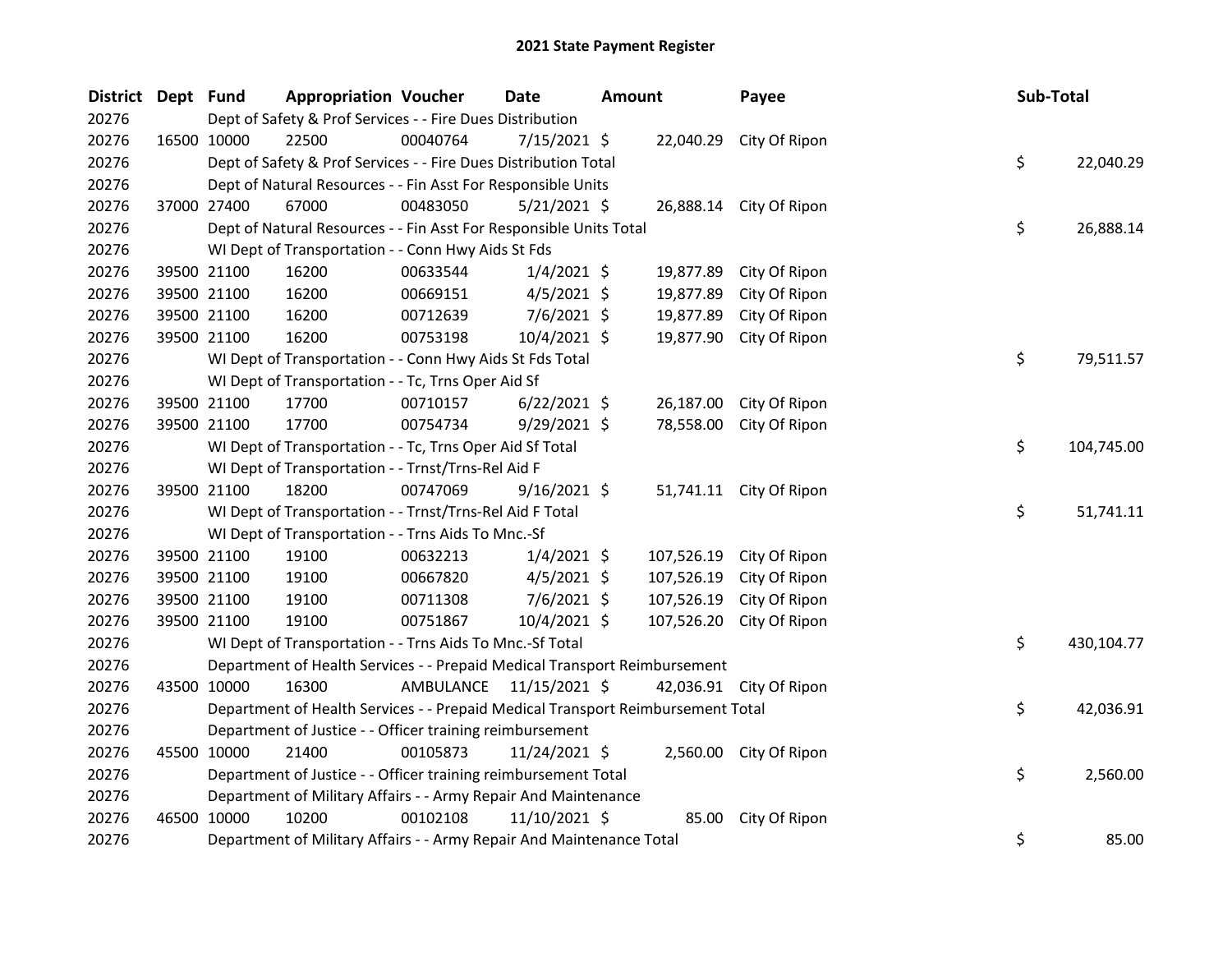## 2021 State Payment Register

| District | Dept | Fund | Appropriation | Voucher | Date | Amount | Payee | Sub-Total |
|---|---|---|---|---|---|---|---|---|
| 20276 | | Dept of Safety & Prof Services - - Fire Dues Distribution | | | | | | |
| 20276 | 16500 | 10000 | 22500 | 00040764 | 7/15/2021 | $ 22,040.29 | City Of Ripon | |
| 20276 | | Dept of Safety & Prof Services - - Fire Dues Distribution Total | | | | | | $ 22,040.29 |
| 20276 | | Dept of Natural Resources - - Fin Asst For Responsible Units | | | | | | |
| 20276 | 37000 | 27400 | 67000 | 00483050 | 5/21/2021 | $ 26,888.14 | City Of Ripon | |
| 20276 | | Dept of Natural Resources - - Fin Asst For Responsible Units Total | | | | | | $ 26,888.14 |
| 20276 | | WI Dept of Transportation - - Conn Hwy Aids St Fds | | | | | | |
| 20276 | 39500 | 21100 | 16200 | 00633544 | 1/4/2021 | $ 19,877.89 | City Of Ripon | |
| 20276 | 39500 | 21100 | 16200 | 00669151 | 4/5/2021 | $ 19,877.89 | City Of Ripon | |
| 20276 | 39500 | 21100 | 16200 | 00712639 | 7/6/2021 | $ 19,877.89 | City Of Ripon | |
| 20276 | 39500 | 21100 | 16200 | 00753198 | 10/4/2021 | $ 19,877.90 | City Of Ripon | |
| 20276 | | WI Dept of Transportation - - Conn Hwy Aids St Fds Total | | | | | | $ 79,511.57 |
| 20276 | | WI Dept of Transportation - - Tc, Trns Oper Aid Sf | | | | | | |
| 20276 | 39500 | 21100 | 17700 | 00710157 | 6/22/2021 | $ 26,187.00 | City Of Ripon | |
| 20276 | 39500 | 21100 | 17700 | 00754734 | 9/29/2021 | $ 78,558.00 | City Of Ripon | |
| 20276 | | WI Dept of Transportation - - Tc, Trns Oper Aid Sf Total | | | | | | $ 104,745.00 |
| 20276 | | WI Dept of Transportation - - Trnst/Trns-Rel Aid F | | | | | | |
| 20276 | 39500 | 21100 | 18200 | 00747069 | 9/16/2021 | $ 51,741.11 | City Of Ripon | |
| 20276 | | WI Dept of Transportation - - Trnst/Trns-Rel Aid F Total | | | | | | $ 51,741.11 |
| 20276 | | WI Dept of Transportation - - Trns Aids To Mnc.-Sf | | | | | | |
| 20276 | 39500 | 21100 | 19100 | 00632213 | 1/4/2021 | $ 107,526.19 | City Of Ripon | |
| 20276 | 39500 | 21100 | 19100 | 00667820 | 4/5/2021 | $ 107,526.19 | City Of Ripon | |
| 20276 | 39500 | 21100 | 19100 | 00711308 | 7/6/2021 | $ 107,526.19 | City Of Ripon | |
| 20276 | 39500 | 21100 | 19100 | 00751867 | 10/4/2021 | $ 107,526.20 | City Of Ripon | |
| 20276 | | WI Dept of Transportation - - Trns Aids To Mnc.-Sf Total | | | | | | $ 430,104.77 |
| 20276 | | Department of Health Services - - Prepaid Medical Transport Reimbursement | | | | | | |
| 20276 | 43500 | 10000 | 16300 | AMBULANCE | 11/15/2021 | $ 42,036.91 | City Of Ripon | |
| 20276 | | Department of Health Services - - Prepaid Medical Transport Reimbursement Total | | | | | | $ 42,036.91 |
| 20276 | | Department of Justice - - Officer training reimbursement | | | | | | |
| 20276 | 45500 | 10000 | 21400 | 00105873 | 11/24/2021 | $ 2,560.00 | City Of Ripon | |
| 20276 | | Department of Justice - - Officer training reimbursement Total | | | | | | $ 2,560.00 |
| 20276 | | Department of Military Affairs - - Army Repair And Maintenance | | | | | | |
| 20276 | 46500 | 10000 | 10200 | 00102108 | 11/10/2021 | $ 85.00 | City Of Ripon | |
| 20276 | | Department of Military Affairs - - Army Repair And Maintenance Total | | | | | | $ 85.00 |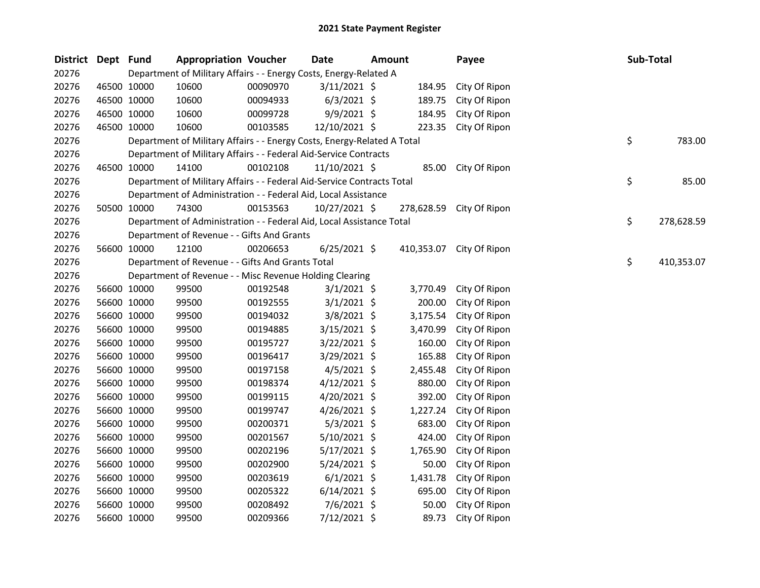# 2021 State Payment Register

| District | Dept | Fund | Appropriation | Voucher | Date | Amount | Payee | Sub-Total |
|---|---|---|---|---|---|---|---|---|
| 20276 | | | Department of Military Affairs - - Energy Costs, Energy-Related A | | | | | |
| 20276 | 46500 | 10000 | 10600 | 00090970 | 3/11/2021 | $ 184.95 | City Of Ripon | |
| 20276 | 46500 | 10000 | 10600 | 00094933 | 6/3/2021 | $ 189.75 | City Of Ripon | |
| 20276 | 46500 | 10000 | 10600 | 00099728 | 9/9/2021 | $ 184.95 | City Of Ripon | |
| 20276 | 46500 | 10000 | 10600 | 00103585 | 12/10/2021 | $ 223.35 | City Of Ripon | |
| 20276 | | | Department of Military Affairs - - Energy Costs, Energy-Related A Total | | | | | $ 783.00 |
| 20276 | | | Department of Military Affairs - - Federal Aid-Service Contracts | | | | | |
| 20276 | 46500 | 10000 | 14100 | 00102108 | 11/10/2021 | $ 85.00 | City Of Ripon | |
| 20276 | | | Department of Military Affairs - - Federal Aid-Service Contracts Total | | | | | $ 85.00 |
| 20276 | | | Department of Administration - - Federal Aid, Local Assistance | | | | | |
| 20276 | 50500 | 10000 | 74300 | 00153563 | 10/27/2021 | $ 278,628.59 | City Of Ripon | |
| 20276 | | | Department of Administration - - Federal Aid, Local Assistance Total | | | | | $ 278,628.59 |
| 20276 | | | Department of Revenue - - Gifts And Grants | | | | | |
| 20276 | 56600 | 10000 | 12100 | 00206653 | 6/25/2021 | $ 410,353.07 | City Of Ripon | |
| 20276 | | | Department of Revenue - - Gifts And Grants Total | | | | | $ 410,353.07 |
| 20276 | | | Department of Revenue - - Misc Revenue Holding Clearing | | | | | |
| 20276 | 56600 | 10000 | 99500 | 00192548 | 3/1/2021 | $ 3,770.49 | City Of Ripon | |
| 20276 | 56600 | 10000 | 99500 | 00192555 | 3/1/2021 | $ 200.00 | City Of Ripon | |
| 20276 | 56600 | 10000 | 99500 | 00194032 | 3/8/2021 | $ 3,175.54 | City Of Ripon | |
| 20276 | 56600 | 10000 | 99500 | 00194885 | 3/15/2021 | $ 3,470.99 | City Of Ripon | |
| 20276 | 56600 | 10000 | 99500 | 00195727 | 3/22/2021 | $ 160.00 | City Of Ripon | |
| 20276 | 56600 | 10000 | 99500 | 00196417 | 3/29/2021 | $ 165.88 | City Of Ripon | |
| 20276 | 56600 | 10000 | 99500 | 00197158 | 4/5/2021 | $ 2,455.48 | City Of Ripon | |
| 20276 | 56600 | 10000 | 99500 | 00198374 | 4/12/2021 | $ 880.00 | City Of Ripon | |
| 20276 | 56600 | 10000 | 99500 | 00199115 | 4/20/2021 | $ 392.00 | City Of Ripon | |
| 20276 | 56600 | 10000 | 99500 | 00199747 | 4/26/2021 | $ 1,227.24 | City Of Ripon | |
| 20276 | 56600 | 10000 | 99500 | 00200371 | 5/3/2021 | $ 683.00 | City Of Ripon | |
| 20276 | 56600 | 10000 | 99500 | 00201567 | 5/10/2021 | $ 424.00 | City Of Ripon | |
| 20276 | 56600 | 10000 | 99500 | 00202196 | 5/17/2021 | $ 1,765.90 | City Of Ripon | |
| 20276 | 56600 | 10000 | 99500 | 00202900 | 5/24/2021 | $ 50.00 | City Of Ripon | |
| 20276 | 56600 | 10000 | 99500 | 00203619 | 6/1/2021 | $ 1,431.78 | City Of Ripon | |
| 20276 | 56600 | 10000 | 99500 | 00205322 | 6/14/2021 | $ 695.00 | City Of Ripon | |
| 20276 | 56600 | 10000 | 99500 | 00208492 | 7/6/2021 | $ 50.00 | City Of Ripon | |
| 20276 | 56600 | 10000 | 99500 | 00209366 | 7/12/2021 | $ 89.73 | City Of Ripon | |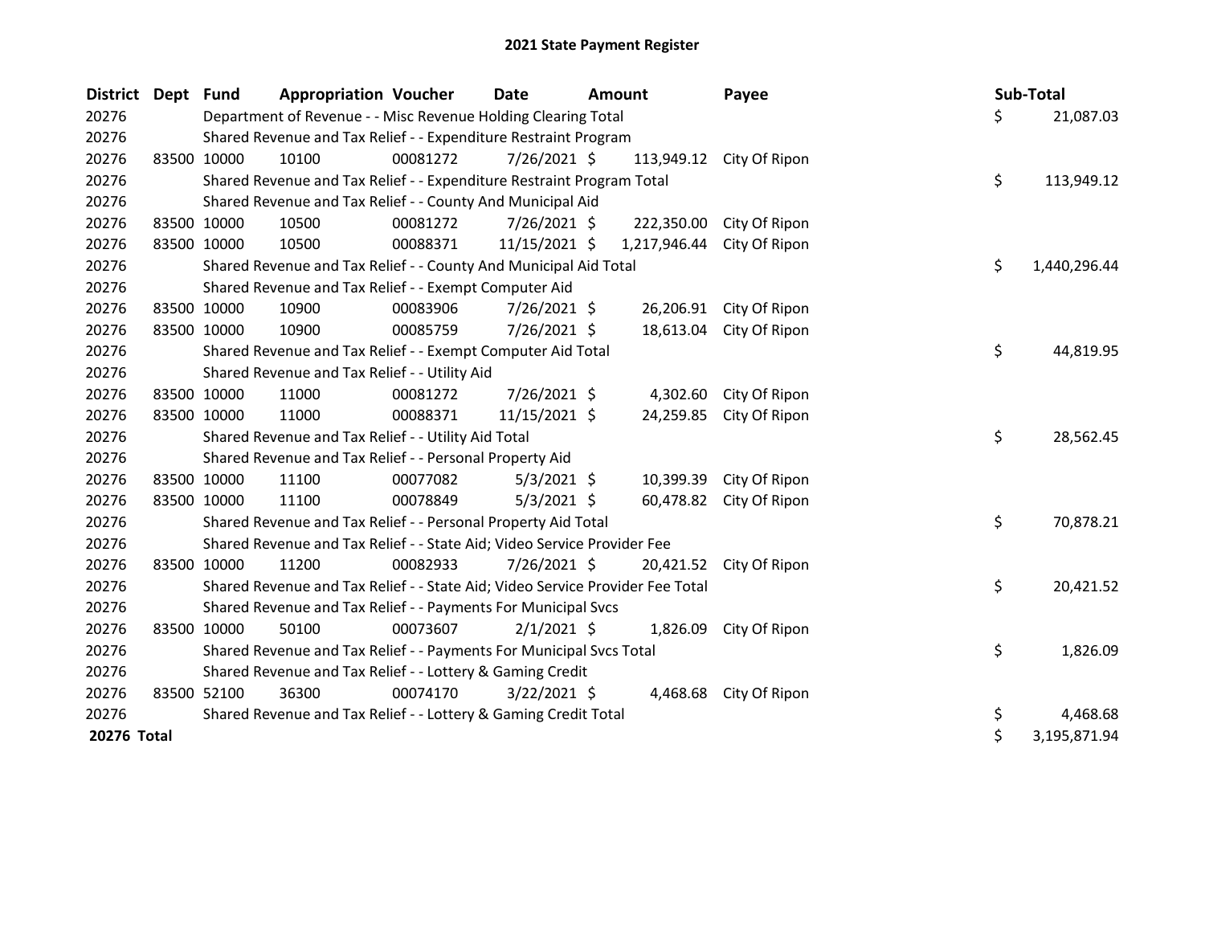# 2021 State Payment Register

| District | Dept | Fund | Appropriation | Voucher | Date | Amount | Payee | Sub-Total |
|---|---|---|---|---|---|---|---|---|
| 20276 | | Department of Revenue - - Misc Revenue Holding Clearing Total | | | | | | $ 21,087.03 |
| 20276 | | Shared Revenue and Tax Relief - - Expenditure Restraint Program | | | | | | |
| 20276 | 83500 | 10000 | 10100 | 00081272 | 7/26/2021 | $ 113,949.12 | City Of Ripon | |
| 20276 | | Shared Revenue and Tax Relief - - Expenditure Restraint Program Total | | | | | | $ 113,949.12 |
| 20276 | | Shared Revenue and Tax Relief - - County And Municipal Aid | | | | | | |
| 20276 | 83500 | 10000 | 10500 | 00081272 | 7/26/2021 | $ 222,350.00 | City Of Ripon | |
| 20276 | 83500 | 10000 | 10500 | 00088371 | 11/15/2021 | $ 1,217,946.44 | City Of Ripon | |
| 20276 | | Shared Revenue and Tax Relief - - County And Municipal Aid Total | | | | | | $ 1,440,296.44 |
| 20276 | | Shared Revenue and Tax Relief - - Exempt Computer Aid | | | | | | |
| 20276 | 83500 | 10000 | 10900 | 00083906 | 7/26/2021 | $ 26,206.91 | City Of Ripon | |
| 20276 | 83500 | 10000 | 10900 | 00085759 | 7/26/2021 | $ 18,613.04 | City Of Ripon | |
| 20276 | | Shared Revenue and Tax Relief - - Exempt Computer Aid Total | | | | | | $ 44,819.95 |
| 20276 | | Shared Revenue and Tax Relief - - Utility Aid | | | | | | |
| 20276 | 83500 | 10000 | 11000 | 00081272 | 7/26/2021 | $ 4,302.60 | City Of Ripon | |
| 20276 | 83500 | 10000 | 11000 | 00088371 | 11/15/2021 | $ 24,259.85 | City Of Ripon | |
| 20276 | | Shared Revenue and Tax Relief - - Utility Aid Total | | | | | | $ 28,562.45 |
| 20276 | | Shared Revenue and Tax Relief - - Personal Property Aid | | | | | | |
| 20276 | 83500 | 10000 | 11100 | 00077082 | 5/3/2021 | $ 10,399.39 | City Of Ripon | |
| 20276 | 83500 | 10000 | 11100 | 00078849 | 5/3/2021 | $ 60,478.82 | City Of Ripon | |
| 20276 | | Shared Revenue and Tax Relief - - Personal Property Aid Total | | | | | | $ 70,878.21 |
| 20276 | | Shared Revenue and Tax Relief - - State Aid; Video Service Provider Fee | | | | | | |
| 20276 | 83500 | 10000 | 11200 | 00082933 | 7/26/2021 | $ 20,421.52 | City Of Ripon | |
| 20276 | | Shared Revenue and Tax Relief - - State Aid; Video Service Provider Fee Total | | | | | | $ 20,421.52 |
| 20276 | | Shared Revenue and Tax Relief - - Payments For Municipal Svcs | | | | | | |
| 20276 | 83500 | 10000 | 50100 | 00073607 | 2/1/2021 | $ 1,826.09 | City Of Ripon | |
| 20276 | | Shared Revenue and Tax Relief - - Payments For Municipal Svcs Total | | | | | | $ 1,826.09 |
| 20276 | | Shared Revenue and Tax Relief - - Lottery & Gaming Credit | | | | | | |
| 20276 | 83500 | 52100 | 36300 | 00074170 | 3/22/2021 | $ 4,468.68 | City Of Ripon | |
| 20276 | | Shared Revenue and Tax Relief - - Lottery & Gaming Credit Total | | | | | | $ 4,468.68 |
| **20276 Total** | | | | | | | | $ 3,195,871.94 |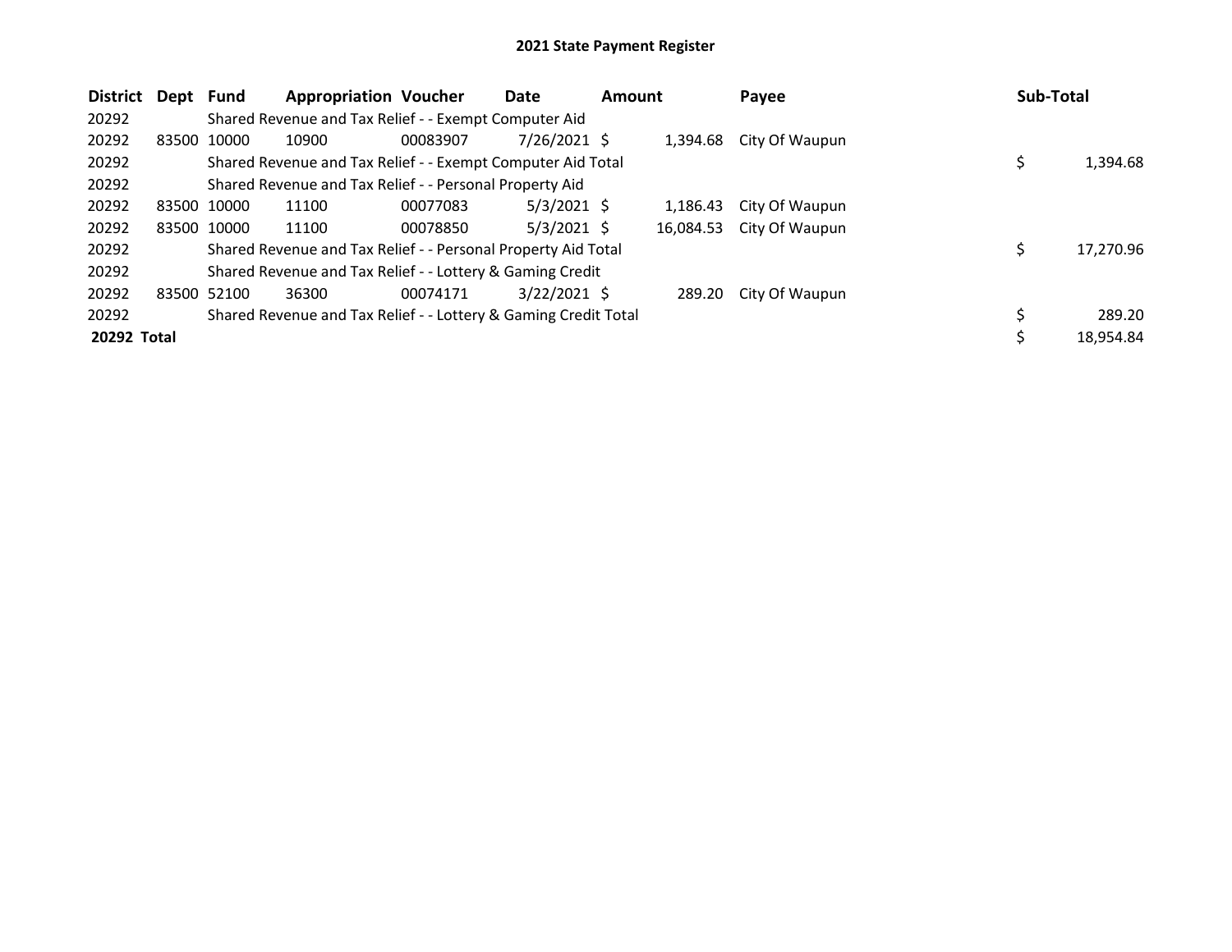# 2021 State Payment Register

| District | Dept | Fund | Appropriation | Voucher | Date | Amount | Payee | Sub-Total |
|---|---|---|---|---|---|---|---|---|
| 20292 | | Shared Revenue and Tax Relief - - Exempt Computer Aid | | | | | | |
| 20292 | 83500 | 10000 | 10900 | 00083907 | 7/26/2021 | $ 1,394.68 | City Of Waupun | |
| 20292 | | Shared Revenue and Tax Relief - - Exempt Computer Aid Total | | | | | | $ 1,394.68 |
| 20292 | | Shared Revenue and Tax Relief - - Personal Property Aid | | | | | | |
| 20292 | 83500 | 10000 | 11100 | 00077083 | 5/3/2021 | $ 1,186.43 | City Of Waupun | |
| 20292 | 83500 | 10000 | 11100 | 00078850 | 5/3/2021 | $ 16,084.53 | City Of Waupun | |
| 20292 | | Shared Revenue and Tax Relief - - Personal Property Aid Total | | | | | | $ 17,270.96 |
| 20292 | | Shared Revenue and Tax Relief - - Lottery & Gaming Credit | | | | | | |
| 20292 | 83500 | 52100 | 36300 | 00074171 | 3/22/2021 | $ 289.20 | City Of Waupun | |
| 20292 | | Shared Revenue and Tax Relief - - Lottery & Gaming Credit Total | | | | | | $ 289.20 |
| **20292 Total** | | | | | | | | $ 18,954.84 |